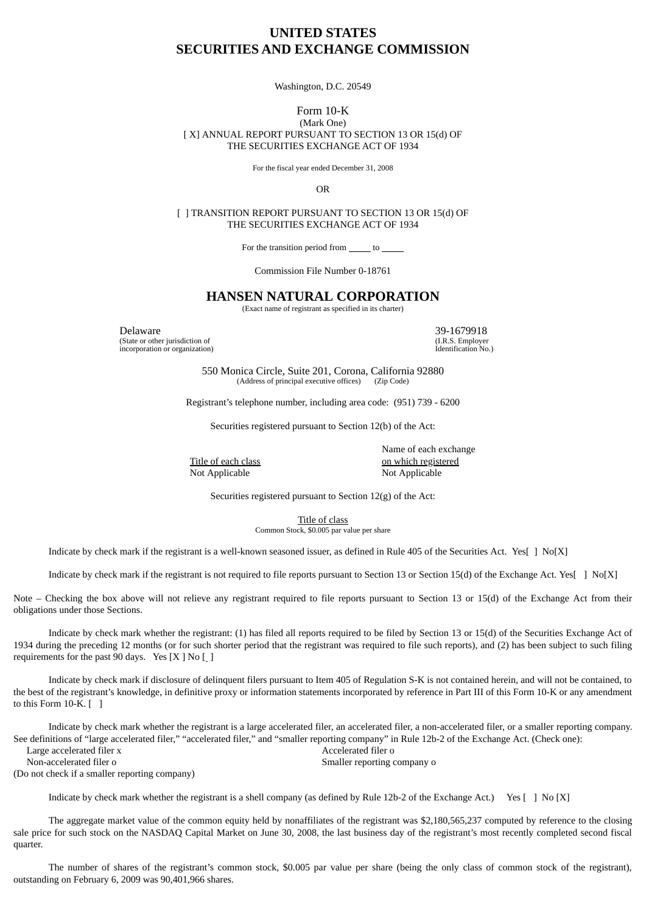# UNITED STATES
# SECURITIES AND EXCHANGE COMMISSION

Washington, D.C. 20549

Form 10-K

(Mark One)

[ X] ANNUAL REPORT PURSUANT TO SECTION 13 OR 15(d) OF THE SECURITIES EXCHANGE ACT OF 1934

For the fiscal year ended December 31, 2008

OR

[ ] TRANSITION REPORT PURSUANT TO SECTION 13 OR 15(d) OF THE SECURITIES EXCHANGE ACT OF 1934

For the transition period from _____ to _____

Commission File Number 0-18761

## HANSEN NATURAL CORPORATION

(Exact name of registrant as specified in its charter)

| | |
|---|---|
| Delaware | 39-1679918 |
| (State or other jurisdiction of incorporation or organization) | (I.R.S. Employer Identification No.) |

550 Monica Circle, Suite 201, Corona, California 92880
(Address of principal executive offices) (Zip Code)

Registrant's telephone number, including area code: (951) 739 - 6200

Securities registered pursuant to Section 12(b) of the Act:

| Title of each class | Name of each exchange on which registered |
|---|---|
| Not Applicable | Not Applicable |

Securities registered pursuant to Section 12(g) of the Act:

Title of class
Common Stock, $0.005 par value per share

Indicate by check mark if the registrant is a well-known seasoned issuer, as defined in Rule 405 of the Securities Act. Yes[ ] No[X]

Indicate by check mark if the registrant is not required to file reports pursuant to Section 13 or Section 15(d) of the Exchange Act. Yes[ ] No[X]

Note – Checking the box above will not relieve any registrant required to file reports pursuant to Section 13 or 15(d) of the Exchange Act from their obligations under those Sections.

Indicate by check mark whether the registrant: (1) has filed all reports required to be filed by Section 13 or 15(d) of the Securities Exchange Act of 1934 during the preceding 12 months (or for such shorter period that the registrant was required to file such reports), and (2) has been subject to such filing requirements for the past 90 days. Yes [X ] No [ ]

Indicate by check mark if disclosure of delinquent filers pursuant to Item 405 of Regulation S-K is not contained herein, and will not be contained, to the best of the registrant's knowledge, in definitive proxy or information statements incorporated by reference in Part III of this Form 10-K or any amendment to this Form 10-K. [ ]

Indicate by check mark whether the registrant is a large accelerated filer, an accelerated filer, a non-accelerated filer, or a smaller reporting company. See definitions of "large accelerated filer," "accelerated filer," and "smaller reporting company" in Rule 12b-2 of the Exchange Act. (Check one):

| | |
|---|---|
| Large accelerated filer x | Accelerated filer o |
| Non-accelerated filer o (Do not check if a smaller reporting company) | Smaller reporting company o |

Indicate by check mark whether the registrant is a shell company (as defined by Rule 12b-2 of the Exchange Act.) Yes [ ] No [X]

The aggregate market value of the common equity held by nonaffiliates of the registrant was $2,180,565,237 computed by reference to the closing sale price for such stock on the NASDAQ Capital Market on June 30, 2008, the last business day of the registrant's most recently completed second fiscal quarter.

The number of shares of the registrant's common stock, $0.005 par value per share (being the only class of common stock of the registrant), outstanding on February 6, 2009 was 90,401,966 shares.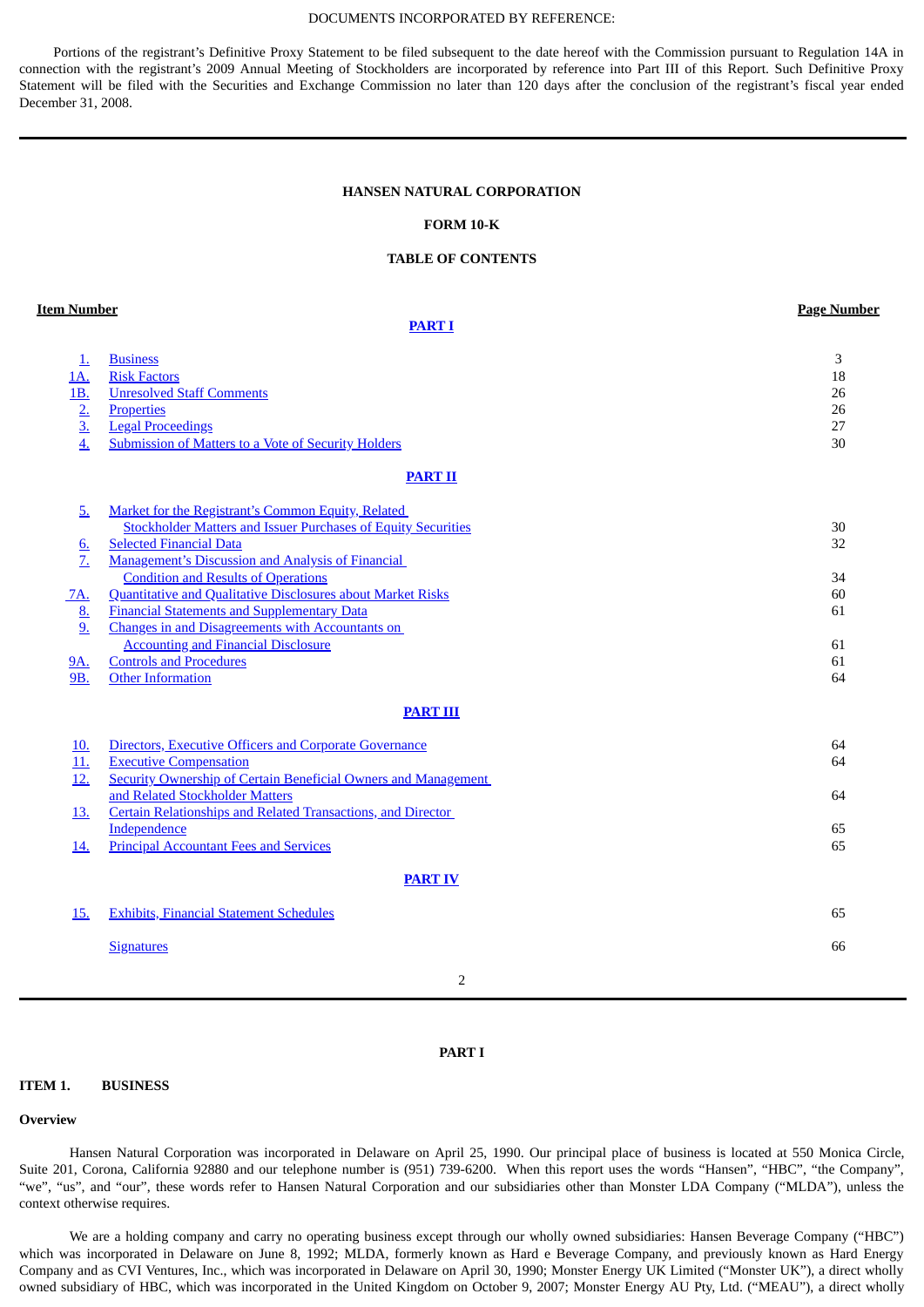DOCUMENTS INCORPORATED BY REFERENCE:

Portions of the registrant's Definitive Proxy Statement to be filed subsequent to the date hereof with the Commission pursuant to Regulation 14A in connection with the registrant's 2009 Annual Meeting of Stockholders are incorporated by reference into Part III of this Report. Such Definitive Proxy Statement will be filed with the Securities and Exchange Commission no later than 120 days after the conclusion of the registrant's fiscal year ended December 31, 2008.

**HANSEN NATURAL CORPORATION**

**FORM 10-K**

**TABLE OF CONTENTS**

| Item Number | | Page Number |
|---|---|---|
| | **PART I** | |
| 1. | Business | 3 |
| 1A. | Risk Factors | 18 |
| 1B. | Unresolved Staff Comments | 26 |
| 2. | Properties | 26 |
| 3. | Legal Proceedings | 27 |
| 4. | Submission of Matters to a Vote of Security Holders | 30 |
| | **PART II** | |
| 5. | Market for the Registrant's Common Equity, Related Stockholder Matters and Issuer Purchases of Equity Securities | 30 |
| 6. | Selected Financial Data | 32 |
| 7. | Management's Discussion and Analysis of Financial Condition and Results of Operations | 34 |
| 7A. | Quantitative and Qualitative Disclosures about Market Risks | 60 |
| 8. | Financial Statements and Supplementary Data | 61 |
| 9. | Changes in and Disagreements with Accountants on Accounting and Financial Disclosure | 61 |
| 9A. | Controls and Procedures | 61 |
| 9B. | Other Information | 64 |
| | **PART III** | |
| 10. | Directors, Executive Officers and Corporate Governance | 64 |
| 11. | Executive Compensation | 64 |
| 12. | Security Ownership of Certain Beneficial Owners and Management and Related Stockholder Matters | 64 |
| 13. | Certain Relationships and Related Transactions, and Director Independence | 65 |
| 14. | Principal Accountant Fees and Services | 65 |
| | **PART IV** | |
| 15. | Exhibits, Financial Statement Schedules | 65 |
| | Signatures | 66 |

**PART I**

## ITEM 1. BUSINESS

**Overview**

Hansen Natural Corporation was incorporated in Delaware on April 25, 1990. Our principal place of business is located at 550 Monica Circle, Suite 201, Corona, California 92880 and our telephone number is (951) 739-6200. When this report uses the words "Hansen", "HBC", "the Company", "we", "us", and "our", these words refer to Hansen Natural Corporation and our subsidiaries other than Monster LDA Company ("MLDA"), unless the context otherwise requires.

We are a holding company and carry no operating business except through our wholly owned subsidiaries: Hansen Beverage Company ("HBC") which was incorporated in Delaware on June 8, 1992; MLDA, formerly known as Hard e Beverage Company, and previously known as Hard Energy Company and as CVI Ventures, Inc., which was incorporated in Delaware on April 30, 1990; Monster Energy UK Limited ("Monster UK"), a direct wholly owned subsidiary of HBC, which was incorporated in the United Kingdom on October 9, 2007; Monster Energy AU Pty, Ltd. ("MEAU"), a direct wholly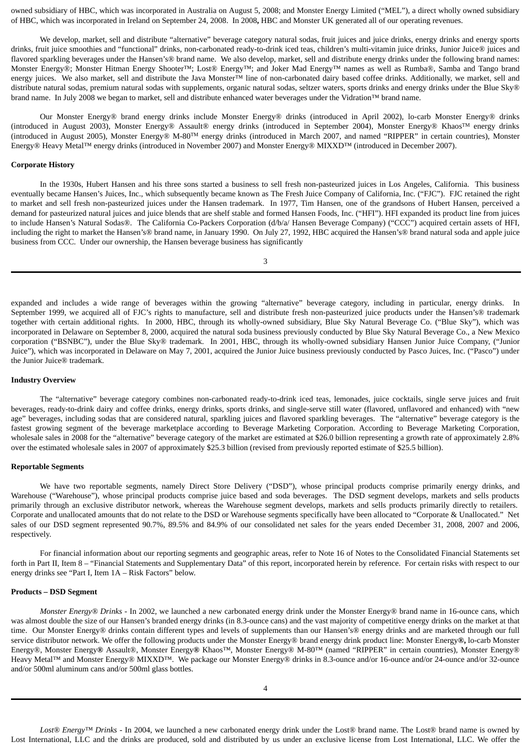owned subsidiary of HBC, which was incorporated in Australia on August 5, 2008; and Monster Energy Limited ("MEL"), a direct wholly owned subsidiary of HBC, which was incorporated in Ireland on September 24, 2008. In 2008**,** HBC and Monster UK generated all of our operating revenues.

We develop, market, sell and distribute "alternative" beverage category natural sodas, fruit juices and juice drinks, energy drinks and energy sports drinks, fruit juice smoothies and "functional" drinks, non-carbonated ready-to-drink iced teas, children's multi-vitamin juice drinks, Junior Juice® juices and flavored sparkling beverages under the Hansen's® brand name. We also develop, market, sell and distribute energy drinks under the following brand names: Monster Energy®; Monster Hitman Energy Shooter™; Lost® Energy™; and Joker Mad Energy™ names as well as Rumba®, Samba and Tango brand energy juices. We also market, sell and distribute the Java Monster™ line of non-carbonated dairy based coffee drinks. Additionally, we market, sell and distribute natural sodas, premium natural sodas with supplements, organic natural sodas, seltzer waters, sports drinks and energy drinks under the Blue Sky® brand name. In July 2008 we began to market, sell and distribute enhanced water beverages under the Vidration™ brand name.

Our Monster Energy® brand energy drinks include Monster Energy® drinks (introduced in April 2002), lo-carb Monster Energy® drinks (introduced in August 2003), Monster Energy® Assault® energy drinks (introduced in September 2004), Monster Energy® Khaos™ energy drinks (introduced in August 2005), Monster Energy® M-80™ energy drinks (introduced in March 2007, and named "RIPPER" in certain countries), Monster Energy® Heavy Metal™ energy drinks (introduced in November 2007) and Monster Energy® MIXXD™ (introduced in December 2007).

**Corporate History**

In the 1930s, Hubert Hansen and his three sons started a business to sell fresh non-pasteurized juices in Los Angeles, California. This business eventually became Hansen's Juices, Inc., which subsequently became known as The Fresh Juice Company of California, Inc. ("FJC"). FJC retained the right to market and sell fresh non-pasteurized juices under the Hansen trademark. In 1977, Tim Hansen, one of the grandsons of Hubert Hansen, perceived a demand for pasteurized natural juices and juice blends that are shelf stable and formed Hansen Foods, Inc. ("HFI"). HFI expanded its product line from juices to include Hansen's Natural Sodas®. The California Co-Packers Corporation (d/b/a/ Hansen Beverage Company) ("CCC") acquired certain assets of HFI, including the right to market the Hansen's® brand name, in January 1990. On July 27, 1992, HBC acquired the Hansen's® brand natural soda and apple juice business from CCC. Under our ownership, the Hansen beverage business has significantly expanded and includes a wide range of beverages within the growing "alternative" beverage category, including in particular, energy drinks. In September 1999, we acquired all of FJC's rights to manufacture, sell and distribute fresh non-pasteurized juice products under the Hansen's® trademark together with certain additional rights. In 2000, HBC, through its wholly-owned subsidiary, Blue Sky Natural Beverage Co. ("Blue Sky"), which was incorporated in Delaware on September 8, 2000, acquired the natural soda business previously conducted by Blue Sky Natural Beverage Co., a New Mexico corporation ("BSNBC"), under the Blue Sky® trademark. In 2001, HBC, through its wholly-owned subsidiary Hansen Junior Juice Company, ("Junior Juice"), which was incorporated in Delaware on May 7, 2001, acquired the Junior Juice business previously conducted by Pasco Juices, Inc. ("Pasco") under the Junior Juice® trademark.

**Industry Overview**

The "alternative" beverage category combines non-carbonated ready-to-drink iced teas, lemonades, juice cocktails, single serve juices and fruit beverages, ready-to-drink dairy and coffee drinks, energy drinks, sports drinks, and single-serve still water (flavored, unflavored and enhanced) with "new age" beverages, including sodas that are considered natural, sparkling juices and flavored sparkling beverages. The "alternative" beverage category is the fastest growing segment of the beverage marketplace according to Beverage Marketing Corporation. According to Beverage Marketing Corporation, wholesale sales in 2008 for the "alternative" beverage category of the market are estimated at $26.0 billion representing a growth rate of approximately 2.8% over the estimated wholesale sales in 2007 of approximately $25.3 billion (revised from previously reported estimate of $25.5 billion).

**Reportable Segments**

We have two reportable segments, namely Direct Store Delivery ("DSD"), whose principal products comprise primarily energy drinks, and Warehouse ("Warehouse"), whose principal products comprise juice based and soda beverages. The DSD segment develops, markets and sells products primarily through an exclusive distributor network, whereas the Warehouse segment develops, markets and sells products primarily directly to retailers. Corporate and unallocated amounts that do not relate to the DSD or Warehouse segments specifically have been allocated to "Corporate & Unallocated." Net sales of our DSD segment represented 90.7%, 89.5% and 84.9% of our consolidated net sales for the years ended December 31, 2008, 2007 and 2006, respectively.

For financial information about our reporting segments and geographic areas, refer to Note 16 of Notes to the Consolidated Financial Statements set forth in Part II, Item 8 – "Financial Statements and Supplementary Data" of this report, incorporated herein by reference. For certain risks with respect to our energy drinks see "Part I, Item 1A – Risk Factors" below.

**Products – DSD Segment**

*Monster Energy® Drinks* - In 2002, we launched a new carbonated energy drink under the Monster Energy® brand name in 16-ounce cans, which was almost double the size of our Hansen's branded energy drinks (in 8.3-ounce cans) and the vast majority of competitive energy drinks on the market at that time. Our Monster Energy® drinks contain different types and levels of supplements than our Hansen's® energy drinks and are marketed through our full service distributor network. We offer the following products under the Monster Energy® brand energy drink product line: Monster Energy**®,** lo-carb Monster Energy®, Monster Energy**®** Assault®, Monster Energy**®** Khaos™, Monster Energy® M-80™ (named "RIPPER" in certain countries), Monster Energy® Heavy Metal™ and Monster Energy® MIXXD™. We package our Monster Energy® drinks in 8.3-ounce and/or 16-ounce and/or 24-ounce and/or 32-ounce and/or 500ml aluminum cans and/or 500ml glass bottles.

*Lost® Energy™ Drinks* - In 2004, we launched a new carbonated energy drink under the Lost® brand name. The Lost® brand name is owned by Lost International, LLC and the drinks are produced, sold and distributed by us under an exclusive license from Lost International, LLC. We offer the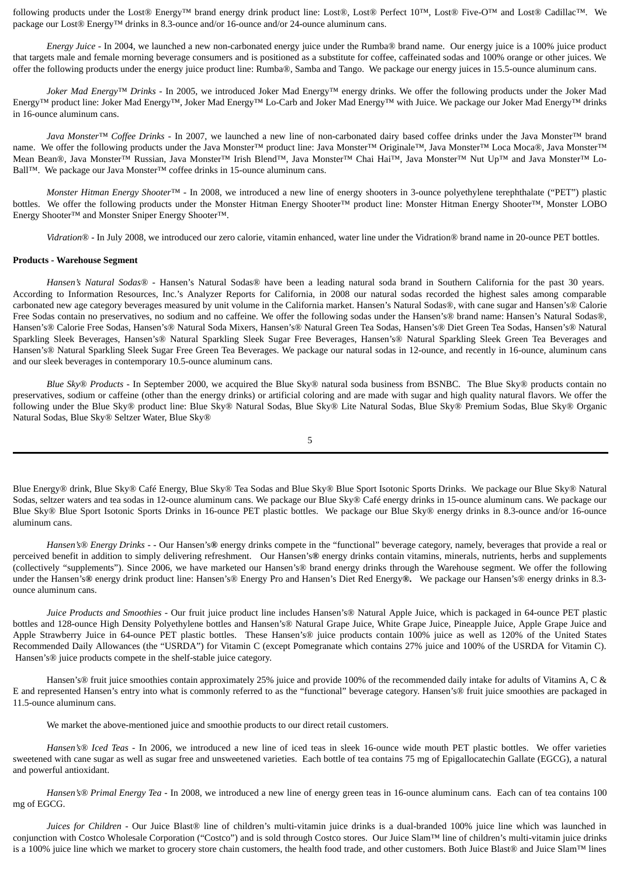following products under the Lost® Energy™ brand energy drink product line: Lost®, Lost® Perfect 10™, Lost® Five-O™ and Lost® Cadillac™. We package our Lost® Energy™ drinks in 8.3-ounce and/or 16-ounce and/or 24-ounce aluminum cans.

*Energy Juice* - In 2004, we launched a new non-carbonated energy juice under the Rumba® brand name. Our energy juice is a 100% juice product that targets male and female morning beverage consumers and is positioned as a substitute for coffee, caffeinated sodas and 100% orange or other juices. We offer the following products under the energy juice product line: Rumba®, Samba and Tango. We package our energy juices in 15.5-ounce aluminum cans.

*Joker Mad Energy™ Drinks* - In 2005, we introduced Joker Mad Energy™ energy drinks. We offer the following products under the Joker Mad Energy™ product line: Joker Mad Energy™, Joker Mad Energy™ Lo-Carb and Joker Mad Energy™ with Juice. We package our Joker Mad Energy™ drinks in 16-ounce aluminum cans.

*Java Monster™ Coffee Drinks* - In 2007, we launched a new line of non-carbonated dairy based coffee drinks under the Java Monster™ brand name. We offer the following products under the Java Monster™ product line: Java Monster™ Originale™, Java Monster™ Loca Moca®, Java Monster™ Mean Bean®, Java Monster™ Russian, Java Monster™ Irish Blend™, Java Monster™ Chai Hai™, Java Monster™ Nut Up™ and Java Monster™ Lo-Ball™. We package our Java Monster™ coffee drinks in 15-ounce aluminum cans.

*Monster Hitman Energy Shooter™* - In 2008, we introduced a new line of energy shooters in 3-ounce polyethylene terephthalate ("PET") plastic bottles. We offer the following products under the Monster Hitman Energy Shooter™ product line: Monster Hitman Energy Shooter™, Monster LOBO Energy Shooter™ and Monster Sniper Energy Shooter™.

*Vidration®* - In July 2008, we introduced our zero calorie, vitamin enhanced, water line under the Vidration® brand name in 20-ounce PET bottles.

**Products - Warehouse Segment**

*Hansen's Natural Sodas®* - Hansen's Natural Sodas® have been a leading natural soda brand in Southern California for the past 30 years. According to Information Resources, Inc.'s Analyzer Reports for California, in 2008 our natural sodas recorded the highest sales among comparable carbonated new age category beverages measured by unit volume in the California market. Hansen's Natural Sodas®, with cane sugar and Hansen's® Calorie Free Sodas contain no preservatives, no sodium and no caffeine. We offer the following sodas under the Hansen's® brand name: Hansen's Natural Sodas®, Hansen's® Calorie Free Sodas, Hansen's® Natural Soda Mixers, Hansen's® Natural Green Tea Sodas, Hansen's® Diet Green Tea Sodas, Hansen's® Natural Sparkling Sleek Beverages, Hansen's® Natural Sparkling Sleek Sugar Free Beverages, Hansen's® Natural Sparkling Sleek Green Tea Beverages and Hansen's® Natural Sparkling Sleek Sugar Free Green Tea Beverages. We package our natural sodas in 12-ounce, and recently in 16-ounce, aluminum cans and our sleek beverages in contemporary 10.5-ounce aluminum cans.

*Blue Sky® Products* - In September 2000, we acquired the Blue Sky® natural soda business from BSNBC. The Blue Sky® products contain no preservatives, sodium or caffeine (other than the energy drinks) or artificial coloring and are made with sugar and high quality natural flavors. We offer the following under the Blue Sky® product line: Blue Sky® Natural Sodas, Blue Sky® Lite Natural Sodas, Blue Sky® Premium Sodas, Blue Sky® Organic Natural Sodas, Blue Sky® Seltzer Water, Blue Sky® Blue Energy® drink, Blue Sky® Café Energy, Blue Sky® Tea Sodas and Blue Sky® Blue Sport Isotonic Sports Drinks. We package our Blue Sky® Natural Sodas, seltzer waters and tea sodas in 12-ounce aluminum cans. We package our Blue Sky® Café energy drinks in 15-ounce aluminum cans. We package our Blue Sky® Blue Sport Isotonic Sports Drinks in 16-ounce PET plastic bottles. We package our Blue Sky® energy drinks in 8.3-ounce and/or 16-ounce aluminum cans.

*Hansen's® Energy Drinks* - - Our Hansen's**®** energy drinks compete in the "functional" beverage category, namely, beverages that provide a real or perceived benefit in addition to simply delivering refreshment. Our Hansen's**®** energy drinks contain vitamins, minerals, nutrients, herbs and supplements (collectively "supplements"). Since 2006, we have marketed our Hansen's® brand energy drinks through the Warehouse segment. We offer the following under the Hansen's**®** energy drink product line: Hansen's® Energy Pro and Hansen's Diet Red Energy**®.** We package our Hansen's® energy drinks in 8.3-ounce aluminum cans.

*Juice Products and Smoothies* - Our fruit juice product line includes Hansen's® Natural Apple Juice, which is packaged in 64-ounce PET plastic bottles and 128-ounce High Density Polyethylene bottles and Hansen's® Natural Grape Juice, White Grape Juice, Pineapple Juice, Apple Grape Juice and Apple Strawberry Juice in 64-ounce PET plastic bottles. These Hansen's® juice products contain 100% juice as well as 120% of the United States Recommended Daily Allowances (the "USRDA") for Vitamin C (except Pomegranate which contains 27% juice and 100% of the USRDA for Vitamin C). Hansen's® juice products compete in the shelf-stable juice category.

Hansen's® fruit juice smoothies contain approximately 25% juice and provide 100% of the recommended daily intake for adults of Vitamins A, C & E and represented Hansen's entry into what is commonly referred to as the "functional" beverage category. Hansen's® fruit juice smoothies are packaged in 11.5-ounce aluminum cans.

We market the above-mentioned juice and smoothie products to our direct retail customers.

*Hansen's® Iced Teas* - In 2006, we introduced a new line of iced teas in sleek 16-ounce wide mouth PET plastic bottles. We offer varieties sweetened with cane sugar as well as sugar free and unsweetened varieties. Each bottle of tea contains 75 mg of Epigallocatechin Gallate (EGCG), a natural and powerful antioxidant.

*Hansen's® Primal Energy Tea* - In 2008, we introduced a new line of energy green teas in 16-ounce aluminum cans. Each can of tea contains 100 mg of EGCG.

*Juices for Children* - Our Juice Blast® line of children's multi-vitamin juice drinks is a dual-branded 100% juice line which was launched in conjunction with Costco Wholesale Corporation ("Costco") and is sold through Costco stores. Our Juice Slam™ line of children's multi-vitamin juice drinks is a 100% juice line which we market to grocery store chain customers, the health food trade, and other customers. Both Juice Blast® and Juice Slam™ lines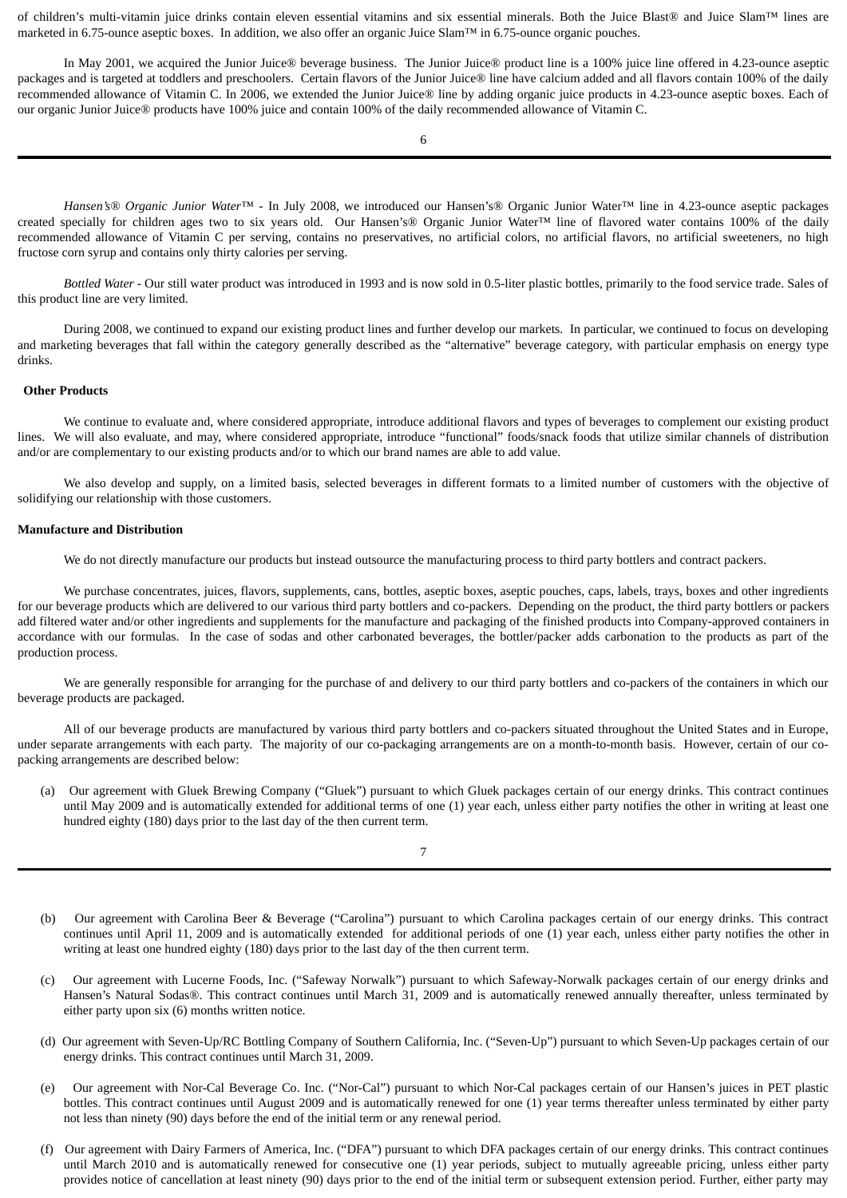of children's multi-vitamin juice drinks contain eleven essential vitamins and six essential minerals. Both the Juice Blast® and Juice Slam™ lines are marketed in 6.75-ounce aseptic boxes. In addition, we also offer an organic Juice Slam™ in 6.75-ounce organic pouches.

In May 2001, we acquired the Junior Juice® beverage business. The Junior Juice® product line is a 100% juice line offered in 4.23-ounce aseptic packages and is targeted at toddlers and preschoolers. Certain flavors of the Junior Juice® line have calcium added and all flavors contain 100% of the daily recommended allowance of Vitamin C. In 2006, we extended the Junior Juice® line by adding organic juice products in 4.23-ounce aseptic boxes. Each of our organic Junior Juice® products have 100% juice and contain 100% of the daily recommended allowance of Vitamin C.

*Hansen's® Organic Junior Water™* - In July 2008, we introduced our Hansen's® Organic Junior Water™ line in 4.23-ounce aseptic packages created specially for children ages two to six years old. Our Hansen's® Organic Junior Water™ line of flavored water contains 100% of the daily recommended allowance of Vitamin C per serving, contains no preservatives, no artificial colors, no artificial flavors, no artificial sweeteners, no high fructose corn syrup and contains only thirty calories per serving.

*Bottled Water* - Our still water product was introduced in 1993 and is now sold in 0.5-liter plastic bottles, primarily to the food service trade. Sales of this product line are very limited.

During 2008, we continued to expand our existing product lines and further develop our markets. In particular, we continued to focus on developing and marketing beverages that fall within the category generally described as the "alternative" beverage category, with particular emphasis on energy type drinks.

**Other Products**

We continue to evaluate and, where considered appropriate, introduce additional flavors and types of beverages to complement our existing product lines. We will also evaluate, and may, where considered appropriate, introduce "functional" foods/snack foods that utilize similar channels of distribution and/or are complementary to our existing products and/or to which our brand names are able to add value.

We also develop and supply, on a limited basis, selected beverages in different formats to a limited number of customers with the objective of solidifying our relationship with those customers.

**Manufacture and Distribution**

We do not directly manufacture our products but instead outsource the manufacturing process to third party bottlers and contract packers.

We purchase concentrates, juices, flavors, supplements, cans, bottles, aseptic boxes, aseptic pouches, caps, labels, trays, boxes and other ingredients for our beverage products which are delivered to our various third party bottlers and co-packers. Depending on the product, the third party bottlers or packers add filtered water and/or other ingredients and supplements for the manufacture and packaging of the finished products into Company-approved containers in accordance with our formulas. In the case of sodas and other carbonated beverages, the bottler/packer adds carbonation to the products as part of the production process.

We are generally responsible for arranging for the purchase of and delivery to our third party bottlers and co-packers of the containers in which our beverage products are packaged.

All of our beverage products are manufactured by various third party bottlers and co-packers situated throughout the United States and in Europe, under separate arrangements with each party. The majority of our co-packaging arrangements are on a month-to-month basis. However, certain of our co-packing arrangements are described below:

(a) Our agreement with Gluek Brewing Company ("Gluek") pursuant to which Gluek packages certain of our energy drinks. This contract continues until May 2009 and is automatically extended for additional terms of one (1) year each, unless either party notifies the other in writing at least one hundred eighty (180) days prior to the last day of the then current term.

(b) Our agreement with Carolina Beer & Beverage ("Carolina") pursuant to which Carolina packages certain of our energy drinks. This contract continues until April 11, 2009 and is automatically extended for additional periods of one (1) year each, unless either party notifies the other in writing at least one hundred eighty (180) days prior to the last day of the then current term.

(c) Our agreement with Lucerne Foods, Inc. ("Safeway Norwalk") pursuant to which Safeway-Norwalk packages certain of our energy drinks and Hansen's Natural Sodas®. This contract continues until March 31, 2009 and is automatically renewed annually thereafter, unless terminated by either party upon six (6) months written notice.

(d) Our agreement with Seven-Up/RC Bottling Company of Southern California, Inc. ("Seven-Up") pursuant to which Seven-Up packages certain of our energy drinks. This contract continues until March 31, 2009.

(e) Our agreement with Nor-Cal Beverage Co. Inc. ("Nor-Cal") pursuant to which Nor-Cal packages certain of our Hansen's juices in PET plastic bottles. This contract continues until August 2009 and is automatically renewed for one (1) year terms thereafter unless terminated by either party not less than ninety (90) days before the end of the initial term or any renewal period.

(f) Our agreement with Dairy Farmers of America, Inc. ("DFA") pursuant to which DFA packages certain of our energy drinks. This contract continues until March 2010 and is automatically renewed for consecutive one (1) year periods, subject to mutually agreeable pricing, unless either party provides notice of cancellation at least ninety (90) days prior to the end of the initial term or subsequent extension period. Further, either party may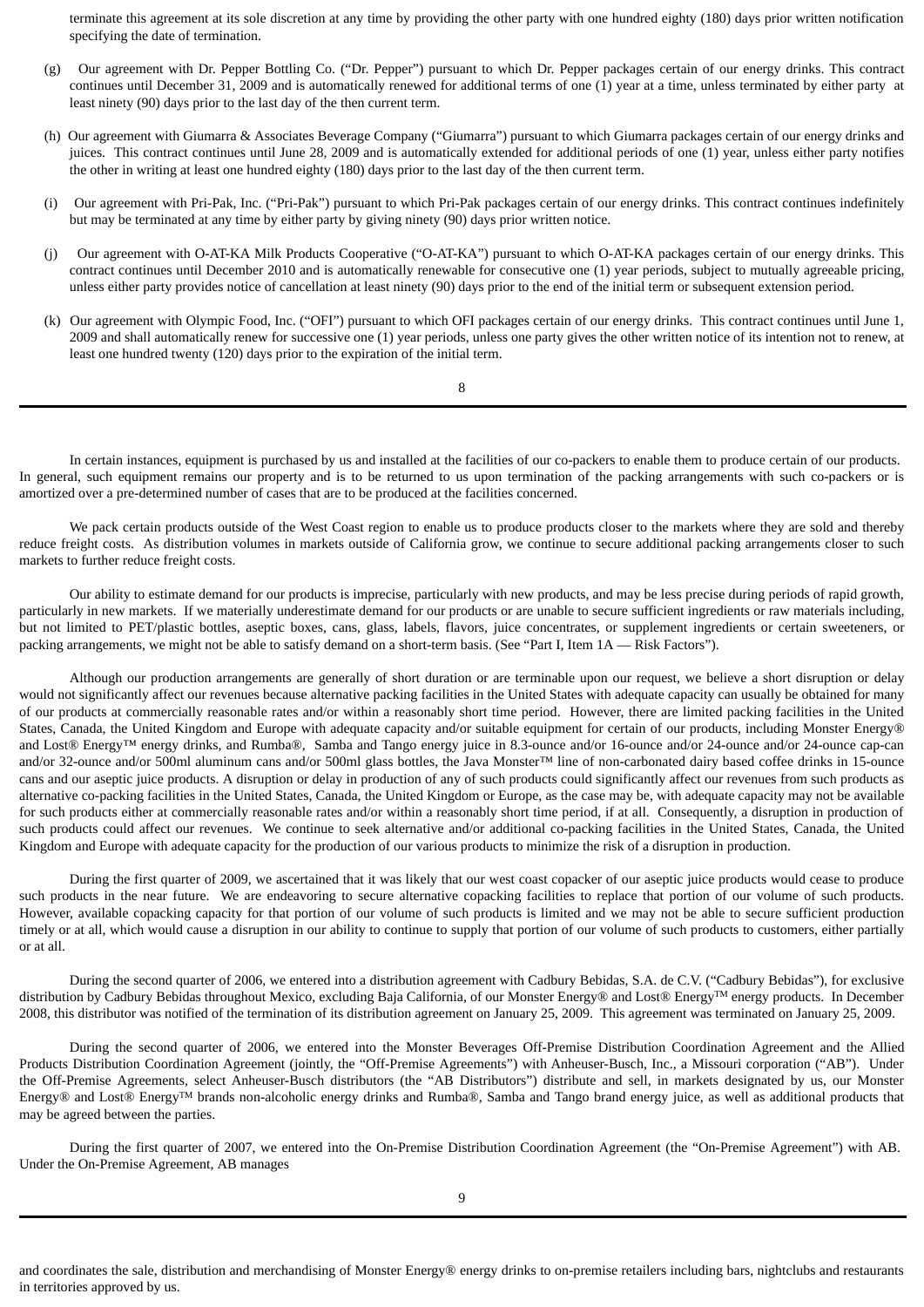terminate this agreement at its sole discretion at any time by providing the other party with one hundred eighty (180) days prior written notification specifying the date of termination.

(g) Our agreement with Dr. Pepper Bottling Co. ("Dr. Pepper") pursuant to which Dr. Pepper packages certain of our energy drinks. This contract continues until December 31, 2009 and is automatically renewed for additional terms of one (1) year at a time, unless terminated by either party at least ninety (90) days prior to the last day of the then current term.

(h) Our agreement with Giumarra & Associates Beverage Company ("Giumarra") pursuant to which Giumarra packages certain of our energy drinks and juices. This contract continues until June 28, 2009 and is automatically extended for additional periods of one (1) year, unless either party notifies the other in writing at least one hundred eighty (180) days prior to the last day of the then current term.

(i) Our agreement with Pri-Pak, Inc. ("Pri-Pak") pursuant to which Pri-Pak packages certain of our energy drinks. This contract continues indefinitely but may be terminated at any time by either party by giving ninety (90) days prior written notice.

(j) Our agreement with O-AT-KA Milk Products Cooperative ("O-AT-KA") pursuant to which O-AT-KA packages certain of our energy drinks. This contract continues until December 2010 and is automatically renewable for consecutive one (1) year periods, subject to mutually agreeable pricing, unless either party provides notice of cancellation at least ninety (90) days prior to the end of the initial term or subsequent extension period.

(k) Our agreement with Olympic Food, Inc. ("OFI") pursuant to which OFI packages certain of our energy drinks. This contract continues until June 1, 2009 and shall automatically renew for successive one (1) year periods, unless one party gives the other written notice of its intention not to renew, at least one hundred twenty (120) days prior to the expiration of the initial term.

In certain instances, equipment is purchased by us and installed at the facilities of our co-packers to enable them to produce certain of our products. In general, such equipment remains our property and is to be returned to us upon termination of the packing arrangements with such co-packers or is amortized over a pre-determined number of cases that are to be produced at the facilities concerned.

We pack certain products outside of the West Coast region to enable us to produce products closer to the markets where they are sold and thereby reduce freight costs. As distribution volumes in markets outside of California grow, we continue to secure additional packing arrangements closer to such markets to further reduce freight costs.

Our ability to estimate demand for our products is imprecise, particularly with new products, and may be less precise during periods of rapid growth, particularly in new markets. If we materially underestimate demand for our products or are unable to secure sufficient ingredients or raw materials including, but not limited to PET/plastic bottles, aseptic boxes, cans, glass, labels, flavors, juice concentrates, or supplement ingredients or certain sweeteners, or packing arrangements, we might not be able to satisfy demand on a short-term basis. (See "Part I, Item 1A — Risk Factors").

Although our production arrangements are generally of short duration or are terminable upon our request, we believe a short disruption or delay would not significantly affect our revenues because alternative packing facilities in the United States with adequate capacity can usually be obtained for many of our products at commercially reasonable rates and/or within a reasonably short time period. However, there are limited packing facilities in the United States, Canada, the United Kingdom and Europe with adequate capacity and/or suitable equipment for certain of our products, including Monster Energy® and Lost® Energy™ energy drinks, and Rumba®, Samba and Tango energy juice in 8.3-ounce and/or 16-ounce and/or 24-ounce and/or 24-ounce cap-can and/or 32-ounce and/or 500ml aluminum cans and/or 500ml glass bottles, the Java Monster™ line of non-carbonated dairy based coffee drinks in 15-ounce cans and our aseptic juice products. A disruption or delay in production of any of such products could significantly affect our revenues from such products as alternative co-packing facilities in the United States, Canada, the United Kingdom or Europe, as the case may be, with adequate capacity may not be available for such products either at commercially reasonable rates and/or within a reasonably short time period, if at all. Consequently, a disruption in production of such products could affect our revenues. We continue to seek alternative and/or additional co-packing facilities in the United States, Canada, the United Kingdom and Europe with adequate capacity for the production of our various products to minimize the risk of a disruption in production.

During the first quarter of 2009, we ascertained that it was likely that our west coast copacker of our aseptic juice products would cease to produce such products in the near future. We are endeavoring to secure alternative copacking facilities to replace that portion of our volume of such products. However, available copacking capacity for that portion of our volume of such products is limited and we may not be able to secure sufficient production timely or at all, which would cause a disruption in our ability to continue to supply that portion of our volume of such products to customers, either partially or at all.

During the second quarter of 2006, we entered into a distribution agreement with Cadbury Bebidas, S.A. de C.V. ("Cadbury Bebidas"), for exclusive distribution by Cadbury Bebidas throughout Mexico, excluding Baja California, of our Monster Energy® and Lost® Energy™ energy products. In December 2008, this distributor was notified of the termination of its distribution agreement on January 25, 2009. This agreement was terminated on January 25, 2009.

During the second quarter of 2006, we entered into the Monster Beverages Off-Premise Distribution Coordination Agreement and the Allied Products Distribution Coordination Agreement (jointly, the "Off-Premise Agreements") with Anheuser-Busch, Inc., a Missouri corporation ("AB"). Under the Off-Premise Agreements, select Anheuser-Busch distributors (the "AB Distributors") distribute and sell, in markets designated by us, our Monster Energy® and Lost® Energy™ brands non-alcoholic energy drinks and Rumba®, Samba and Tango brand energy juice, as well as additional products that may be agreed between the parties.

During the first quarter of 2007, we entered into the On-Premise Distribution Coordination Agreement (the "On-Premise Agreement") with AB. Under the On-Premise Agreement, AB manages and coordinates the sale, distribution and merchandising of Monster Energy® energy drinks to on-premise retailers including bars, nightclubs and restaurants in territories approved by us.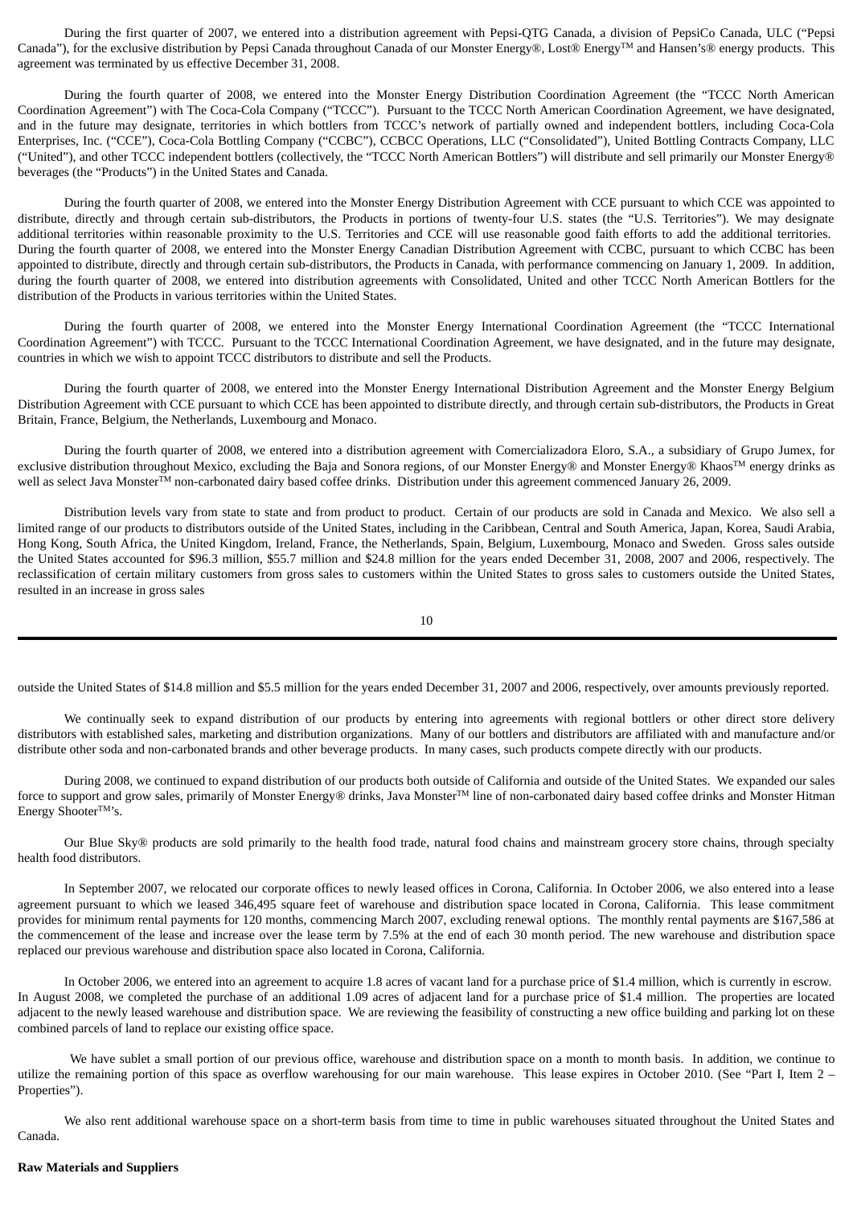During the first quarter of 2007, we entered into a distribution agreement with Pepsi-QTG Canada, a division of PepsiCo Canada, ULC ("Pepsi Canada"), for the exclusive distribution by Pepsi Canada throughout Canada of our Monster Energy®, Lost® Energy™ and Hansen's® energy products. This agreement was terminated by us effective December 31, 2008.

During the fourth quarter of 2008, we entered into the Monster Energy Distribution Coordination Agreement (the "TCCC North American Coordination Agreement") with The Coca-Cola Company ("TCCC"). Pursuant to the TCCC North American Coordination Agreement, we have designated, and in the future may designate, territories in which bottlers from TCCC's network of partially owned and independent bottlers, including Coca-Cola Enterprises, Inc. ("CCE"), Coca-Cola Bottling Company ("CCBC"), CCBCC Operations, LLC ("Consolidated"), United Bottling Contracts Company, LLC ("United"), and other TCCC independent bottlers (collectively, the "TCCC North American Bottlers") will distribute and sell primarily our Monster Energy® beverages (the "Products") in the United States and Canada.

During the fourth quarter of 2008, we entered into the Monster Energy Distribution Agreement with CCE pursuant to which CCE was appointed to distribute, directly and through certain sub-distributors, the Products in portions of twenty-four U.S. states (the "U.S. Territories"). We may designate additional territories within reasonable proximity to the U.S. Territories and CCE will use reasonable good faith efforts to add the additional territories. During the fourth quarter of 2008, we entered into the Monster Energy Canadian Distribution Agreement with CCBC, pursuant to which CCBC has been appointed to distribute, directly and through certain sub-distributors, the Products in Canada, with performance commencing on January 1, 2009. In addition, during the fourth quarter of 2008, we entered into distribution agreements with Consolidated, United and other TCCC North American Bottlers for the distribution of the Products in various territories within the United States.

During the fourth quarter of 2008, we entered into the Monster Energy International Coordination Agreement (the "TCCC International Coordination Agreement") with TCCC. Pursuant to the TCCC International Coordination Agreement, we have designated, and in the future may designate, countries in which we wish to appoint TCCC distributors to distribute and sell the Products.

During the fourth quarter of 2008, we entered into the Monster Energy International Distribution Agreement and the Monster Energy Belgium Distribution Agreement with CCE pursuant to which CCE has been appointed to distribute directly, and through certain sub-distributors, the Products in Great Britain, France, Belgium, the Netherlands, Luxembourg and Monaco.

During the fourth quarter of 2008, we entered into a distribution agreement with Comercializadora Eloro, S.A., a subsidiary of Grupo Jumex, for exclusive distribution throughout Mexico, excluding the Baja and Sonora regions, of our Monster Energy® and Monster Energy® Khaos™ energy drinks as well as select Java Monster™ non-carbonated dairy based coffee drinks. Distribution under this agreement commenced January 26, 2009.

Distribution levels vary from state to state and from product to product. Certain of our products are sold in Canada and Mexico. We also sell a limited range of our products to distributors outside of the United States, including in the Caribbean, Central and South America, Japan, Korea, Saudi Arabia, Hong Kong, South Africa, the United Kingdom, Ireland, France, the Netherlands, Spain, Belgium, Luxembourg, Monaco and Sweden. Gross sales outside the United States accounted for $96.3 million, $55.7 million and $24.8 million for the years ended December 31, 2008, 2007 and 2006, respectively. The reclassification of certain military customers from gross sales to customers within the United States to gross sales to customers outside the United States, resulted in an increase in gross sales outside the United States of $14.8 million and $5.5 million for the years ended December 31, 2007 and 2006, respectively, over amounts previously reported.

We continually seek to expand distribution of our products by entering into agreements with regional bottlers or other direct store delivery distributors with established sales, marketing and distribution organizations. Many of our bottlers and distributors are affiliated with and manufacture and/or distribute other soda and non-carbonated brands and other beverage products. In many cases, such products compete directly with our products.

During 2008, we continued to expand distribution of our products both outside of California and outside of the United States. We expanded our sales force to support and grow sales, primarily of Monster Energy® drinks, Java Monster™ line of non-carbonated dairy based coffee drinks and Monster Hitman Energy Shooter™'s.

Our Blue Sky® products are sold primarily to the health food trade, natural food chains and mainstream grocery store chains, through specialty health food distributors.

In September 2007, we relocated our corporate offices to newly leased offices in Corona, California. In October 2006, we also entered into a lease agreement pursuant to which we leased 346,495 square feet of warehouse and distribution space located in Corona, California. This lease commitment provides for minimum rental payments for 120 months, commencing March 2007, excluding renewal options. The monthly rental payments are $167,586 at the commencement of the lease and increase over the lease term by 7.5% at the end of each 30 month period. The new warehouse and distribution space replaced our previous warehouse and distribution space also located in Corona, California.

In October 2006, we entered into an agreement to acquire 1.8 acres of vacant land for a purchase price of $1.4 million, which is currently in escrow. In August 2008, we completed the purchase of an additional 1.09 acres of adjacent land for a purchase price of $1.4 million. The properties are located adjacent to the newly leased warehouse and distribution space. We are reviewing the feasibility of constructing a new office building and parking lot on these combined parcels of land to replace our existing office space.

We have sublet a small portion of our previous office, warehouse and distribution space on a month to month basis. In addition, we continue to utilize the remaining portion of this space as overflow warehousing for our main warehouse. This lease expires in October 2010. (See "Part I, Item 2 – Properties").

We also rent additional warehouse space on a short-term basis from time to time in public warehouses situated throughout the United States and Canada.

**Raw Materials and Suppliers**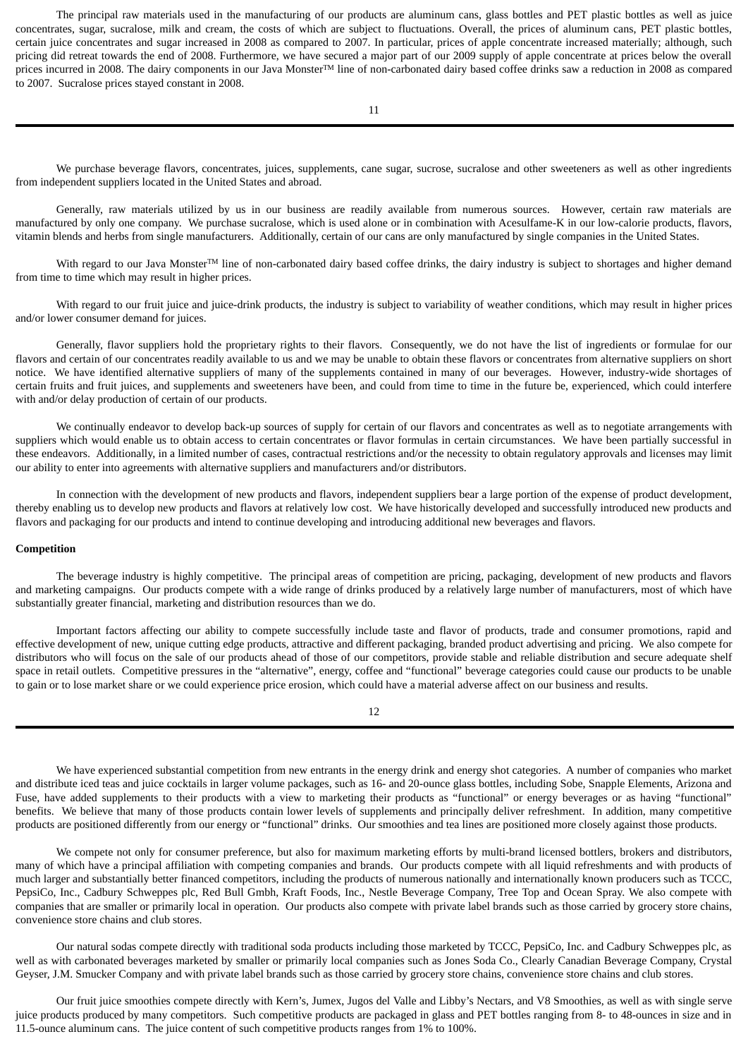The principal raw materials used in the manufacturing of our products are aluminum cans, glass bottles and PET plastic bottles as well as juice concentrates, sugar, sucralose, milk and cream, the costs of which are subject to fluctuations. Overall, the prices of aluminum cans, PET plastic bottles, certain juice concentrates and sugar increased in 2008 as compared to 2007. In particular, prices of apple concentrate increased materially; although, such pricing did retreat towards the end of 2008. Furthermore, we have secured a major part of our 2009 supply of apple concentrate at prices below the overall prices incurred in 2008. The dairy components in our Java Monster™ line of non-carbonated dairy based coffee drinks saw a reduction in 2008 as compared to 2007. Sucralose prices stayed constant in 2008.

We purchase beverage flavors, concentrates, juices, supplements, cane sugar, sucrose, sucralose and other sweeteners as well as other ingredients from independent suppliers located in the United States and abroad.

Generally, raw materials utilized by us in our business are readily available from numerous sources. However, certain raw materials are manufactured by only one company. We purchase sucralose, which is used alone or in combination with Acesulfame-K in our low-calorie products, flavors, vitamin blends and herbs from single manufacturers. Additionally, certain of our cans are only manufactured by single companies in the United States.

With regard to our Java Monster™ line of non-carbonated dairy based coffee drinks, the dairy industry is subject to shortages and higher demand from time to time which may result in higher prices.

With regard to our fruit juice and juice-drink products, the industry is subject to variability of weather conditions, which may result in higher prices and/or lower consumer demand for juices.

Generally, flavor suppliers hold the proprietary rights to their flavors. Consequently, we do not have the list of ingredients or formulae for our flavors and certain of our concentrates readily available to us and we may be unable to obtain these flavors or concentrates from alternative suppliers on short notice. We have identified alternative suppliers of many of the supplements contained in many of our beverages. However, industry-wide shortages of certain fruits and fruit juices, and supplements and sweeteners have been, and could from time to time in the future be, experienced, which could interfere with and/or delay production of certain of our products.

We continually endeavor to develop back-up sources of supply for certain of our flavors and concentrates as well as to negotiate arrangements with suppliers which would enable us to obtain access to certain concentrates or flavor formulas in certain circumstances. We have been partially successful in these endeavors. Additionally, in a limited number of cases, contractual restrictions and/or the necessity to obtain regulatory approvals and licenses may limit our ability to enter into agreements with alternative suppliers and manufacturers and/or distributors.

In connection with the development of new products and flavors, independent suppliers bear a large portion of the expense of product development, thereby enabling us to develop new products and flavors at relatively low cost. We have historically developed and successfully introduced new products and flavors and packaging for our products and intend to continue developing and introducing additional new beverages and flavors.

**Competition**

The beverage industry is highly competitive. The principal areas of competition are pricing, packaging, development of new products and flavors and marketing campaigns. Our products compete with a wide range of drinks produced by a relatively large number of manufacturers, most of which have substantially greater financial, marketing and distribution resources than we do.

Important factors affecting our ability to compete successfully include taste and flavor of products, trade and consumer promotions, rapid and effective development of new, unique cutting edge products, attractive and different packaging, branded product advertising and pricing. We also compete for distributors who will focus on the sale of our products ahead of those of our competitors, provide stable and reliable distribution and secure adequate shelf space in retail outlets. Competitive pressures in the "alternative", energy, coffee and "functional" beverage categories could cause our products to be unable to gain or to lose market share or we could experience price erosion, which could have a material adverse affect on our business and results.

We have experienced substantial competition from new entrants in the energy drink and energy shot categories. A number of companies who market and distribute iced teas and juice cocktails in larger volume packages, such as 16- and 20-ounce glass bottles, including Sobe, Snapple Elements, Arizona and Fuse, have added supplements to their products with a view to marketing their products as "functional" or energy beverages or as having "functional" benefits. We believe that many of those products contain lower levels of supplements and principally deliver refreshment. In addition, many competitive products are positioned differently from our energy or "functional" drinks. Our smoothies and tea lines are positioned more closely against those products.

We compete not only for consumer preference, but also for maximum marketing efforts by multi-brand licensed bottlers, brokers and distributors, many of which have a principal affiliation with competing companies and brands. Our products compete with all liquid refreshments and with products of much larger and substantially better financed competitors, including the products of numerous nationally and internationally known producers such as TCCC, PepsiCo, Inc., Cadbury Schweppes plc, Red Bull Gmbh, Kraft Foods, Inc., Nestle Beverage Company, Tree Top and Ocean Spray. We also compete with companies that are smaller or primarily local in operation. Our products also compete with private label brands such as those carried by grocery store chains, convenience store chains and club stores.

Our natural sodas compete directly with traditional soda products including those marketed by TCCC, PepsiCo, Inc. and Cadbury Schweppes plc, as well as with carbonated beverages marketed by smaller or primarily local companies such as Jones Soda Co., Clearly Canadian Beverage Company, Crystal Geyser, J.M. Smucker Company and with private label brands such as those carried by grocery store chains, convenience store chains and club stores.

Our fruit juice smoothies compete directly with Kern's, Jumex, Jugos del Valle and Libby's Nectars, and V8 Smoothies, as well as with single serve juice products produced by many competitors. Such competitive products are packaged in glass and PET bottles ranging from 8- to 48-ounces in size and in 11.5-ounce aluminum cans. The juice content of such competitive products ranges from 1% to 100%.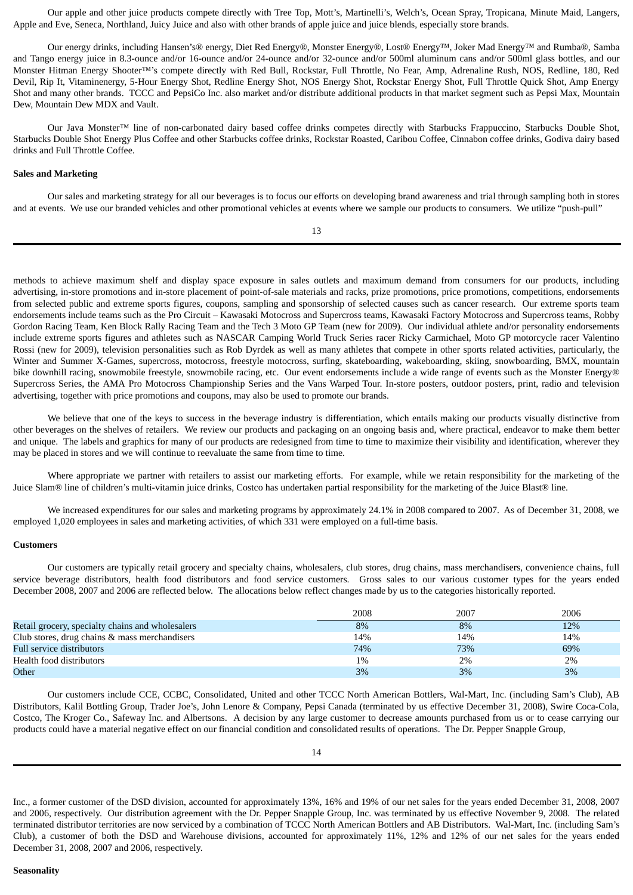Our apple and other juice products compete directly with Tree Top, Mott's, Martinelli's, Welch's, Ocean Spray, Tropicana, Minute Maid, Langers, Apple and Eve, Seneca, Northland, Juicy Juice and also with other brands of apple juice and juice blends, especially store brands.

Our energy drinks, including Hansen's® energy, Diet Red Energy®, Monster Energy®, Lost® Energy™, Joker Mad Energy™ and Rumba®, Samba and Tango energy juice in 8.3-ounce and/or 16-ounce and/or 24-ounce and/or 32-ounce and/or 500ml aluminum cans and/or 500ml glass bottles, and our Monster Hitman Energy Shooter™'s compete directly with Red Bull, Rockstar, Full Throttle, No Fear, Amp, Adrenaline Rush, NOS, Redline, 180, Red Devil, Rip It, Vitaminenergy, 5-Hour Energy Shot, Redline Energy Shot, NOS Energy Shot, Rockstar Energy Shot, Full Throttle Quick Shot, Amp Energy Shot and many other brands. TCCC and PepsiCo Inc. also market and/or distribute additional products in that market segment such as Pepsi Max, Mountain Dew, Mountain Dew MDX and Vault.

Our Java Monster™ line of non-carbonated dairy based coffee drinks competes directly with Starbucks Frappuccino, Starbucks Double Shot, Starbucks Double Shot Energy Plus Coffee and other Starbucks coffee drinks, Rockstar Roasted, Caribou Coffee, Cinnabon coffee drinks, Godiva dairy based drinks and Full Throttle Coffee.

**Sales and Marketing**

Our sales and marketing strategy for all our beverages is to focus our efforts on developing brand awareness and trial through sampling both in stores and at events. We use our branded vehicles and other promotional vehicles at events where we sample our products to consumers. We utilize "push-pull" methods to achieve maximum shelf and display space exposure in sales outlets and maximum demand from consumers for our products, including advertising, in-store promotions and in-store placement of point-of-sale materials and racks, prize promotions, price promotions, competitions, endorsements from selected public and extreme sports figures, coupons, sampling and sponsorship of selected causes such as cancer research. Our extreme sports team endorsements include teams such as the Pro Circuit – Kawasaki Motocross and Supercross teams, Kawasaki Factory Motocross and Supercross teams, Robby Gordon Racing Team, Ken Block Rally Racing Team and the Tech 3 Moto GP Team (new for 2009). Our individual athlete and/or personality endorsements include extreme sports figures and athletes such as NASCAR Camping World Truck Series racer Ricky Carmichael, Moto GP motorcycle racer Valentino Rossi (new for 2009), television personalities such as Rob Dyrdek as well as many athletes that compete in other sports related activities, particularly, the Winter and Summer X-Games, supercross, motocross, freestyle motocross, surfing, skateboarding, wakeboarding, skiing, snowboarding, BMX, mountain bike downhill racing, snowmobile freestyle, snowmobile racing, etc. Our event endorsements include a wide range of events such as the Monster Energy® Supercross Series, the AMA Pro Motocross Championship Series and the Vans Warped Tour. In-store posters, outdoor posters, print, radio and television advertising, together with price promotions and coupons, may also be used to promote our brands.

We believe that one of the keys to success in the beverage industry is differentiation, which entails making our products visually distinctive from other beverages on the shelves of retailers. We review our products and packaging on an ongoing basis and, where practical, endeavor to make them better and unique. The labels and graphics for many of our products are redesigned from time to time to maximize their visibility and identification, wherever they may be placed in stores and we will continue to reevaluate the same from time to time.

Where appropriate we partner with retailers to assist our marketing efforts. For example, while we retain responsibility for the marketing of the Juice Slam® line of children's multi-vitamin juice drinks, Costco has undertaken partial responsibility for the marketing of the Juice Blast® line.

We increased expenditures for our sales and marketing programs by approximately 24.1% in 2008 compared to 2007. As of December 31, 2008, we employed 1,020 employees in sales and marketing activities, of which 331 were employed on a full-time basis.

**Customers**

Our customers are typically retail grocery and specialty chains, wholesalers, club stores, drug chains, mass merchandisers, convenience chains, full service beverage distributors, health food distributors and food service customers. Gross sales to our various customer types for the years ended December 2008, 2007 and 2006 are reflected below. The allocations below reflect changes made by us to the categories historically reported.

| | 2008 | 2007 | 2006 |
|---|---|---|---|
| Retail grocery, specialty chains and wholesalers | 8% | 8% | 12% |
| Club stores, drug chains & mass merchandisers | 14% | 14% | 14% |
| Full service distributors | 74% | 73% | 69% |
| Health food distributors | 1% | 2% | 2% |
| Other | 3% | 3% | 3% |

Our customers include CCE, CCBC, Consolidated, United and other TCCC North American Bottlers, Wal-Mart, Inc. (including Sam's Club), AB Distributors, Kalil Bottling Group, Trader Joe's, John Lenore & Company, Pepsi Canada (terminated by us effective December 31, 2008), Swire Coca-Cola, Costco, The Kroger Co., Safeway Inc. and Albertsons. A decision by any large customer to decrease amounts purchased from us or to cease carrying our products could have a material negative effect on our financial condition and consolidated results of operations. The Dr. Pepper Snapple Group, Inc., a former customer of the DSD division, accounted for approximately 13%, 16% and 19% of our net sales for the years ended December 31, 2008, 2007 and 2006, respectively. Our distribution agreement with the Dr. Pepper Snapple Group, Inc. was terminated by us effective November 9, 2008. The related terminated distributor territories are now serviced by a combination of TCCC North American Bottlers and AB Distributors. Wal-Mart, Inc. (including Sam's Club), a customer of both the DSD and Warehouse divisions, accounted for approximately 11%, 12% and 12% of our net sales for the years ended December 31, 2008, 2007 and 2006, respectively.

**Seasonality**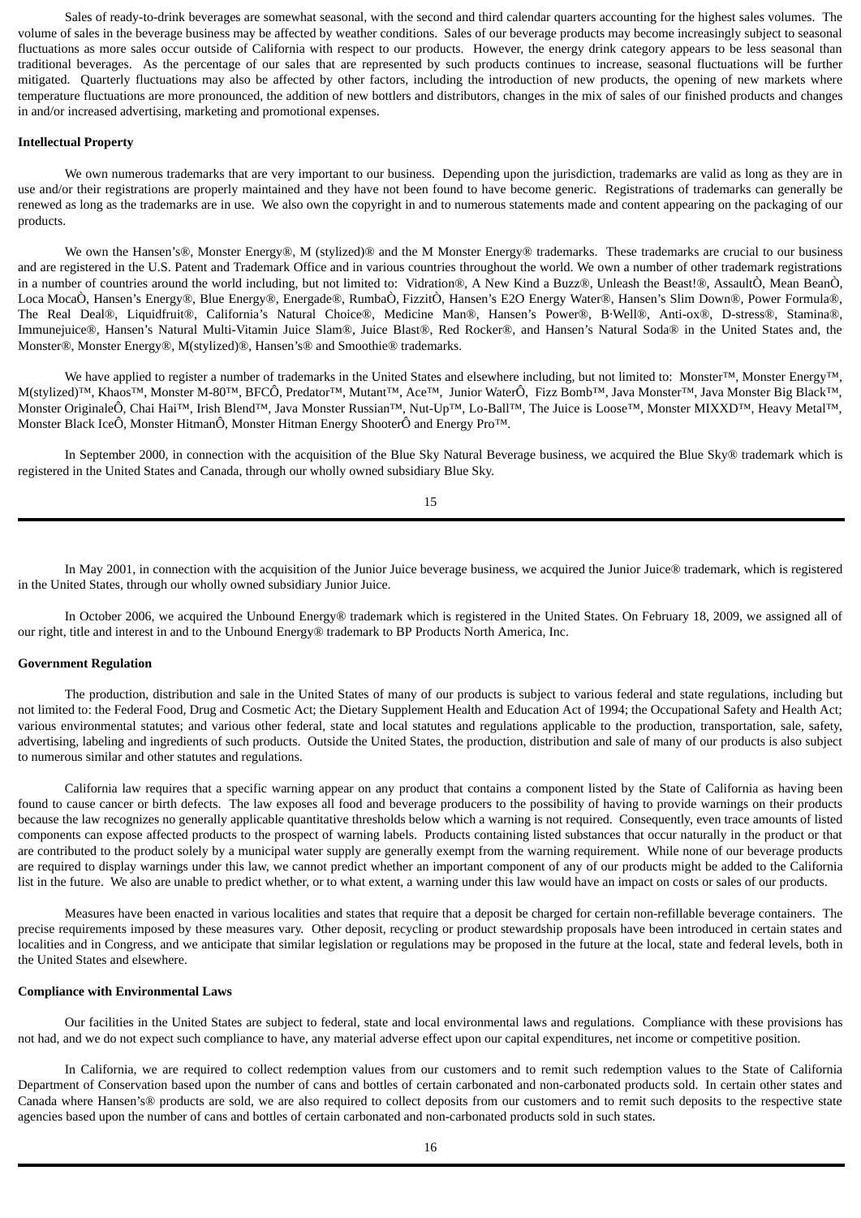Sales of ready-to-drink beverages are somewhat seasonal, with the second and third calendar quarters accounting for the highest sales volumes. The volume of sales in the beverage business may be affected by weather conditions. Sales of our beverage products may become increasingly subject to seasonal fluctuations as more sales occur outside of California with respect to our products. However, the energy drink category appears to be less seasonal than traditional beverages. As the percentage of our sales that are represented by such products continues to increase, seasonal fluctuations will be further mitigated. Quarterly fluctuations may also be affected by other factors, including the introduction of new products, the opening of new markets where temperature fluctuations are more pronounced, the addition of new bottlers and distributors, changes in the mix of sales of our finished products and changes in and/or increased advertising, marketing and promotional expenses.

**Intellectual Property**

We own numerous trademarks that are very important to our business. Depending upon the jurisdiction, trademarks are valid as long as they are in use and/or their registrations are properly maintained and they have not been found to have become generic. Registrations of trademarks can generally be renewed as long as the trademarks are in use. We also own the copyright in and to numerous statements made and content appearing on the packaging of our products.

We own the Hansen's®, Monster Energy®, M (stylized)® and the M Monster Energy® trademarks. These trademarks are crucial to our business and are registered in the U.S. Patent and Trademark Office and in various countries throughout the world. We own a number of other trademark registrations in a number of countries around the world including, but not limited to: Vidration®, A New Kind a Buzz®, Unleash the Beast!®, AssaultÒ, Mean BeanÒ, Loca MocaÒ, Hansen's Energy®, Blue Energy®, Energade®, RumbaÒ, FizzitÒ, Hansen's E2O Energy Water®, Hansen's Slim Down®, Power Formula®, The Real Deal®, Liquidfruit®, California's Natural Choice®, Medicine Man®, Hansen's Power®, B·Well®, Anti-ox®, D-stress®, Stamina®, Immunejuice®, Hansen's Natural Multi-Vitamin Juice Slam®, Juice Blast®, Red Rocker®, and Hansen's Natural Soda® in the United States and, the Monster®, Monster Energy®, M(stylized)®, Hansen's® and Smoothie® trademarks.

We have applied to register a number of trademarks in the United States and elsewhere including, but not limited to: Monster™, Monster Energy™, M(stylized)™, Khaos™, Monster M-80™, BFCÔ, Predator™, Mutant™, Ace™, Junior WaterÔ, Fizz Bomb™, Java Monster™, Java Monster Big Black™, Monster OriginaleÔ, Chai Hai™, Irish Blend™, Java Monster Russian™, Nut-Up™, Lo-Ball™, The Juice is Loose™, Monster MIXXD™, Heavy Metal™, Monster Black IceÔ, Monster HitmanÔ, Monster Hitman Energy ShooterÔ and Energy Pro™.

In September 2000, in connection with the acquisition of the Blue Sky Natural Beverage business, we acquired the Blue Sky® trademark which is registered in the United States and Canada, through our wholly owned subsidiary Blue Sky.

In May 2001, in connection with the acquisition of the Junior Juice beverage business, we acquired the Junior Juice® trademark, which is registered in the United States, through our wholly owned subsidiary Junior Juice.

In October 2006, we acquired the Unbound Energy® trademark which is registered in the United States. On February 18, 2009, we assigned all of our right, title and interest in and to the Unbound Energy® trademark to BP Products North America, Inc.

**Government Regulation**

The production, distribution and sale in the United States of many of our products is subject to various federal and state regulations, including but not limited to: the Federal Food, Drug and Cosmetic Act; the Dietary Supplement Health and Education Act of 1994; the Occupational Safety and Health Act; various environmental statutes; and various other federal, state and local statutes and regulations applicable to the production, transportation, sale, safety, advertising, labeling and ingredients of such products. Outside the United States, the production, distribution and sale of many of our products is also subject to numerous similar and other statutes and regulations.

California law requires that a specific warning appear on any product that contains a component listed by the State of California as having been found to cause cancer or birth defects. The law exposes all food and beverage producers to the possibility of having to provide warnings on their products because the law recognizes no generally applicable quantitative thresholds below which a warning is not required. Consequently, even trace amounts of listed components can expose affected products to the prospect of warning labels. Products containing listed substances that occur naturally in the product or that are contributed to the product solely by a municipal water supply are generally exempt from the warning requirement. While none of our beverage products are required to display warnings under this law, we cannot predict whether an important component of any of our products might be added to the California list in the future. We also are unable to predict whether, or to what extent, a warning under this law would have an impact on costs or sales of our products.

Measures have been enacted in various localities and states that require that a deposit be charged for certain non-refillable beverage containers. The precise requirements imposed by these measures vary. Other deposit, recycling or product stewardship proposals have been introduced in certain states and localities and in Congress, and we anticipate that similar legislation or regulations may be proposed in the future at the local, state and federal levels, both in the United States and elsewhere.

**Compliance with Environmental Laws**

Our facilities in the United States are subject to federal, state and local environmental laws and regulations. Compliance with these provisions has not had, and we do not expect such compliance to have, any material adverse effect upon our capital expenditures, net income or competitive position.

In California, we are required to collect redemption values from our customers and to remit such redemption values to the State of California Department of Conservation based upon the number of cans and bottles of certain carbonated and non-carbonated products sold. In certain other states and Canada where Hansen's® products are sold, we are also required to collect deposits from our customers and to remit such deposits to the respective state agencies based upon the number of cans and bottles of certain carbonated and non-carbonated products sold in such states.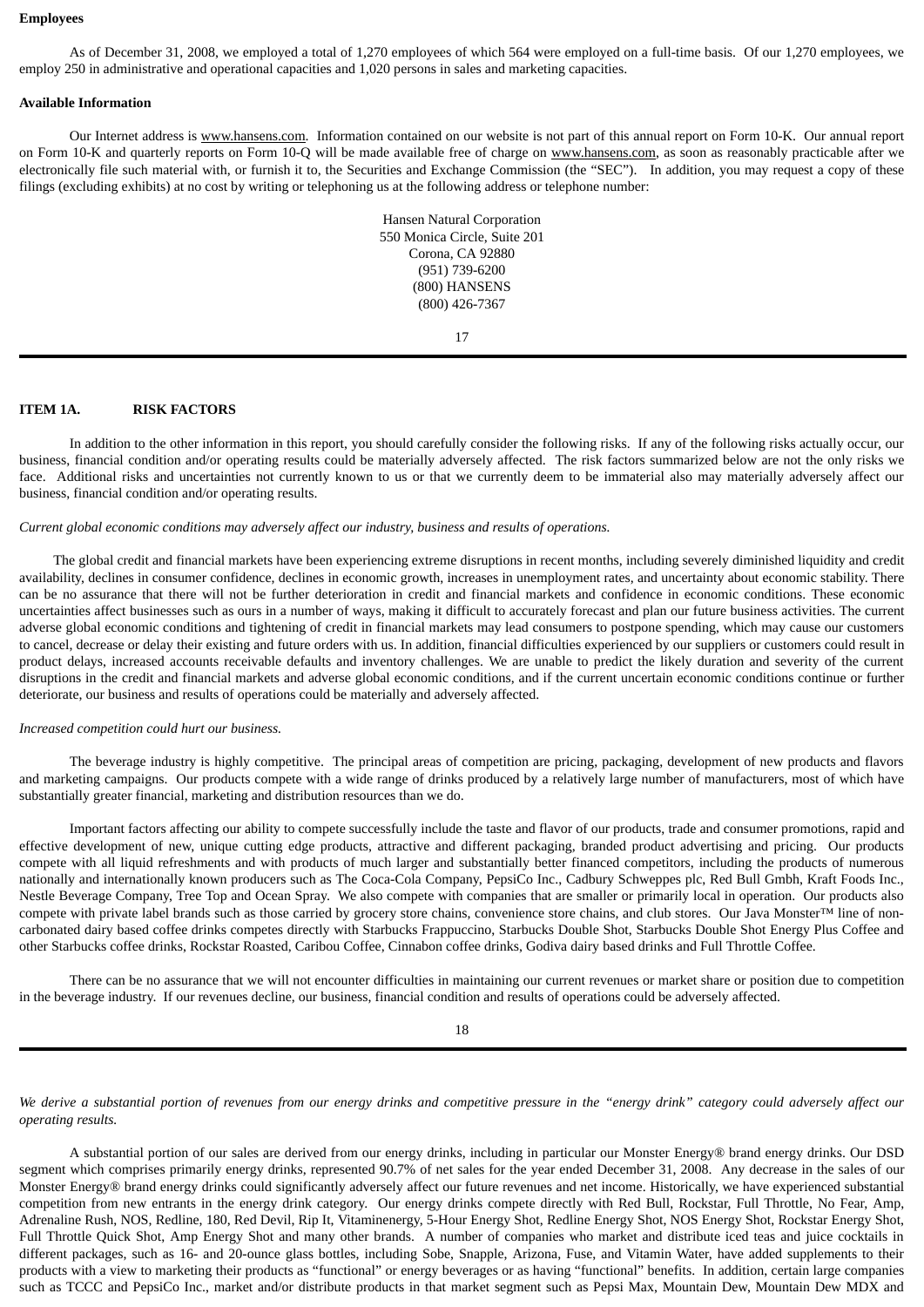**Employees**

As of December 31, 2008, we employed a total of 1,270 employees of which 564 were employed on a full-time basis. Of our 1,270 employees, we employ 250 in administrative and operational capacities and 1,020 persons in sales and marketing capacities.

**Available Information**

Our Internet address is www.hansens.com. Information contained on our website is not part of this annual report on Form 10-K. Our annual report on Form 10-K and quarterly reports on Form 10-Q will be made available free of charge on www.hansens.com, as soon as reasonably practicable after we electronically file such material with, or furnish it to, the Securities and Exchange Commission (the "SEC"). In addition, you may request a copy of these filings (excluding exhibits) at no cost by writing or telephoning us at the following address or telephone number:

Hansen Natural Corporation
550 Monica Circle, Suite 201
Corona, CA 92880
(951) 739-6200
(800) HANSENS
(800) 426-7367

## ITEM 1A. RISK FACTORS

In addition to the other information in this report, you should carefully consider the following risks. If any of the following risks actually occur, our business, financial condition and/or operating results could be materially adversely affected. The risk factors summarized below are not the only risks we face. Additional risks and uncertainties not currently known to us or that we currently deem to be immaterial also may materially adversely affect our business, financial condition and/or operating results.

*Current global economic conditions may adversely affect our industry, business and results of operations.*

The global credit and financial markets have been experiencing extreme disruptions in recent months, including severely diminished liquidity and credit availability, declines in consumer confidence, declines in economic growth, increases in unemployment rates, and uncertainty about economic stability. There can be no assurance that there will not be further deterioration in credit and financial markets and confidence in economic conditions. These economic uncertainties affect businesses such as ours in a number of ways, making it difficult to accurately forecast and plan our future business activities. The current adverse global economic conditions and tightening of credit in financial markets may lead consumers to postpone spending, which may cause our customers to cancel, decrease or delay their existing and future orders with us. In addition, financial difficulties experienced by our suppliers or customers could result in product delays, increased accounts receivable defaults and inventory challenges. We are unable to predict the likely duration and severity of the current disruptions in the credit and financial markets and adverse global economic conditions, and if the current uncertain economic conditions continue or further deteriorate, our business and results of operations could be materially and adversely affected.

*Increased competition could hurt our business.*

The beverage industry is highly competitive. The principal areas of competition are pricing, packaging, development of new products and flavors and marketing campaigns. Our products compete with a wide range of drinks produced by a relatively large number of manufacturers, most of which have substantially greater financial, marketing and distribution resources than we do.

Important factors affecting our ability to compete successfully include the taste and flavor of our products, trade and consumer promotions, rapid and effective development of new, unique cutting edge products, attractive and different packaging, branded product advertising and pricing. Our products compete with all liquid refreshments and with products of much larger and substantially better financed competitors, including the products of numerous nationally and internationally known producers such as The Coca-Cola Company, PepsiCo Inc., Cadbury Schweppes plc, Red Bull Gmbh, Kraft Foods Inc., Nestle Beverage Company, Tree Top and Ocean Spray. We also compete with companies that are smaller or primarily local in operation. Our products also compete with private label brands such as those carried by grocery store chains, convenience store chains, and club stores. Our Java Monster™ line of non-carbonated dairy based coffee drinks competes directly with Starbucks Frappuccino, Starbucks Double Shot, Starbucks Double Shot Energy Plus Coffee and other Starbucks coffee drinks, Rockstar Roasted, Caribou Coffee, Cinnabon coffee drinks, Godiva dairy based drinks and Full Throttle Coffee.

There can be no assurance that we will not encounter difficulties in maintaining our current revenues or market share or position due to competition in the beverage industry. If our revenues decline, our business, financial condition and results of operations could be adversely affected.

*We derive a substantial portion of revenues from our energy drinks and competitive pressure in the "energy drink" category could adversely affect our operating results.*

A substantial portion of our sales are derived from our energy drinks, including in particular our Monster Energy® brand energy drinks. Our DSD segment which comprises primarily energy drinks, represented 90.7% of net sales for the year ended December 31, 2008. Any decrease in the sales of our Monster Energy® brand energy drinks could significantly adversely affect our future revenues and net income. Historically, we have experienced substantial competition from new entrants in the energy drink category. Our energy drinks compete directly with Red Bull, Rockstar, Full Throttle, No Fear, Amp, Adrenaline Rush, NOS, Redline, 180, Red Devil, Rip It, Vitaminenergy, 5-Hour Energy Shot, Redline Energy Shot, NOS Energy Shot, Rockstar Energy Shot, Full Throttle Quick Shot, Amp Energy Shot and many other brands. A number of companies who market and distribute iced teas and juice cocktails in different packages, such as 16- and 20-ounce glass bottles, including Sobe, Snapple, Arizona, Fuse, and Vitamin Water, have added supplements to their products with a view to marketing their products as "functional" or energy beverages or as having "functional" benefits. In addition, certain large companies such as TCCC and PepsiCo Inc., market and/or distribute products in that market segment such as Pepsi Max, Mountain Dew, Mountain Dew MDX and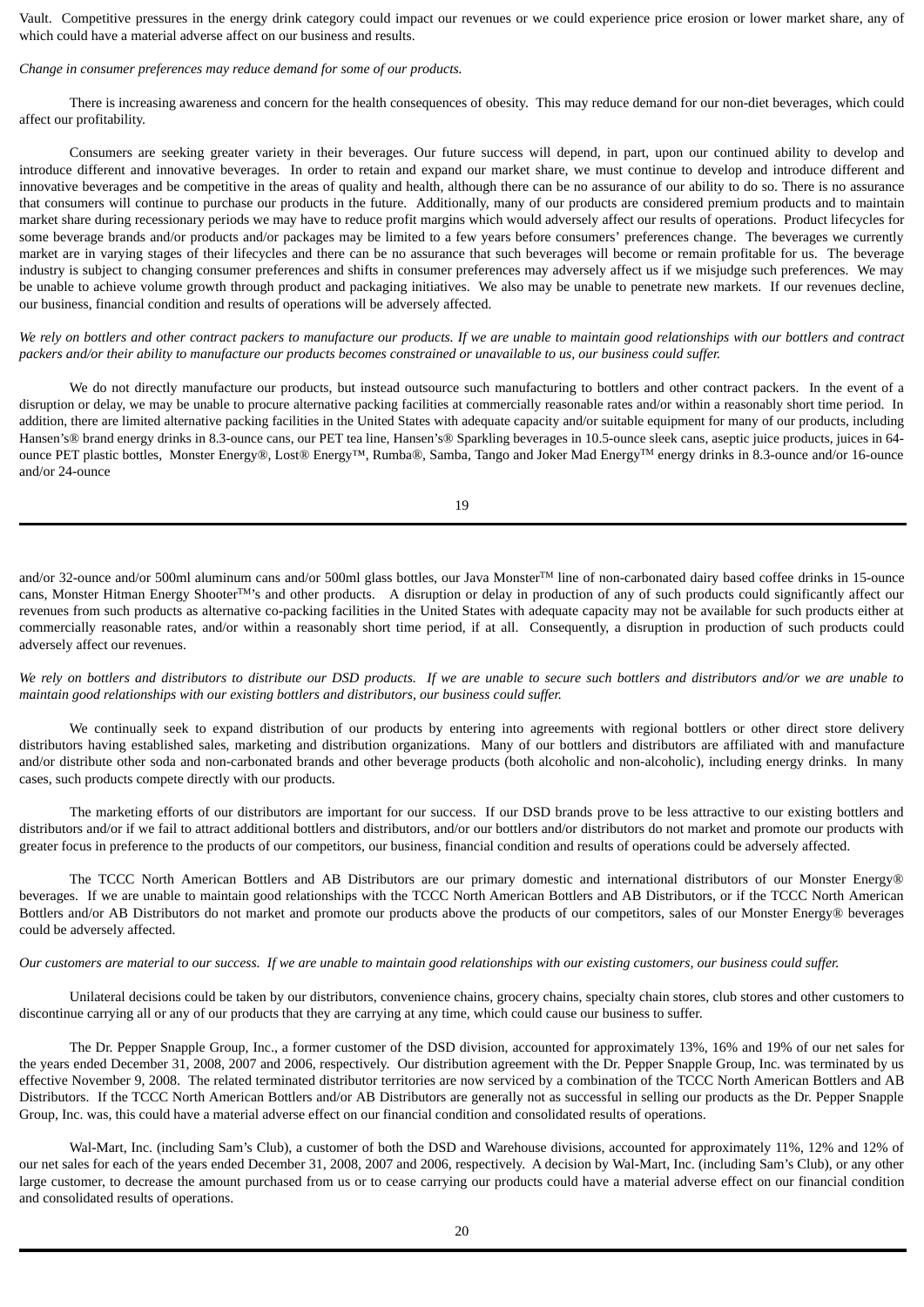Vault. Competitive pressures in the energy drink category could impact our revenues or we could experience price erosion or lower market share, any of which could have a material adverse affect on our business and results.

*Change in consumer preferences may reduce demand for some of our products.*

There is increasing awareness and concern for the health consequences of obesity. This may reduce demand for our non-diet beverages, which could affect our profitability.

Consumers are seeking greater variety in their beverages. Our future success will depend, in part, upon our continued ability to develop and introduce different and innovative beverages. In order to retain and expand our market share, we must continue to develop and introduce different and innovative beverages and be competitive in the areas of quality and health, although there can be no assurance of our ability to do so. There is no assurance that consumers will continue to purchase our products in the future. Additionally, many of our products are considered premium products and to maintain market share during recessionary periods we may have to reduce profit margins which would adversely affect our results of operations. Product lifecycles for some beverage brands and/or products and/or packages may be limited to a few years before consumers' preferences change. The beverages we currently market are in varying stages of their lifecycles and there can be no assurance that such beverages will become or remain profitable for us. The beverage industry is subject to changing consumer preferences and shifts in consumer preferences may adversely affect us if we misjudge such preferences. We may be unable to achieve volume growth through product and packaging initiatives. We also may be unable to penetrate new markets. If our revenues decline, our business, financial condition and results of operations will be adversely affected.

*We rely on bottlers and other contract packers to manufacture our products. If we are unable to maintain good relationships with our bottlers and contract packers and/or their ability to manufacture our products becomes constrained or unavailable to us, our business could suffer.*

We do not directly manufacture our products, but instead outsource such manufacturing to bottlers and other contract packers. In the event of a disruption or delay, we may be unable to procure alternative packing facilities at commercially reasonable rates and/or within a reasonably short time period. In addition, there are limited alternative packing facilities in the United States with adequate capacity and/or suitable equipment for many of our products, including Hansen's® brand energy drinks in 8.3-ounce cans, our PET tea line, Hansen's® Sparkling beverages in 10.5-ounce sleek cans, aseptic juice products, juices in 64-ounce PET plastic bottles, Monster Energy®, Lost® Energy™, Rumba®, Samba, Tango and Joker Mad Energy™ energy drinks in 8.3-ounce and/or 16-ounce and/or 24-ounce and/or 32-ounce and/or 500ml aluminum cans and/or 500ml glass bottles, our Java Monster™ line of non-carbonated dairy based coffee drinks in 15-ounce cans, Monster Hitman Energy Shooter™'s and other products. A disruption or delay in production of any of such products could significantly affect our revenues from such products as alternative co-packing facilities in the United States with adequate capacity may not be available for such products either at commercially reasonable rates, and/or within a reasonably short time period, if at all. Consequently, a disruption in production of such products could adversely affect our revenues.

*We rely on bottlers and distributors to distribute our DSD products. If we are unable to secure such bottlers and distributors and/or we are unable to maintain good relationships with our existing bottlers and distributors, our business could suffer.*

We continually seek to expand distribution of our products by entering into agreements with regional bottlers or other direct store delivery distributors having established sales, marketing and distribution organizations. Many of our bottlers and distributors are affiliated with and manufacture and/or distribute other soda and non-carbonated brands and other beverage products (both alcoholic and non-alcoholic), including energy drinks. In many cases, such products compete directly with our products.

The marketing efforts of our distributors are important for our success. If our DSD brands prove to be less attractive to our existing bottlers and distributors and/or if we fail to attract additional bottlers and distributors, and/or our bottlers and/or distributors do not market and promote our products with greater focus in preference to the products of our competitors, our business, financial condition and results of operations could be adversely affected.

The TCCC North American Bottlers and AB Distributors are our primary domestic and international distributors of our Monster Energy® beverages. If we are unable to maintain good relationships with the TCCC North American Bottlers and AB Distributors, or if the TCCC North American Bottlers and/or AB Distributors do not market and promote our products above the products of our competitors, sales of our Monster Energy® beverages could be adversely affected.

*Our customers are material to our success. If we are unable to maintain good relationships with our existing customers, our business could suffer.*

Unilateral decisions could be taken by our distributors, convenience chains, grocery chains, specialty chain stores, club stores and other customers to discontinue carrying all or any of our products that they are carrying at any time, which could cause our business to suffer.

The Dr. Pepper Snapple Group, Inc., a former customer of the DSD division, accounted for approximately 13%, 16% and 19% of our net sales for the years ended December 31, 2008, 2007 and 2006, respectively. Our distribution agreement with the Dr. Pepper Snapple Group, Inc. was terminated by us effective November 9, 2008. The related terminated distributor territories are now serviced by a combination of the TCCC North American Bottlers and AB Distributors. If the TCCC North American Bottlers and/or AB Distributors are generally not as successful in selling our products as the Dr. Pepper Snapple Group, Inc. was, this could have a material adverse effect on our financial condition and consolidated results of operations.

Wal-Mart, Inc. (including Sam's Club), a customer of both the DSD and Warehouse divisions, accounted for approximately 11%, 12% and 12% of our net sales for each of the years ended December 31, 2008, 2007 and 2006, respectively. A decision by Wal-Mart, Inc. (including Sam's Club), or any other large customer, to decrease the amount purchased from us or to cease carrying our products could have a material adverse effect on our financial condition and consolidated results of operations.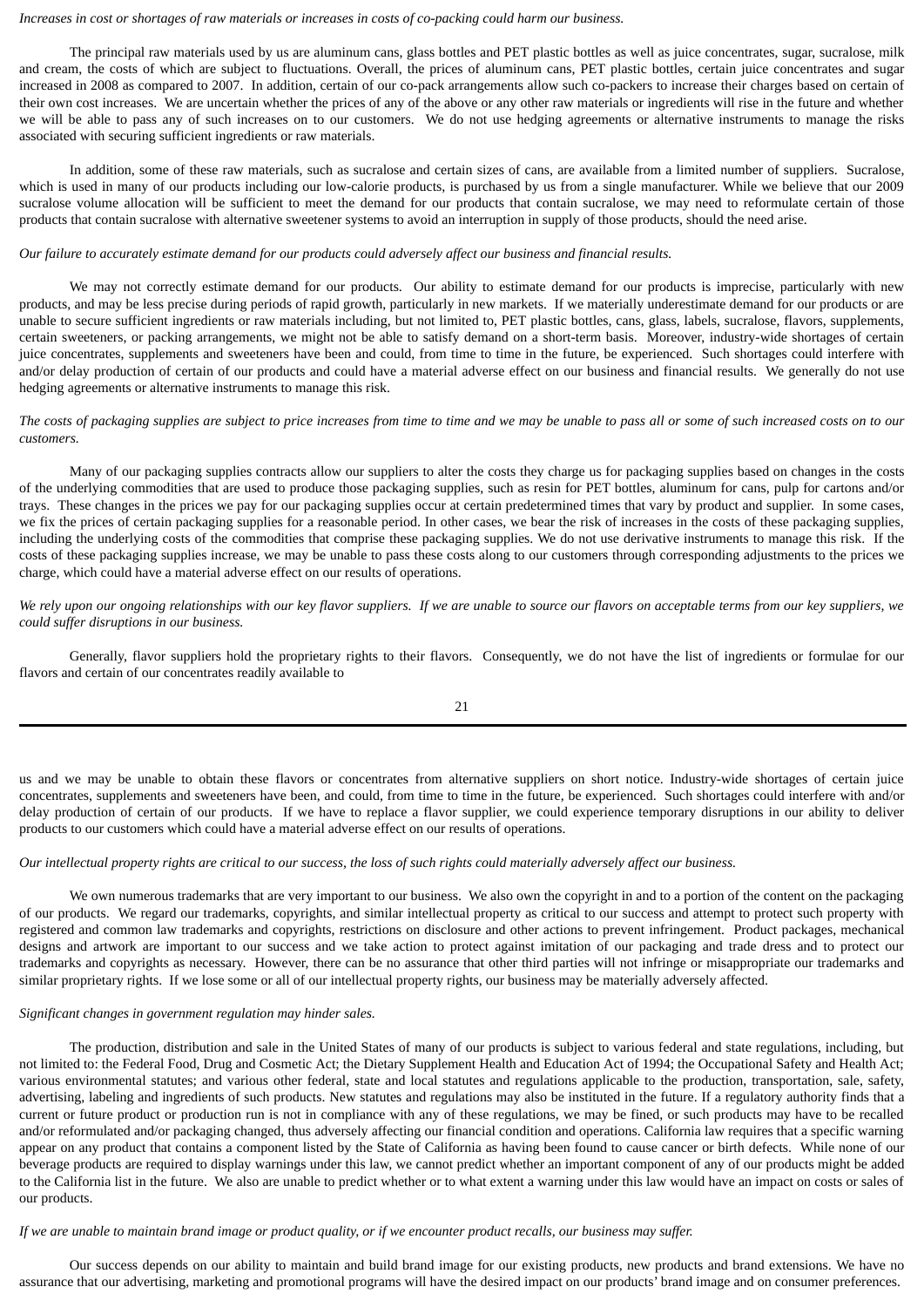*Increases in cost or shortages of raw materials or increases in costs of co-packing could harm our business.*

The principal raw materials used by us are aluminum cans, glass bottles and PET plastic bottles as well as juice concentrates, sugar, sucralose, milk and cream, the costs of which are subject to fluctuations. Overall, the prices of aluminum cans, PET plastic bottles, certain juice concentrates and sugar increased in 2008 as compared to 2007. In addition, certain of our co-pack arrangements allow such co-packers to increase their charges based on certain of their own cost increases. We are uncertain whether the prices of any of the above or any other raw materials or ingredients will rise in the future and whether we will be able to pass any of such increases on to our customers. We do not use hedging agreements or alternative instruments to manage the risks associated with securing sufficient ingredients or raw materials.

In addition, some of these raw materials, such as sucralose and certain sizes of cans, are available from a limited number of suppliers. Sucralose, which is used in many of our products including our low-calorie products, is purchased by us from a single manufacturer. While we believe that our 2009 sucralose volume allocation will be sufficient to meet the demand for our products that contain sucralose, we may need to reformulate certain of those products that contain sucralose with alternative sweetener systems to avoid an interruption in supply of those products, should the need arise.

*Our failure to accurately estimate demand for our products could adversely affect our business and financial results.*

We may not correctly estimate demand for our products. Our ability to estimate demand for our products is imprecise, particularly with new products, and may be less precise during periods of rapid growth, particularly in new markets. If we materially underestimate demand for our products or are unable to secure sufficient ingredients or raw materials including, but not limited to, PET plastic bottles, cans, glass, labels, sucralose, flavors, supplements, certain sweeteners, or packing arrangements, we might not be able to satisfy demand on a short-term basis. Moreover, industry-wide shortages of certain juice concentrates, supplements and sweeteners have been and could, from time to time in the future, be experienced. Such shortages could interfere with and/or delay production of certain of our products and could have a material adverse effect on our business and financial results. We generally do not use hedging agreements or alternative instruments to manage this risk.

*The costs of packaging supplies are subject to price increases from time to time and we may be unable to pass all or some of such increased costs on to our customers.*

Many of our packaging supplies contracts allow our suppliers to alter the costs they charge us for packaging supplies based on changes in the costs of the underlying commodities that are used to produce those packaging supplies, such as resin for PET bottles, aluminum for cans, pulp for cartons and/or trays. These changes in the prices we pay for our packaging supplies occur at certain predetermined times that vary by product and supplier. In some cases, we fix the prices of certain packaging supplies for a reasonable period. In other cases, we bear the risk of increases in the costs of these packaging supplies, including the underlying costs of the commodities that comprise these packaging supplies. We do not use derivative instruments to manage this risk. If the costs of these packaging supplies increase, we may be unable to pass these costs along to our customers through corresponding adjustments to the prices we charge, which could have a material adverse effect on our results of operations.

*We rely upon our ongoing relationships with our key flavor suppliers. If we are unable to source our flavors on acceptable terms from our key suppliers, we could suffer disruptions in our business.*

Generally, flavor suppliers hold the proprietary rights to their flavors. Consequently, we do not have the list of ingredients or formulae for our flavors and certain of our concentrates readily available to us and we may be unable to obtain these flavors or concentrates from alternative suppliers on short notice. Industry-wide shortages of certain juice concentrates, supplements and sweeteners have been, and could, from time to time in the future, be experienced. Such shortages could interfere with and/or delay production of certain of our products. If we have to replace a flavor supplier, we could experience temporary disruptions in our ability to deliver products to our customers which could have a material adverse effect on our results of operations.

*Our intellectual property rights are critical to our success, the loss of such rights could materially adversely affect our business.*

We own numerous trademarks that are very important to our business. We also own the copyright in and to a portion of the content on the packaging of our products. We regard our trademarks, copyrights, and similar intellectual property as critical to our success and attempt to protect such property with registered and common law trademarks and copyrights, restrictions on disclosure and other actions to prevent infringement. Product packages, mechanical designs and artwork are important to our success and we take action to protect against imitation of our packaging and trade dress and to protect our trademarks and copyrights as necessary. However, there can be no assurance that other third parties will not infringe or misappropriate our trademarks and similar proprietary rights. If we lose some or all of our intellectual property rights, our business may be materially adversely affected.

*Significant changes in government regulation may hinder sales.*

The production, distribution and sale in the United States of many of our products is subject to various federal and state regulations, including, but not limited to: the Federal Food, Drug and Cosmetic Act; the Dietary Supplement Health and Education Act of 1994; the Occupational Safety and Health Act; various environmental statutes; and various other federal, state and local statutes and regulations applicable to the production, transportation, sale, safety, advertising, labeling and ingredients of such products. New statutes and regulations may also be instituted in the future. If a regulatory authority finds that a current or future product or production run is not in compliance with any of these regulations, we may be fined, or such products may have to be recalled and/or reformulated and/or packaging changed, thus adversely affecting our financial condition and operations. California law requires that a specific warning appear on any product that contains a component listed by the State of California as having been found to cause cancer or birth defects. While none of our beverage products are required to display warnings under this law, we cannot predict whether an important component of any of our products might be added to the California list in the future. We also are unable to predict whether or to what extent a warning under this law would have an impact on costs or sales of our products.

*If we are unable to maintain brand image or product quality, or if we encounter product recalls, our business may suffer.*

Our success depends on our ability to maintain and build brand image for our existing products, new products and brand extensions. We have no assurance that our advertising, marketing and promotional programs will have the desired impact on our products' brand image and on consumer preferences.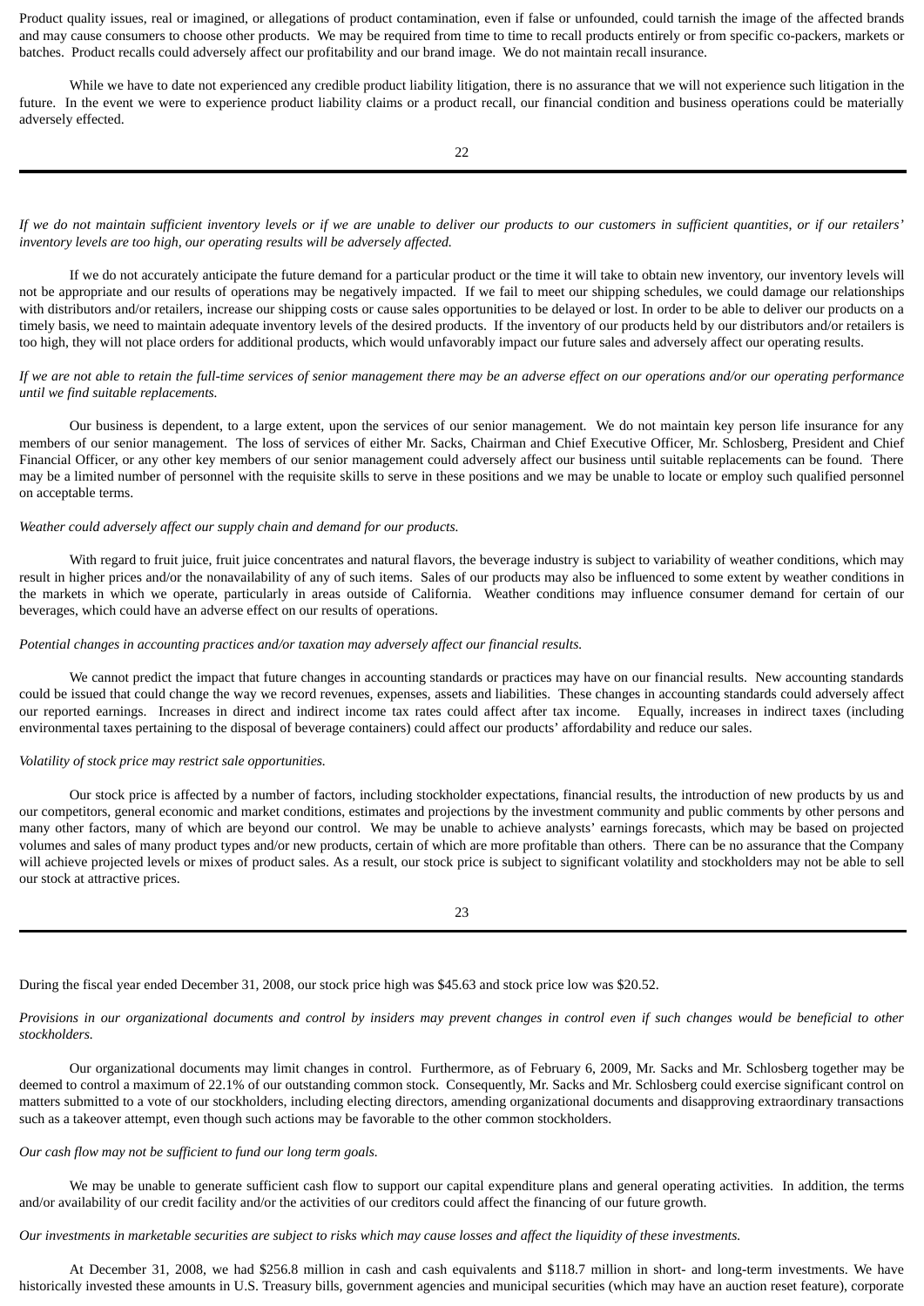Product quality issues, real or imagined, or allegations of product contamination, even if false or unfounded, could tarnish the image of the affected brands and may cause consumers to choose other products. We may be required from time to time to recall products entirely or from specific co-packers, markets or batches. Product recalls could adversely affect our profitability and our brand image. We do not maintain recall insurance.

While we have to date not experienced any credible product liability litigation, there is no assurance that we will not experience such litigation in the future. In the event we were to experience product liability claims or a product recall, our financial condition and business operations could be materially adversely effected.

*If we do not maintain sufficient inventory levels or if we are unable to deliver our products to our customers in sufficient quantities, or if our retailers' inventory levels are too high, our operating results will be adversely affected.*

If we do not accurately anticipate the future demand for a particular product or the time it will take to obtain new inventory, our inventory levels will not be appropriate and our results of operations may be negatively impacted. If we fail to meet our shipping schedules, we could damage our relationships with distributors and/or retailers, increase our shipping costs or cause sales opportunities to be delayed or lost. In order to be able to deliver our products on a timely basis, we need to maintain adequate inventory levels of the desired products. If the inventory of our products held by our distributors and/or retailers is too high, they will not place orders for additional products, which would unfavorably impact our future sales and adversely affect our operating results.

*If we are not able to retain the full-time services of senior management there may be an adverse effect on our operations and/or our operating performance until we find suitable replacements.*

Our business is dependent, to a large extent, upon the services of our senior management. We do not maintain key person life insurance for any members of our senior management. The loss of services of either Mr. Sacks, Chairman and Chief Executive Officer, Mr. Schlosberg, President and Chief Financial Officer, or any other key members of our senior management could adversely affect our business until suitable replacements can be found. There may be a limited number of personnel with the requisite skills to serve in these positions and we may be unable to locate or employ such qualified personnel on acceptable terms.

*Weather could adversely affect our supply chain and demand for our products.*

With regard to fruit juice, fruit juice concentrates and natural flavors, the beverage industry is subject to variability of weather conditions, which may result in higher prices and/or the nonavailability of any of such items. Sales of our products may also be influenced to some extent by weather conditions in the markets in which we operate, particularly in areas outside of California. Weather conditions may influence consumer demand for certain of our beverages, which could have an adverse effect on our results of operations.

*Potential changes in accounting practices and/or taxation may adversely affect our financial results.*

We cannot predict the impact that future changes in accounting standards or practices may have on our financial results. New accounting standards could be issued that could change the way we record revenues, expenses, assets and liabilities. These changes in accounting standards could adversely affect our reported earnings. Increases in direct and indirect income tax rates could affect after tax income. Equally, increases in indirect taxes (including environmental taxes pertaining to the disposal of beverage containers) could affect our products' affordability and reduce our sales.

*Volatility of stock price may restrict sale opportunities.*

Our stock price is affected by a number of factors, including stockholder expectations, financial results, the introduction of new products by us and our competitors, general economic and market conditions, estimates and projections by the investment community and public comments by other persons and many other factors, many of which are beyond our control. We may be unable to achieve analysts' earnings forecasts, which may be based on projected volumes and sales of many product types and/or new products, certain of which are more profitable than others. There can be no assurance that the Company will achieve projected levels or mixes of product sales. As a result, our stock price is subject to significant volatility and stockholders may not be able to sell our stock at attractive prices.

During the fiscal year ended December 31, 2008, our stock price high was $45.63 and stock price low was $20.52.

*Provisions in our organizational documents and control by insiders may prevent changes in control even if such changes would be beneficial to other stockholders.*

Our organizational documents may limit changes in control. Furthermore, as of February 6, 2009, Mr. Sacks and Mr. Schlosberg together may be deemed to control a maximum of 22.1% of our outstanding common stock. Consequently, Mr. Sacks and Mr. Schlosberg could exercise significant control on matters submitted to a vote of our stockholders, including electing directors, amending organizational documents and disapproving extraordinary transactions such as a takeover attempt, even though such actions may be favorable to the other common stockholders.

*Our cash flow may not be sufficient to fund our long term goals.*

We may be unable to generate sufficient cash flow to support our capital expenditure plans and general operating activities. In addition, the terms and/or availability of our credit facility and/or the activities of our creditors could affect the financing of our future growth.

*Our investments in marketable securities are subject to risks which may cause losses and affect the liquidity of these investments.*

At December 31, 2008, we had $256.8 million in cash and cash equivalents and $118.7 million in short- and long-term investments. We have historically invested these amounts in U.S. Treasury bills, government agencies and municipal securities (which may have an auction reset feature), corporate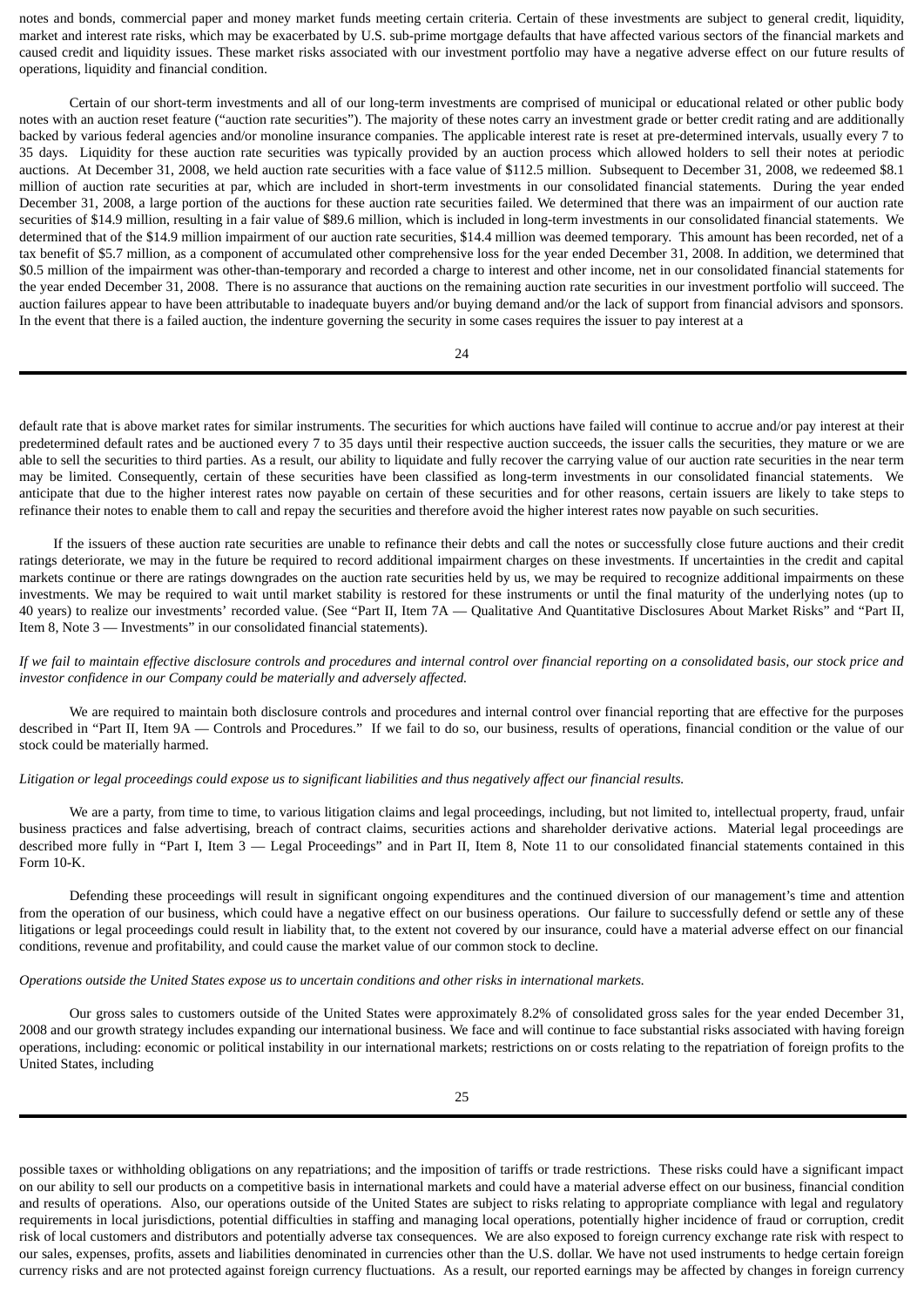notes and bonds, commercial paper and money market funds meeting certain criteria. Certain of these investments are subject to general credit, liquidity, market and interest rate risks, which may be exacerbated by U.S. sub-prime mortgage defaults that have affected various sectors of the financial markets and caused credit and liquidity issues. These market risks associated with our investment portfolio may have a negative adverse effect on our future results of operations, liquidity and financial condition.

Certain of our short-term investments and all of our long-term investments are comprised of municipal or educational related or other public body notes with an auction reset feature ("auction rate securities"). The majority of these notes carry an investment grade or better credit rating and are additionally backed by various federal agencies and/or monoline insurance companies. The applicable interest rate is reset at pre-determined intervals, usually every 7 to 35 days. Liquidity for these auction rate securities was typically provided by an auction process which allowed holders to sell their notes at periodic auctions. At December 31, 2008, we held auction rate securities with a face value of $112.5 million. Subsequent to December 31, 2008, we redeemed $8.1 million of auction rate securities at par, which are included in short-term investments in our consolidated financial statements. During the year ended December 31, 2008, a large portion of the auctions for these auction rate securities failed. We determined that there was an impairment of our auction rate securities of $14.9 million, resulting in a fair value of $89.6 million, which is included in long-term investments in our consolidated financial statements. We determined that of the $14.9 million impairment of our auction rate securities, $14.4 million was deemed temporary. This amount has been recorded, net of a tax benefit of $5.7 million, as a component of accumulated other comprehensive loss for the year ended December 31, 2008. In addition, we determined that $0.5 million of the impairment was other-than-temporary and recorded a charge to interest and other income, net in our consolidated financial statements for the year ended December 31, 2008. There is no assurance that auctions on the remaining auction rate securities in our investment portfolio will succeed. The auction failures appear to have been attributable to inadequate buyers and/or buying demand and/or the lack of support from financial advisors and sponsors. In the event that there is a failed auction, the indenture governing the security in some cases requires the issuer to pay interest at a default rate that is above market rates for similar instruments. The securities for which auctions have failed will continue to accrue and/or pay interest at their predetermined default rates and be auctioned every 7 to 35 days until their respective auction succeeds, the issuer calls the securities, they mature or we are able to sell the securities to third parties. As a result, our ability to liquidate and fully recover the carrying value of our auction rate securities in the near term may be limited. Consequently, certain of these securities have been classified as long-term investments in our consolidated financial statements. We anticipate that due to the higher interest rates now payable on certain of these securities and for other reasons, certain issuers are likely to take steps to refinance their notes to enable them to call and repay the securities and therefore avoid the higher interest rates now payable on such securities.

If the issuers of these auction rate securities are unable to refinance their debts and call the notes or successfully close future auctions and their credit ratings deteriorate, we may in the future be required to record additional impairment charges on these investments. If uncertainties in the credit and capital markets continue or there are ratings downgrades on the auction rate securities held by us, we may be required to recognize additional impairments on these investments. We may be required to wait until market stability is restored for these instruments or until the final maturity of the underlying notes (up to 40 years) to realize our investments' recorded value. (See "Part II, Item 7A — Qualitative And Quantitative Disclosures About Market Risks" and "Part II, Item 8, Note 3 — Investments" in our consolidated financial statements).

*If we fail to maintain effective disclosure controls and procedures and internal control over financial reporting on a consolidated basis, our stock price and investor confidence in our Company could be materially and adversely affected.*

We are required to maintain both disclosure controls and procedures and internal control over financial reporting that are effective for the purposes described in "Part II, Item 9A — Controls and Procedures." If we fail to do so, our business, results of operations, financial condition or the value of our stock could be materially harmed.

*Litigation or legal proceedings could expose us to significant liabilities and thus negatively affect our financial results.*

We are a party, from time to time, to various litigation claims and legal proceedings, including, but not limited to, intellectual property, fraud, unfair business practices and false advertising, breach of contract claims, securities actions and shareholder derivative actions. Material legal proceedings are described more fully in "Part I, Item 3 — Legal Proceedings" and in Part II, Item 8, Note 11 to our consolidated financial statements contained in this Form 10-K.

Defending these proceedings will result in significant ongoing expenditures and the continued diversion of our management's time and attention from the operation of our business, which could have a negative effect on our business operations. Our failure to successfully defend or settle any of these litigations or legal proceedings could result in liability that, to the extent not covered by our insurance, could have a material adverse effect on our financial conditions, revenue and profitability, and could cause the market value of our common stock to decline.

*Operations outside the United States expose us to uncertain conditions and other risks in international markets.*

Our gross sales to customers outside of the United States were approximately 8.2% of consolidated gross sales for the year ended December 31, 2008 and our growth strategy includes expanding our international business. We face and will continue to face substantial risks associated with having foreign operations, including: economic or political instability in our international markets; restrictions on or costs relating to the repatriation of foreign profits to the United States, including possible taxes or withholding obligations on any repatriations; and the imposition of tariffs or trade restrictions. These risks could have a significant impact on our ability to sell our products on a competitive basis in international markets and could have a material adverse effect on our business, financial condition and results of operations. Also, our operations outside of the United States are subject to risks relating to appropriate compliance with legal and regulatory requirements in local jurisdictions, potential difficulties in staffing and managing local operations, potentially higher incidence of fraud or corruption, credit risk of local customers and distributors and potentially adverse tax consequences. We are also exposed to foreign currency exchange rate risk with respect to our sales, expenses, profits, assets and liabilities denominated in currencies other than the U.S. dollar. We have not used instruments to hedge certain foreign currency risks and are not protected against foreign currency fluctuations. As a result, our reported earnings may be affected by changes in foreign currency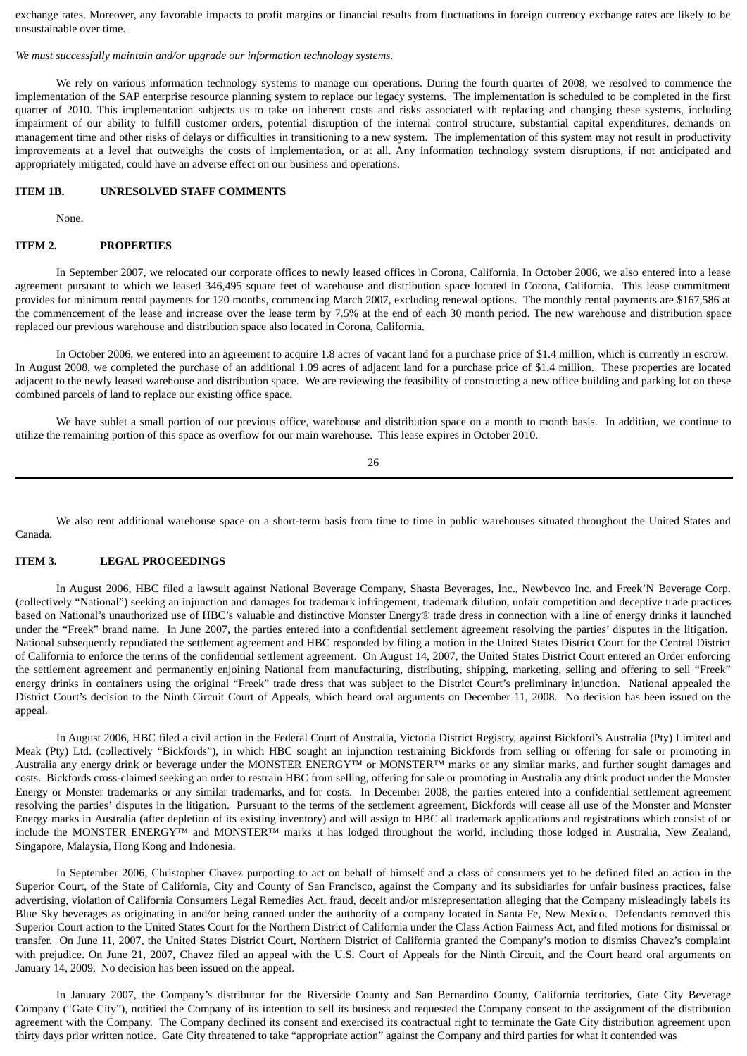exchange rates. Moreover, any favorable impacts to profit margins or financial results from fluctuations in foreign currency exchange rates are likely to be unsustainable over time.

*We must successfully maintain and/or upgrade our information technology systems.*

We rely on various information technology systems to manage our operations. During the fourth quarter of 2008, we resolved to commence the implementation of the SAP enterprise resource planning system to replace our legacy systems. The implementation is scheduled to be completed in the first quarter of 2010. This implementation subjects us to take on inherent costs and risks associated with replacing and changing these systems, including impairment of our ability to fulfill customer orders, potential disruption of the internal control structure, substantial capital expenditures, demands on management time and other risks of delays or difficulties in transitioning to a new system. The implementation of this system may not result in productivity improvements at a level that outweighs the costs of implementation, or at all. Any information technology system disruptions, if not anticipated and appropriately mitigated, could have an adverse effect on our business and operations.

## ITEM 1B. UNRESOLVED STAFF COMMENTS

None.

## ITEM 2. PROPERTIES

In September 2007, we relocated our corporate offices to newly leased offices in Corona, California. In October 2006, we also entered into a lease agreement pursuant to which we leased 346,495 square feet of warehouse and distribution space located in Corona, California. This lease commitment provides for minimum rental payments for 120 months, commencing March 2007, excluding renewal options. The monthly rental payments are $167,586 at the commencement of the lease and increase over the lease term by 7.5% at the end of each 30 month period. The new warehouse and distribution space replaced our previous warehouse and distribution space also located in Corona, California.

In October 2006, we entered into an agreement to acquire 1.8 acres of vacant land for a purchase price of $1.4 million, which is currently in escrow. In August 2008, we completed the purchase of an additional 1.09 acres of adjacent land for a purchase price of $1.4 million. These properties are located adjacent to the newly leased warehouse and distribution space. We are reviewing the feasibility of constructing a new office building and parking lot on these combined parcels of land to replace our existing office space.

We have sublet a small portion of our previous office, warehouse and distribution space on a month to month basis. In addition, we continue to utilize the remaining portion of this space as overflow for our main warehouse. This lease expires in October 2010.

We also rent additional warehouse space on a short-term basis from time to time in public warehouses situated throughout the United States and Canada.

## ITEM 3. LEGAL PROCEEDINGS

In August 2006, HBC filed a lawsuit against National Beverage Company, Shasta Beverages, Inc., Newbevco Inc. and Freek'N Beverage Corp. (collectively "National") seeking an injunction and damages for trademark infringement, trademark dilution, unfair competition and deceptive trade practices based on National's unauthorized use of HBC's valuable and distinctive Monster Energy® trade dress in connection with a line of energy drinks it launched under the "Freek" brand name. In June 2007, the parties entered into a confidential settlement agreement resolving the parties' disputes in the litigation. National subsequently repudiated the settlement agreement and HBC responded by filing a motion in the United States District Court for the Central District of California to enforce the terms of the confidential settlement agreement. On August 14, 2007, the United States District Court entered an Order enforcing the settlement agreement and permanently enjoining National from manufacturing, distributing, shipping, marketing, selling and offering to sell "Freek" energy drinks in containers using the original "Freek" trade dress that was subject to the District Court's preliminary injunction. National appealed the District Court's decision to the Ninth Circuit Court of Appeals, which heard oral arguments on December 11, 2008. No decision has been issued on the appeal.

In August 2006, HBC filed a civil action in the Federal Court of Australia, Victoria District Registry, against Bickford's Australia (Pty) Limited and Meak (Pty) Ltd. (collectively "Bickfords"), in which HBC sought an injunction restraining Bickfords from selling or offering for sale or promoting in Australia any energy drink or beverage under the MONSTER ENERGY™ or MONSTER™ marks or any similar marks, and further sought damages and costs. Bickfords cross-claimed seeking an order to restrain HBC from selling, offering for sale or promoting in Australia any drink product under the Monster Energy or Monster trademarks or any similar trademarks, and for costs. In December 2008, the parties entered into a confidential settlement agreement resolving the parties' disputes in the litigation. Pursuant to the terms of the settlement agreement, Bickfords will cease all use of the Monster and Monster Energy marks in Australia (after depletion of its existing inventory) and will assign to HBC all trademark applications and registrations which consist of or include the MONSTER ENERGY™ and MONSTER™ marks it has lodged throughout the world, including those lodged in Australia, New Zealand, Singapore, Malaysia, Hong Kong and Indonesia.

In September 2006, Christopher Chavez purporting to act on behalf of himself and a class of consumers yet to be defined filed an action in the Superior Court, of the State of California, City and County of San Francisco, against the Company and its subsidiaries for unfair business practices, false advertising, violation of California Consumers Legal Remedies Act, fraud, deceit and/or misrepresentation alleging that the Company misleadingly labels its Blue Sky beverages as originating in and/or being canned under the authority of a company located in Santa Fe, New Mexico. Defendants removed this Superior Court action to the United States Court for the Northern District of California under the Class Action Fairness Act, and filed motions for dismissal or transfer. On June 11, 2007, the United States District Court, Northern District of California granted the Company's motion to dismiss Chavez's complaint with prejudice. On June 21, 2007, Chavez filed an appeal with the U.S. Court of Appeals for the Ninth Circuit, and the Court heard oral arguments on January 14, 2009. No decision has been issued on the appeal.

In January 2007, the Company's distributor for the Riverside County and San Bernardino County, California territories, Gate City Beverage Company ("Gate City"), notified the Company of its intention to sell its business and requested the Company consent to the assignment of the distribution agreement with the Company. The Company declined its consent and exercised its contractual right to terminate the Gate City distribution agreement upon thirty days prior written notice. Gate City threatened to take "appropriate action" against the Company and third parties for what it contended was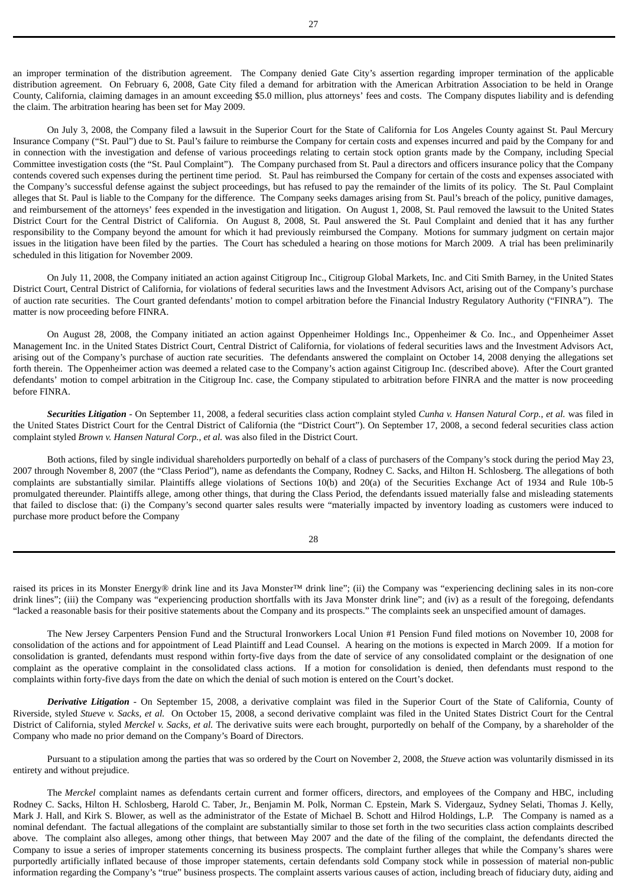an improper termination of the distribution agreement. The Company denied Gate City's assertion regarding improper termination of the applicable distribution agreement. On February 6, 2008, Gate City filed a demand for arbitration with the American Arbitration Association to be held in Orange County, California, claiming damages in an amount exceeding $5.0 million, plus attorneys' fees and costs. The Company disputes liability and is defending the claim. The arbitration hearing has been set for May 2009.

On July 3, 2008, the Company filed a lawsuit in the Superior Court for the State of California for Los Angeles County against St. Paul Mercury Insurance Company ("St. Paul") due to St. Paul's failure to reimburse the Company for certain costs and expenses incurred and paid by the Company for and in connection with the investigation and defense of various proceedings relating to certain stock option grants made by the Company, including Special Committee investigation costs (the "St. Paul Complaint"). The Company purchased from St. Paul a directors and officers insurance policy that the Company contends covered such expenses during the pertinent time period. St. Paul has reimbursed the Company for certain of the costs and expenses associated with the Company's successful defense against the subject proceedings, but has refused to pay the remainder of the limits of its policy. The St. Paul Complaint alleges that St. Paul is liable to the Company for the difference. The Company seeks damages arising from St. Paul's breach of the policy, punitive damages, and reimbursement of the attorneys' fees expended in the investigation and litigation. On August 1, 2008, St. Paul removed the lawsuit to the United States District Court for the Central District of California. On August 8, 2008, St. Paul answered the St. Paul Complaint and denied that it has any further responsibility to the Company beyond the amount for which it had previously reimbursed the Company. Motions for summary judgment on certain major issues in the litigation have been filed by the parties. The Court has scheduled a hearing on those motions for March 2009. A trial has been preliminarily scheduled in this litigation for November 2009.

On July 11, 2008, the Company initiated an action against Citigroup Inc., Citigroup Global Markets, Inc. and Citi Smith Barney, in the United States District Court, Central District of California, for violations of federal securities laws and the Investment Advisors Act, arising out of the Company's purchase of auction rate securities. The Court granted defendants' motion to compel arbitration before the Financial Industry Regulatory Authority ("FINRA"). The matter is now proceeding before FINRA.

On August 28, 2008, the Company initiated an action against Oppenheimer Holdings Inc., Oppenheimer & Co. Inc., and Oppenheimer Asset Management Inc. in the United States District Court, Central District of California, for violations of federal securities laws and the Investment Advisors Act, arising out of the Company's purchase of auction rate securities. The defendants answered the complaint on October 14, 2008 denying the allegations set forth therein. The Oppenheimer action was deemed a related case to the Company's action against Citigroup Inc. (described above). After the Court granted defendants' motion to compel arbitration in the Citigroup Inc. case, the Company stipulated to arbitration before FINRA and the matter is now proceeding before FINRA.

***Securities Litigation*** - On September 11, 2008, a federal securities class action complaint styled *Cunha v. Hansen Natural Corp., et al.* was filed in the United States District Court for the Central District of California (the "District Court"). On September 17, 2008, a second federal securities class action complaint styled *Brown v. Hansen Natural Corp., et al.* was also filed in the District Court.

Both actions, filed by single individual shareholders purportedly on behalf of a class of purchasers of the Company's stock during the period May 23, 2007 through November 8, 2007 (the "Class Period"), name as defendants the Company, Rodney C. Sacks, and Hilton H. Schlosberg. The allegations of both complaints are substantially similar. Plaintiffs allege violations of Sections 10(b) and 20(a) of the Securities Exchange Act of 1934 and Rule 10b-5 promulgated thereunder. Plaintiffs allege, among other things, that during the Class Period, the defendants issued materially false and misleading statements that failed to disclose that: (i) the Company's second quarter sales results were "materially impacted by inventory loading as customers were induced to purchase more product before the Company raised its prices in its Monster Energy® drink line and its Java Monster™ drink line"; (ii) the Company was "experiencing declining sales in its non-core drink lines"; (iii) the Company was "experiencing production shortfalls with its Java Monster drink line"; and (iv) as a result of the foregoing, defendants "lacked a reasonable basis for their positive statements about the Company and its prospects." The complaints seek an unspecified amount of damages.

The New Jersey Carpenters Pension Fund and the Structural Ironworkers Local Union #1 Pension Fund filed motions on November 10, 2008 for consolidation of the actions and for appointment of Lead Plaintiff and Lead Counsel. A hearing on the motions is expected in March 2009. If a motion for consolidation is granted, defendants must respond within forty-five days from the date of service of any consolidated complaint or the designation of one complaint as the operative complaint in the consolidated class actions. If a motion for consolidation is denied, then defendants must respond to the complaints within forty-five days from the date on which the denial of such motion is entered on the Court's docket.

***Derivative Litigation*** - On September 15, 2008, a derivative complaint was filed in the Superior Court of the State of California, County of Riverside, styled *Stueve v. Sacks, et al.* On October 15, 2008, a second derivative complaint was filed in the United States District Court for the Central District of California, styled *Merckel v. Sacks, et al.* The derivative suits were each brought, purportedly on behalf of the Company, by a shareholder of the Company who made no prior demand on the Company's Board of Directors.

Pursuant to a stipulation among the parties that was so ordered by the Court on November 2, 2008, the *Stueve* action was voluntarily dismissed in its entirety and without prejudice.

The *Merckel* complaint names as defendants certain current and former officers, directors, and employees of the Company and HBC, including Rodney C. Sacks, Hilton H. Schlosberg, Harold C. Taber, Jr., Benjamin M. Polk, Norman C. Epstein, Mark S. Vidergauz, Sydney Selati, Thomas J. Kelly, Mark J. Hall, and Kirk S. Blower, as well as the administrator of the Estate of Michael B. Schott and Hilrod Holdings, L.P. The Company is named as a nominal defendant. The factual allegations of the complaint are substantially similar to those set forth in the two securities class action complaints described above. The complaint also alleges, among other things, that between May 2007 and the date of the filing of the complaint, the defendants directed the Company to issue a series of improper statements concerning its business prospects. The complaint further alleges that while the Company's shares were purportedly artificially inflated because of those improper statements, certain defendants sold Company stock while in possession of material non-public information regarding the Company's "true" business prospects. The complaint asserts various causes of action, including breach of fiduciary duty, aiding and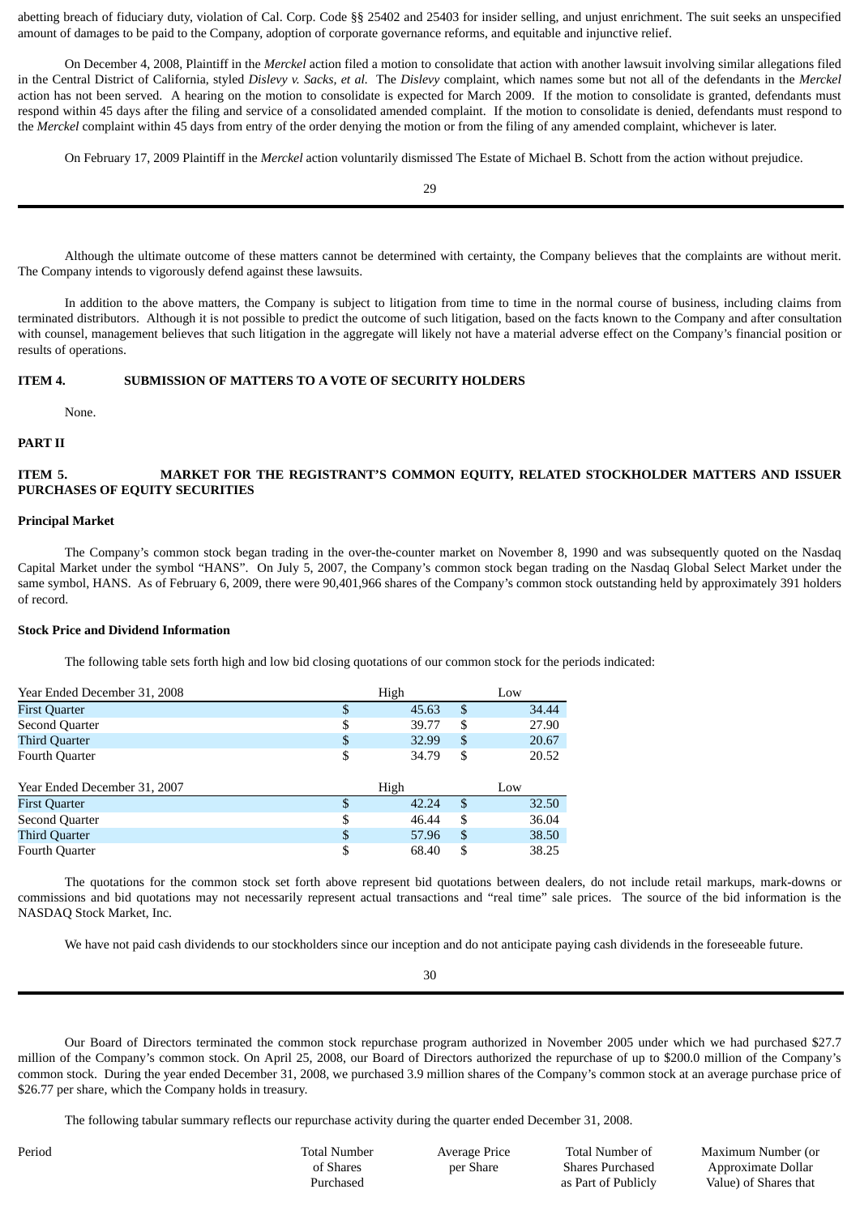abetting breach of fiduciary duty, violation of Cal. Corp. Code §§ 25402 and 25403 for insider selling, and unjust enrichment. The suit seeks an unspecified amount of damages to be paid to the Company, adoption of corporate governance reforms, and equitable and injunctive relief.

On December 4, 2008, Plaintiff in the *Merckel* action filed a motion to consolidate that action with another lawsuit involving similar allegations filed in the Central District of California, styled *Dislevy v. Sacks, et al.* The *Dislevy* complaint, which names some but not all of the defendants in the *Merckel* action has not been served. A hearing on the motion to consolidate is expected for March 2009. If the motion to consolidate is granted, defendants must respond within 45 days after the filing and service of a consolidated amended complaint. If the motion to consolidate is denied, defendants must respond to the *Merckel* complaint within 45 days from entry of the order denying the motion or from the filing of any amended complaint, whichever is later.

On February 17, 2009 Plaintiff in the *Merckel* action voluntarily dismissed The Estate of Michael B. Schott from the action without prejudice.

Although the ultimate outcome of these matters cannot be determined with certainty, the Company believes that the complaints are without merit. The Company intends to vigorously defend against these lawsuits.

In addition to the above matters, the Company is subject to litigation from time to time in the normal course of business, including claims from terminated distributors. Although it is not possible to predict the outcome of such litigation, based on the facts known to the Company and after consultation with counsel, management believes that such litigation in the aggregate will likely not have a material adverse effect on the Company's financial position or results of operations.

## ITEM 4. SUBMISSION OF MATTERS TO A VOTE OF SECURITY HOLDERS

None.

# PART II

## ITEM 5. MARKET FOR THE REGISTRANT'S COMMON EQUITY, RELATED STOCKHOLDER MATTERS AND ISSUER PURCHASES OF EQUITY SECURITIES

**Principal Market**

The Company's common stock began trading in the over-the-counter market on November 8, 1990 and was subsequently quoted on the Nasdaq Capital Market under the symbol "HANS". On July 5, 2007, the Company's common stock began trading on the Nasdaq Global Select Market under the same symbol, HANS. As of February 6, 2009, there were 90,401,966 shares of the Company's common stock outstanding held by approximately 391 holders of record.

**Stock Price and Dividend Information**

The following table sets forth high and low bid closing quotations of our common stock for the periods indicated:

| Year Ended December 31, 2008 | High | Low |
|---|---|---|
| First Quarter | $ 45.63 | $ 34.44 |
| Second Quarter | $ 39.77 | $ 27.90 |
| Third Quarter | $ 32.99 | $ 20.67 |
| Fourth Quarter | $ 34.79 | $ 20.52 |

| Year Ended December 31, 2007 | High | Low |
|---|---|---|
| First Quarter | $ 42.24 | $ 32.50 |
| Second Quarter | $ 46.44 | $ 36.04 |
| Third Quarter | $ 57.96 | $ 38.50 |
| Fourth Quarter | $ 68.40 | $ 38.25 |

The quotations for the common stock set forth above represent bid quotations between dealers, do not include retail markups, mark-downs or commissions and bid quotations may not necessarily represent actual transactions and "real time" sale prices. The source of the bid information is the NASDAQ Stock Market, Inc.

We have not paid cash dividends to our stockholders since our inception and do not anticipate paying cash dividends in the foreseeable future.

Our Board of Directors terminated the common stock repurchase program authorized in November 2005 under which we had purchased $27.7 million of the Company's common stock. On April 25, 2008, our Board of Directors authorized the repurchase of up to $200.0 million of the Company's common stock. During the year ended December 31, 2008, we purchased 3.9 million shares of the Company's common stock at an average purchase price of $26.77 per share, which the Company holds in treasury.

The following tabular summary reflects our repurchase activity during the quarter ended December 31, 2008.

| Period | Total Number of Shares Purchased | Average Price per Share | Total Number of Shares Purchased as Part of Publicly | Maximum Number (or Approximate Dollar Value) of Shares that |
|---|---|---|---|---|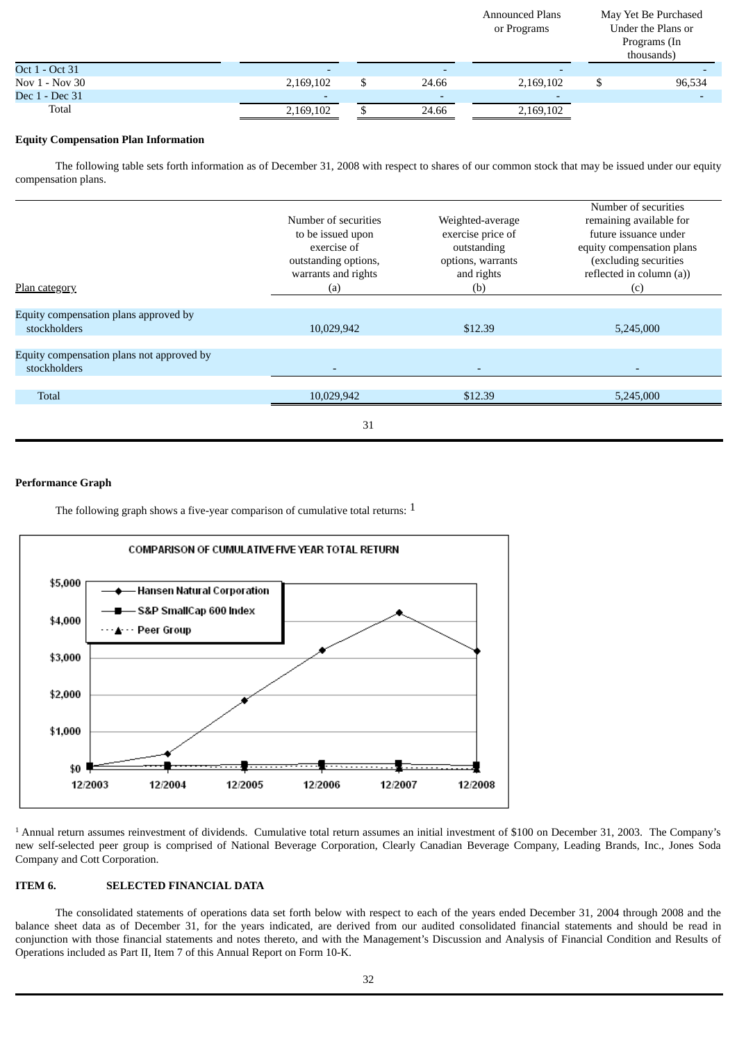| | | | Announced Plans or Programs | May Yet Be Purchased Under the Plans or Programs (In thousands) |
|---|---|---|---|---|
| Oct 1 - Oct 31 | - | - | - | - |
| Nov 1 - Nov 30 | 2,169,102 | $ 24.66 | 2,169,102 | $ 96,534 |
| Dec 1 - Dec 31 | - | - | - | - |
| Total | 2,169,102 | $ 24.66 | 2,169,102 | |

**Equity Compensation Plan Information**

The following table sets forth information as of December 31, 2008 with respect to shares of our common stock that may be issued under our equity compensation plans.

| Plan category | Number of securities to be issued upon exercise of outstanding options, warrants and rights (a) | Weighted-average exercise price of outstanding options, warrants and rights (b) | Number of securities remaining available for future issuance under equity compensation plans (excluding securities reflected in column (a)) (c) |
|---|---|---|---|
| Equity compensation plans approved by stockholders | 10,029,942 | $12.39 | 5,245,000 |
| Equity compensation plans not approved by stockholders | - | - | - |
| Total | 10,029,942 | $12.39 | 5,245,000 |

**Performance Graph**

The following graph shows a five-year comparison of cumulative total returns: [1]

COMPARISON OF CUMULATIVE FIVE YEAR TOTAL RETURN

[1] Annual return assumes reinvestment of dividends. Cumulative total return assumes an initial investment of $100 on December 31, 2003. The Company's new self-selected peer group is comprised of National Beverage Corporation, Clearly Canadian Beverage Company, Leading Brands, Inc., Jones Soda Company and Cott Corporation.

**ITEM 6. SELECTED FINANCIAL DATA**

The consolidated statements of operations data set forth below with respect to each of the years ended December 31, 2004 through 2008 and the balance sheet data as of December 31, for the years indicated, are derived from our audited consolidated financial statements and should be read in conjunction with those financial statements and notes thereto, and with the Management's Discussion and Analysis of Financial Condition and Results of Operations included as Part II, Item 7 of this Annual Report on Form 10-K.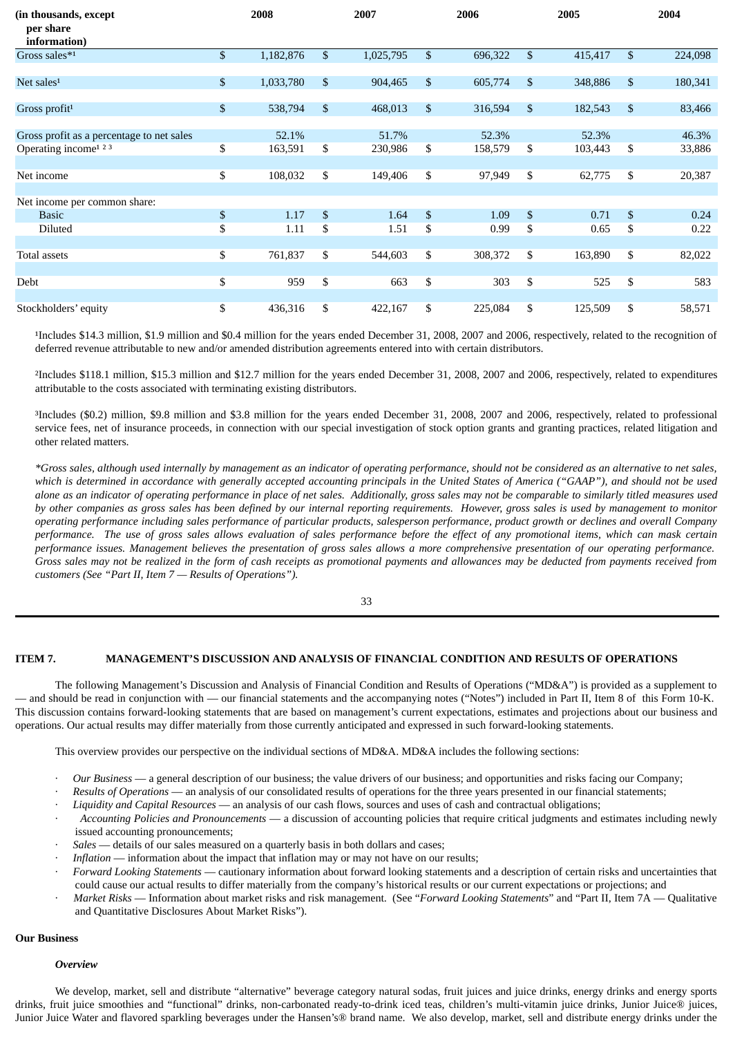| (in thousands, except per share information) | 2008 | 2007 | 2006 | 2005 | 2004 |
|---|---|---|---|---|---|
| Gross sales*[1] | $ 1,182,876 | $ 1,025,795 | $ 696,322 | $ 415,417 | $ 224,098 |
| Net sales[1] | $ 1,033,780 | $ 904,465 | $ 605,774 | $ 348,886 | $ 180,341 |
| Gross profit[1] | $ 538,794 | $ 468,013 | $ 316,594 | $ 182,543 | $ 83,466 |
| Gross profit as a percentage to net sales | 52.1% | 51.7% | 52.3% | 52.3% | 46.3% |
| Operating income[1 2 3] | $ 163,591 | $ 230,986 | $ 158,579 | $ 103,443 | $ 33,886 |
| Net income | $ 108,032 | $ 149,406 | $ 97,949 | $ 62,775 | $ 20,387 |
| Net income per common share: | | | | | |
| Basic | $ 1.17 | $ 1.64 | $ 1.09 | $ 0.71 | $ 0.24 |
| Diluted | $ 1.11 | $ 1.51 | $ 0.99 | $ 0.65 | $ 0.22 |
| Total assets | $ 761,837 | $ 544,603 | $ 308,372 | $ 163,890 | $ 82,022 |
| Debt | $ 959 | $ 663 | $ 303 | $ 525 | $ 583 |
| Stockholders' equity | $ 436,316 | $ 422,167 | $ 225,084 | $ 125,509 | $ 58,571 |

[1]Includes $14.3 million, $1.9 million and $0.4 million for the years ended December 31, 2008, 2007 and 2006, respectively, related to the recognition of deferred revenue attributable to new and/or amended distribution agreements entered into with certain distributors.

[2]Includes $118.1 million, $15.3 million and $12.7 million for the years ended December 31, 2008, 2007 and 2006, respectively, related to expenditures attributable to the costs associated with terminating existing distributors.

[3]Includes ($0.2) million, $9.8 million and $3.8 million for the years ended December 31, 2008, 2007 and 2006, respectively, related to professional service fees, net of insurance proceeds, in connection with our special investigation of stock option grants and granting practices, related litigation and other related matters.

*\*Gross sales, although used internally by management as an indicator of operating performance, should not be considered as an alternative to net sales, which is determined in accordance with generally accepted accounting principles in the United States of America ("GAAP"), and should not be used alone as an indicator of operating performance in place of net sales. Additionally, gross sales may not be comparable to similarly titled measures used by other companies as gross sales has been defined by our internal reporting requirements. However, gross sales is used by management to monitor operating performance including sales performance of particular products, salesperson performance, product growth or declines and overall Company performance. The use of gross sales allows evaluation of sales performance before the effect of any promotional items, which can mask certain performance issues. Management believes the presentation of gross sales allows a more comprehensive presentation of our operating performance. Gross sales may not be realized in the form of cash receipts as promotional payments and allowances may be deducted from payments received from customers (See "Part II, Item 7 — Results of Operations").*

## ITEM 7. MANAGEMENT'S DISCUSSION AND ANALYSIS OF FINANCIAL CONDITION AND RESULTS OF OPERATIONS

The following Management's Discussion and Analysis of Financial Condition and Results of Operations ("MD&A") is provided as a supplement to — and should be read in conjunction with — our financial statements and the accompanying notes ("Notes") included in Part II, Item 8 of this Form 10-K. This discussion contains forward-looking statements that are based on management's current expectations, estimates and projections about our business and operations. Our actual results may differ materially from those currently anticipated and expressed in such forward-looking statements.

This overview provides our perspective on the individual sections of MD&A. MD&A includes the following sections:

- *Our Business* — a general description of our business; the value drivers of our business; and opportunities and risks facing our Company;
- *Results of Operations* — an analysis of our consolidated results of operations for the three years presented in our financial statements;
- *Liquidity and Capital Resources* — an analysis of our cash flows, sources and uses of cash and contractual obligations;
- *Accounting Policies and Pronouncements* — a discussion of accounting policies that require critical judgments and estimates including newly issued accounting pronouncements;
- *Sales* — details of our sales measured on a quarterly basis in both dollars and cases;
- *Inflation* — information about the impact that inflation may or may not have on our results;
- *Forward Looking Statements* — cautionary information about forward looking statements and a description of certain risks and uncertainties that could cause our actual results to differ materially from the company's historical results or our current expectations or projections; and
- *Market Risks* — Information about market risks and risk management. (See "*Forward Looking Statements*" and "Part II, Item 7A — Qualitative and Quantitative Disclosures About Market Risks").

### Our Business

#### *Overview*

We develop, market, sell and distribute "alternative" beverage category natural sodas, fruit juices and juice drinks, energy drinks and energy sports drinks, fruit juice smoothies and "functional" drinks, non-carbonated ready-to-drink iced teas, children's multi-vitamin juice drinks, Junior Juice® juices, Junior Juice Water and flavored sparkling beverages under the Hansen's® brand name. We also develop, market, sell and distribute energy drinks under the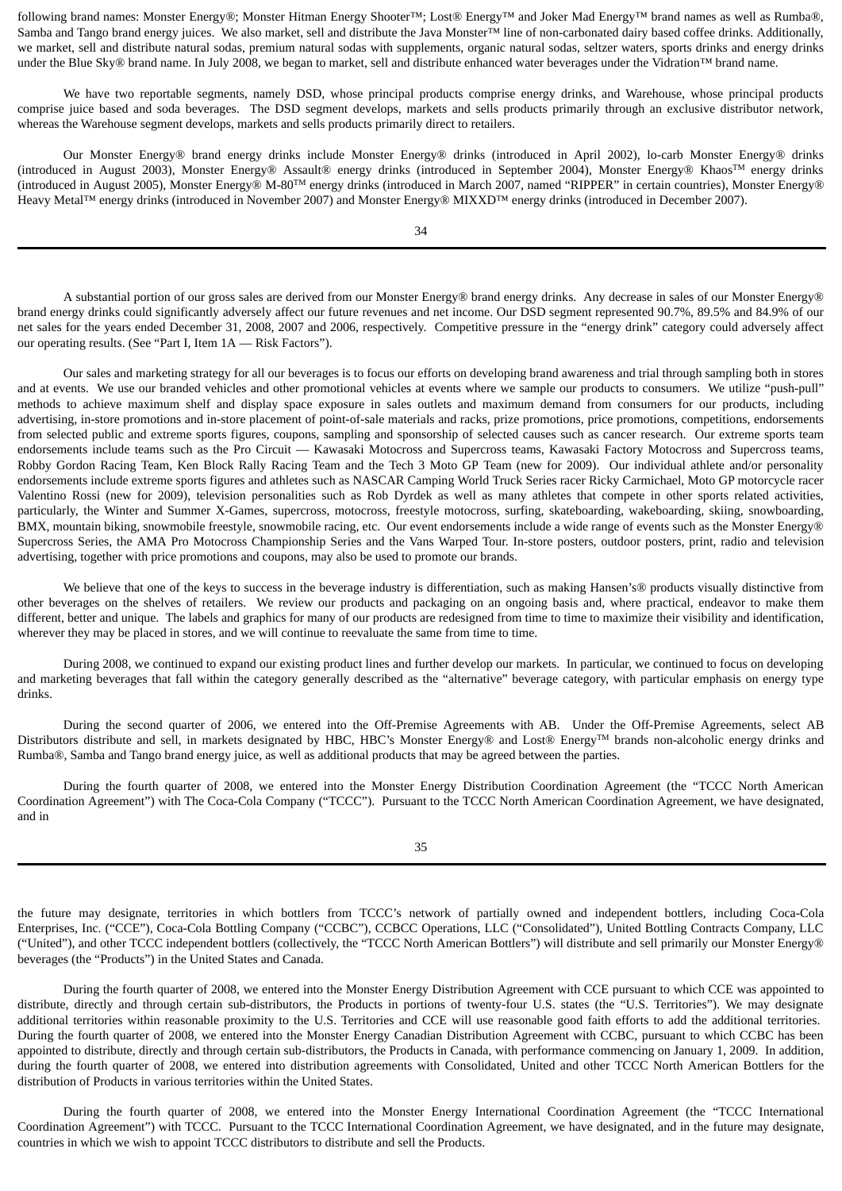following brand names: Monster Energy®; Monster Hitman Energy Shooter™; Lost® Energy™ and Joker Mad Energy™ brand names as well as Rumba®, Samba and Tango brand energy juices. We also market, sell and distribute the Java Monster™ line of non-carbonated dairy based coffee drinks. Additionally, we market, sell and distribute natural sodas, premium natural sodas with supplements, organic natural sodas, seltzer waters, sports drinks and energy drinks under the Blue Sky® brand name. In July 2008, we began to market, sell and distribute enhanced water beverages under the Vidration™ brand name.

We have two reportable segments, namely DSD, whose principal products comprise energy drinks, and Warehouse, whose principal products comprise juice based and soda beverages. The DSD segment develops, markets and sells products primarily through an exclusive distributor network, whereas the Warehouse segment develops, markets and sells products primarily direct to retailers.

Our Monster Energy® brand energy drinks include Monster Energy® drinks (introduced in April 2002), lo-carb Monster Energy® drinks (introduced in August 2003), Monster Energy® Assault® energy drinks (introduced in September 2004), Monster Energy® Khaos™ energy drinks (introduced in August 2005), Monster Energy® M-80™ energy drinks (introduced in March 2007, named "RIPPER" in certain countries), Monster Energy® Heavy Metal™ energy drinks (introduced in November 2007) and Monster Energy® MIXXD™ energy drinks (introduced in December 2007).

A substantial portion of our gross sales are derived from our Monster Energy® brand energy drinks. Any decrease in sales of our Monster Energy® brand energy drinks could significantly adversely affect our future revenues and net income. Our DSD segment represented 90.7%, 89.5% and 84.9% of our net sales for the years ended December 31, 2008, 2007 and 2006, respectively. Competitive pressure in the "energy drink" category could adversely affect our operating results. (See "Part I, Item 1A — Risk Factors").

Our sales and marketing strategy for all our beverages is to focus our efforts on developing brand awareness and trial through sampling both in stores and at events. We use our branded vehicles and other promotional vehicles at events where we sample our products to consumers. We utilize "push-pull" methods to achieve maximum shelf and display space exposure in sales outlets and maximum demand from consumers for our products, including advertising, in-store promotions and in-store placement of point-of-sale materials and racks, prize promotions, price promotions, competitions, endorsements from selected public and extreme sports figures, coupons, sampling and sponsorship of selected causes such as cancer research. Our extreme sports team endorsements include teams such as the Pro Circuit — Kawasaki Motocross and Supercross teams, Kawasaki Factory Motocross and Supercross teams, Robby Gordon Racing Team, Ken Block Rally Racing Team and the Tech 3 Moto GP Team (new for 2009). Our individual athlete and/or personality endorsements include extreme sports figures and athletes such as NASCAR Camping World Truck Series racer Ricky Carmichael, Moto GP motorcycle racer Valentino Rossi (new for 2009), television personalities such as Rob Dyrdek as well as many athletes that compete in other sports related activities, particularly, the Winter and Summer X-Games, supercross, motocross, freestyle motocross, surfing, skateboarding, wakeboarding, skiing, snowboarding, BMX, mountain biking, snowmobile freestyle, snowmobile racing, etc. Our event endorsements include a wide range of events such as the Monster Energy® Supercross Series, the AMA Pro Motocross Championship Series and the Vans Warped Tour. In-store posters, outdoor posters, print, radio and television advertising, together with price promotions and coupons, may also be used to promote our brands.

We believe that one of the keys to success in the beverage industry is differentiation, such as making Hansen's® products visually distinctive from other beverages on the shelves of retailers. We review our products and packaging on an ongoing basis and, where practical, endeavor to make them different, better and unique. The labels and graphics for many of our products are redesigned from time to time to maximize their visibility and identification, wherever they may be placed in stores, and we will continue to reevaluate the same from time to time.

During 2008, we continued to expand our existing product lines and further develop our markets. In particular, we continued to focus on developing and marketing beverages that fall within the category generally described as the "alternative" beverage category, with particular emphasis on energy type drinks.

During the second quarter of 2006, we entered into the Off-Premise Agreements with AB. Under the Off-Premise Agreements, select AB Distributors distribute and sell, in markets designated by HBC, HBC's Monster Energy® and Lost® Energy™ brands non-alcoholic energy drinks and Rumba®, Samba and Tango brand energy juice, as well as additional products that may be agreed between the parties.

During the fourth quarter of 2008, we entered into the Monster Energy Distribution Coordination Agreement (the "TCCC North American Coordination Agreement") with The Coca-Cola Company ("TCCC"). Pursuant to the TCCC North American Coordination Agreement, we have designated, and in the future may designate, territories in which bottlers from TCCC's network of partially owned and independent bottlers, including Coca-Cola Enterprises, Inc. ("CCE"), Coca-Cola Bottling Company ("CCBC"), CCBCC Operations, LLC ("Consolidated"), United Bottling Contracts Company, LLC ("United"), and other TCCC independent bottlers (collectively, the "TCCC North American Bottlers") will distribute and sell primarily our Monster Energy® beverages (the "Products") in the United States and Canada.

During the fourth quarter of 2008, we entered into the Monster Energy Distribution Agreement with CCE pursuant to which CCE was appointed to distribute, directly and through certain sub-distributors, the Products in portions of twenty-four U.S. states (the "U.S. Territories"). We may designate additional territories within reasonable proximity to the U.S. Territories and CCE will use reasonable good faith efforts to add the additional territories. During the fourth quarter of 2008, we entered into the Monster Energy Canadian Distribution Agreement with CCBC, pursuant to which CCBC has been appointed to distribute, directly and through certain sub-distributors, the Products in Canada, with performance commencing on January 1, 2009. In addition, during the fourth quarter of 2008, we entered into distribution agreements with Consolidated, United and other TCCC North American Bottlers for the distribution of Products in various territories within the United States.

During the fourth quarter of 2008, we entered into the Monster Energy International Coordination Agreement (the "TCCC International Coordination Agreement") with TCCC. Pursuant to the TCCC International Coordination Agreement, we have designated, and in the future may designate, countries in which we wish to appoint TCCC distributors to distribute and sell the Products.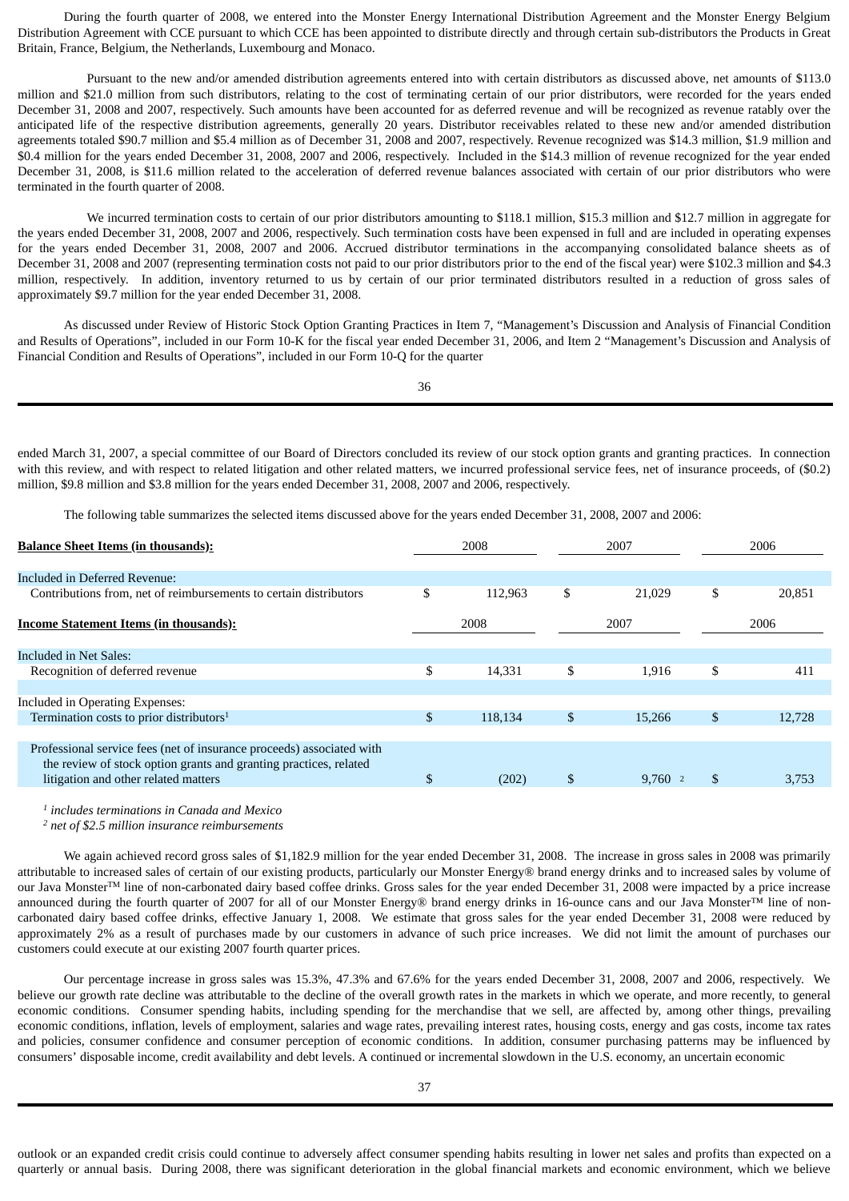During the fourth quarter of 2008, we entered into the Monster Energy International Distribution Agreement and the Monster Energy Belgium Distribution Agreement with CCE pursuant to which CCE has been appointed to distribute directly and through certain sub-distributors the Products in Great Britain, France, Belgium, the Netherlands, Luxembourg and Monaco.

Pursuant to the new and/or amended distribution agreements entered into with certain distributors as discussed above, net amounts of $113.0 million and $21.0 million from such distributors, relating to the cost of terminating certain of our prior distributors, were recorded for the years ended December 31, 2008 and 2007, respectively. Such amounts have been accounted for as deferred revenue and will be recognized as revenue ratably over the anticipated life of the respective distribution agreements, generally 20 years. Distributor receivables related to these new and/or amended distribution agreements totaled $90.7 million and $5.4 million as of December 31, 2008 and 2007, respectively. Revenue recognized was $14.3 million, $1.9 million and $0.4 million for the years ended December 31, 2008, 2007 and 2006, respectively. Included in the $14.3 million of revenue recognized for the year ended December 31, 2008, is $11.6 million related to the acceleration of deferred revenue balances associated with certain of our prior distributors who were terminated in the fourth quarter of 2008.

We incurred termination costs to certain of our prior distributors amounting to $118.1 million, $15.3 million and $12.7 million in aggregate for the years ended December 31, 2008, 2007 and 2006, respectively. Such termination costs have been expensed in full and are included in operating expenses for the years ended December 31, 2008, 2007 and 2006. Accrued distributor terminations in the accompanying consolidated balance sheets as of December 31, 2008 and 2007 (representing termination costs not paid to our prior distributors prior to the end of the fiscal year) were $102.3 million and $4.3 million, respectively. In addition, inventory returned to us by certain of our prior terminated distributors resulted in a reduction of gross sales of approximately $9.7 million for the year ended December 31, 2008.

As discussed under Review of Historic Stock Option Granting Practices in Item 7, "Management's Discussion and Analysis of Financial Condition and Results of Operations", included in our Form 10-K for the fiscal year ended December 31, 2006, and Item 2 "Management's Discussion and Analysis of Financial Condition and Results of Operations", included in our Form 10-Q for the quarter ended March 31, 2007, a special committee of our Board of Directors concluded its review of our stock option grants and granting practices. In connection with this review, and with respect to related litigation and other related matters, we incurred professional service fees, net of insurance proceeds, of ($0.2) million, $9.8 million and $3.8 million for the years ended December 31, 2008, 2007 and 2006, respectively.

The following table summarizes the selected items discussed above for the years ended December 31, 2008, 2007 and 2006:

| **Balance Sheet Items (in thousands):** | 2008 | 2007 | 2006 |
|---|---|---|---|
| Included in Deferred Revenue: | | | |
| Contributions from, net of reimbursements to certain distributors | $ 112,963 | $ 21,029 | $ 20,851 |
| **Income Statement Items (in thousands):** | 2008 | 2007 | 2006 |
| Included in Net Sales: | | | |
| Recognition of deferred revenue | $ 14,331 | $ 1,916 | $ 411 |
| Included in Operating Expenses: | | | |
| Termination costs to prior distributors[1] | $ 118,134 | $ 15,266 | $ 12,728 |
| Professional service fees (net of insurance proceeds) associated with the review of stock option grants and granting practices, related litigation and other related matters | $ (202) | $ 9,760 [2] | $ 3,753 |

[1] *includes terminations in Canada and Mexico*
[2] *net of $2.5 million insurance reimbursements*

We again achieved record gross sales of $1,182.9 million for the year ended December 31, 2008. The increase in gross sales in 2008 was primarily attributable to increased sales of certain of our existing products, particularly our Monster Energy® brand energy drinks and to increased sales by volume of our Java Monster™ line of non-carbonated dairy based coffee drinks. Gross sales for the year ended December 31, 2008 were impacted by a price increase announced during the fourth quarter of 2007 for all of our Monster Energy® brand energy drinks in 16-ounce cans and our Java Monster™ line of non-carbonated dairy based coffee drinks, effective January 1, 2008. We estimate that gross sales for the year ended December 31, 2008 were reduced by approximately 2% as a result of purchases made by our customers in advance of such price increases. We did not limit the amount of purchases our customers could execute at our existing 2007 fourth quarter prices.

Our percentage increase in gross sales was 15.3%, 47.3% and 67.6% for the years ended December 31, 2008, 2007 and 2006, respectively. We believe our growth rate decline was attributable to the decline of the overall growth rates in the markets in which we operate, and more recently, to general economic conditions. Consumer spending habits, including spending for the merchandise that we sell, are affected by, among other things, prevailing economic conditions, inflation, levels of employment, salaries and wage rates, prevailing interest rates, housing costs, energy and gas costs, income tax rates and policies, consumer confidence and consumer perception of economic conditions. In addition, consumer purchasing patterns may be influenced by consumers' disposable income, credit availability and debt levels. A continued or incremental slowdown in the U.S. economy, an uncertain economic outlook or an expanded credit crisis could continue to adversely affect consumer spending habits resulting in lower net sales and profits than expected on a quarterly or annual basis. During 2008, there was significant deterioration in the global financial markets and economic environment, which we believe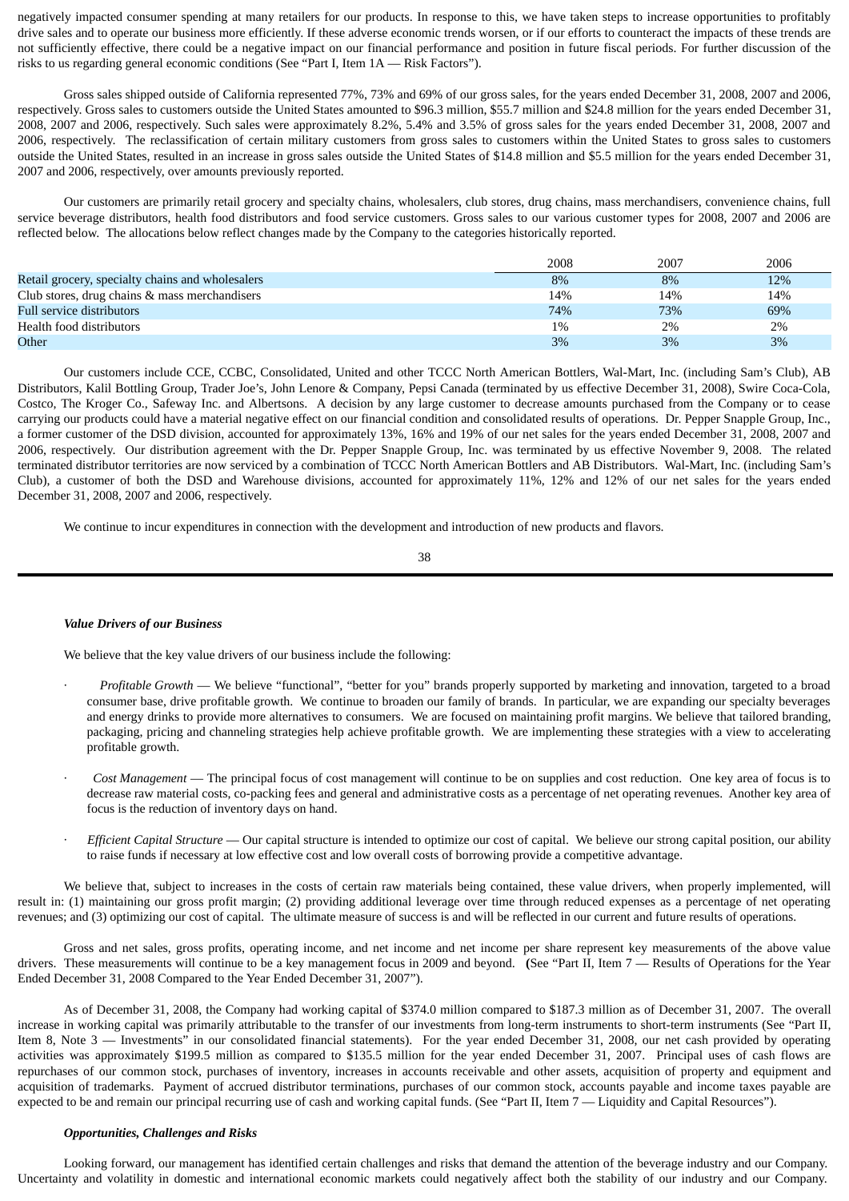negatively impacted consumer spending at many retailers for our products. In response to this, we have taken steps to increase opportunities to profitably drive sales and to operate our business more efficiently. If these adverse economic trends worsen, or if our efforts to counteract the impacts of these trends are not sufficiently effective, there could be a negative impact on our financial performance and position in future fiscal periods. For further discussion of the risks to us regarding general economic conditions (See "Part I, Item 1A — Risk Factors").

Gross sales shipped outside of California represented 77%, 73% and 69% of our gross sales, for the years ended December 31, 2008, 2007 and 2006, respectively. Gross sales to customers outside the United States amounted to $96.3 million, $55.7 million and $24.8 million for the years ended December 31, 2008, 2007 and 2006, respectively. Such sales were approximately 8.2%, 5.4% and 3.5% of gross sales for the years ended December 31, 2008, 2007 and 2006, respectively. The reclassification of certain military customers from gross sales to customers within the United States to gross sales to customers outside the United States, resulted in an increase in gross sales outside the United States of $14.8 million and $5.5 million for the years ended December 31, 2007 and 2006, respectively, over amounts previously reported.

Our customers are primarily retail grocery and specialty chains, wholesalers, club stores, drug chains, mass merchandisers, convenience chains, full service beverage distributors, health food distributors and food service customers. Gross sales to our various customer types for 2008, 2007 and 2006 are reflected below. The allocations below reflect changes made by the Company to the categories historically reported.

| | 2008 | 2007 | 2006 |
|---|---|---|---|
| Retail grocery, specialty chains and wholesalers | 8% | 8% | 12% |
| Club stores, drug chains & mass merchandisers | 14% | 14% | 14% |
| Full service distributors | 74% | 73% | 69% |
| Health food distributors | 1% | 2% | 2% |
| Other | 3% | 3% | 3% |

Our customers include CCE, CCBC, Consolidated, United and other TCCC North American Bottlers, Wal-Mart, Inc. (including Sam's Club), AB Distributors, Kalil Bottling Group, Trader Joe's, John Lenore & Company, Pepsi Canada (terminated by us effective December 31, 2008), Swire Coca-Cola, Costco, The Kroger Co., Safeway Inc. and Albertsons. A decision by any large customer to decrease amounts purchased from the Company or to cease carrying our products could have a material negative effect on our financial condition and consolidated results of operations. Dr. Pepper Snapple Group, Inc., a former customer of the DSD division, accounted for approximately 13%, 16% and 19% of our net sales for the years ended December 31, 2008, 2007 and 2006, respectively. Our distribution agreement with the Dr. Pepper Snapple Group, Inc. was terminated by us effective November 9, 2008. The related terminated distributor territories are now serviced by a combination of TCCC North American Bottlers and AB Distributors. Wal-Mart, Inc. (including Sam's Club), a customer of both the DSD and Warehouse divisions, accounted for approximately 11%, 12% and 12% of our net sales for the years ended December 31, 2008, 2007 and 2006, respectively.

We continue to incur expenditures in connection with the development and introduction of new products and flavors.

***Value Drivers of our Business***

We believe that the key value drivers of our business include the following:

- *Profitable Growth* — We believe "functional", "better for you" brands properly supported by marketing and innovation, targeted to a broad consumer base, drive profitable growth. We continue to broaden our family of brands. In particular, we are expanding our specialty beverages and energy drinks to provide more alternatives to consumers. We are focused on maintaining profit margins. We believe that tailored branding, packaging, pricing and channeling strategies help achieve profitable growth. We are implementing these strategies with a view to accelerating profitable growth.

- *Cost Management* — The principal focus of cost management will continue to be on supplies and cost reduction. One key area of focus is to decrease raw material costs, co-packing fees and general and administrative costs as a percentage of net operating revenues. Another key area of focus is the reduction of inventory days on hand.

- *Efficient Capital Structure* — Our capital structure is intended to optimize our cost of capital. We believe our strong capital position, our ability to raise funds if necessary at low effective cost and low overall costs of borrowing provide a competitive advantage.

We believe that, subject to increases in the costs of certain raw materials being contained, these value drivers, when properly implemented, will result in: (1) maintaining our gross profit margin; (2) providing additional leverage over time through reduced expenses as a percentage of net operating revenues; and (3) optimizing our cost of capital. The ultimate measure of success is and will be reflected in our current and future results of operations.

Gross and net sales, gross profits, operating income, and net income and net income per share represent key measurements of the above value drivers. These measurements will continue to be a key management focus in 2009 and beyond. (See "Part II, Item 7 — Results of Operations for the Year Ended December 31, 2008 Compared to the Year Ended December 31, 2007").

As of December 31, 2008, the Company had working capital of $374.0 million compared to $187.3 million as of December 31, 2007. The overall increase in working capital was primarily attributable to the transfer of our investments from long-term instruments to short-term instruments (See "Part II, Item 8, Note 3 — Investments" in our consolidated financial statements). For the year ended December 31, 2008, our net cash provided by operating activities was approximately $199.5 million as compared to $135.5 million for the year ended December 31, 2007. Principal uses of cash flows are repurchases of our common stock, purchases of inventory, increases in accounts receivable and other assets, acquisition of property and equipment and acquisition of trademarks. Payment of accrued distributor terminations, purchases of our common stock, accounts payable and income taxes payable are expected to be and remain our principal recurring use of cash and working capital funds. (See "Part II, Item 7 — Liquidity and Capital Resources").

***Opportunities, Challenges and Risks***

Looking forward, our management has identified certain challenges and risks that demand the attention of the beverage industry and our Company. Uncertainty and volatility in domestic and international economic markets could negatively affect both the stability of our industry and our Company.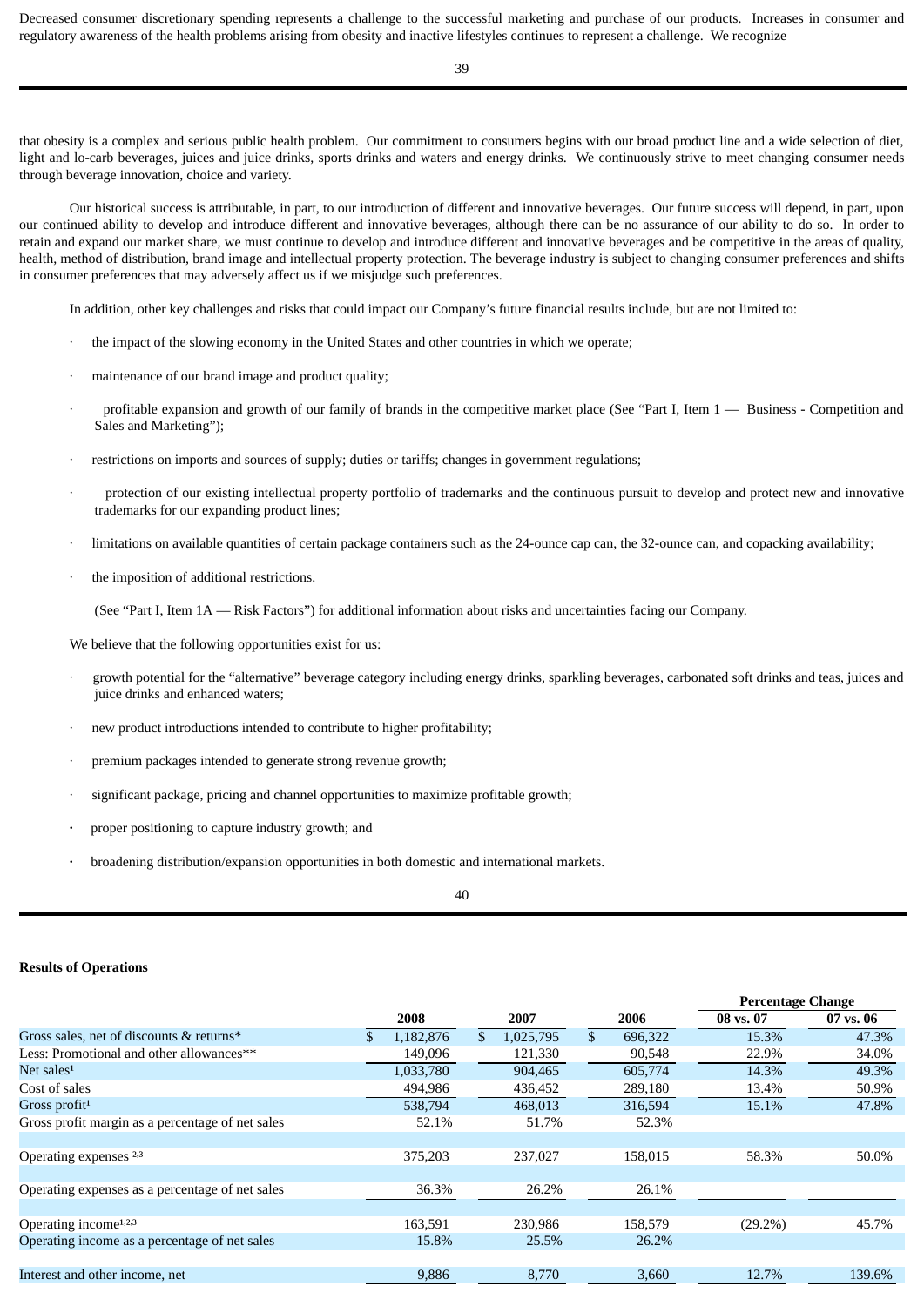Decreased consumer discretionary spending represents a challenge to the successful marketing and purchase of our products. Increases in consumer and regulatory awareness of the health problems arising from obesity and inactive lifestyles continues to represent a challenge. We recognize

that obesity is a complex and serious public health problem. Our commitment to consumers begins with our broad product line and a wide selection of diet, light and lo-carb beverages, juices and juice drinks, sports drinks and waters and energy drinks. We continuously strive to meet changing consumer needs through beverage innovation, choice and variety.

Our historical success is attributable, in part, to our introduction of different and innovative beverages. Our future success will depend, in part, upon our continued ability to develop and introduce different and innovative beverages, although there can be no assurance of our ability to do so. In order to retain and expand our market share, we must continue to develop and introduce different and innovative beverages and be competitive in the areas of quality, health, method of distribution, brand image and intellectual property protection. The beverage industry is subject to changing consumer preferences and shifts in consumer preferences that may adversely affect us if we misjudge such preferences.

In addition, other key challenges and risks that could impact our Company's future financial results include, but are not limited to:

- the impact of the slowing economy in the United States and other countries in which we operate;
- maintenance of our brand image and product quality;
- profitable expansion and growth of our family of brands in the competitive market place (See "Part I, Item 1 — Business - Competition and Sales and Marketing");
- restrictions on imports and sources of supply; duties or tariffs; changes in government regulations;
- protection of our existing intellectual property portfolio of trademarks and the continuous pursuit to develop and protect new and innovative trademarks for our expanding product lines;
- limitations on available quantities of certain package containers such as the 24-ounce cap can, the 32-ounce can, and copacking availability;
- the imposition of additional restrictions.

(See "Part I, Item 1A — Risk Factors") for additional information about risks and uncertainties facing our Company.

We believe that the following opportunities exist for us:

- growth potential for the "alternative" beverage category including energy drinks, sparkling beverages, carbonated soft drinks and teas, juices and juice drinks and enhanced waters;
- new product introductions intended to contribute to higher profitability;
- premium packages intended to generate strong revenue growth;
- significant package, pricing and channel opportunities to maximize profitable growth;
- proper positioning to capture industry growth; and
- broadening distribution/expansion opportunities in both domestic and international markets.

**Results of Operations**

| | 2008 | 2007 | 2006 | Percentage Change 08 vs. 07 | 07 vs. 06 |
|---|---|---|---|---|---|
| Gross sales, net of discounts & returns* | $ 1,182,876 | $ 1,025,795 | $ 696,322 | 15.3% | 47.3% |
| Less: Promotional and other allowances** | 149,096 | 121,330 | 90,548 | 22.9% | 34.0% |
| Net sales[1] | 1,033,780 | 904,465 | 605,774 | 14.3% | 49.3% |
| Cost of sales | 494,986 | 436,452 | 289,180 | 13.4% | 50.9% |
| Gross profit[1] | 538,794 | 468,013 | 316,594 | 15.1% | 47.8% |
| Gross profit margin as a percentage of net sales | 52.1% | 51.7% | 52.3% | | |
| | | | | | |
| Operating expenses [2,3] | 375,203 | 237,027 | 158,015 | 58.3% | 50.0% |
| | | | | | |
| Operating expenses as a percentage of net sales | 36.3% | 26.2% | 26.1% | | |
| | | | | | |
| Operating income[1,2,3] | 163,591 | 230,986 | 158,579 | (29.2%) | 45.7% |
| Operating income as a percentage of net sales | 15.8% | 25.5% | 26.2% | | |
| | | | | | |
| Interest and other income, net | 9,886 | 8,770 | 3,660 | 12.7% | 139.6% |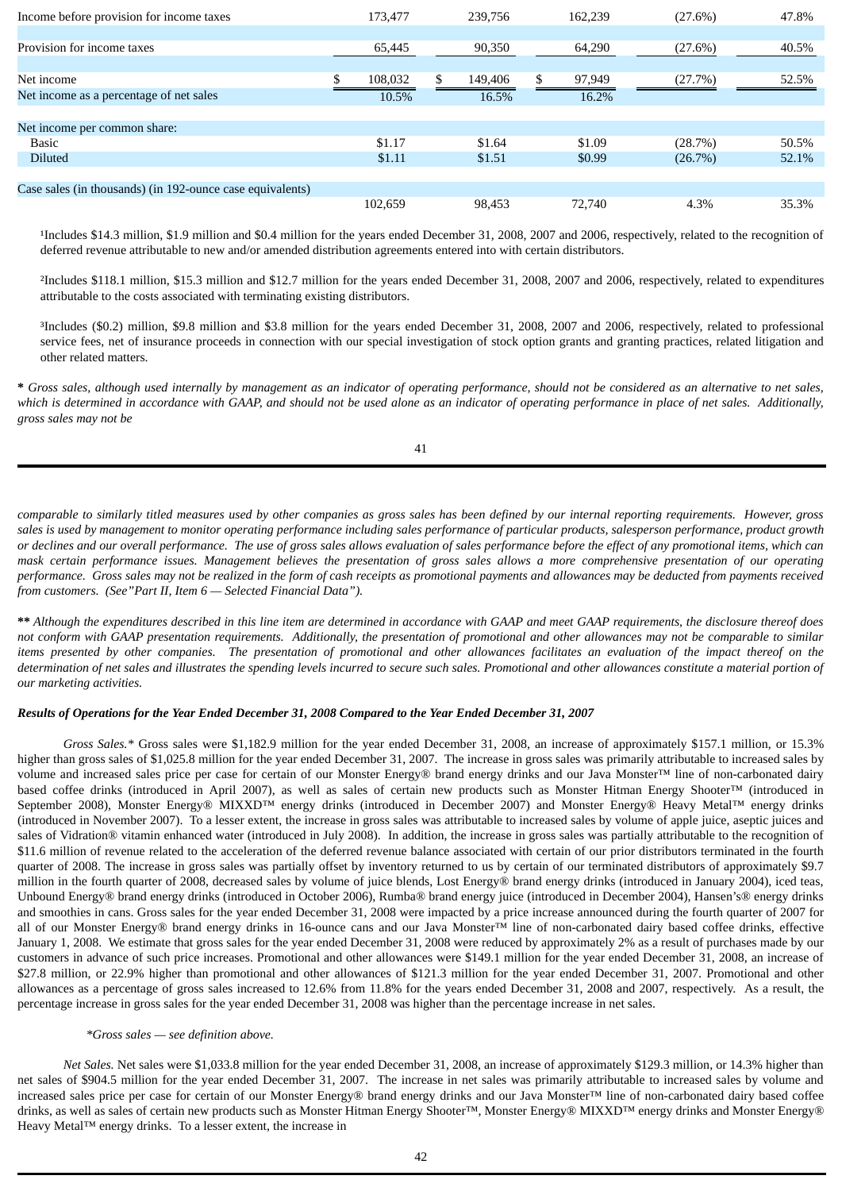| | 2008 | 2007 | 2006 | Percentage Change 08 vs. 07 | Percentage Change 07 vs. 06 |
|---|---|---|---|---|---|
| Income before provision for income taxes | 173,477 | 239,756 | 162,239 | (27.6%) | 47.8% |
| Provision for income taxes | 65,445 | 90,350 | 64,290 | (27.6%) | 40.5% |
| Net income | $ 108,032 | $ 149,406 | $ 97,949 | (27.7%) | 52.5% |
| Net income as a percentage of net sales | 10.5% | 16.5% | 16.2% | | |
| Net income per common share: | | | | | |
| Basic | $1.17 | $1.64 | $1.09 | (28.7%) | 50.5% |
| Diluted | $1.11 | $1.51 | $0.99 | (26.7%) | 52.1% |
| Case sales (in thousands) (in 192-ounce case equivalents) | 102,659 | 98,453 | 72,740 | 4.3% | 35.3% |

[1]Includes $14.3 million, $1.9 million and $0.4 million for the years ended December 31, 2008, 2007 and 2006, respectively, related to the recognition of deferred revenue attributable to new and/or amended distribution agreements entered into with certain distributors.

[2]Includes $118.1 million, $15.3 million and $12.7 million for the years ended December 31, 2008, 2007 and 2006, respectively, related to expenditures attributable to the costs associated with terminating existing distributors.

[3]Includes ($0.2) million, $9.8 million and $3.8 million for the years ended December 31, 2008, 2007 and 2006, respectively, related to professional service fees, net of insurance proceeds in connection with our special investigation of stock option grants and granting practices, related litigation and other related matters.

**\*** *Gross sales, although used internally by management as an indicator of operating performance, should not be considered as an alternative to net sales, which is determined in accordance with GAAP, and should not be used alone as an indicator of operating performance in place of net sales. Additionally, gross sales may not be comparable to similarly titled measures used by other companies as gross sales has been defined by our internal reporting requirements. However, gross sales is used by management to monitor operating performance including sales performance of particular products, salesperson performance, product growth or declines and our overall performance. The use of gross sales allows evaluation of sales performance before the effect of any promotional items, which can mask certain performance issues. Management believes the presentation of gross sales allows a more comprehensive presentation of our operating performance. Gross sales may not be realized in the form of cash receipts as promotional payments and allowances may be deducted from payments received from customers. (See"Part II, Item 6 — Selected Financial Data").*

**\*\*** *Although the expenditures described in this line item are determined in accordance with GAAP and meet GAAP requirements, the disclosure thereof does not conform with GAAP presentation requirements. Additionally, the presentation of promotional and other allowances may not be comparable to similar items presented by other companies. The presentation of promotional and other allowances facilitates an evaluation of the impact thereof on the determination of net sales and illustrates the spending levels incurred to secure such sales. Promotional and other allowances constitute a material portion of our marketing activities.*

***Results of Operations for the Year Ended December 31, 2008 Compared to the Year Ended December 31, 2007***

*Gross Sales.\** Gross sales were $1,182.9 million for the year ended December 31, 2008, an increase of approximately $157.1 million, or 15.3% higher than gross sales of $1,025.8 million for the year ended December 31, 2007. The increase in gross sales was primarily attributable to increased sales by volume and increased sales price per case for certain of our Monster Energy® brand energy drinks and our Java Monster™ line of non-carbonated dairy based coffee drinks (introduced in April 2007), as well as sales of certain new products such as Monster Hitman Energy Shooter™ (introduced in September 2008), Monster Energy® MIXXD™ energy drinks (introduced in December 2007) and Monster Energy® Heavy Metal™ energy drinks (introduced in November 2007). To a lesser extent, the increase in gross sales was attributable to increased sales by volume of apple juice, aseptic juices and sales of Vidration® vitamin enhanced water (introduced in July 2008). In addition, the increase in gross sales was partially attributable to the recognition of $11.6 million of revenue related to the acceleration of the deferred revenue balance associated with certain of our prior distributors terminated in the fourth quarter of 2008. The increase in gross sales was partially offset by inventory returned to us by certain of our terminated distributors of approximately $9.7 million in the fourth quarter of 2008, decreased sales by volume of juice blends, Lost Energy® brand energy drinks (introduced in January 2004), iced teas, Unbound Energy® brand energy drinks (introduced in October 2006), Rumba® brand energy juice (introduced in December 2004), Hansen's® energy drinks and smoothies in cans. Gross sales for the year ended December 31, 2008 were impacted by a price increase announced during the fourth quarter of 2007 for all of our Monster Energy® brand energy drinks in 16-ounce cans and our Java Monster™ line of non-carbonated dairy based coffee drinks, effective January 1, 2008. We estimate that gross sales for the year ended December 31, 2008 were reduced by approximately 2% as a result of purchases made by our customers in advance of such price increases. Promotional and other allowances were $149.1 million for the year ended December 31, 2008, an increase of $27.8 million, or 22.9% higher than promotional and other allowances of $121.3 million for the year ended December 31, 2007. Promotional and other allowances as a percentage of gross sales increased to 12.6% from 11.8% for the years ended December 31, 2008 and 2007, respectively. As a result, the percentage increase in gross sales for the year ended December 31, 2008 was higher than the percentage increase in net sales.

*\*Gross sales — see definition above.*

*Net Sales.* Net sales were $1,033.8 million for the year ended December 31, 2008, an increase of approximately $129.3 million, or 14.3% higher than net sales of $904.5 million for the year ended December 31, 2007. The increase in net sales was primarily attributable to increased sales by volume and increased sales price per case for certain of our Monster Energy® brand energy drinks and our Java Monster™ line of non-carbonated dairy based coffee drinks, as well as sales of certain new products such as Monster Hitman Energy Shooter™, Monster Energy® MIXXD™ energy drinks and Monster Energy® Heavy Metal™ energy drinks. To a lesser extent, the increase in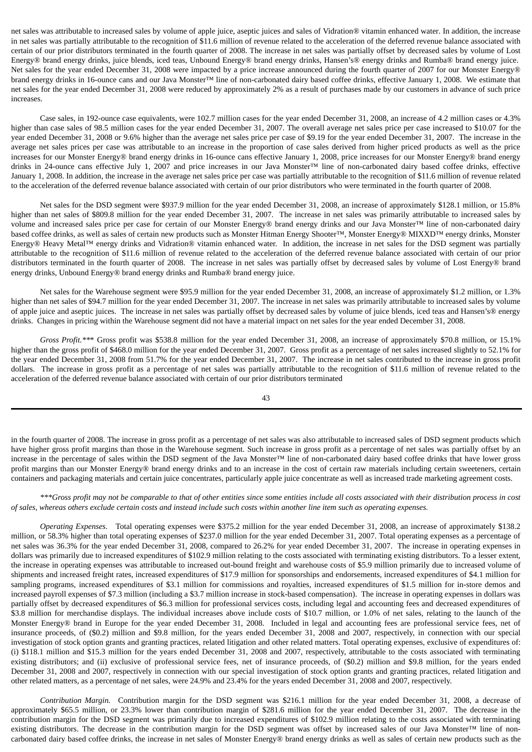net sales was attributable to increased sales by volume of apple juice, aseptic juices and sales of Vidration® vitamin enhanced water. In addition, the increase in net sales was partially attributable to the recognition of $11.6 million of revenue related to the acceleration of the deferred revenue balance associated with certain of our prior distributors terminated in the fourth quarter of 2008. The increase in net sales was partially offset by decreased sales by volume of Lost Energy® brand energy drinks, juice blends, iced teas, Unbound Energy® brand energy drinks, Hansen's® energy drinks and Rumba® brand energy juice. Net sales for the year ended December 31, 2008 were impacted by a price increase announced during the fourth quarter of 2007 for our Monster Energy® brand energy drinks in 16-ounce cans and our Java Monster™ line of non-carbonated dairy based coffee drinks, effective January 1, 2008. We estimate that net sales for the year ended December 31, 2008 were reduced by approximately 2% as a result of purchases made by our customers in advance of such price increases.

Case sales, in 192-ounce case equivalents, were 102.7 million cases for the year ended December 31, 2008, an increase of 4.2 million cases or 4.3% higher than case sales of 98.5 million cases for the year ended December 31, 2007. The overall average net sales price per case increased to $10.07 for the year ended December 31, 2008 or 9.6% higher than the average net sales price per case of $9.19 for the year ended December 31, 2007. The increase in the average net sales prices per case was attributable to an increase in the proportion of case sales derived from higher priced products as well as the price increases for our Monster Energy® brand energy drinks in 16-ounce cans effective January 1, 2008, price increases for our Monster Energy® brand energy drinks in 24-ounce cans effective July 1, 2007 and price increases in our Java Monster™ line of non-carbonated dairy based coffee drinks, effective January 1, 2008. In addition, the increase in the average net sales price per case was partially attributable to the recognition of $11.6 million of revenue related to the acceleration of the deferred revenue balance associated with certain of our prior distributors who were terminated in the fourth quarter of 2008.

Net sales for the DSD segment were $937.9 million for the year ended December 31, 2008, an increase of approximately $128.1 million, or 15.8% higher than net sales of $809.8 million for the year ended December 31, 2007. The increase in net sales was primarily attributable to increased sales by volume and increased sales price per case for certain of our Monster Energy® brand energy drinks and our Java Monster™ line of non-carbonated dairy based coffee drinks, as well as sales of certain new products such as Monster Hitman Energy Shooter™, Monster Energy® MIXXD™ energy drinks, Monster Energy® Heavy Metal™ energy drinks and Vidration® vitamin enhanced water. In addition, the increase in net sales for the DSD segment was partially attributable to the recognition of $11.6 million of revenue related to the acceleration of the deferred revenue balance associated with certain of our prior distributors terminated in the fourth quarter of 2008. The increase in net sales was partially offset by decreased sales by volume of Lost Energy® brand energy drinks, Unbound Energy® brand energy drinks and Rumba® brand energy juice.

Net sales for the Warehouse segment were $95.9 million for the year ended December 31, 2008, an increase of approximately $1.2 million, or 1.3% higher than net sales of $94.7 million for the year ended December 31, 2007. The increase in net sales was primarily attributable to increased sales by volume of apple juice and aseptic juices. The increase in net sales was partially offset by decreased sales by volume of juice blends, iced teas and Hansen's® energy drinks. Changes in pricing within the Warehouse segment did not have a material impact on net sales for the year ended December 31, 2008.

*Gross Profit.**** Gross profit was $538.8 million for the year ended December 31, 2008, an increase of approximately $70.8 million, or 15.1% higher than the gross profit of $468.0 million for the year ended December 31, 2007. Gross profit as a percentage of net sales increased slightly to 52.1% for the year ended December 31, 2008 from 51.7% for the year ended December 31, 2007. The increase in net sales contributed to the increase in gross profit dollars. The increase in gross profit as a percentage of net sales was partially attributable to the recognition of $11.6 million of revenue related to the acceleration of the deferred revenue balance associated with certain of our prior distributors terminated in the fourth quarter of 2008. The increase in gross profit as a percentage of net sales was also attributable to increased sales of DSD segment products which have higher gross profit margins than those in the Warehouse segment. Such increase in gross profit as a percentage of net sales was partially offset by an increase in the percentage of sales within the DSD segment of the Java Monster™ line of non-carbonated dairy based coffee drinks that have lower gross profit margins than our Monster Energy® brand energy drinks and to an increase in the cost of certain raw materials including certain sweeteners, certain containers and packaging materials and certain juice concentrates, particularly apple juice concentrate as well as increased trade marketing agreement costs.

****Gross profit may not be comparable to that of other entities since some entities include all costs associated with their distribution process in cost of sales, whereas others exclude certain costs and instead include such costs within another line item such as operating expenses.*

*Operating Expenses*. Total operating expenses were $375.2 million for the year ended December 31, 2008, an increase of approximately $138.2 million, or 58.3% higher than total operating expenses of $237.0 million for the year ended December 31, 2007. Total operating expenses as a percentage of net sales was 36.3% for the year ended December 31, 2008, compared to 26.2% for year ended December 31, 2007. The increase in operating expenses in dollars was primarily due to increased expenditures of $102.9 million relating to the costs associated with terminating existing distributors. To a lesser extent, the increase in operating expenses was attributable to increased out-bound freight and warehouse costs of $5.9 million primarily due to increased volume of shipments and increased freight rates, increased expenditures of $17.9 million for sponsorships and endorsements, increased expenditures of $4.1 million for sampling programs, increased expenditures of $3.1 million for commissions and royalties, increased expenditures of $1.5 million for in-store demos and increased payroll expenses of $7.3 million (including a $3.7 million increase in stock-based compensation). The increase in operating expenses in dollars was partially offset by decreased expenditures of $6.3 million for professional services costs, including legal and accounting fees and decreased expenditures of $3.8 million for merchandise displays. The individual increases above include costs of $10.7 million, or 1.0% of net sales, relating to the launch of the Monster Energy® brand in Europe for the year ended December 31, 2008. Included in legal and accounting fees are professional service fees, net of insurance proceeds, of ($0.2) million and $9.8 million, for the years ended December 31, 2008 and 2007, respectively, in connection with our special investigation of stock option grants and granting practices, related litigation and other related matters. Total operating expenses, exclusive of expenditures of: (i) $118.1 million and $15.3 million for the years ended December 31, 2008 and 2007, respectively, attributable to the costs associated with terminating existing distributors; and (ii) exclusive of professional service fees, net of insurance proceeds, of ($0.2) million and $9.8 million, for the years ended December 31, 2008 and 2007, respectively in connection with our special investigation of stock option grants and granting practices, related litigation and other related matters, as a percentage of net sales, were 24.9% and 23.4% for the years ended December 31, 2008 and 2007, respectively.

*Contribution Margin.* Contribution margin for the DSD segment was $216.1 million for the year ended December 31, 2008, a decrease of approximately $65.5 million, or 23.3% lower than contribution margin of $281.6 million for the year ended December 31, 2007. The decrease in the contribution margin for the DSD segment was primarily due to increased expenditures of $102.9 million relating to the costs associated with terminating existing distributors. The decrease in the contribution margin for the DSD segment was offset by increased sales of our Java Monster™ line of non-carbonated dairy based coffee drinks, the increase in net sales of Monster Energy® brand energy drinks as well as sales of certain new products such as the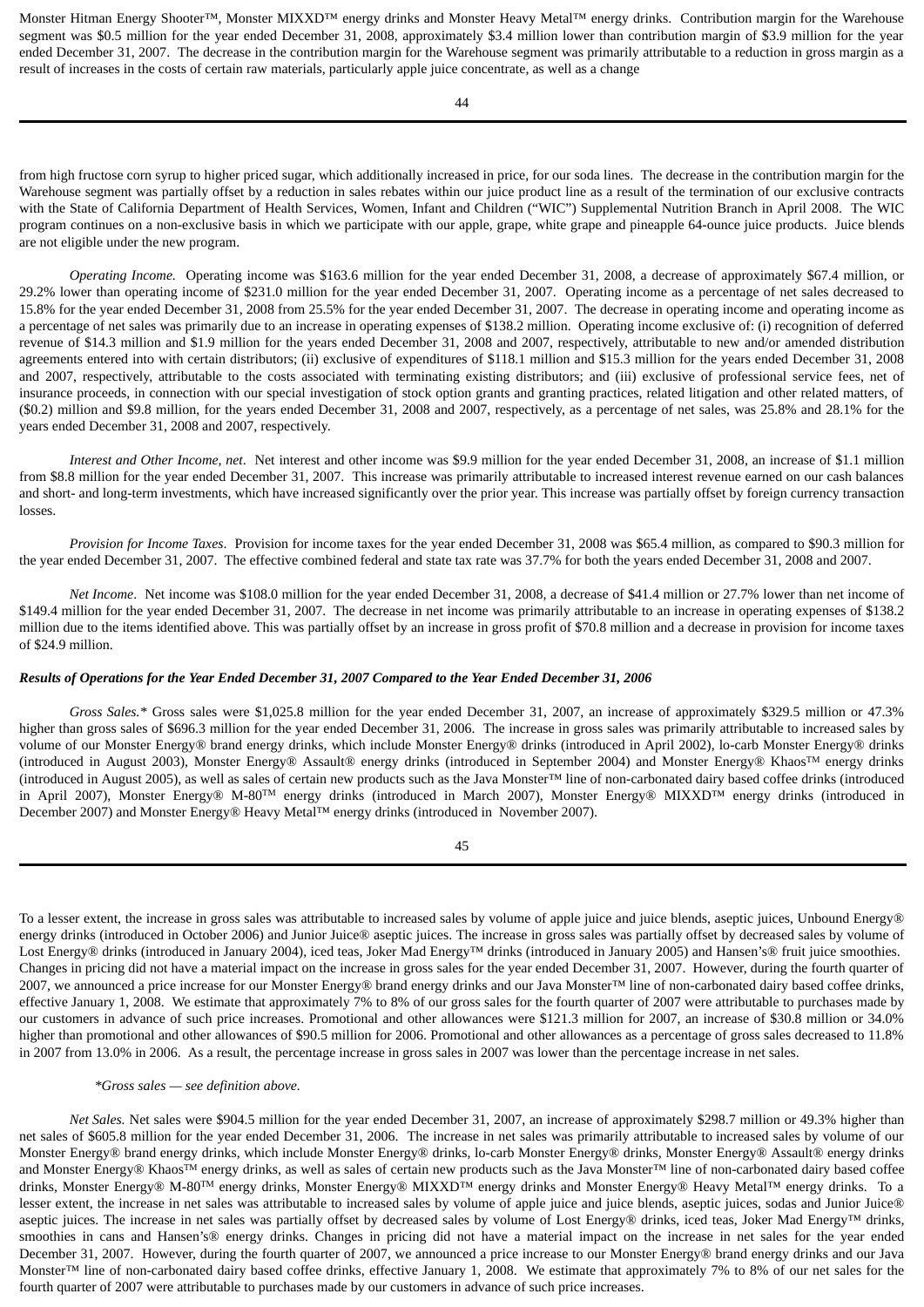Monster Hitman Energy Shooter™, Monster MIXXD™ energy drinks and Monster Heavy Metal™ energy drinks. Contribution margin for the Warehouse segment was $0.5 million for the year ended December 31, 2008, approximately $3.4 million lower than contribution margin of $3.9 million for the year ended December 31, 2007. The decrease in the contribution margin for the Warehouse segment was primarily attributable to a reduction in gross margin as a result of increases in the costs of certain raw materials, particularly apple juice concentrate, as well as a change from high fructose corn syrup to higher priced sugar, which additionally increased in price, for our soda lines. The decrease in the contribution margin for the Warehouse segment was partially offset by a reduction in sales rebates within our juice product line as a result of the termination of our exclusive contracts with the State of California Department of Health Services, Women, Infant and Children ("WIC") Supplemental Nutrition Branch in April 2008. The WIC program continues on a non-exclusive basis in which we participate with our apple, grape, white grape and pineapple 64-ounce juice products. Juice blends are not eligible under the new program.

*Operating Income.* Operating income was $163.6 million for the year ended December 31, 2008, a decrease of approximately $67.4 million, or 29.2% lower than operating income of $231.0 million for the year ended December 31, 2007. Operating income as a percentage of net sales decreased to 15.8% for the year ended December 31, 2008 from 25.5% for the year ended December 31, 2007. The decrease in operating income and operating income as a percentage of net sales was primarily due to an increase in operating expenses of $138.2 million. Operating income exclusive of: (i) recognition of deferred revenue of $14.3 million and $1.9 million for the years ended December 31, 2008 and 2007, respectively, attributable to new and/or amended distribution agreements entered into with certain distributors; (ii) exclusive of expenditures of $118.1 million and $15.3 million for the years ended December 31, 2008 and 2007, respectively, attributable to the costs associated with terminating existing distributors; and (iii) exclusive of professional service fees, net of insurance proceeds, in connection with our special investigation of stock option grants and granting practices, related litigation and other related matters, of ($0.2) million and $9.8 million, for the years ended December 31, 2008 and 2007, respectively, as a percentage of net sales, was 25.8% and 28.1% for the years ended December 31, 2008 and 2007, respectively.

*Interest and Other Income, net*. Net interest and other income was $9.9 million for the year ended December 31, 2008, an increase of $1.1 million from $8.8 million for the year ended December 31, 2007. This increase was primarily attributable to increased interest revenue earned on our cash balances and short- and long-term investments, which have increased significantly over the prior year. This increase was partially offset by foreign currency transaction losses.

*Provision for Income Taxes*. Provision for income taxes for the year ended December 31, 2008 was $65.4 million, as compared to $90.3 million for the year ended December 31, 2007. The effective combined federal and state tax rate was 37.7% for both the years ended December 31, 2008 and 2007.

*Net Income*. Net income was $108.0 million for the year ended December 31, 2008, a decrease of $41.4 million or 27.7% lower than net income of $149.4 million for the year ended December 31, 2007. The decrease in net income was primarily attributable to an increase in operating expenses of $138.2 million due to the items identified above. This was partially offset by an increase in gross profit of $70.8 million and a decrease in provision for income taxes of $24.9 million.

***Results of Operations for the Year Ended December 31, 2007 Compared to the Year Ended December 31, 2006***

*Gross Sales.\** Gross sales were $1,025.8 million for the year ended December 31, 2007, an increase of approximately $329.5 million or 47.3% higher than gross sales of $696.3 million for the year ended December 31, 2006. The increase in gross sales was primarily attributable to increased sales by volume of our Monster Energy® brand energy drinks, which include Monster Energy® drinks (introduced in April 2002), lo-carb Monster Energy® drinks (introduced in August 2003), Monster Energy® Assault® energy drinks (introduced in September 2004) and Monster Energy® Khaos™ energy drinks (introduced in August 2005), as well as sales of certain new products such as the Java Monster™ line of non-carbonated dairy based coffee drinks (introduced in April 2007), Monster Energy® M-80™ energy drinks (introduced in March 2007), Monster Energy® MIXXD™ energy drinks (introduced in December 2007) and Monster Energy® Heavy Metal™ energy drinks (introduced in November 2007).

To a lesser extent, the increase in gross sales was attributable to increased sales by volume of apple juice and juice blends, aseptic juices, Unbound Energy® energy drinks (introduced in October 2006) and Junior Juice® aseptic juices. The increase in gross sales was partially offset by decreased sales by volume of Lost Energy® drinks (introduced in January 2004), iced teas, Joker Mad Energy™ drinks (introduced in January 2005) and Hansen's® fruit juice smoothies. Changes in pricing did not have a material impact on the increase in gross sales for the year ended December 31, 2007. However, during the fourth quarter of 2007, we announced a price increase for our Monster Energy® brand energy drinks and our Java Monster™ line of non-carbonated dairy based coffee drinks, effective January 1, 2008. We estimate that approximately 7% to 8% of our gross sales for the fourth quarter of 2007 were attributable to purchases made by our customers in advance of such price increases. Promotional and other allowances were $121.3 million for 2007, an increase of $30.8 million or 34.0% higher than promotional and other allowances of $90.5 million for 2006. Promotional and other allowances as a percentage of gross sales decreased to 11.8% in 2007 from 13.0% in 2006. As a result, the percentage increase in gross sales in 2007 was lower than the percentage increase in net sales.

*\*Gross sales — see definition above.*

*Net Sales.* Net sales were $904.5 million for the year ended December 31, 2007, an increase of approximately $298.7 million or 49.3% higher than net sales of $605.8 million for the year ended December 31, 2006. The increase in net sales was primarily attributable to increased sales by volume of our Monster Energy® brand energy drinks, which include Monster Energy® drinks, lo-carb Monster Energy® drinks, Monster Energy® Assault® energy drinks and Monster Energy® Khaos™ energy drinks, as well as sales of certain new products such as the Java Monster™ line of non-carbonated dairy based coffee drinks, Monster Energy® M-80™ energy drinks, Monster Energy® MIXXD™ energy drinks and Monster Energy® Heavy Metal™ energy drinks. To a lesser extent, the increase in net sales was attributable to increased sales by volume of apple juice and juice blends, aseptic juices, sodas and Junior Juice® aseptic juices. The increase in net sales was partially offset by decreased sales by volume of Lost Energy® drinks, iced teas, Joker Mad Energy™ drinks, smoothies in cans and Hansen's® energy drinks. Changes in pricing did not have a material impact on the increase in net sales for the year ended December 31, 2007. However, during the fourth quarter of 2007, we announced a price increase to our Monster Energy® brand energy drinks and our Java Monster™ line of non-carbonated dairy based coffee drinks, effective January 1, 2008. We estimate that approximately 7% to 8% of our net sales for the fourth quarter of 2007 were attributable to purchases made by our customers in advance of such price increases.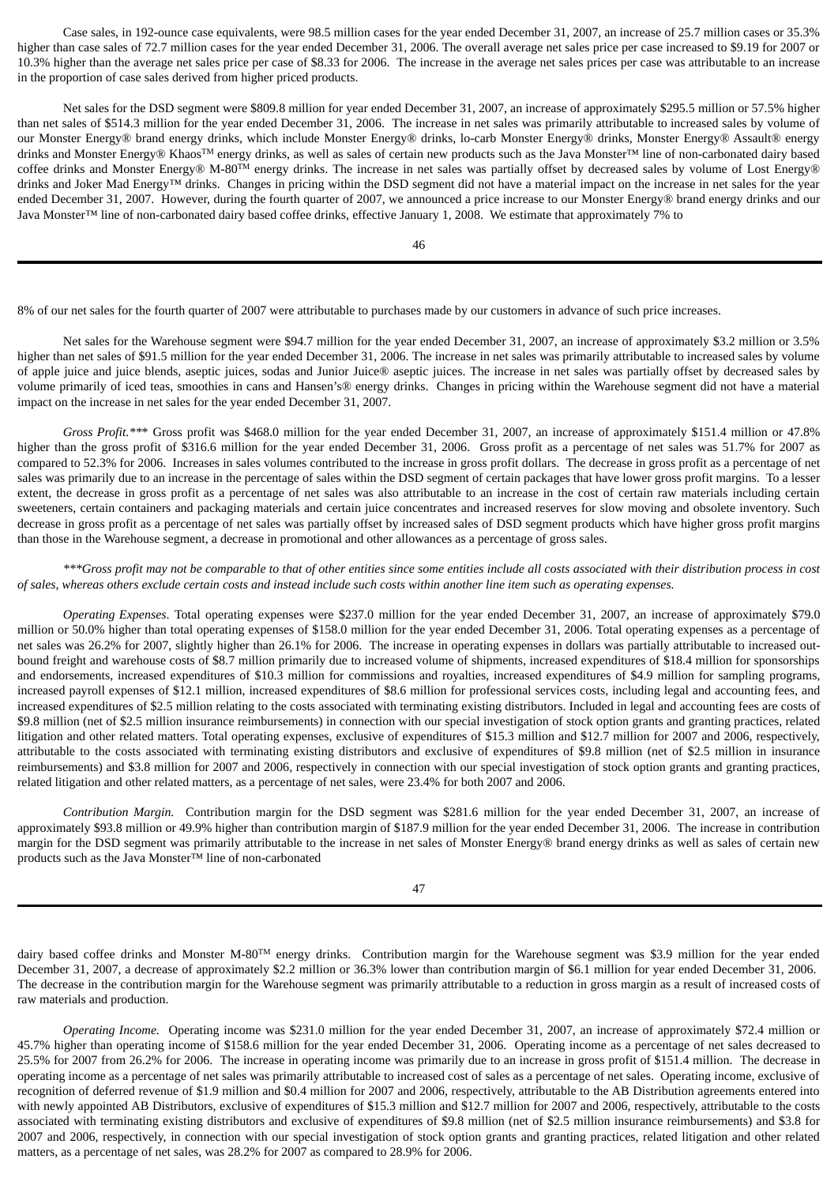Case sales, in 192-ounce case equivalents, were 98.5 million cases for the year ended December 31, 2007, an increase of 25.7 million cases or 35.3% higher than case sales of 72.7 million cases for the year ended December 31, 2006. The overall average net sales price per case increased to $9.19 for 2007 or 10.3% higher than the average net sales price per case of $8.33 for 2006. The increase in the average net sales prices per case was attributable to an increase in the proportion of case sales derived from higher priced products.

Net sales for the DSD segment were $809.8 million for year ended December 31, 2007, an increase of approximately $295.5 million or 57.5% higher than net sales of $514.3 million for the year ended December 31, 2006. The increase in net sales was primarily attributable to increased sales by volume of our Monster Energy® brand energy drinks, which include Monster Energy® drinks, lo-carb Monster Energy® drinks, Monster Energy® Assault® energy drinks and Monster Energy® Khaos™ energy drinks, as well as sales of certain new products such as the Java Monster™ line of non-carbonated dairy based coffee drinks and Monster Energy® M-80™ energy drinks. The increase in net sales was partially offset by decreased sales by volume of Lost Energy® drinks and Joker Mad Energy™ drinks. Changes in pricing within the DSD segment did not have a material impact on the increase in net sales for the year ended December 31, 2007. However, during the fourth quarter of 2007, we announced a price increase to our Monster Energy® brand energy drinks and our Java Monster™ line of non-carbonated dairy based coffee drinks, effective January 1, 2008. We estimate that approximately 7% to 8% of our net sales for the fourth quarter of 2007 were attributable to purchases made by our customers in advance of such price increases.

Net sales for the Warehouse segment were $94.7 million for the year ended December 31, 2007, an increase of approximately $3.2 million or 3.5% higher than net sales of $91.5 million for the year ended December 31, 2006. The increase in net sales was primarily attributable to increased sales by volume of apple juice and juice blends, aseptic juices, sodas and Junior Juice® aseptic juices. The increase in net sales was partially offset by decreased sales by volume primarily of iced teas, smoothies in cans and Hansen's® energy drinks. Changes in pricing within the Warehouse segment did not have a material impact on the increase in net sales for the year ended December 31, 2007.

*Gross Profit.\*\*\** Gross profit was $468.0 million for the year ended December 31, 2007, an increase of approximately $151.4 million or 47.8% higher than the gross profit of $316.6 million for the year ended December 31, 2006. Gross profit as a percentage of net sales was 51.7% for 2007 as compared to 52.3% for 2006. Increases in sales volumes contributed to the increase in gross profit dollars. The decrease in gross profit as a percentage of net sales was primarily due to an increase in the percentage of sales within the DSD segment of certain packages that have lower gross profit margins. To a lesser extent, the decrease in gross profit as a percentage of net sales was also attributable to an increase in the cost of certain raw materials including certain sweeteners, certain containers and packaging materials and certain juice concentrates and increased reserves for slow moving and obsolete inventory. Such decrease in gross profit as a percentage of net sales was partially offset by increased sales of DSD segment products which have higher gross profit margins than those in the Warehouse segment, a decrease in promotional and other allowances as a percentage of gross sales.

*\*\*\*Gross profit may not be comparable to that of other entities since some entities include all costs associated with their distribution process in cost of sales, whereas others exclude certain costs and instead include such costs within another line item such as operating expenses.*

*Operating Expenses*. Total operating expenses were $237.0 million for the year ended December 31, 2007, an increase of approximately $79.0 million or 50.0% higher than total operating expenses of $158.0 million for the year ended December 31, 2006. Total operating expenses as a percentage of net sales was 26.2% for 2007, slightly higher than 26.1% for 2006. The increase in operating expenses in dollars was partially attributable to increased out-bound freight and warehouse costs of $8.7 million primarily due to increased volume of shipments, increased expenditures of $18.4 million for sponsorships and endorsements, increased expenditures of $10.3 million for commissions and royalties, increased expenditures of $4.9 million for sampling programs, increased payroll expenses of $12.1 million, increased expenditures of $8.6 million for professional services costs, including legal and accounting fees, and increased expenditures of $2.5 million relating to the costs associated with terminating existing distributors. Included in legal and accounting fees are costs of $9.8 million (net of $2.5 million insurance reimbursements) in connection with our special investigation of stock option grants and granting practices, related litigation and other related matters. Total operating expenses, exclusive of expenditures of $15.3 million and $12.7 million for 2007 and 2006, respectively, attributable to the costs associated with terminating existing distributors and exclusive of expenditures of $9.8 million (net of $2.5 million in insurance reimbursements) and $3.8 million for 2007 and 2006, respectively in connection with our special investigation of stock option grants and granting practices, related litigation and other related matters, as a percentage of net sales, were 23.4% for both 2007 and 2006.

*Contribution Margin.* Contribution margin for the DSD segment was $281.6 million for the year ended December 31, 2007, an increase of approximately $93.8 million or 49.9% higher than contribution margin of $187.9 million for the year ended December 31, 2006. The increase in contribution margin for the DSD segment was primarily attributable to the increase in net sales of Monster Energy® brand energy drinks as well as sales of certain new products such as the Java Monster™ line of non-carbonated dairy based coffee drinks and Monster M-80™ energy drinks. Contribution margin for the Warehouse segment was $3.9 million for the year ended December 31, 2007, a decrease of approximately $2.2 million or 36.3% lower than contribution margin of $6.1 million for year ended December 31, 2006. The decrease in the contribution margin for the Warehouse segment was primarily attributable to a reduction in gross margin as a result of increased costs of raw materials and production.

*Operating Income.* Operating income was $231.0 million for the year ended December 31, 2007, an increase of approximately $72.4 million or 45.7% higher than operating income of $158.6 million for the year ended December 31, 2006. Operating income as a percentage of net sales decreased to 25.5% for 2007 from 26.2% for 2006. The increase in operating income was primarily due to an increase in gross profit of $151.4 million. The decrease in operating income as a percentage of net sales was primarily attributable to increased cost of sales as a percentage of net sales. Operating income, exclusive of recognition of deferred revenue of $1.9 million and $0.4 million for 2007 and 2006, respectively, attributable to the AB Distribution agreements entered into with newly appointed AB Distributors, exclusive of expenditures of $15.3 million and $12.7 million for 2007 and 2006, respectively, attributable to the costs associated with terminating existing distributors and exclusive of expenditures of $9.8 million (net of $2.5 million insurance reimbursements) and $3.8 for 2007 and 2006, respectively, in connection with our special investigation of stock option grants and granting practices, related litigation and other related matters, as a percentage of net sales, was 28.2% for 2007 as compared to 28.9% for 2006.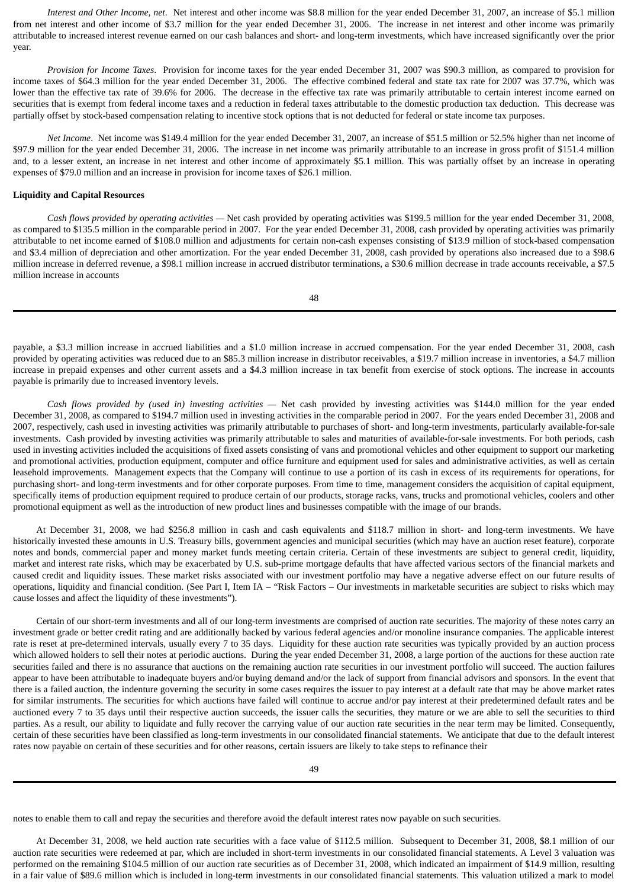*Interest and Other Income, net*. Net interest and other income was $8.8 million for the year ended December 31, 2007, an increase of $5.1 million from net interest and other income of $3.7 million for the year ended December 31, 2006. The increase in net interest and other income was primarily attributable to increased interest revenue earned on our cash balances and short- and long-term investments, which have increased significantly over the prior year.

*Provision for Income Taxes*. Provision for income taxes for the year ended December 31, 2007 was $90.3 million, as compared to provision for income taxes of $64.3 million for the year ended December 31, 2006. The effective combined federal and state tax rate for 2007 was 37.7%, which was lower than the effective tax rate of 39.6% for 2006. The decrease in the effective tax rate was primarily attributable to certain interest income earned on securities that is exempt from federal income taxes and a reduction in federal taxes attributable to the domestic production tax deduction. This decrease was partially offset by stock-based compensation relating to incentive stock options that is not deducted for federal or state income tax purposes.

*Net Income*. Net income was $149.4 million for the year ended December 31, 2007, an increase of $51.5 million or 52.5% higher than net income of $97.9 million for the year ended December 31, 2006. The increase in net income was primarily attributable to an increase in gross profit of $151.4 million and, to a lesser extent, an increase in net interest and other income of approximately $5.1 million. This was partially offset by an increase in operating expenses of $79.0 million and an increase in provision for income taxes of $26.1 million.

**Liquidity and Capital Resources**

*Cash flows provided by operating activities* — Net cash provided by operating activities was $199.5 million for the year ended December 31, 2008, as compared to $135.5 million in the comparable period in 2007. For the year ended December 31, 2008, cash provided by operating activities was primarily attributable to net income earned of $108.0 million and adjustments for certain non-cash expenses consisting of $13.9 million of stock-based compensation and $3.4 million of depreciation and other amortization. For the year ended December 31, 2008, cash provided by operations also increased due to a $98.6 million increase in deferred revenue, a $98.1 million increase in accrued distributor terminations, a $30.6 million decrease in trade accounts receivable, a $7.5 million increase in accounts payable, a $3.3 million increase in accrued liabilities and a $1.0 million increase in accrued compensation. For the year ended December 31, 2008, cash provided by operating activities was reduced due to an $85.3 million increase in distributor receivables, a $19.7 million increase in inventories, a $4.7 million increase in prepaid expenses and other current assets and a $4.3 million increase in tax benefit from exercise of stock options. The increase in accounts payable is primarily due to increased inventory levels.

*Cash flows provided by (used in) investing activities* — Net cash provided by investing activities was $144.0 million for the year ended December 31, 2008, as compared to $194.7 million used in investing activities in the comparable period in 2007. For the years ended December 31, 2008 and 2007, respectively, cash used in investing activities was primarily attributable to purchases of short- and long-term investments, particularly available-for-sale investments. Cash provided by investing activities was primarily attributable to sales and maturities of available-for-sale investments. For both periods, cash used in investing activities included the acquisitions of fixed assets consisting of vans and promotional vehicles and other equipment to support our marketing and promotional activities, production equipment, computer and office furniture and equipment used for sales and administrative activities, as well as certain leasehold improvements. Management expects that the Company will continue to use a portion of its cash in excess of its requirements for operations, for purchasing short- and long-term investments and for other corporate purposes. From time to time, management considers the acquisition of capital equipment, specifically items of production equipment required to produce certain of our products, storage racks, vans, trucks and promotional vehicles, coolers and other promotional equipment as well as the introduction of new product lines and businesses compatible with the image of our brands.

At December 31, 2008, we had $256.8 million in cash and cash equivalents and $118.7 million in short- and long-term investments. We have historically invested these amounts in U.S. Treasury bills, government agencies and municipal securities (which may have an auction reset feature), corporate notes and bonds, commercial paper and money market funds meeting certain criteria. Certain of these investments are subject to general credit, liquidity, market and interest rate risks, which may be exacerbated by U.S. sub-prime mortgage defaults that have affected various sectors of the financial markets and caused credit and liquidity issues. These market risks associated with our investment portfolio may have a negative adverse effect on our future results of operations, liquidity and financial condition. (See Part I, Item IA – "Risk Factors – Our investments in marketable securities are subject to risks which may cause losses and affect the liquidity of these investments").

Certain of our short-term investments and all of our long-term investments are comprised of auction rate securities. The majority of these notes carry an investment grade or better credit rating and are additionally backed by various federal agencies and/or monoline insurance companies. The applicable interest rate is reset at pre-determined intervals, usually every 7 to 35 days. Liquidity for these auction rate securities was typically provided by an auction process which allowed holders to sell their notes at periodic auctions. During the year ended December 31, 2008, a large portion of the auctions for these auction rate securities failed and there is no assurance that auctions on the remaining auction rate securities in our investment portfolio will succeed. The auction failures appear to have been attributable to inadequate buyers and/or buying demand and/or the lack of support from financial advisors and sponsors. In the event that there is a failed auction, the indenture governing the security in some cases requires the issuer to pay interest at a default rate that may be above market rates for similar instruments. The securities for which auctions have failed will continue to accrue and/or pay interest at their predetermined default rates and be auctioned every 7 to 35 days until their respective auction succeeds, the issuer calls the securities, they mature or we are able to sell the securities to third parties. As a result, our ability to liquidate and fully recover the carrying value of our auction rate securities in the near term may be limited. Consequently, certain of these securities have been classified as long-term investments in our consolidated financial statements. We anticipate that due to the default interest rates now payable on certain of these securities and for other reasons, certain issuers are likely to take steps to refinance their notes to enable them to call and repay the securities and therefore avoid the default interest rates now payable on such securities.

At December 31, 2008, we held auction rate securities with a face value of $112.5 million. Subsequent to December 31, 2008, $8.1 million of our auction rate securities were redeemed at par, which are included in short-term investments in our consolidated financial statements. A Level 3 valuation was performed on the remaining $104.5 million of our auction rate securities as of December 31, 2008, which indicated an impairment of $14.9 million, resulting in a fair value of $89.6 million which is included in long-term investments in our consolidated financial statements. This valuation utilized a mark to model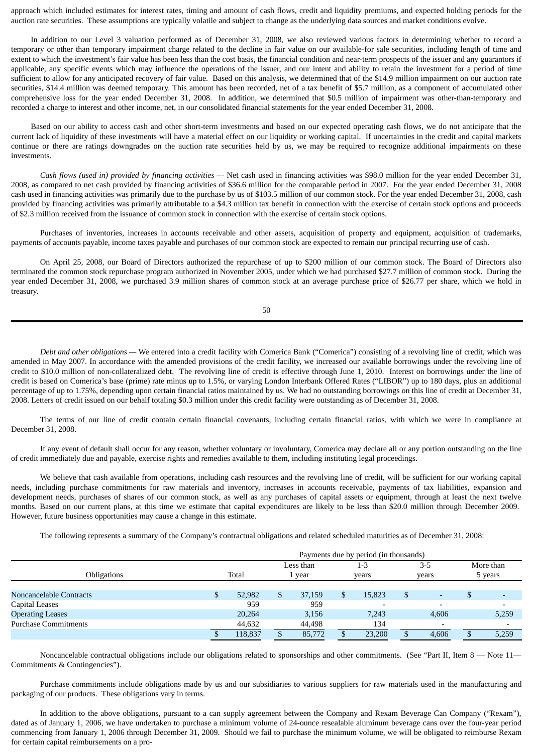approach which included estimates for interest rates, timing and amount of cash flows, credit and liquidity premiums, and expected holding periods for the auction rate securities. These assumptions are typically volatile and subject to change as the underlying data sources and market conditions evolve.

In addition to our Level 3 valuation performed as of December 31, 2008, we also reviewed various factors in determining whether to record a temporary or other than temporary impairment charge related to the decline in fair value on our available-for sale securities, including length of time and extent to which the investment's fair value has been less than the cost basis, the financial condition and near-term prospects of the issuer and any guarantors if applicable, any specific events which may influence the operations of the issuer, and our intent and ability to retain the investment for a period of time sufficient to allow for any anticipated recovery of fair value. Based on this analysis, we determined that of the $14.9 million impairment on our auction rate securities, $14.4 million was deemed temporary. This amount has been recorded, net of a tax benefit of $5.7 million, as a component of accumulated other comprehensive loss for the year ended December 31, 2008. In addition, we determined that $0.5 million of impairment was other-than-temporary and recorded a charge to interest and other income, net, in our consolidated financial statements for the year ended December 31, 2008.

Based on our ability to access cash and other short-term investments and based on our expected operating cash flows, we do not anticipate that the current lack of liquidity of these investments will have a material effect on our liquidity or working capital. If uncertainties in the credit and capital markets continue or there are ratings downgrades on the auction rate securities held by us, we may be required to recognize additional impairments on these investments.

*Cash flows (used in) provided by financing activities* — Net cash used in financing activities was $98.0 million for the year ended December 31, 2008, as compared to net cash provided by financing activities of $36.6 million for the comparable period in 2007. For the year ended December 31, 2008 cash used in financing activities was primarily due to the purchase by us of $103.5 million of our common stock. For the year ended December 31, 2008, cash provided by financing activities was primarily attributable to a $4.3 million tax benefit in connection with the exercise of certain stock options and proceeds of $2.3 million received from the issuance of common stock in connection with the exercise of certain stock options.

Purchases of inventories, increases in accounts receivable and other assets, acquisition of property and equipment, acquisition of trademarks, payments of accounts payable, income taxes payable and purchases of our common stock are expected to remain our principal recurring use of cash.

On April 25, 2008, our Board of Directors authorized the repurchase of up to $200 million of our common stock. The Board of Directors also terminated the common stock repurchase program authorized in November 2005, under which we had purchased $27.7 million of common stock. During the year ended December 31, 2008, we purchased 3.9 million shares of common stock at an average purchase price of $26.77 per share, which we hold in treasury.

*Debt and other obligations* — We entered into a credit facility with Comerica Bank ("Comerica") consisting of a revolving line of credit, which was amended in May 2007. In accordance with the amended provisions of the credit facility, we increased our available borrowings under the revolving line of credit to $10.0 million of non-collateralized debt. The revolving line of credit is effective through June 1, 2010. Interest on borrowings under the line of credit is based on Comerica's base (prime) rate minus up to 1.5%, or varying London Interbank Offered Rates ("LIBOR") up to 180 days, plus an additional percentage of up to 1.75%, depending upon certain financial ratios maintained by us. We had no outstanding borrowings on this line of credit at December 31, 2008. Letters of credit issued on our behalf totaling $0.3 million under this credit facility were outstanding as of December 31, 2008.

The terms of our line of credit contain certain financial covenants, including certain financial ratios, with which we were in compliance at December 31, 2008.

If any event of default shall occur for any reason, whether voluntary or involuntary, Comerica may declare all or any portion outstanding on the line of credit immediately due and payable, exercise rights and remedies available to them, including instituting legal proceedings.

We believe that cash available from operations, including cash resources and the revolving line of credit, will be sufficient for our working capital needs, including purchase commitments for raw materials and inventory, increases in accounts receivable, payments of tax liabilities, expansion and development needs, purchases of shares of our common stock, as well as any purchases of capital assets or equipment, through at least the next twelve months. Based on our current plans, at this time we estimate that capital expenditures are likely to be less than $20.0 million through December 2009. However, future business opportunities may cause a change in this estimate.

The following represents a summary of the Company's contractual obligations and related scheduled maturities as of December 31, 2008:

| | Payments due by period (in thousands) | | | | |
|---|---|---|---|---|---|
| Obligations | Total | Less than 1 year | 1-3 years | 3-5 years | More than 5 years |
| Noncancelable Contracts | $ 52,982 | $ 37,159 | $ 15,823 | $ - | $ - |
| Capital Leases | 959 | 959 | - | - | - |
| Operating Leases | 20,264 | 3,156 | 7,243 | 4,606 | 5,259 |
| Purchase Commitments | 44,632 | 44,498 | 134 | - | - |
| | $ 118,837 | $ 85,772 | $ 23,200 | $ 4,606 | $ 5,259 |

Noncancelable contractual obligations include our obligations related to sponsorships and other commitments. (See "Part II, Item 8 — Note 11— Commitments & Contingencies").

Purchase commitments include obligations made by us and our subsidiaries to various suppliers for raw materials used in the manufacturing and packaging of our products. These obligations vary in terms.

In addition to the above obligations, pursuant to a can supply agreement between the Company and Rexam Beverage Can Company ("Rexam"), dated as of January 1, 2006, we have undertaken to purchase a minimum volume of 24-ounce resealable aluminum beverage cans over the four-year period commencing from January 1, 2006 through December 31, 2009. Should we fail to purchase the minimum volume, we will be obligated to reimburse Rexam for certain capital reimbursements on a pro-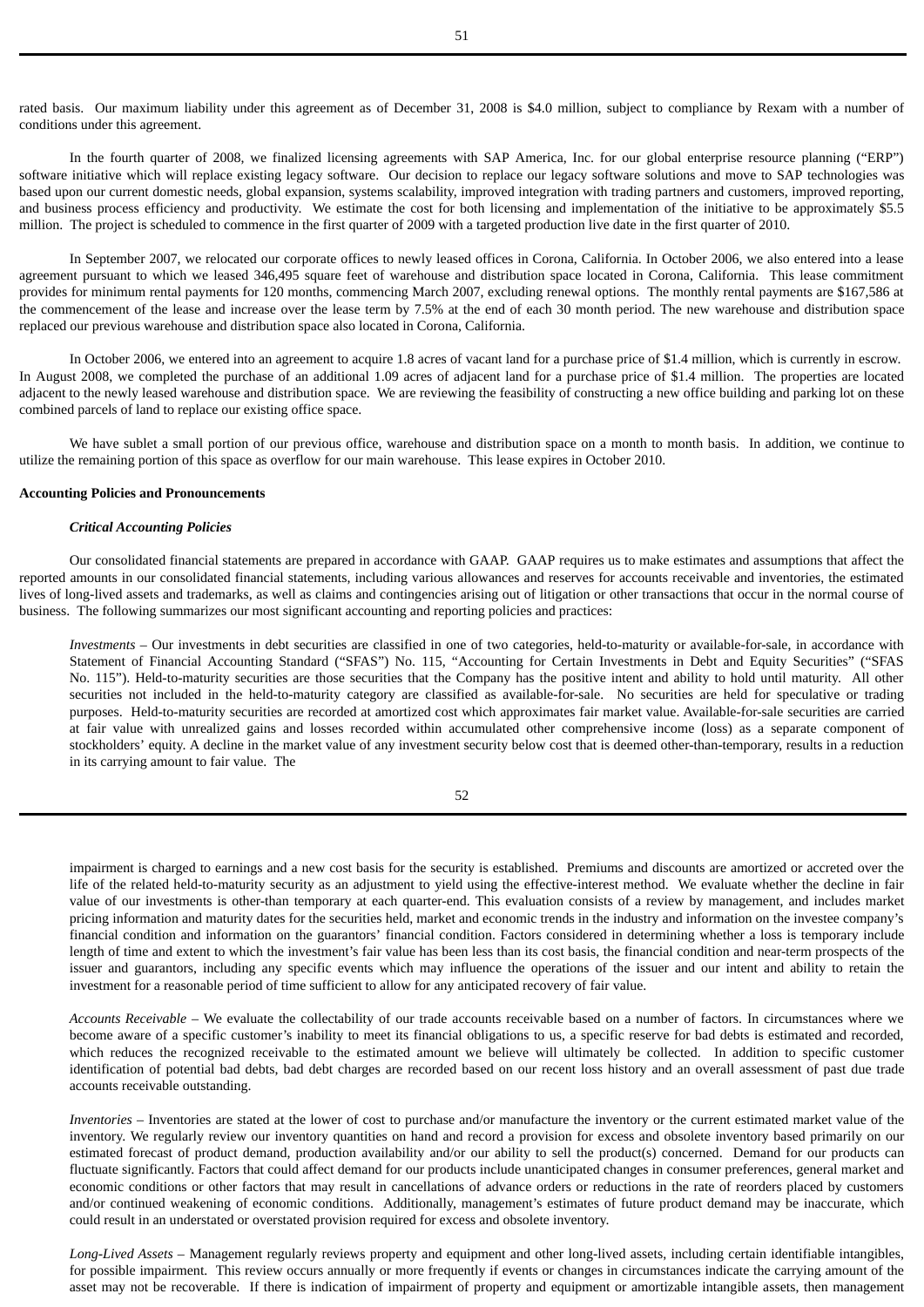rated basis. Our maximum liability under this agreement as of December 31, 2008 is $4.0 million, subject to compliance by Rexam with a number of conditions under this agreement.

In the fourth quarter of 2008, we finalized licensing agreements with SAP America, Inc. for our global enterprise resource planning ("ERP") software initiative which will replace existing legacy software. Our decision to replace our legacy software solutions and move to SAP technologies was based upon our current domestic needs, global expansion, systems scalability, improved integration with trading partners and customers, improved reporting, and business process efficiency and productivity. We estimate the cost for both licensing and implementation of the initiative to be approximately $5.5 million. The project is scheduled to commence in the first quarter of 2009 with a targeted production live date in the first quarter of 2010.

In September 2007, we relocated our corporate offices to newly leased offices in Corona, California. In October 2006, we also entered into a lease agreement pursuant to which we leased 346,495 square feet of warehouse and distribution space located in Corona, California. This lease commitment provides for minimum rental payments for 120 months, commencing March 2007, excluding renewal options. The monthly rental payments are $167,586 at the commencement of the lease and increase over the lease term by 7.5% at the end of each 30 month period. The new warehouse and distribution space replaced our previous warehouse and distribution space also located in Corona, California.

In October 2006, we entered into an agreement to acquire 1.8 acres of vacant land for a purchase price of $1.4 million, which is currently in escrow. In August 2008, we completed the purchase of an additional 1.09 acres of adjacent land for a purchase price of $1.4 million. The properties are located adjacent to the newly leased warehouse and distribution space. We are reviewing the feasibility of constructing a new office building and parking lot on these combined parcels of land to replace our existing office space.

We have sublet a small portion of our previous office, warehouse and distribution space on a month to month basis. In addition, we continue to utilize the remaining portion of this space as overflow for our main warehouse. This lease expires in October 2010.

**Accounting Policies and Pronouncements**

***Critical Accounting Policies***

Our consolidated financial statements are prepared in accordance with GAAP. GAAP requires us to make estimates and assumptions that affect the reported amounts in our consolidated financial statements, including various allowances and reserves for accounts receivable and inventories, the estimated lives of long-lived assets and trademarks, as well as claims and contingencies arising out of litigation or other transactions that occur in the normal course of business. The following summarizes our most significant accounting and reporting policies and practices:

*Investments* – Our investments in debt securities are classified in one of two categories, held-to-maturity or available-for-sale, in accordance with Statement of Financial Accounting Standard ("SFAS") No. 115, "Accounting for Certain Investments in Debt and Equity Securities" ("SFAS No. 115"). Held-to-maturity securities are those securities that the Company has the positive intent and ability to hold until maturity. All other securities not included in the held-to-maturity category are classified as available-for-sale. No securities are held for speculative or trading purposes. Held-to-maturity securities are recorded at amortized cost which approximates fair market value. Available-for-sale securities are carried at fair value with unrealized gains and losses recorded within accumulated other comprehensive income (loss) as a separate component of stockholders' equity. A decline in the market value of any investment security below cost that is deemed other-than-temporary, results in a reduction in its carrying amount to fair value. The impairment is charged to earnings and a new cost basis for the security is established. Premiums and discounts are amortized or accreted over the life of the related held-to-maturity security as an adjustment to yield using the effective-interest method. We evaluate whether the decline in fair value of our investments is other-than temporary at each quarter-end. This evaluation consists of a review by management, and includes market pricing information and maturity dates for the securities held, market and economic trends in the industry and information on the investee company's financial condition and information on the guarantors' financial condition. Factors considered in determining whether a loss is temporary include length of time and extent to which the investment's fair value has been less than its cost basis, the financial condition and near-term prospects of the issuer and guarantors, including any specific events which may influence the operations of the issuer and our intent and ability to retain the investment for a reasonable period of time sufficient to allow for any anticipated recovery of fair value.

*Accounts Receivable* – We evaluate the collectability of our trade accounts receivable based on a number of factors. In circumstances where we become aware of a specific customer's inability to meet its financial obligations to us, a specific reserve for bad debts is estimated and recorded, which reduces the recognized receivable to the estimated amount we believe will ultimately be collected. In addition to specific customer identification of potential bad debts, bad debt charges are recorded based on our recent loss history and an overall assessment of past due trade accounts receivable outstanding.

*Inventories* – Inventories are stated at the lower of cost to purchase and/or manufacture the inventory or the current estimated market value of the inventory. We regularly review our inventory quantities on hand and record a provision for excess and obsolete inventory based primarily on our estimated forecast of product demand, production availability and/or our ability to sell the product(s) concerned. Demand for our products can fluctuate significantly. Factors that could affect demand for our products include unanticipated changes in consumer preferences, general market and economic conditions or other factors that may result in cancellations of advance orders or reductions in the rate of reorders placed by customers and/or continued weakening of economic conditions. Additionally, management's estimates of future product demand may be inaccurate, which could result in an understated or overstated provision required for excess and obsolete inventory.

*Long-Lived Assets* – Management regularly reviews property and equipment and other long-lived assets, including certain identifiable intangibles, for possible impairment. This review occurs annually or more frequently if events or changes in circumstances indicate the carrying amount of the asset may not be recoverable. If there is indication of impairment of property and equipment or amortizable intangible assets, then management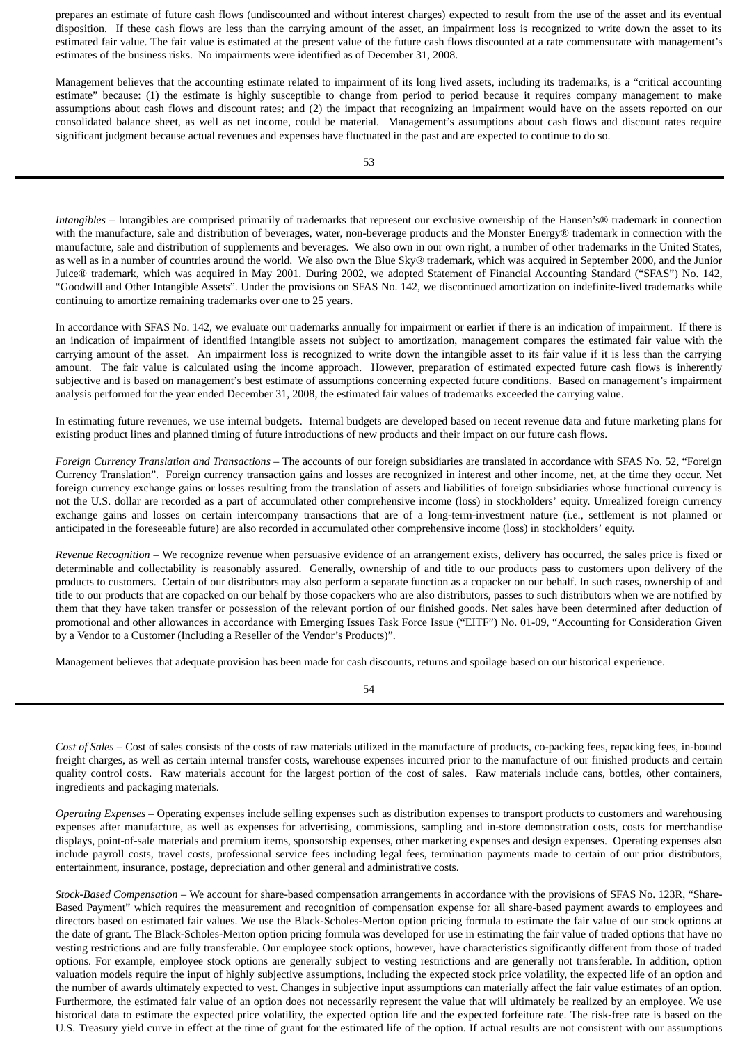prepares an estimate of future cash flows (undiscounted and without interest charges) expected to result from the use of the asset and its eventual disposition. If these cash flows are less than the carrying amount of the asset, an impairment loss is recognized to write down the asset to its estimated fair value. The fair value is estimated at the present value of the future cash flows discounted at a rate commensurate with management's estimates of the business risks. No impairments were identified as of December 31, 2008.

Management believes that the accounting estimate related to impairment of its long lived assets, including its trademarks, is a "critical accounting estimate" because: (1) the estimate is highly susceptible to change from period to period because it requires company management to make assumptions about cash flows and discount rates; and (2) the impact that recognizing an impairment would have on the assets reported on our consolidated balance sheet, as well as net income, could be material. Management's assumptions about cash flows and discount rates require significant judgment because actual revenues and expenses have fluctuated in the past and are expected to continue to do so.

*Intangibles* – Intangibles are comprised primarily of trademarks that represent our exclusive ownership of the Hansen's® trademark in connection with the manufacture, sale and distribution of beverages, water, non-beverage products and the Monster Energy® trademark in connection with the manufacture, sale and distribution of supplements and beverages. We also own in our own right, a number of other trademarks in the United States, as well as in a number of countries around the world. We also own the Blue Sky® trademark, which was acquired in September 2000, and the Junior Juice® trademark, which was acquired in May 2001. During 2002, we adopted Statement of Financial Accounting Standard ("SFAS") No. 142, "Goodwill and Other Intangible Assets". Under the provisions on SFAS No. 142, we discontinued amortization on indefinite-lived trademarks while continuing to amortize remaining trademarks over one to 25 years.

In accordance with SFAS No. 142, we evaluate our trademarks annually for impairment or earlier if there is an indication of impairment. If there is an indication of impairment of identified intangible assets not subject to amortization, management compares the estimated fair value with the carrying amount of the asset. An impairment loss is recognized to write down the intangible asset to its fair value if it is less than the carrying amount. The fair value is calculated using the income approach. However, preparation of estimated expected future cash flows is inherently subjective and is based on management's best estimate of assumptions concerning expected future conditions. Based on management's impairment analysis performed for the year ended December 31, 2008, the estimated fair values of trademarks exceeded the carrying value.

In estimating future revenues, we use internal budgets. Internal budgets are developed based on recent revenue data and future marketing plans for existing product lines and planned timing of future introductions of new products and their impact on our future cash flows.

*Foreign Currency Translation and Transactions* – The accounts of our foreign subsidiaries are translated in accordance with SFAS No. 52, "Foreign Currency Translation". Foreign currency transaction gains and losses are recognized in interest and other income, net, at the time they occur. Net foreign currency exchange gains or losses resulting from the translation of assets and liabilities of foreign subsidiaries whose functional currency is not the U.S. dollar are recorded as a part of accumulated other comprehensive income (loss) in stockholders' equity. Unrealized foreign currency exchange gains and losses on certain intercompany transactions that are of a long-term-investment nature (i.e., settlement is not planned or anticipated in the foreseeable future) are also recorded in accumulated other comprehensive income (loss) in stockholders' equity.

*Revenue Recognition* – We recognize revenue when persuasive evidence of an arrangement exists, delivery has occurred, the sales price is fixed or determinable and collectability is reasonably assured. Generally, ownership of and title to our products pass to customers upon delivery of the products to customers. Certain of our distributors may also perform a separate function as a copacker on our behalf. In such cases, ownership of and title to our products that are copacked on our behalf by those copackers who are also distributors, passes to such distributors when we are notified by them that they have taken transfer or possession of the relevant portion of our finished goods. Net sales have been determined after deduction of promotional and other allowances in accordance with Emerging Issues Task Force Issue ("EITF") No. 01-09, "Accounting for Consideration Given by a Vendor to a Customer (Including a Reseller of the Vendor's Products)".

Management believes that adequate provision has been made for cash discounts, returns and spoilage based on our historical experience.

*Cost of Sales* – Cost of sales consists of the costs of raw materials utilized in the manufacture of products, co-packing fees, repacking fees, in-bound freight charges, as well as certain internal transfer costs, warehouse expenses incurred prior to the manufacture of our finished products and certain quality control costs. Raw materials account for the largest portion of the cost of sales. Raw materials include cans, bottles, other containers, ingredients and packaging materials.

*Operating Expenses* – Operating expenses include selling expenses such as distribution expenses to transport products to customers and warehousing expenses after manufacture, as well as expenses for advertising, commissions, sampling and in-store demonstration costs, costs for merchandise displays, point-of-sale materials and premium items, sponsorship expenses, other marketing expenses and design expenses. Operating expenses also include payroll costs, travel costs, professional service fees including legal fees, termination payments made to certain of our prior distributors, entertainment, insurance, postage, depreciation and other general and administrative costs.

*Stock-Based Compensation* – We account for share-based compensation arrangements in accordance with the provisions of SFAS No. 123R, "Share-Based Payment" which requires the measurement and recognition of compensation expense for all share-based payment awards to employees and directors based on estimated fair values. We use the Black-Scholes-Merton option pricing formula to estimate the fair value of our stock options at the date of grant. The Black-Scholes-Merton option pricing formula was developed for use in estimating the fair value of traded options that have no vesting restrictions and are fully transferable. Our employee stock options, however, have characteristics significantly different from those of traded options. For example, employee stock options are generally subject to vesting restrictions and are generally not transferable. In addition, option valuation models require the input of highly subjective assumptions, including the expected stock price volatility, the expected life of an option and the number of awards ultimately expected to vest. Changes in subjective input assumptions can materially affect the fair value estimates of an option. Furthermore, the estimated fair value of an option does not necessarily represent the value that will ultimately be realized by an employee. We use historical data to estimate the expected price volatility, the expected option life and the expected forfeiture rate. The risk-free rate is based on the U.S. Treasury yield curve in effect at the time of grant for the estimated life of the option. If actual results are not consistent with our assumptions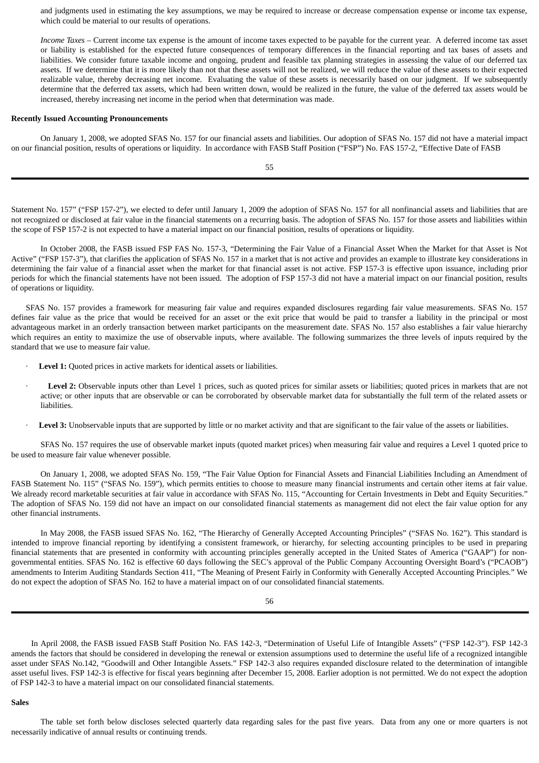and judgments used in estimating the key assumptions, we may be required to increase or decrease compensation expense or income tax expense, which could be material to our results of operations.

*Income Taxes* – Current income tax expense is the amount of income taxes expected to be payable for the current year. A deferred income tax asset or liability is established for the expected future consequences of temporary differences in the financial reporting and tax bases of assets and liabilities. We consider future taxable income and ongoing, prudent and feasible tax planning strategies in assessing the value of our deferred tax assets. If we determine that it is more likely than not that these assets will not be realized, we will reduce the value of these assets to their expected realizable value, thereby decreasing net income. Evaluating the value of these assets is necessarily based on our judgment. If we subsequently determine that the deferred tax assets, which had been written down, would be realized in the future, the value of the deferred tax assets would be increased, thereby increasing net income in the period when that determination was made.

**Recently Issued Accounting Pronouncements**

On January 1, 2008, we adopted SFAS No. 157 for our financial assets and liabilities. Our adoption of SFAS No. 157 did not have a material impact on our financial position, results of operations or liquidity. In accordance with FASB Staff Position ("FSP") No. FAS 157-2, "Effective Date of FASB Statement No. 157" ("FSP 157-2"), we elected to defer until January 1, 2009 the adoption of SFAS No. 157 for all nonfinancial assets and liabilities that are not recognized or disclosed at fair value in the financial statements on a recurring basis. The adoption of SFAS No. 157 for those assets and liabilities within the scope of FSP 157-2 is not expected to have a material impact on our financial position, results of operations or liquidity.

In October 2008, the FASB issued FSP FAS No. 157-3, "Determining the Fair Value of a Financial Asset When the Market for that Asset is Not Active" ("FSP 157-3"), that clarifies the application of SFAS No. 157 in a market that is not active and provides an example to illustrate key considerations in determining the fair value of a financial asset when the market for that financial asset is not active. FSP 157-3 is effective upon issuance, including prior periods for which the financial statements have not been issued. The adoption of FSP 157-3 did not have a material impact on our financial position, results of operations or liquidity.

SFAS No. 157 provides a framework for measuring fair value and requires expanded disclosures regarding fair value measurements. SFAS No. 157 defines fair value as the price that would be received for an asset or the exit price that would be paid to transfer a liability in the principal or most advantageous market in an orderly transaction between market participants on the measurement date. SFAS No. 157 also establishes a fair value hierarchy which requires an entity to maximize the use of observable inputs, where available. The following summarizes the three levels of inputs required by the standard that we use to measure fair value.

- **Level 1:** Quoted prices in active markets for identical assets or liabilities.
- **Level 2:** Observable inputs other than Level 1 prices, such as quoted prices for similar assets or liabilities; quoted prices in markets that are not active; or other inputs that are observable or can be corroborated by observable market data for substantially the full term of the related assets or liabilities.
- **Level 3:** Unobservable inputs that are supported by little or no market activity and that are significant to the fair value of the assets or liabilities.

SFAS No. 157 requires the use of observable market inputs (quoted market prices) when measuring fair value and requires a Level 1 quoted price to be used to measure fair value whenever possible.

On January 1, 2008, we adopted SFAS No. 159, "The Fair Value Option for Financial Assets and Financial Liabilities Including an Amendment of FASB Statement No. 115" ("SFAS No. 159"), which permits entities to choose to measure many financial instruments and certain other items at fair value. We already record marketable securities at fair value in accordance with SFAS No. 115, "Accounting for Certain Investments in Debt and Equity Securities." The adoption of SFAS No. 159 did not have an impact on our consolidated financial statements as management did not elect the fair value option for any other financial instruments.

In May 2008, the FASB issued SFAS No. 162, "The Hierarchy of Generally Accepted Accounting Principles" ("SFAS No. 162"). This standard is intended to improve financial reporting by identifying a consistent framework, or hierarchy, for selecting accounting principles to be used in preparing financial statements that are presented in conformity with accounting principles generally accepted in the United States of America ("GAAP") for non-governmental entities. SFAS No. 162 is effective 60 days following the SEC's approval of the Public Company Accounting Oversight Board's ("PCAOB") amendments to Interim Auditing Standards Section 411, "The Meaning of Present Fairly in Conformity with Generally Accepted Accounting Principles." We do not expect the adoption of SFAS No. 162 to have a material impact on of our consolidated financial statements.

In April 2008, the FASB issued FASB Staff Position No. FAS 142-3, "Determination of Useful Life of Intangible Assets" ("FSP 142-3"). FSP 142-3 amends the factors that should be considered in developing the renewal or extension assumptions used to determine the useful life of a recognized intangible asset under SFAS No.142, "Goodwill and Other Intangible Assets." FSP 142-3 also requires expanded disclosure related to the determination of intangible asset useful lives. FSP 142-3 is effective for fiscal years beginning after December 15, 2008. Earlier adoption is not permitted. We do not expect the adoption of FSP 142-3 to have a material impact on our consolidated financial statements.

**Sales**

The table set forth below discloses selected quarterly data regarding sales for the past five years. Data from any one or more quarters is not necessarily indicative of annual results or continuing trends.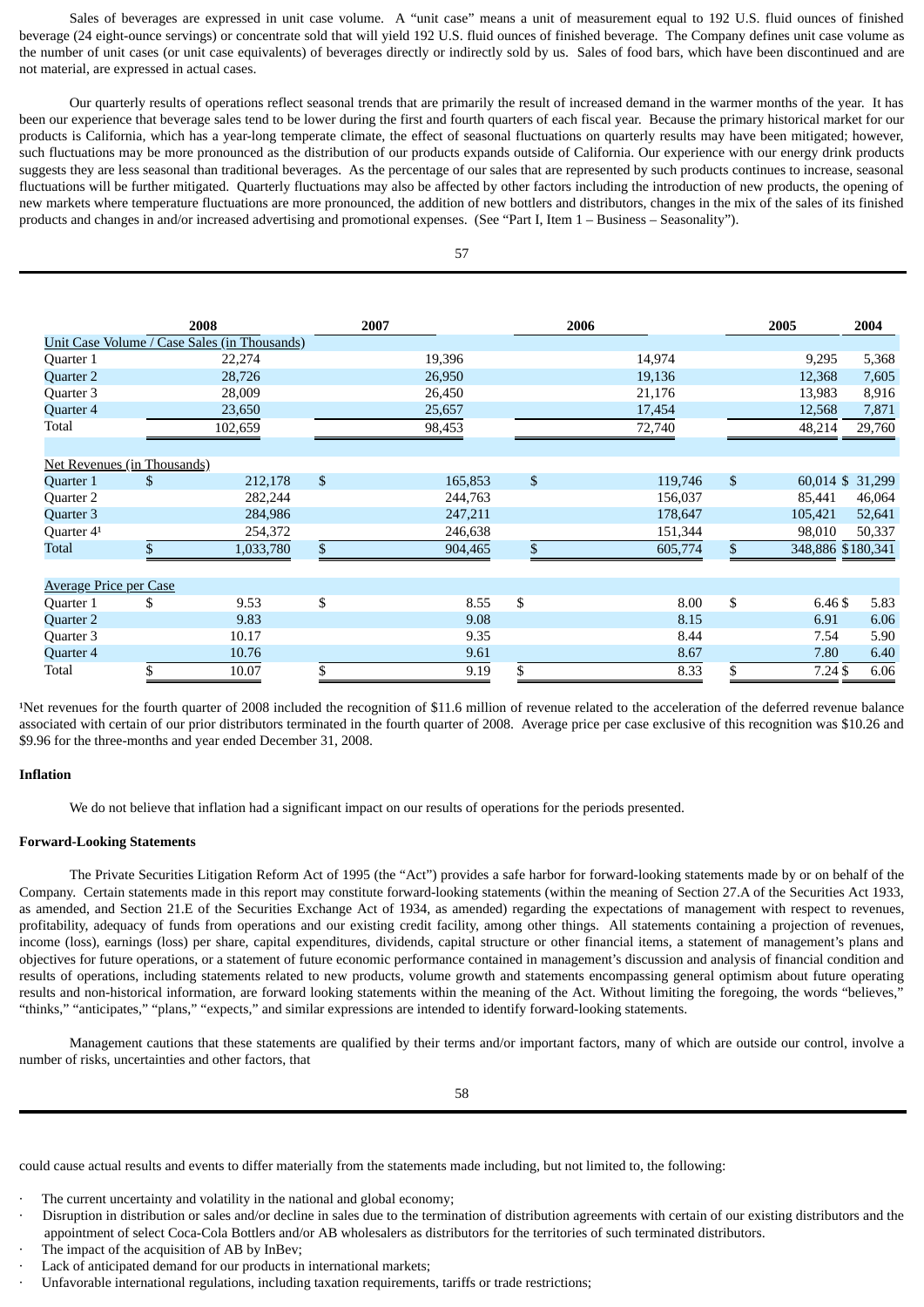Sales of beverages are expressed in unit case volume. A "unit case" means a unit of measurement equal to 192 U.S. fluid ounces of finished beverage (24 eight-ounce servings) or concentrate sold that will yield 192 U.S. fluid ounces of finished beverage. The Company defines unit case volume as the number of unit cases (or unit case equivalents) of beverages directly or indirectly sold by us. Sales of food bars, which have been discontinued and are not material, are expressed in actual cases.

Our quarterly results of operations reflect seasonal trends that are primarily the result of increased demand in the warmer months of the year. It has been our experience that beverage sales tend to be lower during the first and fourth quarters of each fiscal year. Because the primary historical market for our products is California, which has a year-long temperate climate, the effect of seasonal fluctuations on quarterly results may have been mitigated; however, such fluctuations may be more pronounced as the distribution of our products expands outside of California. Our experience with our energy drink products suggests they are less seasonal than traditional beverages. As the percentage of our sales that are represented by such products continues to increase, seasonal fluctuations will be further mitigated. Quarterly fluctuations may also be affected by other factors including the introduction of new products, the opening of new markets where temperature fluctuations are more pronounced, the addition of new bottlers and distributors, changes in the mix of the sales of its finished products and changes in and/or increased advertising and promotional expenses. (See "Part I, Item 1 – Business – Seasonality").

| | 2008 | 2007 | 2006 | 2005 | 2004 |
|---|---|---|---|---|---|
| Unit Case Volume / Case Sales (in Thousands) | | | | | |
| Quarter 1 | 22,274 | 19,396 | 14,974 | 9,295 | 5,368 |
| Quarter 2 | 28,726 | 26,950 | 19,136 | 12,368 | 7,605 |
| Quarter 3 | 28,009 | 26,450 | 21,176 | 13,983 | 8,916 |
| Quarter 4 | 23,650 | 25,657 | 17,454 | 12,568 | 7,871 |
| Total | 102,659 | 98,453 | 72,740 | 48,214 | 29,760 |
| | | | | | |
| Net Revenues (in Thousands) | | | | | |
| Quarter 1 | $ 212,178 | $ 165,853 | $ 119,746 | $ 60,014 | $ 31,299 |
| Quarter 2 | 282,244 | 244,763 | 156,037 | 85,441 | 46,064 |
| Quarter 3 | 284,986 | 247,211 | 178,647 | 105,421 | 52,641 |
| Quarter 4[1] | 254,372 | 246,638 | 151,344 | 98,010 | 50,337 |
| Total | $ 1,033,780 | $ 904,465 | $ 605,774 | $ 348,886 | $180,341 |
| | | | | | |
| Average Price per Case | | | | | |
| Quarter 1 | $ 9.53 | $ 8.55 | $ 8.00 | $ 6.46 | $ 5.83 |
| Quarter 2 | 9.83 | 9.08 | 8.15 | 6.91 | 6.06 |
| Quarter 3 | 10.17 | 9.35 | 8.44 | 7.54 | 5.90 |
| Quarter 4 | 10.76 | 9.61 | 8.67 | 7.80 | 6.40 |
| Total | $ 10.07 | $ 9.19 | $ 8.33 | $ 7.24 | $ 6.06 |

[1]Net revenues for the fourth quarter of 2008 included the recognition of $11.6 million of revenue related to the acceleration of the deferred revenue balance associated with certain of our prior distributors terminated in the fourth quarter of 2008. Average price per case exclusive of this recognition was $10.26 and $9.96 for the three-months and year ended December 31, 2008.

**Inflation**

We do not believe that inflation had a significant impact on our results of operations for the periods presented.

**Forward-Looking Statements**

The Private Securities Litigation Reform Act of 1995 (the "Act") provides a safe harbor for forward-looking statements made by or on behalf of the Company. Certain statements made in this report may constitute forward-looking statements (within the meaning of Section 27.A of the Securities Act 1933, as amended, and Section 21.E of the Securities Exchange Act of 1934, as amended) regarding the expectations of management with respect to revenues, profitability, adequacy of funds from operations and our existing credit facility, among other things. All statements containing a projection of revenues, income (loss), earnings (loss) per share, capital expenditures, dividends, capital structure or other financial items, a statement of management's plans and objectives for future operations, or a statement of future economic performance contained in management's discussion and analysis of financial condition and results of operations, including statements related to new products, volume growth and statements encompassing general optimism about future operating results and non-historical information, are forward looking statements within the meaning of the Act. Without limiting the foregoing, the words "believes," "thinks," "anticipates," "plans," "expects," and similar expressions are intended to identify forward-looking statements.

Management cautions that these statements are qualified by their terms and/or important factors, many of which are outside our control, involve a number of risks, uncertainties and other factors, that

could cause actual results and events to differ materially from the statements made including, but not limited to, the following:

- The current uncertainty and volatility in the national and global economy;
- Disruption in distribution or sales and/or decline in sales due to the termination of distribution agreements with certain of our existing distributors and the appointment of select Coca-Cola Bottlers and/or AB wholesalers as distributors for the territories of such terminated distributors.
- The impact of the acquisition of AB by InBev;
- Lack of anticipated demand for our products in international markets;
- Unfavorable international regulations, including taxation requirements, tariffs or trade restrictions;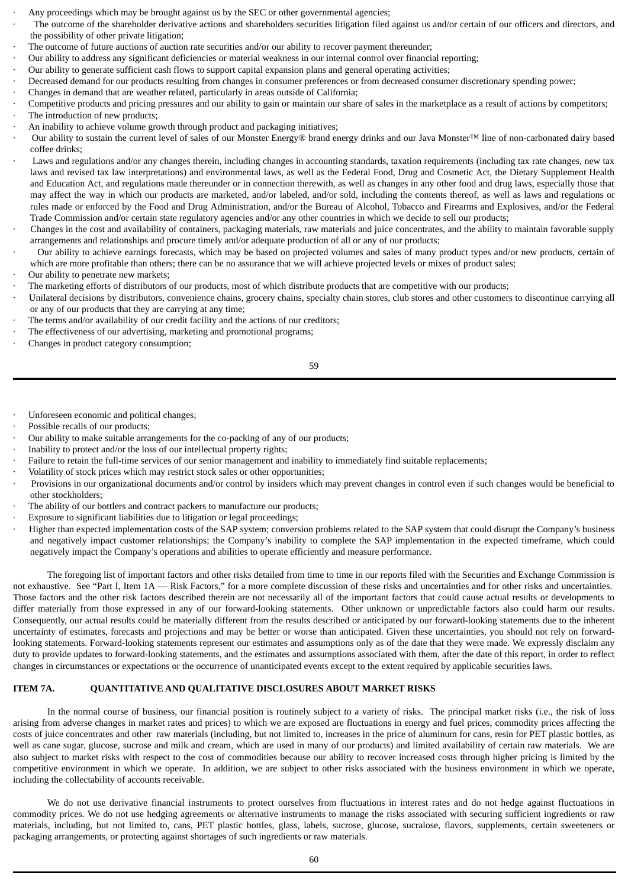- Any proceedings which may be brought against us by the SEC or other governmental agencies;
- The outcome of the shareholder derivative actions and shareholders securities litigation filed against us and/or certain of our officers and directors, and the possibility of other private litigation;
- The outcome of future auctions of auction rate securities and/or our ability to recover payment thereunder;
- Our ability to address any significant deficiencies or material weakness in our internal control over financial reporting;
- Our ability to generate sufficient cash flows to support capital expansion plans and general operating activities;
- Decreased demand for our products resulting from changes in consumer preferences or from decreased consumer discretionary spending power;
- Changes in demand that are weather related, particularly in areas outside of California;
- Competitive products and pricing pressures and our ability to gain or maintain our share of sales in the marketplace as a result of actions by competitors;
- The introduction of new products;
- An inability to achieve volume growth through product and packaging initiatives;
- Our ability to sustain the current level of sales of our Monster Energy® brand energy drinks and our Java Monster™ line of non-carbonated dairy based coffee drinks;
- Laws and regulations and/or any changes therein, including changes in accounting standards, taxation requirements (including tax rate changes, new tax laws and revised tax law interpretations) and environmental laws, as well as the Federal Food, Drug and Cosmetic Act, the Dietary Supplement Health and Education Act, and regulations made thereunder or in connection therewith, as well as changes in any other food and drug laws, especially those that may affect the way in which our products are marketed, and/or labeled, and/or sold, including the contents thereof, as well as laws and regulations or rules made or enforced by the Food and Drug Administration, and/or the Bureau of Alcohol, Tobacco and Firearms and Explosives, and/or the Federal Trade Commission and/or certain state regulatory agencies and/or any other countries in which we decide to sell our products;
- Changes in the cost and availability of containers, packaging materials, raw materials and juice concentrates, and the ability to maintain favorable supply arrangements and relationships and procure timely and/or adequate production of all or any of our products;
- Our ability to achieve earnings forecasts, which may be based on projected volumes and sales of many product types and/or new products, certain of which are more profitable than others; there can be no assurance that we will achieve projected levels or mixes of product sales;
- Our ability to penetrate new markets;
- The marketing efforts of distributors of our products, most of which distribute products that are competitive with our products;
- Unilateral decisions by distributors, convenience chains, grocery chains, specialty chain stores, club stores and other customers to discontinue carrying all or any of our products that they are carrying at any time;
- The terms and/or availability of our credit facility and the actions of our creditors;
- The effectiveness of our advertising, marketing and promotional programs;
- Changes in product category consumption;
- Unforeseen economic and political changes;
- Possible recalls of our products;
- Our ability to make suitable arrangements for the co-packing of any of our products;
- Inability to protect and/or the loss of our intellectual property rights;
- Failure to retain the full-time services of our senior management and inability to immediately find suitable replacements;
- Volatility of stock prices which may restrict stock sales or other opportunities;
- Provisions in our organizational documents and/or control by insiders which may prevent changes in control even if such changes would be beneficial to other stockholders;
- The ability of our bottlers and contract packers to manufacture our products;
- Exposure to significant liabilities due to litigation or legal proceedings;
- Higher than expected implementation costs of the SAP system; conversion problems related to the SAP system that could disrupt the Company's business and negatively impact customer relationships; the Company's inability to complete the SAP implementation in the expected timeframe, which could negatively impact the Company's operations and abilities to operate efficiently and measure performance.

The foregoing list of important factors and other risks detailed from time to time in our reports filed with the Securities and Exchange Commission is not exhaustive. See "Part I, Item 1A — Risk Factors," for a more complete discussion of these risks and uncertainties and for other risks and uncertainties. Those factors and the other risk factors described therein are not necessarily all of the important factors that could cause actual results or developments to differ materially from those expressed in any of our forward-looking statements. Other unknown or unpredictable factors also could harm our results. Consequently, our actual results could be materially different from the results described or anticipated by our forward-looking statements due to the inherent uncertainty of estimates, forecasts and projections and may be better or worse than anticipated. Given these uncertainties, you should not rely on forward-looking statements. Forward-looking statements represent our estimates and assumptions only as of the date that they were made. We expressly disclaim any duty to provide updates to forward-looking statements, and the estimates and assumptions associated with them, after the date of this report, in order to reflect changes in circumstances or expectations or the occurrence of unanticipated events except to the extent required by applicable securities laws.

## ITEM 7A. QUANTITATIVE AND QUALITATIVE DISCLOSURES ABOUT MARKET RISKS

In the normal course of business, our financial position is routinely subject to a variety of risks. The principal market risks (i.e., the risk of loss arising from adverse changes in market rates and prices) to which we are exposed are fluctuations in energy and fuel prices, commodity prices affecting the costs of juice concentrates and other raw materials (including, but not limited to, increases in the price of aluminum for cans, resin for PET plastic bottles, as well as cane sugar, glucose, sucrose and milk and cream, which are used in many of our products) and limited availability of certain raw materials. We are also subject to market risks with respect to the cost of commodities because our ability to recover increased costs through higher pricing is limited by the competitive environment in which we operate. In addition, we are subject to other risks associated with the business environment in which we operate, including the collectability of accounts receivable.

We do not use derivative financial instruments to protect ourselves from fluctuations in interest rates and do not hedge against fluctuations in commodity prices. We do not use hedging agreements or alternative instruments to manage the risks associated with securing sufficient ingredients or raw materials, including, but not limited to, cans, PET plastic bottles, glass, labels, sucrose, glucose, sucralose, flavors, supplements, certain sweeteners or packaging arrangements, or protecting against shortages of such ingredients or raw materials.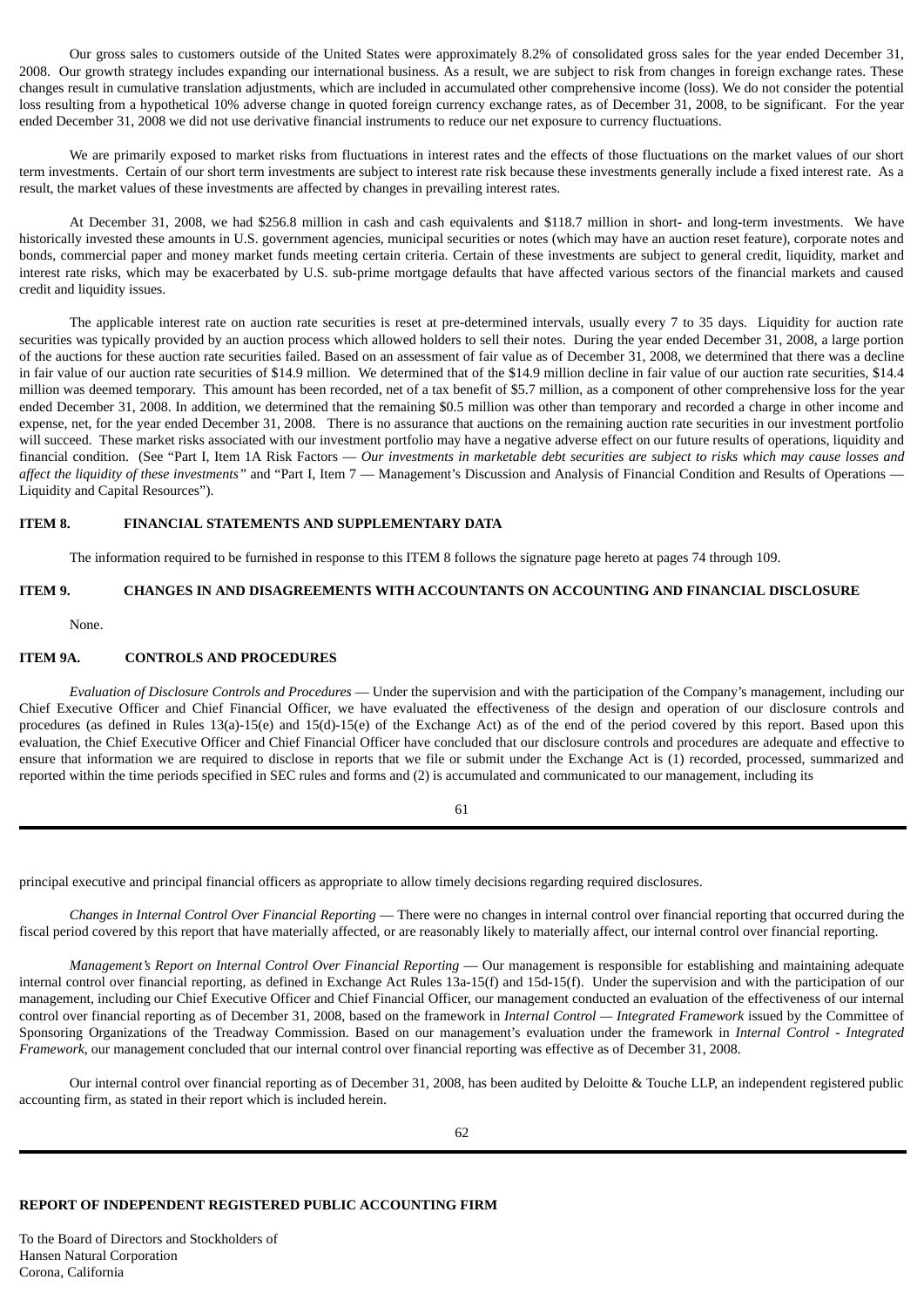Our gross sales to customers outside of the United States were approximately 8.2% of consolidated gross sales for the year ended December 31, 2008. Our growth strategy includes expanding our international business. As a result, we are subject to risk from changes in foreign exchange rates. These changes result in cumulative translation adjustments, which are included in accumulated other comprehensive income (loss). We do not consider the potential loss resulting from a hypothetical 10% adverse change in quoted foreign currency exchange rates, as of December 31, 2008, to be significant. For the year ended December 31, 2008 we did not use derivative financial instruments to reduce our net exposure to currency fluctuations.

We are primarily exposed to market risks from fluctuations in interest rates and the effects of those fluctuations on the market values of our short term investments. Certain of our short term investments are subject to interest rate risk because these investments generally include a fixed interest rate. As a result, the market values of these investments are affected by changes in prevailing interest rates.

At December 31, 2008, we had $256.8 million in cash and cash equivalents and $118.7 million in short- and long-term investments. We have historically invested these amounts in U.S. government agencies, municipal securities or notes (which may have an auction reset feature), corporate notes and bonds, commercial paper and money market funds meeting certain criteria. Certain of these investments are subject to general credit, liquidity, market and interest rate risks, which may be exacerbated by U.S. sub-prime mortgage defaults that have affected various sectors of the financial markets and caused credit and liquidity issues.

The applicable interest rate on auction rate securities is reset at pre-determined intervals, usually every 7 to 35 days. Liquidity for auction rate securities was typically provided by an auction process which allowed holders to sell their notes. During the year ended December 31, 2008, a large portion of the auctions for these auction rate securities failed. Based on an assessment of fair value as of December 31, 2008, we determined that there was a decline in fair value of our auction rate securities of $14.9 million. We determined that of the $14.9 million decline in fair value of our auction rate securities, $14.4 million was deemed temporary. This amount has been recorded, net of a tax benefit of $5.7 million, as a component of other comprehensive loss for the year ended December 31, 2008. In addition, we determined that the remaining $0.5 million was other than temporary and recorded a charge in other income and expense, net, for the year ended December 31, 2008. There is no assurance that auctions on the remaining auction rate securities in our investment portfolio will succeed. These market risks associated with our investment portfolio may have a negative adverse effect on our future results of operations, liquidity and financial condition. (See "Part I, Item 1A Risk Factors — *Our investments in marketable debt securities are subject to risks which may cause losses and affect the liquidity of these investments"* and "Part I, Item 7 — Management's Discussion and Analysis of Financial Condition and Results of Operations — Liquidity and Capital Resources").

## ITEM 8. FINANCIAL STATEMENTS AND SUPPLEMENTARY DATA

The information required to be furnished in response to this ITEM 8 follows the signature page hereto at pages 74 through 109.

## ITEM 9. CHANGES IN AND DISAGREEMENTS WITH ACCOUNTANTS ON ACCOUNTING AND FINANCIAL DISCLOSURE

None.

## ITEM 9A. CONTROLS AND PROCEDURES

*Evaluation of Disclosure Controls and Procedures* — Under the supervision and with the participation of the Company's management, including our Chief Executive Officer and Chief Financial Officer, we have evaluated the effectiveness of the design and operation of our disclosure controls and procedures (as defined in Rules 13(a)-15(e) and 15(d)-15(e) of the Exchange Act) as of the end of the period covered by this report. Based upon this evaluation, the Chief Executive Officer and Chief Financial Officer have concluded that our disclosure controls and procedures are adequate and effective to ensure that information we are required to disclose in reports that we file or submit under the Exchange Act is (1) recorded, processed, summarized and reported within the time periods specified in SEC rules and forms and (2) is accumulated and communicated to our management, including its principal executive and principal financial officers as appropriate to allow timely decisions regarding required disclosures.

*Changes in Internal Control Over Financial Reporting* — There were no changes in internal control over financial reporting that occurred during the fiscal period covered by this report that have materially affected, or are reasonably likely to materially affect, our internal control over financial reporting.

*Management's Report on Internal Control Over Financial Reporting* — Our management is responsible for establishing and maintaining adequate internal control over financial reporting, as defined in Exchange Act Rules 13a-15(f) and 15d-15(f). Under the supervision and with the participation of our management, including our Chief Executive Officer and Chief Financial Officer, our management conducted an evaluation of the effectiveness of our internal control over financial reporting as of December 31, 2008, based on the framework in *Internal Control — Integrated Framework* issued by the Committee of Sponsoring Organizations of the Treadway Commission. Based on our management's evaluation under the framework in *Internal Control - Integrated Framework*, our management concluded that our internal control over financial reporting was effective as of December 31, 2008.

Our internal control over financial reporting as of December 31, 2008, has been audited by Deloitte & Touche LLP, an independent registered public accounting firm, as stated in their report which is included herein.

## REPORT OF INDEPENDENT REGISTERED PUBLIC ACCOUNTING FIRM

To the Board of Directors and Stockholders of
Hansen Natural Corporation
Corona, California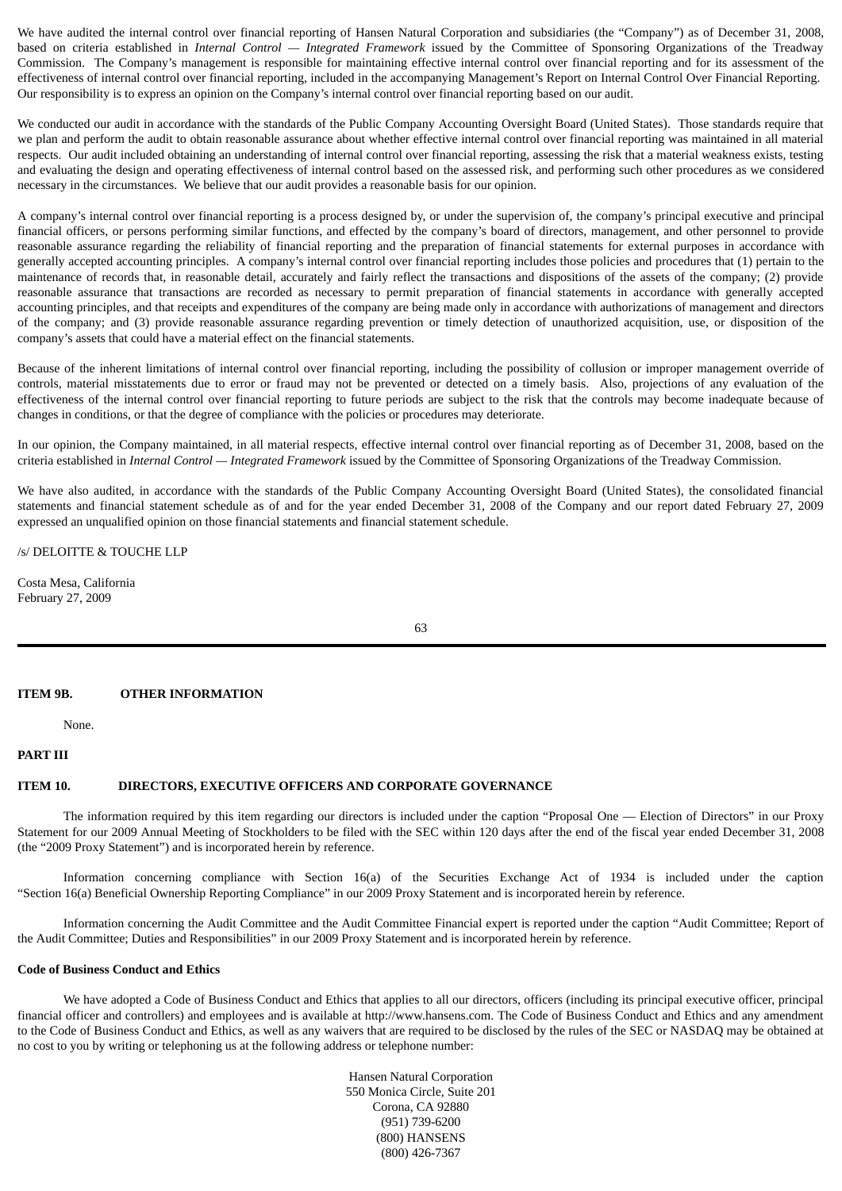We have audited the internal control over financial reporting of Hansen Natural Corporation and subsidiaries (the "Company") as of December 31, 2008, based on criteria established in *Internal Control — Integrated Framework* issued by the Committee of Sponsoring Organizations of the Treadway Commission. The Company's management is responsible for maintaining effective internal control over financial reporting and for its assessment of the effectiveness of internal control over financial reporting, included in the accompanying Management's Report on Internal Control Over Financial Reporting. Our responsibility is to express an opinion on the Company's internal control over financial reporting based on our audit.

We conducted our audit in accordance with the standards of the Public Company Accounting Oversight Board (United States). Those standards require that we plan and perform the audit to obtain reasonable assurance about whether effective internal control over financial reporting was maintained in all material respects. Our audit included obtaining an understanding of internal control over financial reporting, assessing the risk that a material weakness exists, testing and evaluating the design and operating effectiveness of internal control based on the assessed risk, and performing such other procedures as we considered necessary in the circumstances. We believe that our audit provides a reasonable basis for our opinion.

A company's internal control over financial reporting is a process designed by, or under the supervision of, the company's principal executive and principal financial officers, or persons performing similar functions, and effected by the company's board of directors, management, and other personnel to provide reasonable assurance regarding the reliability of financial reporting and the preparation of financial statements for external purposes in accordance with generally accepted accounting principles. A company's internal control over financial reporting includes those policies and procedures that (1) pertain to the maintenance of records that, in reasonable detail, accurately and fairly reflect the transactions and dispositions of the assets of the company; (2) provide reasonable assurance that transactions are recorded as necessary to permit preparation of financial statements in accordance with generally accepted accounting principles, and that receipts and expenditures of the company are being made only in accordance with authorizations of management and directors of the company; and (3) provide reasonable assurance regarding prevention or timely detection of unauthorized acquisition, use, or disposition of the company's assets that could have a material effect on the financial statements.

Because of the inherent limitations of internal control over financial reporting, including the possibility of collusion or improper management override of controls, material misstatements due to error or fraud may not be prevented or detected on a timely basis. Also, projections of any evaluation of the effectiveness of the internal control over financial reporting to future periods are subject to the risk that the controls may become inadequate because of changes in conditions, or that the degree of compliance with the policies or procedures may deteriorate.

In our opinion, the Company maintained, in all material respects, effective internal control over financial reporting as of December 31, 2008, based on the criteria established in *Internal Control — Integrated Framework* issued by the Committee of Sponsoring Organizations of the Treadway Commission.

We have also audited, in accordance with the standards of the Public Company Accounting Oversight Board (United States), the consolidated financial statements and financial statement schedule as of and for the year ended December 31, 2008 of the Company and our report dated February 27, 2009 expressed an unqualified opinion on those financial statements and financial statement schedule.

/s/ DELOITTE & TOUCHE LLP

Costa Mesa, California
February 27, 2009

**ITEM 9B. OTHER INFORMATION**

None.

**PART III**

**ITEM 10. DIRECTORS, EXECUTIVE OFFICERS AND CORPORATE GOVERNANCE**

The information required by this item regarding our directors is included under the caption "Proposal One — Election of Directors" in our Proxy Statement for our 2009 Annual Meeting of Stockholders to be filed with the SEC within 120 days after the end of the fiscal year ended December 31, 2008 (the "2009 Proxy Statement") and is incorporated herein by reference.

Information concerning compliance with Section 16(a) of the Securities Exchange Act of 1934 is included under the caption "Section 16(a) Beneficial Ownership Reporting Compliance" in our 2009 Proxy Statement and is incorporated herein by reference.

Information concerning the Audit Committee and the Audit Committee Financial expert is reported under the caption "Audit Committee; Report of the Audit Committee; Duties and Responsibilities" in our 2009 Proxy Statement and is incorporated herein by reference.

**Code of Business Conduct and Ethics**

We have adopted a Code of Business Conduct and Ethics that applies to all our directors, officers (including its principal executive officer, principal financial officer and controllers) and employees and is available at http://www.hansens.com. The Code of Business Conduct and Ethics and any amendment to the Code of Business Conduct and Ethics, as well as any waivers that are required to be disclosed by the rules of the SEC or NASDAQ may be obtained at no cost to you by writing or telephoning us at the following address or telephone number:

Hansen Natural Corporation
550 Monica Circle, Suite 201
Corona, CA 92880
(951) 739-6200
(800) HANSENS
(800) 426-7367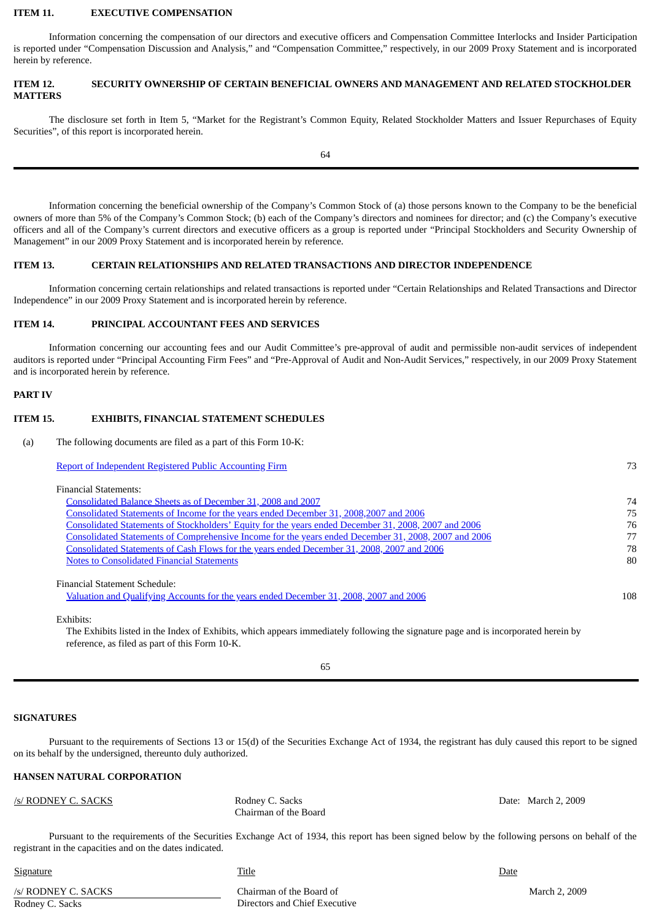## ITEM 11. EXECUTIVE COMPENSATION

Information concerning the compensation of our directors and executive officers and Compensation Committee Interlocks and Insider Participation is reported under "Compensation Discussion and Analysis," and "Compensation Committee," respectively, in our 2009 Proxy Statement and is incorporated herein by reference.

## ITEM 12. SECURITY OWNERSHIP OF CERTAIN BENEFICIAL OWNERS AND MANAGEMENT AND RELATED STOCKHOLDER MATTERS

The disclosure set forth in Item 5, "Market for the Registrant's Common Equity, Related Stockholder Matters and Issuer Repurchases of Equity Securities", of this report is incorporated herein.

Information concerning the beneficial ownership of the Company's Common Stock of (a) those persons known to the Company to be the beneficial owners of more than 5% of the Company's Common Stock; (b) each of the Company's directors and nominees for director; and (c) the Company's executive officers and all of the Company's current directors and executive officers as a group is reported under "Principal Stockholders and Security Ownership of Management" in our 2009 Proxy Statement and is incorporated herein by reference.

## ITEM 13. CERTAIN RELATIONSHIPS AND RELATED TRANSACTIONS AND DIRECTOR INDEPENDENCE

Information concerning certain relationships and related transactions is reported under "Certain Relationships and Related Transactions and Director Independence" in our 2009 Proxy Statement and is incorporated herein by reference.

## ITEM 14. PRINCIPAL ACCOUNTANT FEES AND SERVICES

Information concerning our accounting fees and our Audit Committee's pre-approval of audit and permissible non-audit services of independent auditors is reported under "Principal Accounting Firm Fees" and "Pre-Approval of Audit and Non-Audit Services," respectively, in our 2009 Proxy Statement and is incorporated herein by reference.

# PART IV

## ITEM 15. EXHIBITS, FINANCIAL STATEMENT SCHEDULES

(a) The following documents are filed as a part of this Form 10-K:

| | |
|---|---|
| Report of Independent Registered Public Accounting Firm | 73 |
| Financial Statements: | |
| Consolidated Balance Sheets as of December 31, 2008 and 2007 | 74 |
| Consolidated Statements of Income for the years ended December 31, 2008,2007 and 2006 | 75 |
| Consolidated Statements of Stockholders' Equity for the years ended December 31, 2008, 2007 and 2006 | 76 |
| Consolidated Statements of Comprehensive Income for the years ended December 31, 2008, 2007 and 2006 | 77 |
| Consolidated Statements of Cash Flows for the years ended December 31, 2008, 2007 and 2006 | 78 |
| Notes to Consolidated Financial Statements | 80 |
| Financial Statement Schedule: | |
| Valuation and Qualifying Accounts for the years ended December 31, 2008, 2007 and 2006 | 108 |

Exhibits:

The Exhibits listed in the Index of Exhibits, which appears immediately following the signature page and is incorporated herein by reference, as filed as part of this Form 10-K.

## SIGNATURES

Pursuant to the requirements of Sections 13 or 15(d) of the Securities Exchange Act of 1934, the registrant has duly caused this report to be signed on its behalf by the undersigned, thereunto duly authorized.

**HANSEN NATURAL CORPORATION**

| | | |
|---|---|---|
| /s/ RODNEY C. SACKS | Rodney C. Sacks<br>Chairman of the Board | Date: March 2, 2009 |

Pursuant to the requirements of the Securities Exchange Act of 1934, this report has been signed below by the following persons on behalf of the registrant in the capacities and on the dates indicated.

| Signature | Title | Date |
|---|---|---|
| /s/ RODNEY C. SACKS<br>Rodney C. Sacks | Chairman of the Board of Directors and Chief Executive | March 2, 2009 |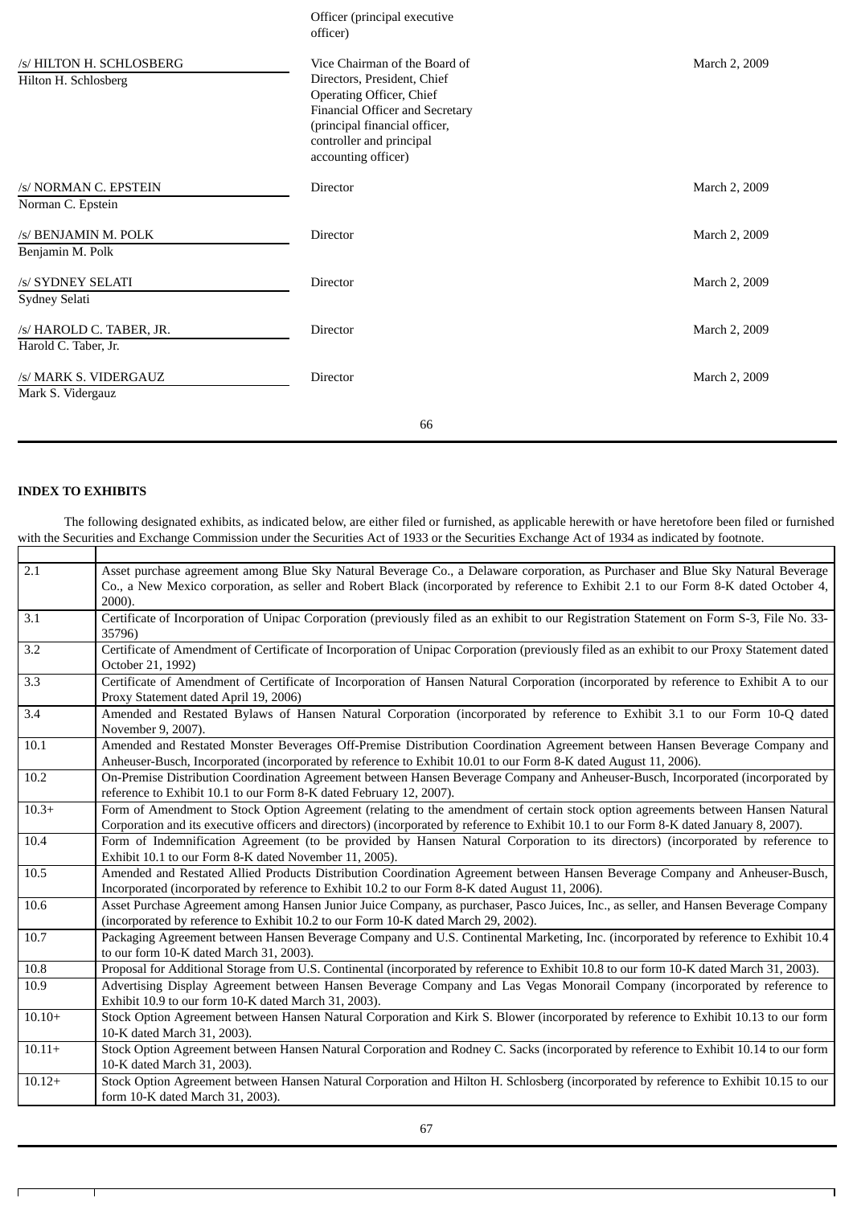| | | |
|---|---|---|
| | Officer (principal executive officer) | |
| /s/ HILTON H. SCHLOSBERG<br>Hilton H. Schlosberg | Vice Chairman of the Board of Directors, President, Chief Operating Officer, Chief Financial Officer and Secretary (principal financial officer, controller and principal accounting officer) | March 2, 2009 |
| /s/ NORMAN C. EPSTEIN<br>Norman C. Epstein | Director | March 2, 2009 |
| /s/ BENJAMIN M. POLK<br>Benjamin M. Polk | Director | March 2, 2009 |
| /s/ SYDNEY SELATI<br>Sydney Selati | Director | March 2, 2009 |
| /s/ HAROLD C. TABER, JR.<br>Harold C. Taber, Jr. | Director | March 2, 2009 |
| /s/ MARK S. VIDERGAUZ<br>Mark S. Vidergauz | Director | March 2, 2009 |

**INDEX TO EXHIBITS**

The following designated exhibits, as indicated below, are either filed or furnished, as applicable herewith or have heretofore been filed or furnished with the Securities and Exchange Commission under the Securities Act of 1933 or the Securities Exchange Act of 1934 as indicated by footnote.

| | |
|---|---|
| 2.1 | Asset purchase agreement among Blue Sky Natural Beverage Co., a Delaware corporation, as Purchaser and Blue Sky Natural Beverage Co., a New Mexico corporation, as seller and Robert Black (incorporated by reference to Exhibit 2.1 to our Form 8-K dated October 4, 2000). |
| 3.1 | Certificate of Incorporation of Unipac Corporation (previously filed as an exhibit to our Registration Statement on Form S-3, File No. 33-35796) |
| 3.2 | Certificate of Amendment of Certificate of Incorporation of Unipac Corporation (previously filed as an exhibit to our Proxy Statement dated October 21, 1992) |
| 3.3 | Certificate of Amendment of Certificate of Incorporation of Hansen Natural Corporation (incorporated by reference to Exhibit A to our Proxy Statement dated April 19, 2006) |
| 3.4 | Amended and Restated Bylaws of Hansen Natural Corporation (incorporated by reference to Exhibit 3.1 to our Form 10-Q dated November 9, 2007). |
| 10.1 | Amended and Restated Monster Beverages Off-Premise Distribution Coordination Agreement between Hansen Beverage Company and Anheuser-Busch, Incorporated (incorporated by reference to Exhibit 10.01 to our Form 8-K dated August 11, 2006). |
| 10.2 | On-Premise Distribution Coordination Agreement between Hansen Beverage Company and Anheuser-Busch, Incorporated (incorporated by reference to Exhibit 10.1 to our Form 8-K dated February 12, 2007). |
| 10.3+ | Form of Amendment to Stock Option Agreement (relating to the amendment of certain stock option agreements between Hansen Natural Corporation and its executive officers and directors) (incorporated by reference to Exhibit 10.1 to our Form 8-K dated January 8, 2007). |
| 10.4 | Form of Indemnification Agreement (to be provided by Hansen Natural Corporation to its directors) (incorporated by reference to Exhibit 10.1 to our Form 8-K dated November 11, 2005). |
| 10.5 | Amended and Restated Allied Products Distribution Coordination Agreement between Hansen Beverage Company and Anheuser-Busch, Incorporated (incorporated by reference to Exhibit 10.2 to our Form 8-K dated August 11, 2006). |
| 10.6 | Asset Purchase Agreement among Hansen Junior Juice Company, as purchaser, Pasco Juices, Inc., as seller, and Hansen Beverage Company (incorporated by reference to Exhibit 10.2 to our Form 10-K dated March 29, 2002). |
| 10.7 | Packaging Agreement between Hansen Beverage Company and U.S. Continental Marketing, Inc. (incorporated by reference to Exhibit 10.4 to our form 10-K dated March 31, 2003). |
| 10.8 | Proposal for Additional Storage from U.S. Continental (incorporated by reference to Exhibit 10.8 to our form 10-K dated March 31, 2003). |
| 10.9 | Advertising Display Agreement between Hansen Beverage Company and Las Vegas Monorail Company (incorporated by reference to Exhibit 10.9 to our form 10-K dated March 31, 2003). |
| 10.10+ | Stock Option Agreement between Hansen Natural Corporation and Kirk S. Blower (incorporated by reference to Exhibit 10.13 to our form 10-K dated March 31, 2003). |
| 10.11+ | Stock Option Agreement between Hansen Natural Corporation and Rodney C. Sacks (incorporated by reference to Exhibit 10.14 to our form 10-K dated March 31, 2003). |
| 10.12+ | Stock Option Agreement between Hansen Natural Corporation and Hilton H. Schlosberg (incorporated by reference to Exhibit 10.15 to our form 10-K dated March 31, 2003). |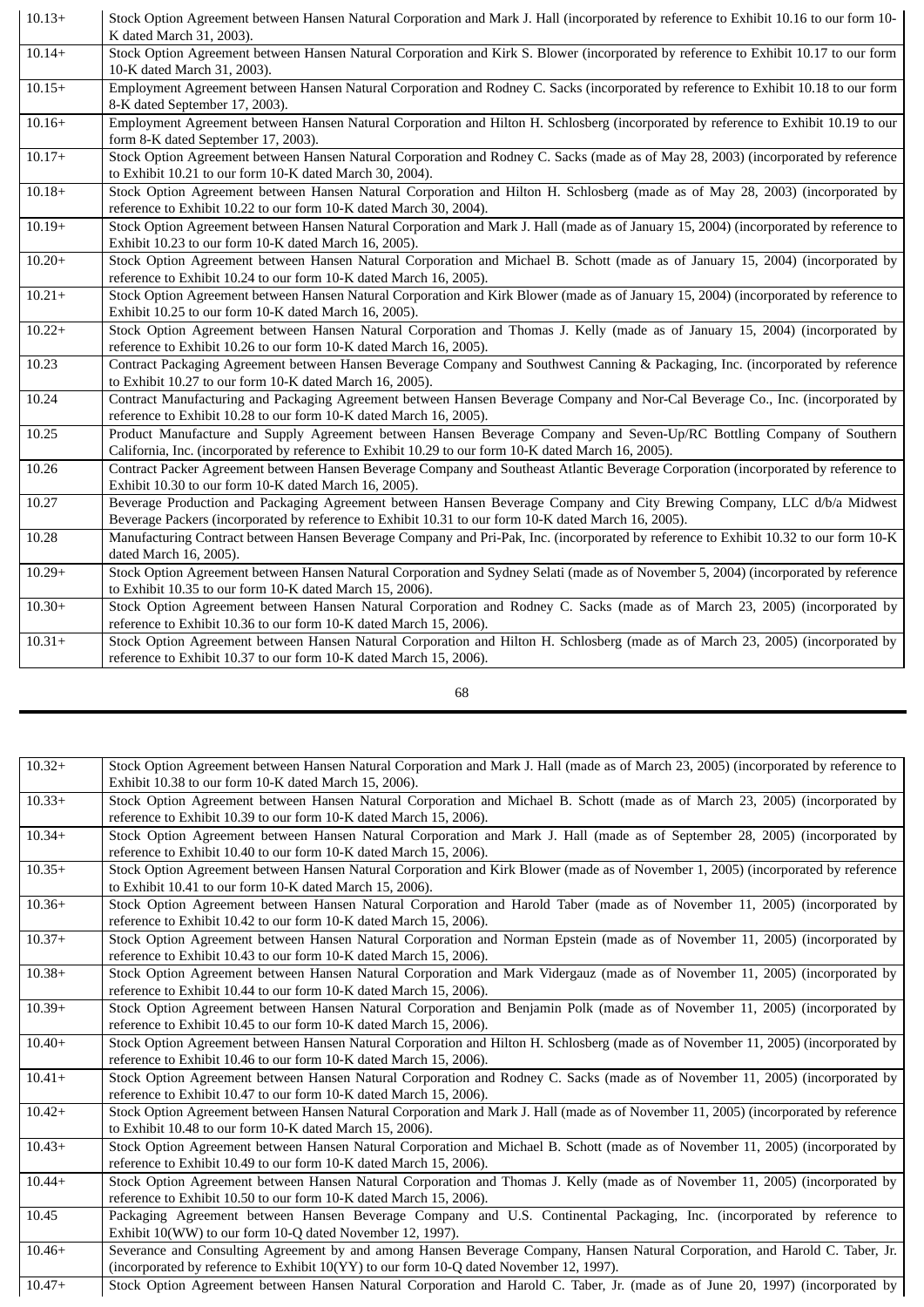| | |
|---|---|
| 10.13+ | Stock Option Agreement between Hansen Natural Corporation and Mark J. Hall (incorporated by reference to Exhibit 10.16 to our form 10-K dated March 31, 2003). |
| 10.14+ | Stock Option Agreement between Hansen Natural Corporation and Kirk S. Blower (incorporated by reference to Exhibit 10.17 to our form 10-K dated March 31, 2003). |
| 10.15+ | Employment Agreement between Hansen Natural Corporation and Rodney C. Sacks (incorporated by reference to Exhibit 10.18 to our form 8-K dated September 17, 2003). |
| 10.16+ | Employment Agreement between Hansen Natural Corporation and Hilton H. Schlosberg (incorporated by reference to Exhibit 10.19 to our form 8-K dated September 17, 2003). |
| 10.17+ | Stock Option Agreement between Hansen Natural Corporation and Rodney C. Sacks (made as of May 28, 2003) (incorporated by reference to Exhibit 10.21 to our form 10-K dated March 30, 2004). |
| 10.18+ | Stock Option Agreement between Hansen Natural Corporation and Hilton H. Schlosberg (made as of May 28, 2003) (incorporated by reference to Exhibit 10.22 to our form 10-K dated March 30, 2004). |
| 10.19+ | Stock Option Agreement between Hansen Natural Corporation and Mark J. Hall (made as of January 15, 2004) (incorporated by reference to Exhibit 10.23 to our form 10-K dated March 16, 2005). |
| 10.20+ | Stock Option Agreement between Hansen Natural Corporation and Michael B. Schott (made as of January 15, 2004) (incorporated by reference to Exhibit 10.24 to our form 10-K dated March 16, 2005). |
| 10.21+ | Stock Option Agreement between Hansen Natural Corporation and Kirk Blower (made as of January 15, 2004) (incorporated by reference to Exhibit 10.25 to our form 10-K dated March 16, 2005). |
| 10.22+ | Stock Option Agreement between Hansen Natural Corporation and Thomas J. Kelly (made as of January 15, 2004) (incorporated by reference to Exhibit 10.26 to our form 10-K dated March 16, 2005). |
| 10.23 | Contract Packaging Agreement between Hansen Beverage Company and Southwest Canning & Packaging, Inc. (incorporated by reference to Exhibit 10.27 to our form 10-K dated March 16, 2005). |
| 10.24 | Contract Manufacturing and Packaging Agreement between Hansen Beverage Company and Nor-Cal Beverage Co., Inc. (incorporated by reference to Exhibit 10.28 to our form 10-K dated March 16, 2005). |
| 10.25 | Product Manufacture and Supply Agreement between Hansen Beverage Company and Seven-Up/RC Bottling Company of Southern California, Inc. (incorporated by reference to Exhibit 10.29 to our form 10-K dated March 16, 2005). |
| 10.26 | Contract Packer Agreement between Hansen Beverage Company and Southeast Atlantic Beverage Corporation (incorporated by reference to Exhibit 10.30 to our form 10-K dated March 16, 2005). |
| 10.27 | Beverage Production and Packaging Agreement between Hansen Beverage Company and City Brewing Company, LLC d/b/a Midwest Beverage Packers (incorporated by reference to Exhibit 10.31 to our form 10-K dated March 16, 2005). |
| 10.28 | Manufacturing Contract between Hansen Beverage Company and Pri-Pak, Inc. (incorporated by reference to Exhibit 10.32 to our form 10-K dated March 16, 2005). |
| 10.29+ | Stock Option Agreement between Hansen Natural Corporation and Sydney Selati (made as of November 5, 2004) (incorporated by reference to Exhibit 10.35 to our form 10-K dated March 15, 2006). |
| 10.30+ | Stock Option Agreement between Hansen Natural Corporation and Rodney C. Sacks (made as of March 23, 2005) (incorporated by reference to Exhibit 10.36 to our form 10-K dated March 15, 2006). |
| 10.31+ | Stock Option Agreement between Hansen Natural Corporation and Hilton H. Schlosberg (made as of March 23, 2005) (incorporated by reference to Exhibit 10.37 to our form 10-K dated March 15, 2006). |
| 10.32+ | Stock Option Agreement between Hansen Natural Corporation and Mark J. Hall (made as of March 23, 2005) (incorporated by reference to Exhibit 10.38 to our form 10-K dated March 15, 2006). |
| 10.33+ | Stock Option Agreement between Hansen Natural Corporation and Michael B. Schott (made as of March 23, 2005) (incorporated by reference to Exhibit 10.39 to our form 10-K dated March 15, 2006). |
| 10.34+ | Stock Option Agreement between Hansen Natural Corporation and Mark J. Hall (made as of September 28, 2005) (incorporated by reference to Exhibit 10.40 to our form 10-K dated March 15, 2006). |
| 10.35+ | Stock Option Agreement between Hansen Natural Corporation and Kirk Blower (made as of November 1, 2005) (incorporated by reference to Exhibit 10.41 to our form 10-K dated March 15, 2006). |
| 10.36+ | Stock Option Agreement between Hansen Natural Corporation and Harold Taber (made as of November 11, 2005) (incorporated by reference to Exhibit 10.42 to our form 10-K dated March 15, 2006). |
| 10.37+ | Stock Option Agreement between Hansen Natural Corporation and Norman Epstein (made as of November 11, 2005) (incorporated by reference to Exhibit 10.43 to our form 10-K dated March 15, 2006). |
| 10.38+ | Stock Option Agreement between Hansen Natural Corporation and Mark Vidergauz (made as of November 11, 2005) (incorporated by reference to Exhibit 10.44 to our form 10-K dated March 15, 2006). |
| 10.39+ | Stock Option Agreement between Hansen Natural Corporation and Benjamin Polk (made as of November 11, 2005) (incorporated by reference to Exhibit 10.45 to our form 10-K dated March 15, 2006). |
| 10.40+ | Stock Option Agreement between Hansen Natural Corporation and Hilton H. Schlosberg (made as of November 11, 2005) (incorporated by reference to Exhibit 10.46 to our form 10-K dated March 15, 2006). |
| 10.41+ | Stock Option Agreement between Hansen Natural Corporation and Rodney C. Sacks (made as of November 11, 2005) (incorporated by reference to Exhibit 10.47 to our form 10-K dated March 15, 2006). |
| 10.42+ | Stock Option Agreement between Hansen Natural Corporation and Mark J. Hall (made as of November 11, 2005) (incorporated by reference to Exhibit 10.48 to our form 10-K dated March 15, 2006). |
| 10.43+ | Stock Option Agreement between Hansen Natural Corporation and Michael B. Schott (made as of November 11, 2005) (incorporated by reference to Exhibit 10.49 to our form 10-K dated March 15, 2006). |
| 10.44+ | Stock Option Agreement between Hansen Natural Corporation and Thomas J. Kelly (made as of November 11, 2005) (incorporated by reference to Exhibit 10.50 to our form 10-K dated March 15, 2006). |
| 10.45 | Packaging Agreement between Hansen Beverage Company and U.S. Continental Packaging, Inc. (incorporated by reference to Exhibit 10(WW) to our form 10-Q dated November 12, 1997). |
| 10.46+ | Severance and Consulting Agreement by and among Hansen Beverage Company, Hansen Natural Corporation, and Harold C. Taber, Jr. (incorporated by reference to Exhibit 10(YY) to our form 10-Q dated November 12, 1997). |
| 10.47+ | Stock Option Agreement between Hansen Natural Corporation and Harold C. Taber, Jr. (made as of June 20, 1997) (incorporated by |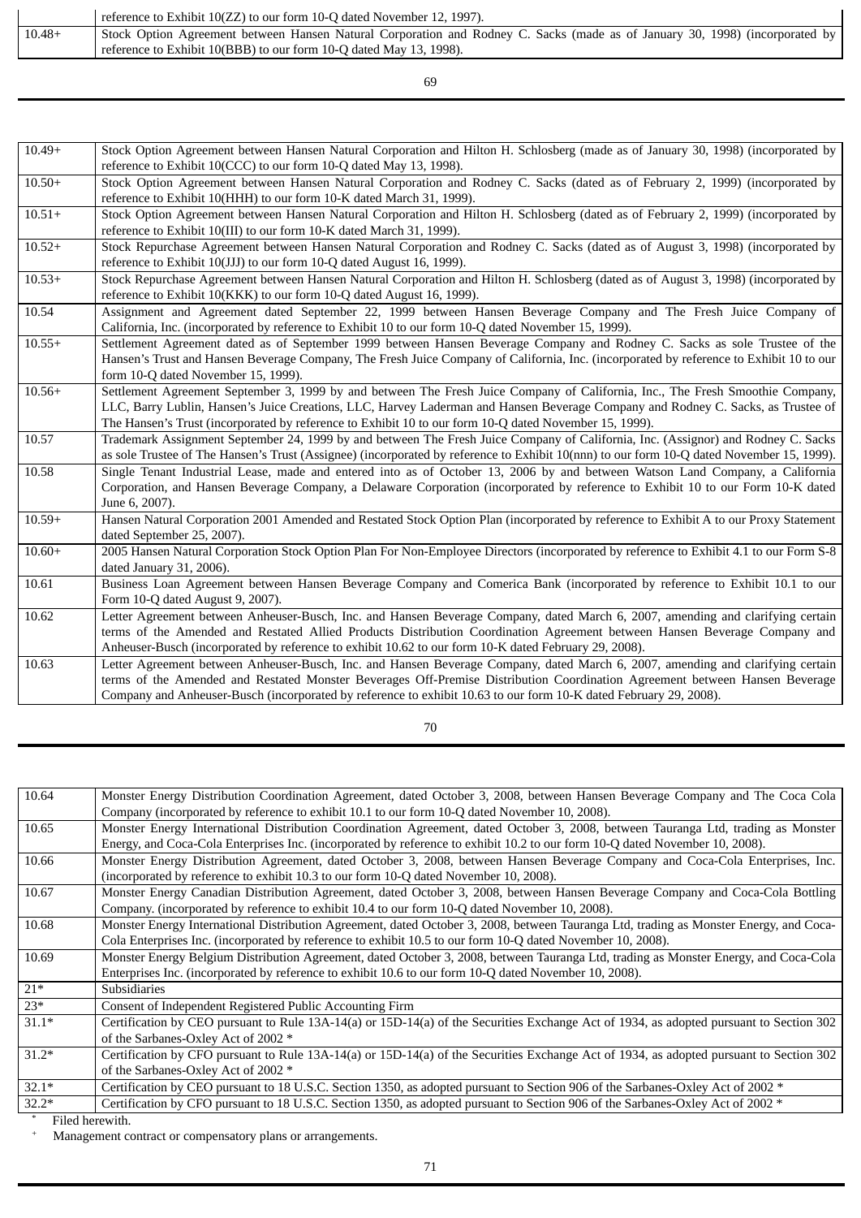| | reference to Exhibit 10(ZZ) to our form 10-Q dated November 12, 1997). |
|---|---|
| 10.48+ | Stock Option Agreement between Hansen Natural Corporation and Rodney C. Sacks (made as of January 30, 1998) (incorporated by reference to Exhibit 10(BBB) to our form 10-Q dated May 13, 1998). |
| 10.49+ | Stock Option Agreement between Hansen Natural Corporation and Hilton H. Schlosberg (made as of January 30, 1998) (incorporated by reference to Exhibit 10(CCC) to our form 10-Q dated May 13, 1998). |
| 10.50+ | Stock Option Agreement between Hansen Natural Corporation and Rodney C. Sacks (dated as of February 2, 1999) (incorporated by reference to Exhibit 10(HHH) to our form 10-K dated March 31, 1999). |
| 10.51+ | Stock Option Agreement between Hansen Natural Corporation and Hilton H. Schlosberg (dated as of February 2, 1999) (incorporated by reference to Exhibit 10(III) to our form 10-K dated March 31, 1999). |
| 10.52+ | Stock Repurchase Agreement between Hansen Natural Corporation and Rodney C. Sacks (dated as of August 3, 1998) (incorporated by reference to Exhibit 10(JJJ) to our form 10-Q dated August 16, 1999). |
| 10.53+ | Stock Repurchase Agreement between Hansen Natural Corporation and Hilton H. Schlosberg (dated as of August 3, 1998) (incorporated by reference to Exhibit 10(KKK) to our form 10-Q dated August 16, 1999). |
| 10.54 | Assignment and Agreement dated September 22, 1999 between Hansen Beverage Company and The Fresh Juice Company of California, Inc. (incorporated by reference to Exhibit 10 to our form 10-Q dated November 15, 1999). |
| 10.55+ | Settlement Agreement dated as of September 1999 between Hansen Beverage Company and Rodney C. Sacks as sole Trustee of the Hansen's Trust and Hansen Beverage Company, The Fresh Juice Company of California, Inc. (incorporated by reference to Exhibit 10 to our form 10-Q dated November 15, 1999). |
| 10.56+ | Settlement Agreement September 3, 1999 by and between The Fresh Juice Company of California, Inc., The Fresh Smoothie Company, LLC, Barry Lublin, Hansen's Juice Creations, LLC, Harvey Laderman and Hansen Beverage Company and Rodney C. Sacks, as Trustee of The Hansen's Trust (incorporated by reference to Exhibit 10 to our form 10-Q dated November 15, 1999). |
| 10.57 | Trademark Assignment September 24, 1999 by and between The Fresh Juice Company of California, Inc. (Assignor) and Rodney C. Sacks as sole Trustee of The Hansen's Trust (Assignee) (incorporated by reference to Exhibit 10(nnn) to our form 10-Q dated November 15, 1999). |
| 10.58 | Single Tenant Industrial Lease, made and entered into as of October 13, 2006 by and between Watson Land Company, a California Corporation, and Hansen Beverage Company, a Delaware Corporation (incorporated by reference to Exhibit 10 to our Form 10-K dated June 6, 2007). |
| 10.59+ | Hansen Natural Corporation 2001 Amended and Restated Stock Option Plan (incorporated by reference to Exhibit A to our Proxy Statement dated September 25, 2007). |
| 10.60+ | 2005 Hansen Natural Corporation Stock Option Plan For Non-Employee Directors (incorporated by reference to Exhibit 4.1 to our Form S-8 dated January 31, 2006). |
| 10.61 | Business Loan Agreement between Hansen Beverage Company and Comerica Bank (incorporated by reference to Exhibit 10.1 to our Form 10-Q dated August 9, 2007). |
| 10.62 | Letter Agreement between Anheuser-Busch, Inc. and Hansen Beverage Company, dated March 6, 2007, amending and clarifying certain terms of the Amended and Restated Allied Products Distribution Coordination Agreement between Hansen Beverage Company and Anheuser-Busch (incorporated by reference to exhibit 10.62 to our form 10-K dated February 29, 2008). |
| 10.63 | Letter Agreement between Anheuser-Busch, Inc. and Hansen Beverage Company, dated March 6, 2007, amending and clarifying certain terms of the Amended and Restated Monster Beverages Off-Premise Distribution Coordination Agreement between Hansen Beverage Company and Anheuser-Busch (incorporated by reference to exhibit 10.63 to our form 10-K dated February 29, 2008). |
| 10.64 | Monster Energy Distribution Coordination Agreement, dated October 3, 2008, between Hansen Beverage Company and The Coca Cola Company (incorporated by reference to exhibit 10.1 to our form 10-Q dated November 10, 2008). |
| 10.65 | Monster Energy International Distribution Coordination Agreement, dated October 3, 2008, between Tauranga Ltd, trading as Monster Energy, and Coca-Cola Enterprises Inc. (incorporated by reference to exhibit 10.2 to our form 10-Q dated November 10, 2008). |
| 10.66 | Monster Energy Distribution Agreement, dated October 3, 2008, between Hansen Beverage Company and Coca-Cola Enterprises, Inc. (incorporated by reference to exhibit 10.3 to our form 10-Q dated November 10, 2008). |
| 10.67 | Monster Energy Canadian Distribution Agreement, dated October 3, 2008, between Hansen Beverage Company and Coca-Cola Bottling Company. (incorporated by reference to exhibit 10.4 to our form 10-Q dated November 10, 2008). |
| 10.68 | Monster Energy International Distribution Agreement, dated October 3, 2008, between Tauranga Ltd, trading as Monster Energy, and Coca-Cola Enterprises Inc. (incorporated by reference to exhibit 10.5 to our form 10-Q dated November 10, 2008). |
| 10.69 | Monster Energy Belgium Distribution Agreement, dated October 3, 2008, between Tauranga Ltd, trading as Monster Energy, and Coca-Cola Enterprises Inc. (incorporated by reference to exhibit 10.6 to our form 10-Q dated November 10, 2008). |
| 21* | Subsidiaries |
| 23* | Consent of Independent Registered Public Accounting Firm |
| 31.1* | Certification by CEO pursuant to Rule 13A-14(a) or 15D-14(a) of the Securities Exchange Act of 1934, as adopted pursuant to Section 302 of the Sarbanes-Oxley Act of 2002 * |
| 31.2* | Certification by CFO pursuant to Rule 13A-14(a) or 15D-14(a) of the Securities Exchange Act of 1934, as adopted pursuant to Section 302 of the Sarbanes-Oxley Act of 2002 * |
| 32.1* | Certification by CEO pursuant to 18 U.S.C. Section 1350, as adopted pursuant to Section 906 of the Sarbanes-Oxley Act of 2002 * |
| 32.2* | Certification by CFO pursuant to 18 U.S.C. Section 1350, as adopted pursuant to Section 906 of the Sarbanes-Oxley Act of 2002 * |

\* Filed herewith.

\+ Management contract or compensatory plans or arrangements.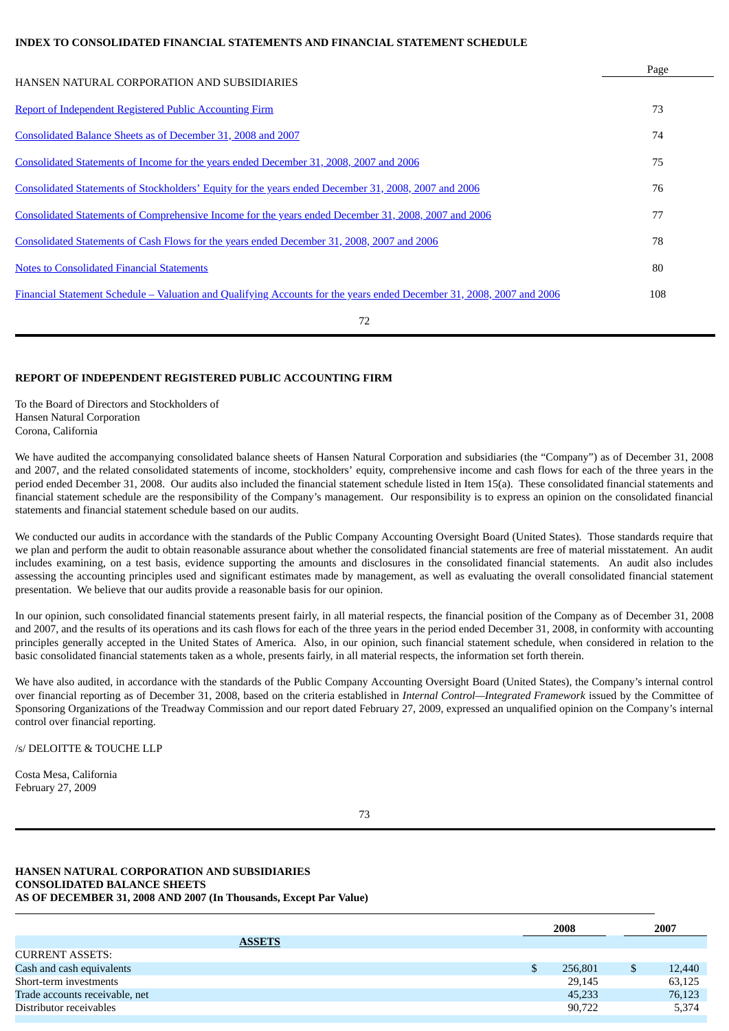**INDEX TO CONSOLIDATED FINANCIAL STATEMENTS AND FINANCIAL STATEMENT SCHEDULE**

| | Page |
|---|---|
| HANSEN NATURAL CORPORATION AND SUBSIDIARIES | |
| Report of Independent Registered Public Accounting Firm | 73 |
| Consolidated Balance Sheets as of December 31, 2008 and 2007 | 74 |
| Consolidated Statements of Income for the years ended December 31, 2008, 2007 and 2006 | 75 |
| Consolidated Statements of Stockholders' Equity for the years ended December 31, 2008, 2007 and 2006 | 76 |
| Consolidated Statements of Comprehensive Income for the years ended December 31, 2008, 2007 and 2006 | 77 |
| Consolidated Statements of Cash Flows for the years ended December 31, 2008, 2007 and 2006 | 78 |
| Notes to Consolidated Financial Statements | 80 |
| Financial Statement Schedule – Valuation and Qualifying Accounts for the years ended December 31, 2008, 2007 and 2006 | 108 |

**REPORT OF INDEPENDENT REGISTERED PUBLIC ACCOUNTING FIRM**

To the Board of Directors and Stockholders of
Hansen Natural Corporation
Corona, California

We have audited the accompanying consolidated balance sheets of Hansen Natural Corporation and subsidiaries (the "Company") as of December 31, 2008 and 2007, and the related consolidated statements of income, stockholders' equity, comprehensive income and cash flows for each of the three years in the period ended December 31, 2008. Our audits also included the financial statement schedule listed in Item 15(a). These consolidated financial statements and financial statement schedule are the responsibility of the Company's management. Our responsibility is to express an opinion on the consolidated financial statements and financial statement schedule based on our audits.

We conducted our audits in accordance with the standards of the Public Company Accounting Oversight Board (United States). Those standards require that we plan and perform the audit to obtain reasonable assurance about whether the consolidated financial statements are free of material misstatement. An audit includes examining, on a test basis, evidence supporting the amounts and disclosures in the consolidated financial statements. An audit also includes assessing the accounting principles used and significant estimates made by management, as well as evaluating the overall consolidated financial statement presentation. We believe that our audits provide a reasonable basis for our opinion.

In our opinion, such consolidated financial statements present fairly, in all material respects, the financial position of the Company as of December 31, 2008 and 2007, and the results of its operations and its cash flows for each of the three years in the period ended December 31, 2008, in conformity with accounting principles generally accepted in the United States of America. Also, in our opinion, such financial statement schedule, when considered in relation to the basic consolidated financial statements taken as a whole, presents fairly, in all material respects, the information set forth therein.

We have also audited, in accordance with the standards of the Public Company Accounting Oversight Board (United States), the Company's internal control over financial reporting as of December 31, 2008, based on the criteria established in *Internal Control—Integrated Framework* issued by the Committee of Sponsoring Organizations of the Treadway Commission and our report dated February 27, 2009, expressed an unqualified opinion on the Company's internal control over financial reporting.

/s/ DELOITTE & TOUCHE LLP

Costa Mesa, California
February 27, 2009

**HANSEN NATURAL CORPORATION AND SUBSIDIARIES**
**CONSOLIDATED BALANCE SHEETS**
**AS OF DECEMBER 31, 2008 AND 2007 (In Thousands, Except Par Value)**

| | 2008 | 2007 |
|---|---|---|
| **ASSETS** | | |
| CURRENT ASSETS: | | |
| Cash and cash equivalents | $ 256,801 | $ 12,440 |
| Short-term investments | 29,145 | 63,125 |
| Trade accounts receivable, net | 45,233 | 76,123 |
| Distributor receivables | 90,722 | 5,374 |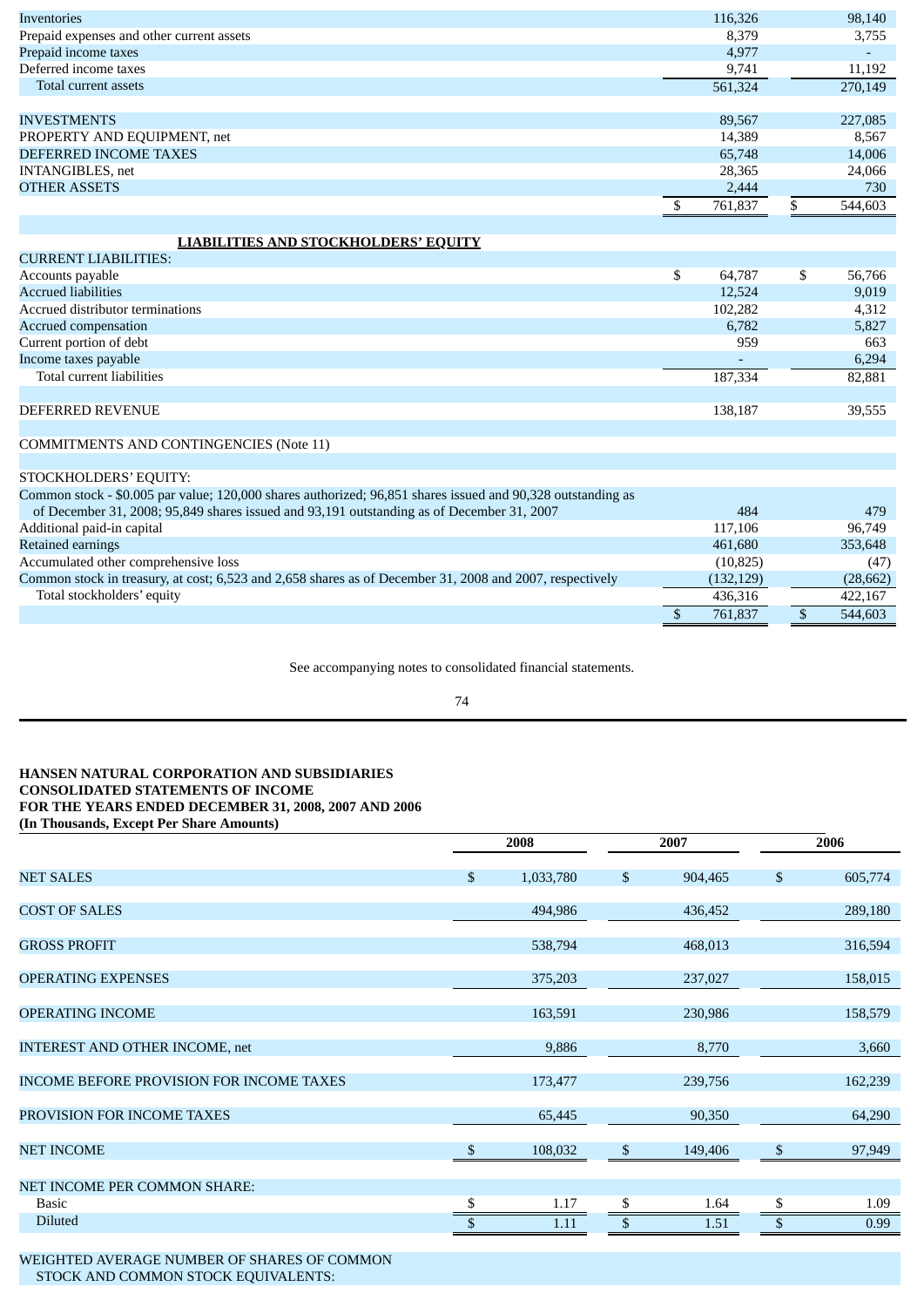| | 2008 | 2007 |
|---|---|---|
| Inventories | 116,326 | 98,140 |
| Prepaid expenses and other current assets | 8,379 | 3,755 |
| Prepaid income taxes | 4,977 | - |
| Deferred income taxes | 9,741 | 11,192 |
| Total current assets | 561,324 | 270,149 |
| | | |
| INVESTMENTS | 89,567 | 227,085 |
| PROPERTY AND EQUIPMENT, net | 14,389 | 8,567 |
| DEFERRED INCOME TAXES | 65,748 | 14,006 |
| INTANGIBLES, net | 28,365 | 24,066 |
| OTHER ASSETS | 2,444 | 730 |
| | $ 761,837 | $ 544,603 |

**LIABILITIES AND STOCKHOLDERS' EQUITY**

| | 2008 | 2007 |
|---|---|---|
| CURRENT LIABILITIES: | | |
| Accounts payable | $ 64,787 | $ 56,766 |
| Accrued liabilities | 12,524 | 9,019 |
| Accrued distributor terminations | 102,282 | 4,312 |
| Accrued compensation | 6,782 | 5,827 |
| Current portion of debt | 959 | 663 |
| Income taxes payable | - | 6,294 |
| Total current liabilities | 187,334 | 82,881 |
| | | |
| DEFERRED REVENUE | 138,187 | 39,555 |
| | | |
| COMMITMENTS AND CONTINGENCIES (Note 11) | | |
| | | |
| STOCKHOLDERS' EQUITY: | | |
| Common stock - $0.005 par value; 120,000 shares authorized; 96,851 shares issued and 90,328 outstanding as of December 31, 2008; 95,849 shares issued and 93,191 outstanding as of December 31, 2007 | 484 | 479 |
| Additional paid-in capital | 117,106 | 96,749 |
| Retained earnings | 461,680 | 353,648 |
| Accumulated other comprehensive loss | (10,825) | (47) |
| Common stock in treasury, at cost; 6,523 and 2,658 shares as of December 31, 2008 and 2007, respectively | (132,129) | (28,662) |
| Total stockholders' equity | 436,316 | 422,167 |
| | $ 761,837 | $ 544,603 |

See accompanying notes to consolidated financial statements.

**HANSEN NATURAL CORPORATION AND SUBSIDIARIES**
**CONSOLIDATED STATEMENTS OF INCOME**
**FOR THE YEARS ENDED DECEMBER 31, 2008, 2007 AND 2006**
**(In Thousands, Except Per Share Amounts)**

| | 2008 | 2007 | 2006 |
|---|---|---|---|
| NET SALES | $ 1,033,780 | $ 904,465 | $ 605,774 |
| COST OF SALES | 494,986 | 436,452 | 289,180 |
| GROSS PROFIT | 538,794 | 468,013 | 316,594 |
| OPERATING EXPENSES | 375,203 | 237,027 | 158,015 |
| OPERATING INCOME | 163,591 | 230,986 | 158,579 |
| INTEREST AND OTHER INCOME, net | 9,886 | 8,770 | 3,660 |
| INCOME BEFORE PROVISION FOR INCOME TAXES | 173,477 | 239,756 | 162,239 |
| PROVISION FOR INCOME TAXES | 65,445 | 90,350 | 64,290 |
| NET INCOME | $ 108,032 | $ 149,406 | $ 97,949 |
| NET INCOME PER COMMON SHARE: | | | |
| Basic | $ 1.17 | $ 1.64 | $ 1.09 |
| Diluted | $ 1.11 | $ 1.51 | $ 0.99 |
| | | | |
| WEIGHTED AVERAGE NUMBER OF SHARES OF COMMON STOCK AND COMMON STOCK EQUIVALENTS: | | | |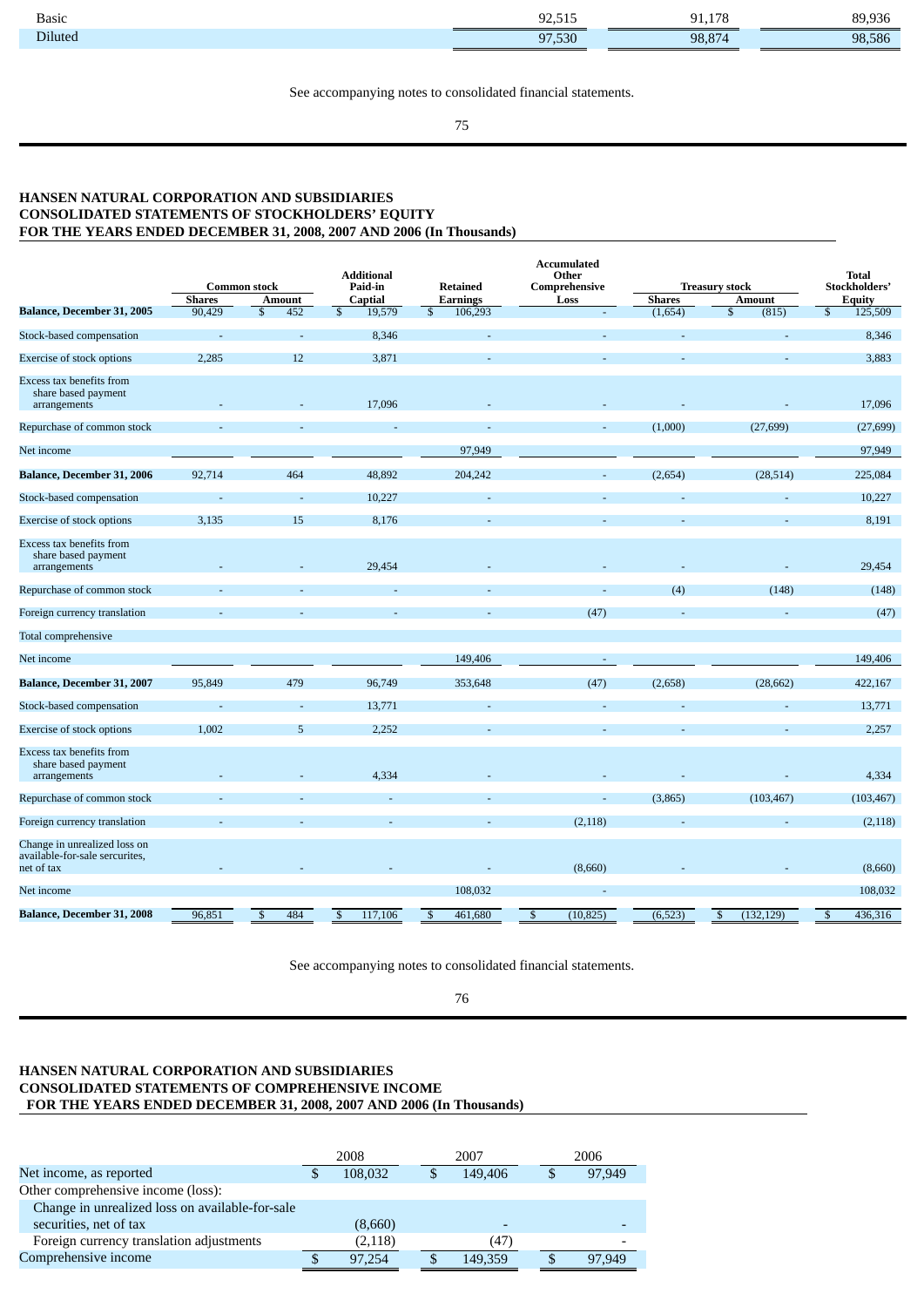| | | | |
|---|---|---|---|
| Basic | 92,515 | 91,178 | 89,936 |
| Diluted | 97,530 | 98,874 | 98,586 |

See accompanying notes to consolidated financial statements.

## HANSEN NATURAL CORPORATION AND SUBSIDIARIES
## CONSOLIDATED STATEMENTS OF STOCKHOLDERS' EQUITY
## FOR THE YEARS ENDED DECEMBER 31, 2008, 2007 AND 2006 (In Thousands)

| | Common stock | | Additional Paid-in Captial | Retained Earnings | Accumulated Other Comprehensive Loss | Treasury stock | | Total Stockholders' Equity |
|---|---|---|---|---|---|---|---|---|
| | Shares | Amount | | | | Shares | Amount | |
| **Balance, December 31, 2005** | 90,429 | $ 452 | $ 19,579 | $ 106,293 | - | (1,654) | $ (815) | $ 125,509 |
| Stock-based compensation | - | - | 8,346 | - | - | - | - | 8,346 |
| Exercise of stock options | 2,285 | 12 | 3,871 | - | - | - | - | 3,883 |
| Excess tax benefits from share based payment arrangements | - | - | 17,096 | - | - | - | - | 17,096 |
| Repurchase of common stock | - | - | - | - | - | (1,000) | (27,699) | (27,699) |
| Net income | | | | 97,949 | | | | 97,949 |
| **Balance, December 31, 2006** | 92,714 | 464 | 48,892 | 204,242 | - | (2,654) | (28,514) | 225,084 |
| Stock-based compensation | - | - | 10,227 | - | - | - | - | 10,227 |
| Exercise of stock options | 3,135 | 15 | 8,176 | - | - | - | - | 8,191 |
| Excess tax benefits from share based payment arrangements | - | - | 29,454 | - | - | - | - | 29,454 |
| Repurchase of common stock | - | - | - | - | - | (4) | (148) | (148) |
| Foreign currency translation | - | - | - | - | (47) | - | - | (47) |
| Total comprehensive | | | | | | | | |
| Net income | | | | 149,406 | - | | | 149,406 |
| **Balance, December 31, 2007** | 95,849 | 479 | 96,749 | 353,648 | (47) | (2,658) | (28,662) | 422,167 |
| Stock-based compensation | - | - | 13,771 | - | - | - | - | 13,771 |
| Exercise of stock options | 1,002 | 5 | 2,252 | - | - | - | - | 2,257 |
| Excess tax benefits from share based payment arrangements | - | - | 4,334 | - | - | - | - | 4,334 |
| Repurchase of common stock | - | - | - | - | - | (3,865) | (103,467) | (103,467) |
| Foreign currency translation | - | - | - | - | (2,118) | - | - | (2,118) |
| Change in unrealized loss on available-for-sale sercurites, net of tax | - | - | - | - | (8,660) | - | - | (8,660) |
| Net income | | | | 108,032 | - | | | 108,032 |
| **Balance, December 31, 2008** | 96,851 | $ 484 | $ 117,106 | $ 461,680 | $ (10,825) | (6,523) | $ (132,129) | $ 436,316 |

See accompanying notes to consolidated financial statements.

## HANSEN NATURAL CORPORATION AND SUBSIDIARIES
## CONSOLIDATED STATEMENTS OF COMPREHENSIVE INCOME
## FOR THE YEARS ENDED DECEMBER 31, 2008, 2007 AND 2006 (In Thousands)

| | 2008 | 2007 | 2006 |
|---|---|---|---|
| Net income, as reported | $ 108,032 | $ 149,406 | $ 97,949 |
| Other comprehensive income (loss): | | | |
| Change in unrealized loss on available-for-sale securities, net of tax | (8,660) | - | - |
| Foreign currency translation adjustments | (2,118) | (47) | - |
| Comprehensive income | $ 97,254 | $ 149,359 | $ 97,949 |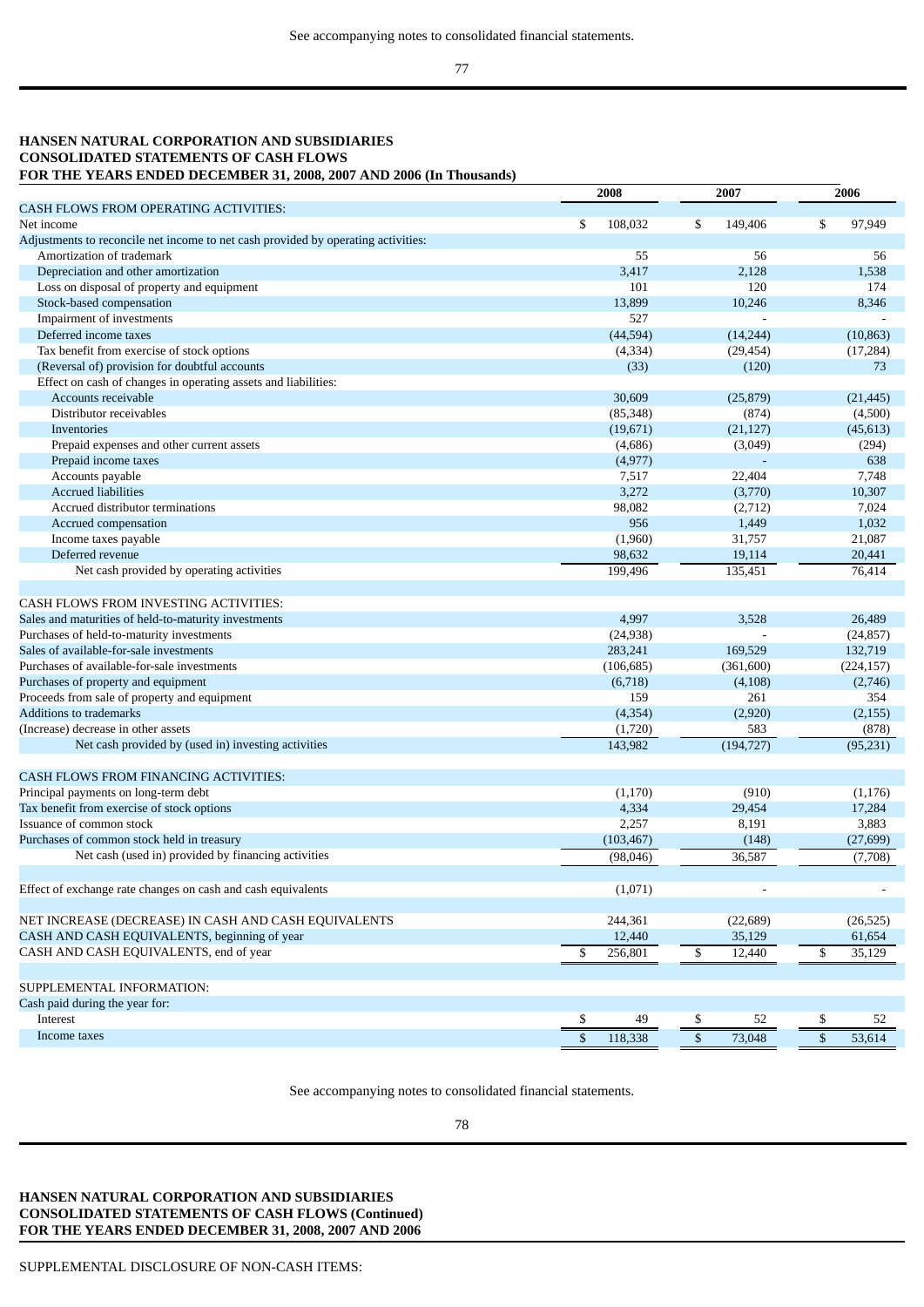See accompanying notes to consolidated financial statements.

**HANSEN NATURAL CORPORATION AND SUBSIDIARIES**
**CONSOLIDATED STATEMENTS OF CASH FLOWS**
**FOR THE YEARS ENDED DECEMBER 31, 2008, 2007 AND 2006 (In Thousands)**

| | 2008 | 2007 | 2006 |
|---|---|---|---|
| CASH FLOWS FROM OPERATING ACTIVITIES: | | | |
| Net income | $ 108,032 | $ 149,406 | $ 97,949 |
| Adjustments to reconcile net income to net cash provided by operating activities: | | | |
| Amortization of trademark | 55 | 56 | 56 |
| Depreciation and other amortization | 3,417 | 2,128 | 1,538 |
| Loss on disposal of property and equipment | 101 | 120 | 174 |
| Stock-based compensation | 13,899 | 10,246 | 8,346 |
| Impairment of investments | 527 | - | - |
| Deferred income taxes | (44,594) | (14,244) | (10,863) |
| Tax benefit from exercise of stock options | (4,334) | (29,454) | (17,284) |
| (Reversal of) provision for doubtful accounts | (33) | (120) | 73 |
| Effect on cash of changes in operating assets and liabilities: | | | |
| Accounts receivable | 30,609 | (25,879) | (21,445) |
| Distributor receivables | (85,348) | (874) | (4,500) |
| Inventories | (19,671) | (21,127) | (45,613) |
| Prepaid expenses and other current assets | (4,686) | (3,049) | (294) |
| Prepaid income taxes | (4,977) | - | 638 |
| Accounts payable | 7,517 | 22,404 | 7,748 |
| Accrued liabilities | 3,272 | (3,770) | 10,307 |
| Accrued distributor terminations | 98,082 | (2,712) | 7,024 |
| Accrued compensation | 956 | 1,449 | 1,032 |
| Income taxes payable | (1,960) | 31,757 | 21,087 |
| Deferred revenue | 98,632 | 19,114 | 20,441 |
| Net cash provided by operating activities | 199,496 | 135,451 | 76,414 |
| | | | |
| CASH FLOWS FROM INVESTING ACTIVITIES: | | | |
| Sales and maturities of held-to-maturity investments | 4,997 | 3,528 | 26,489 |
| Purchases of held-to-maturity investments | (24,938) | - | (24,857) |
| Sales of available-for-sale investments | 283,241 | 169,529 | 132,719 |
| Purchases of available-for-sale investments | (106,685) | (361,600) | (224,157) |
| Purchases of property and equipment | (6,718) | (4,108) | (2,746) |
| Proceeds from sale of property and equipment | 159 | 261 | 354 |
| Additions to trademarks | (4,354) | (2,920) | (2,155) |
| (Increase) decrease in other assets | (1,720) | 583 | (878) |
| Net cash provided by (used in) investing activities | 143,982 | (194,727) | (95,231) |
| | | | |
| CASH FLOWS FROM FINANCING ACTIVITIES: | | | |
| Principal payments on long-term debt | (1,170) | (910) | (1,176) |
| Tax benefit from exercise of stock options | 4,334 | 29,454 | 17,284 |
| Issuance of common stock | 2,257 | 8,191 | 3,883 |
| Purchases of common stock held in treasury | (103,467) | (148) | (27,699) |
| Net cash (used in) provided by financing activities | (98,046) | 36,587 | (7,708) |
| | | | |
| Effect of exchange rate changes on cash and cash equivalents | (1,071) | - | - |
| | | | |
| NET INCREASE (DECREASE) IN CASH AND CASH EQUIVALENTS | 244,361 | (22,689) | (26,525) |
| CASH AND CASH EQUIVALENTS, beginning of year | 12,440 | 35,129 | 61,654 |
| CASH AND CASH EQUIVALENTS, end of year | $ 256,801 | $ 12,440 | $ 35,129 |
| | | | |
| SUPPLEMENTAL INFORMATION: | | | |
| Cash paid during the year for: | | | |
| Interest | $ 49 | $ 52 | $ 52 |
| Income taxes | $ 118,338 | $ 73,048 | $ 53,614 |

See accompanying notes to consolidated financial statements.

**HANSEN NATURAL CORPORATION AND SUBSIDIARIES**
**CONSOLIDATED STATEMENTS OF CASH FLOWS (Continued)**
**FOR THE YEARS ENDED DECEMBER 31, 2008, 2007 AND 2006**

SUPPLEMENTAL DISCLOSURE OF NON-CASH ITEMS: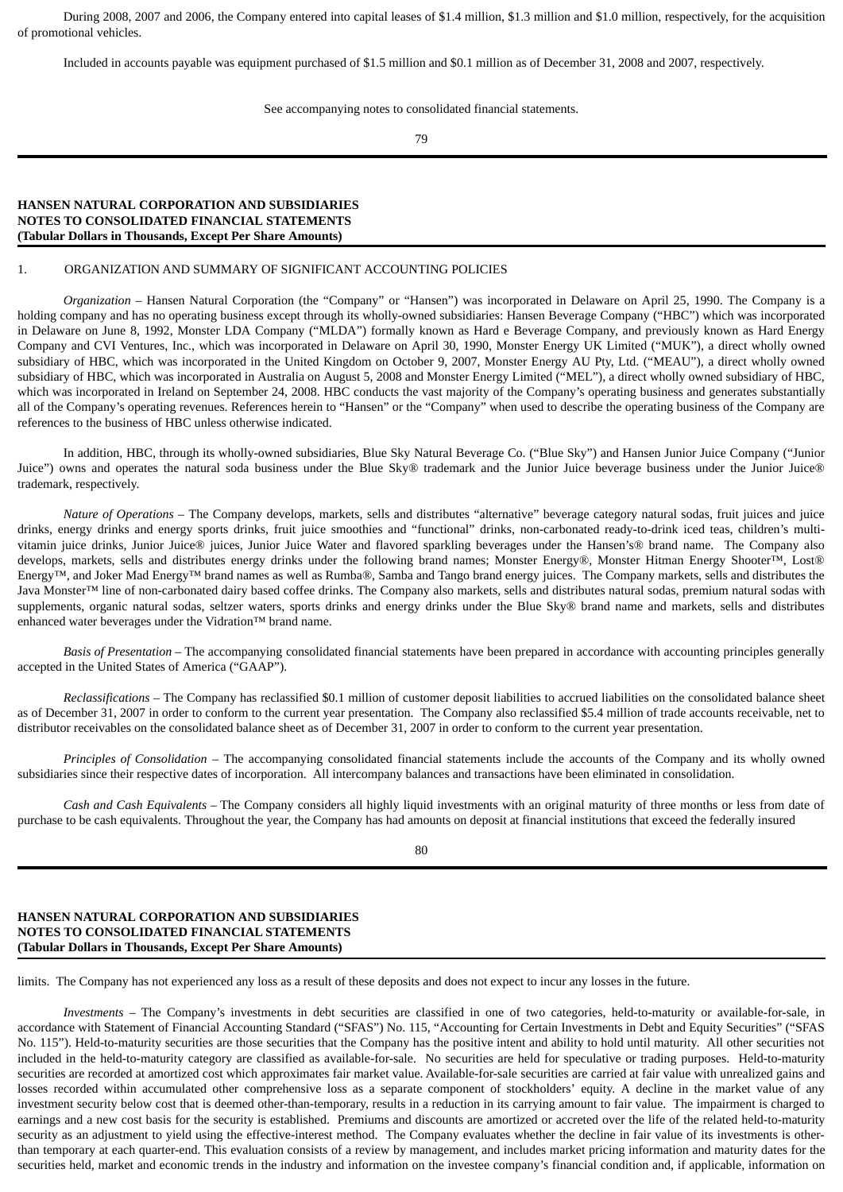During 2008, 2007 and 2006, the Company entered into capital leases of $1.4 million, $1.3 million and $1.0 million, respectively, for the acquisition of promotional vehicles.

Included in accounts payable was equipment purchased of $1.5 million and $0.1 million as of December 31, 2008 and 2007, respectively.

See accompanying notes to consolidated financial statements.

**HANSEN NATURAL CORPORATION AND SUBSIDIARIES**
**NOTES TO CONSOLIDATED FINANCIAL STATEMENTS**
**(Tabular Dollars in Thousands, Except Per Share Amounts)**

1. ORGANIZATION AND SUMMARY OF SIGNIFICANT ACCOUNTING POLICIES

*Organization* – Hansen Natural Corporation (the "Company" or "Hansen") was incorporated in Delaware on April 25, 1990. The Company is a holding company and has no operating business except through its wholly-owned subsidiaries: Hansen Beverage Company ("HBC") which was incorporated in Delaware on June 8, 1992, Monster LDA Company ("MLDA") formally known as Hard e Beverage Company, and previously known as Hard Energy Company and CVI Ventures, Inc., which was incorporated in Delaware on April 30, 1990, Monster Energy UK Limited ("MUK"), a direct wholly owned subsidiary of HBC, which was incorporated in the United Kingdom on October 9, 2007, Monster Energy AU Pty, Ltd. ("MEAU"), a direct wholly owned subsidiary of HBC, which was incorporated in Australia on August 5, 2008 and Monster Energy Limited ("MEL"), a direct wholly owned subsidiary of HBC, which was incorporated in Ireland on September 24, 2008. HBC conducts the vast majority of the Company's operating business and generates substantially all of the Company's operating revenues. References herein to "Hansen" or the "Company" when used to describe the operating business of the Company are references to the business of HBC unless otherwise indicated.

In addition, HBC, through its wholly-owned subsidiaries, Blue Sky Natural Beverage Co. ("Blue Sky") and Hansen Junior Juice Company ("Junior Juice") owns and operates the natural soda business under the Blue Sky® trademark and the Junior Juice beverage business under the Junior Juice® trademark, respectively.

*Nature of Operations* – The Company develops, markets, sells and distributes "alternative" beverage category natural sodas, fruit juices and juice drinks, energy drinks and energy sports drinks, fruit juice smoothies and "functional" drinks, non-carbonated ready-to-drink iced teas, children's multi-vitamin juice drinks, Junior Juice® juices, Junior Juice Water and flavored sparkling beverages under the Hansen's® brand name. The Company also develops, markets, sells and distributes energy drinks under the following brand names; Monster Energy®, Monster Hitman Energy Shooter™, Lost® Energy™, and Joker Mad Energy™ brand names as well as Rumba®, Samba and Tango brand energy juices. The Company markets, sells and distributes the Java Monster™ line of non-carbonated dairy based coffee drinks. The Company also markets, sells and distributes natural sodas, premium natural sodas with supplements, organic natural sodas, seltzer waters, sports drinks and energy drinks under the Blue Sky® brand name and markets, sells and distributes enhanced water beverages under the Vidration™ brand name.

*Basis of Presentation* – The accompanying consolidated financial statements have been prepared in accordance with accounting principles generally accepted in the United States of America ("GAAP").

*Reclassifications* – The Company has reclassified $0.1 million of customer deposit liabilities to accrued liabilities on the consolidated balance sheet as of December 31, 2007 in order to conform to the current year presentation. The Company also reclassified $5.4 million of trade accounts receivable, net to distributor receivables on the consolidated balance sheet as of December 31, 2007 in order to conform to the current year presentation.

*Principles of Consolidation* – The accompanying consolidated financial statements include the accounts of the Company and its wholly owned subsidiaries since their respective dates of incorporation. All intercompany balances and transactions have been eliminated in consolidation.

*Cash and Cash Equivalents* – The Company considers all highly liquid investments with an original maturity of three months or less from date of purchase to be cash equivalents. Throughout the year, the Company has had amounts on deposit at financial institutions that exceed the federally insured limits. The Company has not experienced any loss as a result of these deposits and does not expect to incur any losses in the future.

*Investments* – The Company's investments in debt securities are classified in one of two categories, held-to-maturity or available-for-sale, in accordance with Statement of Financial Accounting Standard ("SFAS") No. 115, "Accounting for Certain Investments in Debt and Equity Securities" ("SFAS No. 115"). Held-to-maturity securities are those securities that the Company has the positive intent and ability to hold until maturity. All other securities not included in the held-to-maturity category are classified as available-for-sale. No securities are held for speculative or trading purposes. Held-to-maturity securities are recorded at amortized cost which approximates fair market value. Available-for-sale securities are carried at fair value with unrealized gains and losses recorded within accumulated other comprehensive loss as a separate component of stockholders' equity. A decline in the market value of any investment security below cost that is deemed other-than-temporary, results in a reduction in its carrying amount to fair value. The impairment is charged to earnings and a new cost basis for the security is established. Premiums and discounts are amortized or accreted over the life of the related held-to-maturity security as an adjustment to yield using the effective-interest method. The Company evaluates whether the decline in fair value of its investments is other-than temporary at each quarter-end. This evaluation consists of a review by management, and includes market pricing information and maturity dates for the securities held, market and economic trends in the industry and information on the investee company's financial condition and, if applicable, information on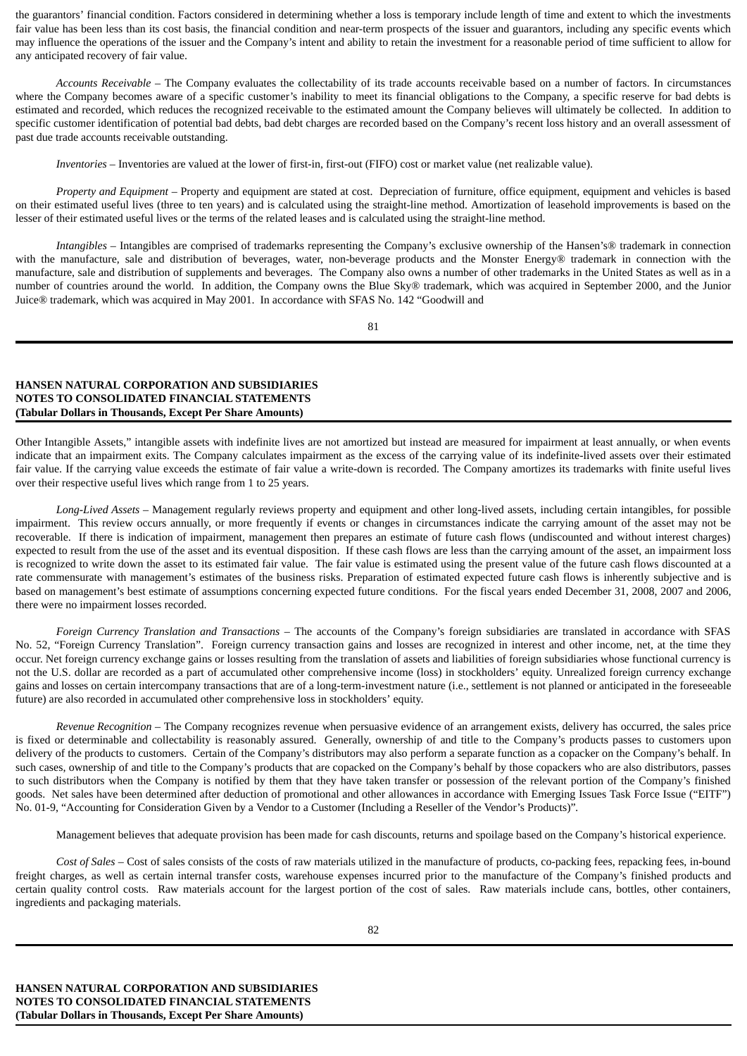the guarantors' financial condition. Factors considered in determining whether a loss is temporary include length of time and extent to which the investments fair value has been less than its cost basis, the financial condition and near-term prospects of the issuer and guarantors, including any specific events which may influence the operations of the issuer and the Company's intent and ability to retain the investment for a reasonable period of time sufficient to allow for any anticipated recovery of fair value.

*Accounts Receivable* – The Company evaluates the collectability of its trade accounts receivable based on a number of factors. In circumstances where the Company becomes aware of a specific customer's inability to meet its financial obligations to the Company, a specific reserve for bad debts is estimated and recorded, which reduces the recognized receivable to the estimated amount the Company believes will ultimately be collected. In addition to specific customer identification of potential bad debts, bad debt charges are recorded based on the Company's recent loss history and an overall assessment of past due trade accounts receivable outstanding.

*Inventories* – Inventories are valued at the lower of first-in, first-out (FIFO) cost or market value (net realizable value).

*Property and Equipment* – Property and equipment are stated at cost. Depreciation of furniture, office equipment, equipment and vehicles is based on their estimated useful lives (three to ten years) and is calculated using the straight-line method. Amortization of leasehold improvements is based on the lesser of their estimated useful lives or the terms of the related leases and is calculated using the straight-line method.

*Intangibles* – Intangibles are comprised of trademarks representing the Company's exclusive ownership of the Hansen's® trademark in connection with the manufacture, sale and distribution of beverages, water, non-beverage products and the Monster Energy® trademark in connection with the manufacture, sale and distribution of supplements and beverages. The Company also owns a number of other trademarks in the United States as well as in a number of countries around the world. In addition, the Company owns the Blue Sky® trademark, which was acquired in September 2000, and the Junior Juice® trademark, which was acquired in May 2001. In accordance with SFAS No. 142 "Goodwill and Other Intangible Assets," intangible assets with indefinite lives are not amortized but instead are measured for impairment at least annually, or when events indicate that an impairment exits. The Company calculates impairment as the excess of the carrying value of its indefinite-lived assets over their estimated fair value. If the carrying value exceeds the estimate of fair value a write-down is recorded. The Company amortizes its trademarks with finite useful lives over their respective useful lives which range from 1 to 25 years.

*Long-Lived Assets* – Management regularly reviews property and equipment and other long-lived assets, including certain intangibles, for possible impairment. This review occurs annually, or more frequently if events or changes in circumstances indicate the carrying amount of the asset may not be recoverable. If there is indication of impairment, management then prepares an estimate of future cash flows (undiscounted and without interest charges) expected to result from the use of the asset and its eventual disposition. If these cash flows are less than the carrying amount of the asset, an impairment loss is recognized to write down the asset to its estimated fair value. The fair value is estimated using the present value of the future cash flows discounted at a rate commensurate with management's estimates of the business risks. Preparation of estimated expected future cash flows is inherently subjective and is based on management's best estimate of assumptions concerning expected future conditions. For the fiscal years ended December 31, 2008, 2007 and 2006, there were no impairment losses recorded.

*Foreign Currency Translation and Transactions* – The accounts of the Company's foreign subsidiaries are translated in accordance with SFAS No. 52, "Foreign Currency Translation". Foreign currency transaction gains and losses are recognized in interest and other income, net, at the time they occur. Net foreign currency exchange gains or losses resulting from the translation of assets and liabilities of foreign subsidiaries whose functional currency is not the U.S. dollar are recorded as a part of accumulated other comprehensive income (loss) in stockholders' equity. Unrealized foreign currency exchange gains and losses on certain intercompany transactions that are of a long-term-investment nature (i.e., settlement is not planned or anticipated in the foreseeable future) are also recorded in accumulated other comprehensive loss in stockholders' equity.

*Revenue Recognition* – The Company recognizes revenue when persuasive evidence of an arrangement exists, delivery has occurred, the sales price is fixed or determinable and collectability is reasonably assured. Generally, ownership of and title to the Company's products passes to customers upon delivery of the products to customers. Certain of the Company's distributors may also perform a separate function as a copacker on the Company's behalf. In such cases, ownership of and title to the Company's products that are copacked on the Company's behalf by those copackers who are also distributors, passes to such distributors when the Company is notified by them that they have taken transfer or possession of the relevant portion of the Company's finished goods. Net sales have been determined after deduction of promotional and other allowances in accordance with Emerging Issues Task Force Issue ("EITF") No. 01-9, "Accounting for Consideration Given by a Vendor to a Customer (Including a Reseller of the Vendor's Products)".

Management believes that adequate provision has been made for cash discounts, returns and spoilage based on the Company's historical experience.

*Cost of Sales* – Cost of sales consists of the costs of raw materials utilized in the manufacture of products, co-packing fees, repacking fees, in-bound freight charges, as well as certain internal transfer costs, warehouse expenses incurred prior to the manufacture of the Company's finished products and certain quality control costs. Raw materials account for the largest portion of the cost of sales. Raw materials include cans, bottles, other containers, ingredients and packaging materials.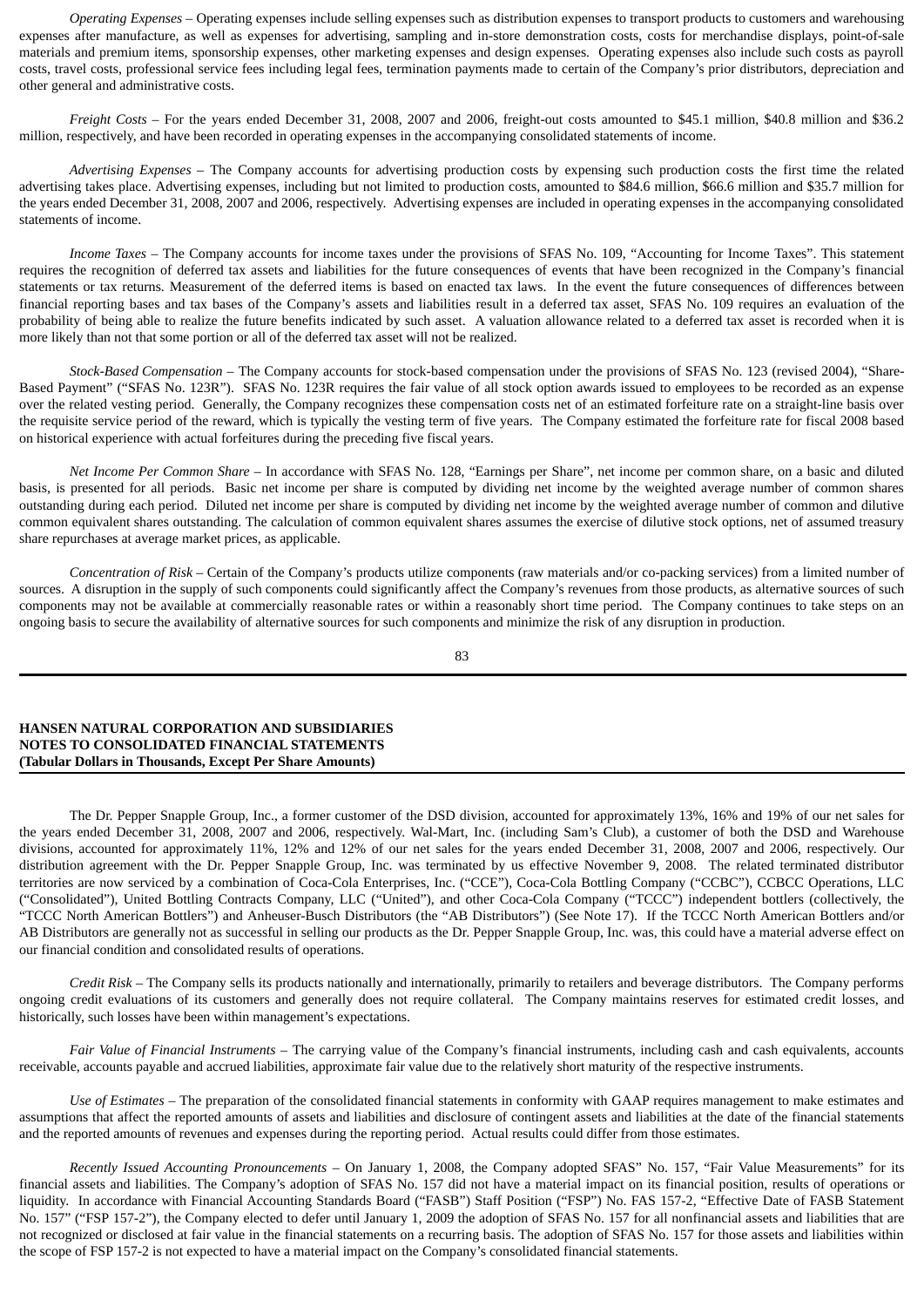*Operating Expenses* – Operating expenses include selling expenses such as distribution expenses to transport products to customers and warehousing expenses after manufacture, as well as expenses for advertising, sampling and in-store demonstration costs, costs for merchandise displays, point-of-sale materials and premium items, sponsorship expenses, other marketing expenses and design expenses. Operating expenses also include such costs as payroll costs, travel costs, professional service fees including legal fees, termination payments made to certain of the Company's prior distributors, depreciation and other general and administrative costs.

*Freight Costs* – For the years ended December 31, 2008, 2007 and 2006, freight-out costs amounted to $45.1 million, $40.8 million and $36.2 million, respectively, and have been recorded in operating expenses in the accompanying consolidated statements of income.

*Advertising Expenses* – The Company accounts for advertising production costs by expensing such production costs the first time the related advertising takes place. Advertising expenses, including but not limited to production costs, amounted to $84.6 million, $66.6 million and $35.7 million for the years ended December 31, 2008, 2007 and 2006, respectively. Advertising expenses are included in operating expenses in the accompanying consolidated statements of income.

*Income Taxes* – The Company accounts for income taxes under the provisions of SFAS No. 109, "Accounting for Income Taxes". This statement requires the recognition of deferred tax assets and liabilities for the future consequences of events that have been recognized in the Company's financial statements or tax returns. Measurement of the deferred items is based on enacted tax laws. In the event the future consequences of differences between financial reporting bases and tax bases of the Company's assets and liabilities result in a deferred tax asset, SFAS No. 109 requires an evaluation of the probability of being able to realize the future benefits indicated by such asset. A valuation allowance related to a deferred tax asset is recorded when it is more likely than not that some portion or all of the deferred tax asset will not be realized.

*Stock-Based Compensation* – The Company accounts for stock-based compensation under the provisions of SFAS No. 123 (revised 2004), "Share-Based Payment" ("SFAS No. 123R"). SFAS No. 123R requires the fair value of all stock option awards issued to employees to be recorded as an expense over the related vesting period. Generally, the Company recognizes these compensation costs net of an estimated forfeiture rate on a straight-line basis over the requisite service period of the reward, which is typically the vesting term of five years. The Company estimated the forfeiture rate for fiscal 2008 based on historical experience with actual forfeitures during the preceding five fiscal years.

*Net Income Per Common Share* – In accordance with SFAS No. 128, "Earnings per Share", net income per common share, on a basic and diluted basis, is presented for all periods. Basic net income per share is computed by dividing net income by the weighted average number of common shares outstanding during each period. Diluted net income per share is computed by dividing net income by the weighted average number of common and dilutive common equivalent shares outstanding. The calculation of common equivalent shares assumes the exercise of dilutive stock options, net of assumed treasury share repurchases at average market prices, as applicable.

*Concentration of Risk* – Certain of the Company's products utilize components (raw materials and/or co-packing services) from a limited number of sources. A disruption in the supply of such components could significantly affect the Company's revenues from those products, as alternative sources of such components may not be available at commercially reasonable rates or within a reasonably short time period. The Company continues to take steps on an ongoing basis to secure the availability of alternative sources for such components and minimize the risk of any disruption in production.

The Dr. Pepper Snapple Group, Inc., a former customer of the DSD division, accounted for approximately 13%, 16% and 19% of our net sales for the years ended December 31, 2008, 2007 and 2006, respectively. Wal-Mart, Inc. (including Sam's Club), a customer of both the DSD and Warehouse divisions, accounted for approximately 11%, 12% and 12% of our net sales for the years ended December 31, 2008, 2007 and 2006, respectively. Our distribution agreement with the Dr. Pepper Snapple Group, Inc. was terminated by us effective November 9, 2008. The related terminated distributor territories are now serviced by a combination of Coca-Cola Enterprises, Inc. ("CCE"), Coca-Cola Bottling Company ("CCBC"), CCBCC Operations, LLC ("Consolidated"), United Bottling Contracts Company, LLC ("United"), and other Coca-Cola Company ("TCCC") independent bottlers (collectively, the "TCCC North American Bottlers") and Anheuser-Busch Distributors (the "AB Distributors") (See Note 17). If the TCCC North American Bottlers and/or AB Distributors are generally not as successful in selling our products as the Dr. Pepper Snapple Group, Inc. was, this could have a material adverse effect on our financial condition and consolidated results of operations.

*Credit Risk* – The Company sells its products nationally and internationally, primarily to retailers and beverage distributors. The Company performs ongoing credit evaluations of its customers and generally does not require collateral. The Company maintains reserves for estimated credit losses, and historically, such losses have been within management's expectations.

*Fair Value of Financial Instruments* – The carrying value of the Company's financial instruments, including cash and cash equivalents, accounts receivable, accounts payable and accrued liabilities, approximate fair value due to the relatively short maturity of the respective instruments.

*Use of Estimates* – The preparation of the consolidated financial statements in conformity with GAAP requires management to make estimates and assumptions that affect the reported amounts of assets and liabilities and disclosure of contingent assets and liabilities at the date of the financial statements and the reported amounts of revenues and expenses during the reporting period. Actual results could differ from those estimates.

*Recently Issued Accounting Pronouncements* – On January 1, 2008, the Company adopted SFAS" No. 157, "Fair Value Measurements" for its financial assets and liabilities. The Company's adoption of SFAS No. 157 did not have a material impact on its financial position, results of operations or liquidity. In accordance with Financial Accounting Standards Board ("FASB") Staff Position ("FSP") No. FAS 157-2, "Effective Date of FASB Statement No. 157" ("FSP 157-2"), the Company elected to defer until January 1, 2009 the adoption of SFAS No. 157 for all nonfinancial assets and liabilities that are not recognized or disclosed at fair value in the financial statements on a recurring basis. The adoption of SFAS No. 157 for those assets and liabilities within the scope of FSP 157-2 is not expected to have a material impact on the Company's consolidated financial statements.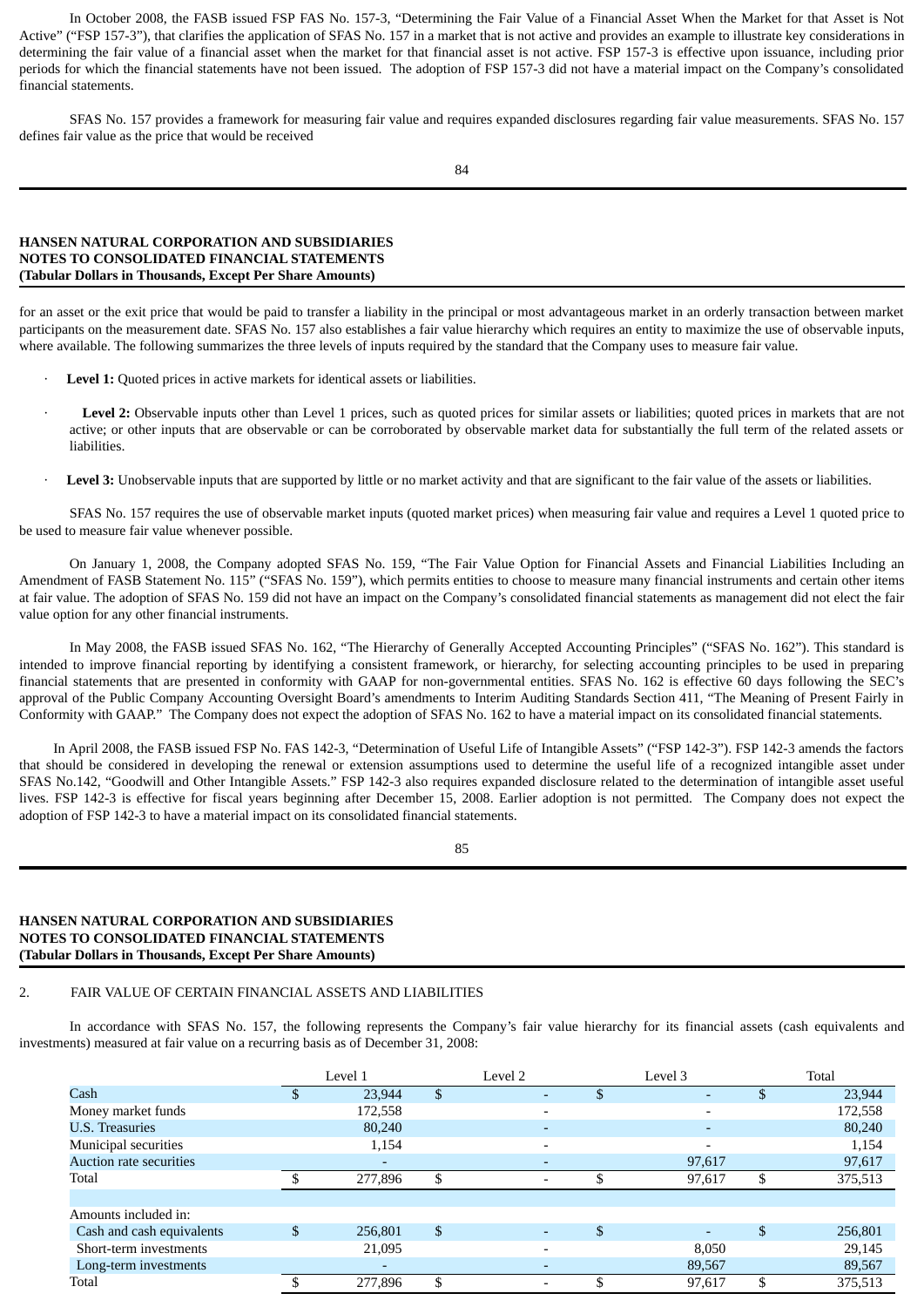In October 2008, the FASB issued FSP FAS No. 157-3, "Determining the Fair Value of a Financial Asset When the Market for that Asset is Not Active" ("FSP 157-3"), that clarifies the application of SFAS No. 157 in a market that is not active and provides an example to illustrate key considerations in determining the fair value of a financial asset when the market for that financial asset is not active. FSP 157-3 is effective upon issuance, including prior periods for which the financial statements have not been issued. The adoption of FSP 157-3 did not have a material impact on the Company's consolidated financial statements.

SFAS No. 157 provides a framework for measuring fair value and requires expanded disclosures regarding fair value measurements. SFAS No. 157 defines fair value as the price that would be received for an asset or the exit price that would be paid to transfer a liability in the principal or most advantageous market in an orderly transaction between market participants on the measurement date. SFAS No. 157 also establishes a fair value hierarchy which requires an entity to maximize the use of observable inputs, where available. The following summarizes the three levels of inputs required by the standard that the Company uses to measure fair value.

- **Level 1:** Quoted prices in active markets for identical assets or liabilities.
- **Level 2:** Observable inputs other than Level 1 prices, such as quoted prices for similar assets or liabilities; quoted prices in markets that are not active; or other inputs that are observable or can be corroborated by observable market data for substantially the full term of the related assets or liabilities.
- **Level 3:** Unobservable inputs that are supported by little or no market activity and that are significant to the fair value of the assets or liabilities.

SFAS No. 157 requires the use of observable market inputs (quoted market prices) when measuring fair value and requires a Level 1 quoted price to be used to measure fair value whenever possible.

On January 1, 2008, the Company adopted SFAS No. 159, "The Fair Value Option for Financial Assets and Financial Liabilities Including an Amendment of FASB Statement No. 115" ("SFAS No. 159"), which permits entities to choose to measure many financial instruments and certain other items at fair value. The adoption of SFAS No. 159 did not have an impact on the Company's consolidated financial statements as management did not elect the fair value option for any other financial instruments.

In May 2008, the FASB issued SFAS No. 162, "The Hierarchy of Generally Accepted Accounting Principles" ("SFAS No. 162"). This standard is intended to improve financial reporting by identifying a consistent framework, or hierarchy, for selecting accounting principles to be used in preparing financial statements that are presented in conformity with GAAP for non-governmental entities. SFAS No. 162 is effective 60 days following the SEC's approval of the Public Company Accounting Oversight Board's amendments to Interim Auditing Standards Section 411, "The Meaning of Present Fairly in Conformity with GAAP." The Company does not expect the adoption of SFAS No. 162 to have a material impact on its consolidated financial statements.

In April 2008, the FASB issued FSP No. FAS 142-3, "Determination of Useful Life of Intangible Assets" ("FSP 142-3"). FSP 142-3 amends the factors that should be considered in developing the renewal or extension assumptions used to determine the useful life of a recognized intangible asset under SFAS No.142, "Goodwill and Other Intangible Assets." FSP 142-3 also requires expanded disclosure related to the determination of intangible asset useful lives. FSP 142-3 is effective for fiscal years beginning after December 15, 2008. Earlier adoption is not permitted. The Company does not expect the adoption of FSP 142-3 to have a material impact on its consolidated financial statements.

## 2. FAIR VALUE OF CERTAIN FINANCIAL ASSETS AND LIABILITIES

In accordance with SFAS No. 157, the following represents the Company's fair value hierarchy for its financial assets (cash equivalents and investments) measured at fair value on a recurring basis as of December 31, 2008:

| | Level 1 | Level 2 | Level 3 | Total |
|---|---|---|---|---|
| Cash | $ 23,944 | $ - | $ - | $ 23,944 |
| Money market funds | 172,558 | - | - | 172,558 |
| U.S. Treasuries | 80,240 | - | - | 80,240 |
| Municipal securities | 1,154 | - | - | 1,154 |
| Auction rate securities | - | - | 97,617 | 97,617 |
| Total | $ 277,896 | $ - | $ 97,617 | $ 375,513 |
| | | | | |
| Amounts included in: | | | | |
| Cash and cash equivalents | $ 256,801 | $ - | $ - | $ 256,801 |
| Short-term investments | 21,095 | - | 8,050 | 29,145 |
| Long-term investments | - | - | 89,567 | 89,567 |
| Total | $ 277,896 | $ - | $ 97,617 | $ 375,513 |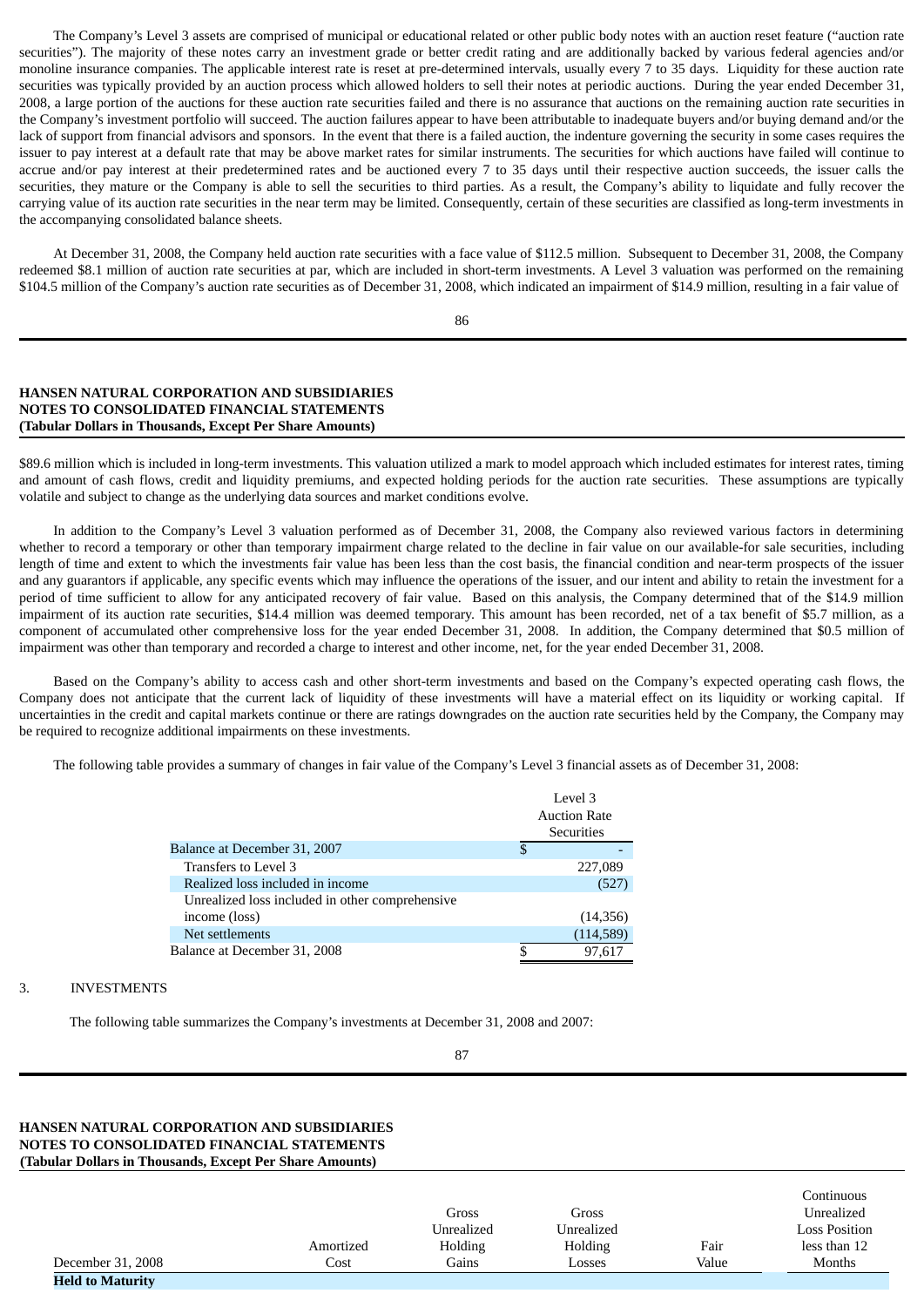The Company's Level 3 assets are comprised of municipal or educational related or other public body notes with an auction reset feature ("auction rate securities"). The majority of these notes carry an investment grade or better credit rating and are additionally backed by various federal agencies and/or monoline insurance companies. The applicable interest rate is reset at pre-determined intervals, usually every 7 to 35 days. Liquidity for these auction rate securities was typically provided by an auction process which allowed holders to sell their notes at periodic auctions. During the year ended December 31, 2008, a large portion of the auctions for these auction rate securities failed and there is no assurance that auctions on the remaining auction rate securities in the Company's investment portfolio will succeed. The auction failures appear to have been attributable to inadequate buyers and/or buying demand and/or the lack of support from financial advisors and sponsors. In the event that there is a failed auction, the indenture governing the security in some cases requires the issuer to pay interest at a default rate that may be above market rates for similar instruments. The securities for which auctions have failed will continue to accrue and/or pay interest at their predetermined rates and be auctioned every 7 to 35 days until their respective auction succeeds, the issuer calls the securities, they mature or the Company is able to sell the securities to third parties. As a result, the Company's ability to liquidate and fully recover the carrying value of its auction rate securities in the near term may be limited. Consequently, certain of these securities are classified as long-term investments in the accompanying consolidated balance sheets.

At December 31, 2008, the Company held auction rate securities with a face value of $112.5 million. Subsequent to December 31, 2008, the Company redeemed $8.1 million of auction rate securities at par, which are included in short-term investments. A Level 3 valuation was performed on the remaining $104.5 million of the Company's auction rate securities as of December 31, 2008, which indicated an impairment of $14.9 million, resulting in a fair value of $89.6 million which is included in long-term investments. This valuation utilized a mark to model approach which included estimates for interest rates, timing and amount of cash flows, credit and liquidity premiums, and expected holding periods for the auction rate securities. These assumptions are typically volatile and subject to change as the underlying data sources and market conditions evolve.

In addition to the Company's Level 3 valuation performed as of December 31, 2008, the Company also reviewed various factors in determining whether to record a temporary or other than temporary impairment charge related to the decline in fair value on our available-for sale securities, including length of time and extent to which the investments fair value has been less than the cost basis, the financial condition and near-term prospects of the issuer and any guarantors if applicable, any specific events which may influence the operations of the issuer, and our intent and ability to retain the investment for a period of time sufficient to allow for any anticipated recovery of fair value. Based on this analysis, the Company determined that of the $14.9 million impairment of its auction rate securities, $14.4 million was deemed temporary. This amount has been recorded, net of a tax benefit of $5.7 million, as a component of accumulated other comprehensive loss for the year ended December 31, 2008. In addition, the Company determined that $0.5 million of impairment was other than temporary and recorded a charge to interest and other income, net, for the year ended December 31, 2008.

Based on the Company's ability to access cash and other short-term investments and based on the Company's expected operating cash flows, the Company does not anticipate that the current lack of liquidity of these investments will have a material effect on its liquidity or working capital. If uncertainties in the credit and capital markets continue or there are ratings downgrades on the auction rate securities held by the Company, the Company may be required to recognize additional impairments on these investments.

The following table provides a summary of changes in fair value of the Company's Level 3 financial assets as of December 31, 2008:

| | Level 3 Auction Rate Securities |
|---|---|
| Balance at December 31, 2007 | $ - |
| Transfers to Level 3 | 227,089 |
| Realized loss included in income | (527) |
| Unrealized loss included in other comprehensive income (loss) | (14,356) |
| Net settlements | (114,589) |
| Balance at December 31, 2008 | $ 97,617 |

3. INVESTMENTS

The following table summarizes the Company's investments at December 31, 2008 and 2007:

| December 31, 2008 | Amortized Cost | Gross Unrealized Holding Gains | Gross Unrealized Holding Losses | Fair Value | Continuous Unrealized Loss Position less than 12 Months |
|---|---|---|---|---|---|
| **Held to Maturity** | | | | | |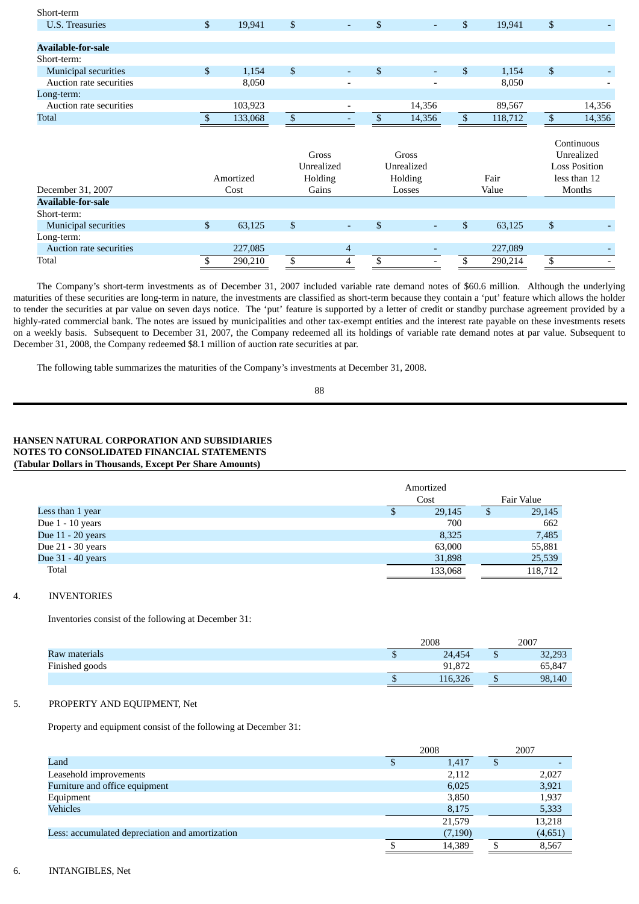| | | | | | |
|---|---|---|---|---|---|
| Short-term | | | | | |
| U.S. Treasuries | $ 19,941 | $ - | $ - | $ 19,941 | $ - |
| **Available-for-sale** | | | | | |
| Short-term: | | | | | |
| Municipal securities | $ 1,154 | $ - | $ - | $ 1,154 | $ - |
| Auction rate securities | 8,050 | - | - | 8,050 | - |
| Long-term: | | | | | |
| Auction rate securities | 103,923 | - | 14,356 | 89,567 | 14,356 |
| Total | $ 133,068 | $ - | $ 14,356 | $ 118,712 | $ 14,356 |

| December 31, 2007 | Amortized Cost | Gross Unrealized Holding Gains | Gross Unrealized Holding Losses | Fair Value | Continuous Unrealized Loss Position less than 12 Months |
|---|---|---|---|---|---|
| **Available-for-sale** | | | | | |
| Short-term: | | | | | |
| Municipal securities | $ 63,125 | $ - | $ - | $ 63,125 | $ - |
| Long-term: | | | | | |
| Auction rate securities | 227,085 | 4 | - | 227,089 | - |
| Total | $ 290,210 | $ 4 | $ - | $ 290,214 | $ - |

The Company's short-term investments as of December 31, 2007 included variable rate demand notes of $60.6 million. Although the underlying maturities of these securities are long-term in nature, the investments are classified as short-term because they contain a 'put' feature which allows the holder to tender the securities at par value on seven days notice. The 'put' feature is supported by a letter of credit or standby purchase agreement provided by a highly-rated commercial bank. The notes are issued by municipalities and other tax-exempt entities and the interest rate payable on these investments resets on a weekly basis. Subsequent to December 31, 2007, the Company redeemed all its holdings of variable rate demand notes at par value. Subsequent to December 31, 2008, the Company redeemed $8.1 million of auction rate securities at par.

The following table summarizes the maturities of the Company's investments at December 31, 2008.

**HANSEN NATURAL CORPORATION AND SUBSIDIARIES**
**NOTES TO CONSOLIDATED FINANCIAL STATEMENTS**
**(Tabular Dollars in Thousands, Except Per Share Amounts)**

| | Amortized Cost | Fair Value |
|---|---|---|
| Less than 1 year | $ 29,145 | $ 29,145 |
| Due 1 - 10 years | 700 | 662 |
| Due 11 - 20 years | 8,325 | 7,485 |
| Due 21 - 30 years | 63,000 | 55,881 |
| Due 31 - 40 years | 31,898 | 25,539 |
| Total | 133,068 | 118,712 |

4. INVENTORIES

Inventories consist of the following at December 31:

| | 2008 | 2007 |
|---|---|---|
| Raw materials | $ 24,454 | $ 32,293 |
| Finished goods | 91,872 | 65,847 |
| | $ 116,326 | $ 98,140 |

5. PROPERTY AND EQUIPMENT, Net

Property and equipment consist of the following at December 31:

| | 2008 | 2007 |
|---|---|---|
| Land | $ 1,417 | $ - |
| Leasehold improvements | 2,112 | 2,027 |
| Furniture and office equipment | 6,025 | 3,921 |
| Equipment | 3,850 | 1,937 |
| Vehicles | 8,175 | 5,333 |
| | 21,579 | 13,218 |
| Less: accumulated depreciation and amortization | (7,190) | (4,651) |
| | $ 14,389 | $ 8,567 |

6. INTANGIBLES, Net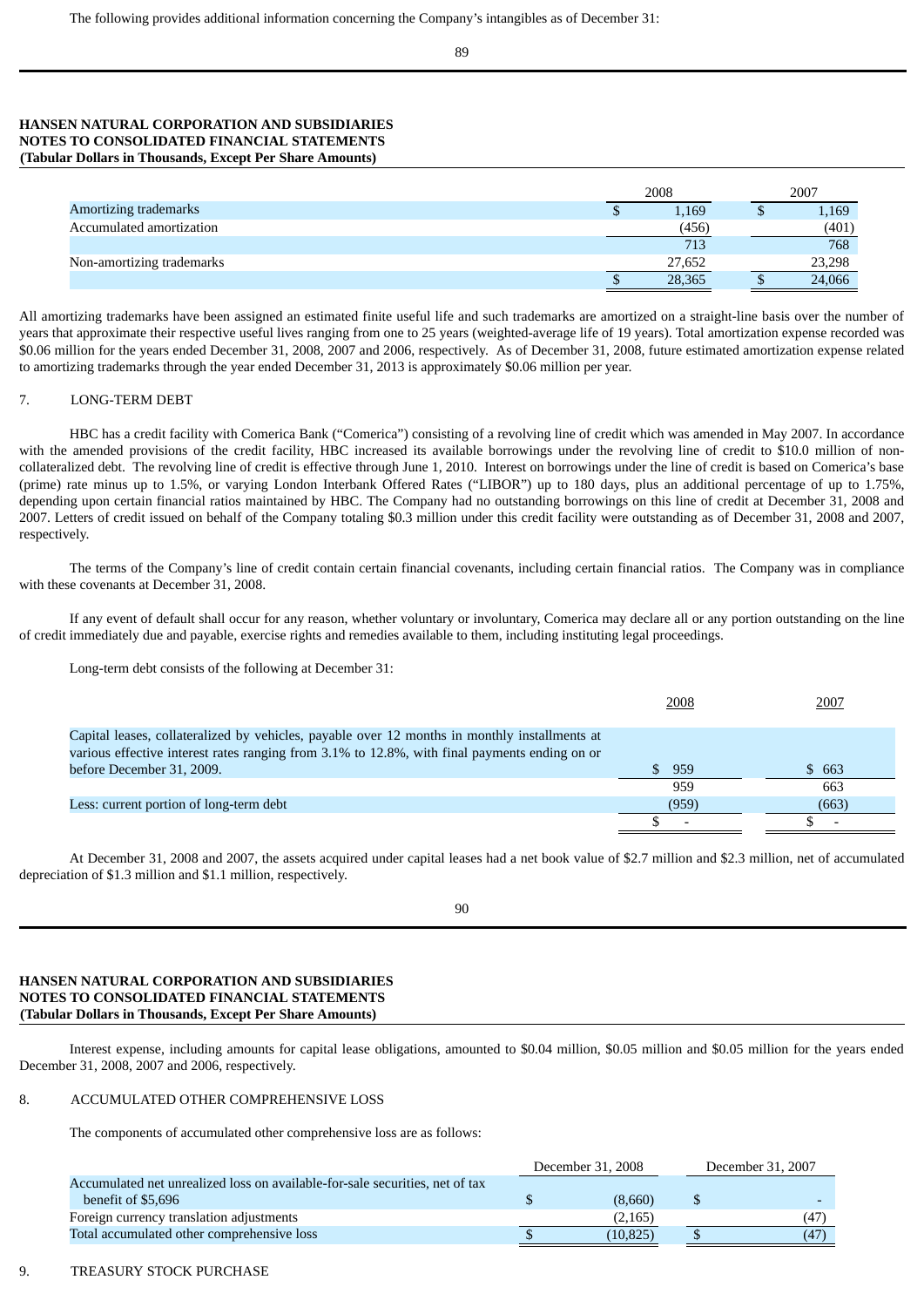The following provides additional information concerning the Company's intangibles as of December 31:

**HANSEN NATURAL CORPORATION AND SUBSIDIARIES**
**NOTES TO CONSOLIDATED FINANCIAL STATEMENTS**
**(Tabular Dollars in Thousands, Except Per Share Amounts)**

| | 2008 | 2007 |
|---|---|---|
| Amortizing trademarks | $ 1,169 | $ 1,169 |
| Accumulated amortization | (456) | (401) |
| | 713 | 768 |
| Non-amortizing trademarks | 27,652 | 23,298 |
| | $ 28,365 | $ 24,066 |

All amortizing trademarks have been assigned an estimated finite useful life and such trademarks are amortized on a straight-line basis over the number of years that approximate their respective useful lives ranging from one to 25 years (weighted-average life of 19 years). Total amortization expense recorded was $0.06 million for the years ended December 31, 2008, 2007 and 2006, respectively. As of December 31, 2008, future estimated amortization expense related to amortizing trademarks through the year ended December 31, 2013 is approximately $0.06 million per year.

7. LONG-TERM DEBT

HBC has a credit facility with Comerica Bank ("Comerica") consisting of a revolving line of credit which was amended in May 2007. In accordance with the amended provisions of the credit facility, HBC increased its available borrowings under the revolving line of credit to $10.0 million of non-collateralized debt. The revolving line of credit is effective through June 1, 2010. Interest on borrowings under the line of credit is based on Comerica's base (prime) rate minus up to 1.5%, or varying London Interbank Offered Rates ("LIBOR") up to 180 days, plus an additional percentage of up to 1.75%, depending upon certain financial ratios maintained by HBC. The Company had no outstanding borrowings on this line of credit at December 31, 2008 and 2007. Letters of credit issued on behalf of the Company totaling $0.3 million under this credit facility were outstanding as of December 31, 2008 and 2007, respectively.

The terms of the Company's line of credit contain certain financial covenants, including certain financial ratios. The Company was in compliance with these covenants at December 31, 2008.

If any event of default shall occur for any reason, whether voluntary or involuntary, Comerica may declare all or any portion outstanding on the line of credit immediately due and payable, exercise rights and remedies available to them, including instituting legal proceedings.

Long-term debt consists of the following at December 31:

| | 2008 | 2007 |
|---|---|---|
| Capital leases, collateralized by vehicles, payable over 12 months in monthly installments at various effective interest rates ranging from 3.1% to 12.8%, with final payments ending on or before December 31, 2009. | $ 959 | $ 663 |
| | 959 | 663 |
| Less: current portion of long-term debt | (959) | (663) |
| | $ - | $ - |

At December 31, 2008 and 2007, the assets acquired under capital leases had a net book value of $2.7 million and $2.3 million, net of accumulated depreciation of $1.3 million and $1.1 million, respectively.

**HANSEN NATURAL CORPORATION AND SUBSIDIARIES**
**NOTES TO CONSOLIDATED FINANCIAL STATEMENTS**
**(Tabular Dollars in Thousands, Except Per Share Amounts)**

Interest expense, including amounts for capital lease obligations, amounted to $0.04 million, $0.05 million and $0.05 million for the years ended December 31, 2008, 2007 and 2006, respectively.

8. ACCUMULATED OTHER COMPREHENSIVE LOSS

The components of accumulated other comprehensive loss are as follows:

| | December 31, 2008 | December 31, 2007 |
|---|---|---|
| Accumulated net unrealized loss on available-for-sale securities, net of tax benefit of $5,696 | $ (8,660) | $ - |
| Foreign currency translation adjustments | (2,165) | (47) |
| Total accumulated other comprehensive loss | $ (10,825) | $ (47) |

9. TREASURY STOCK PURCHASE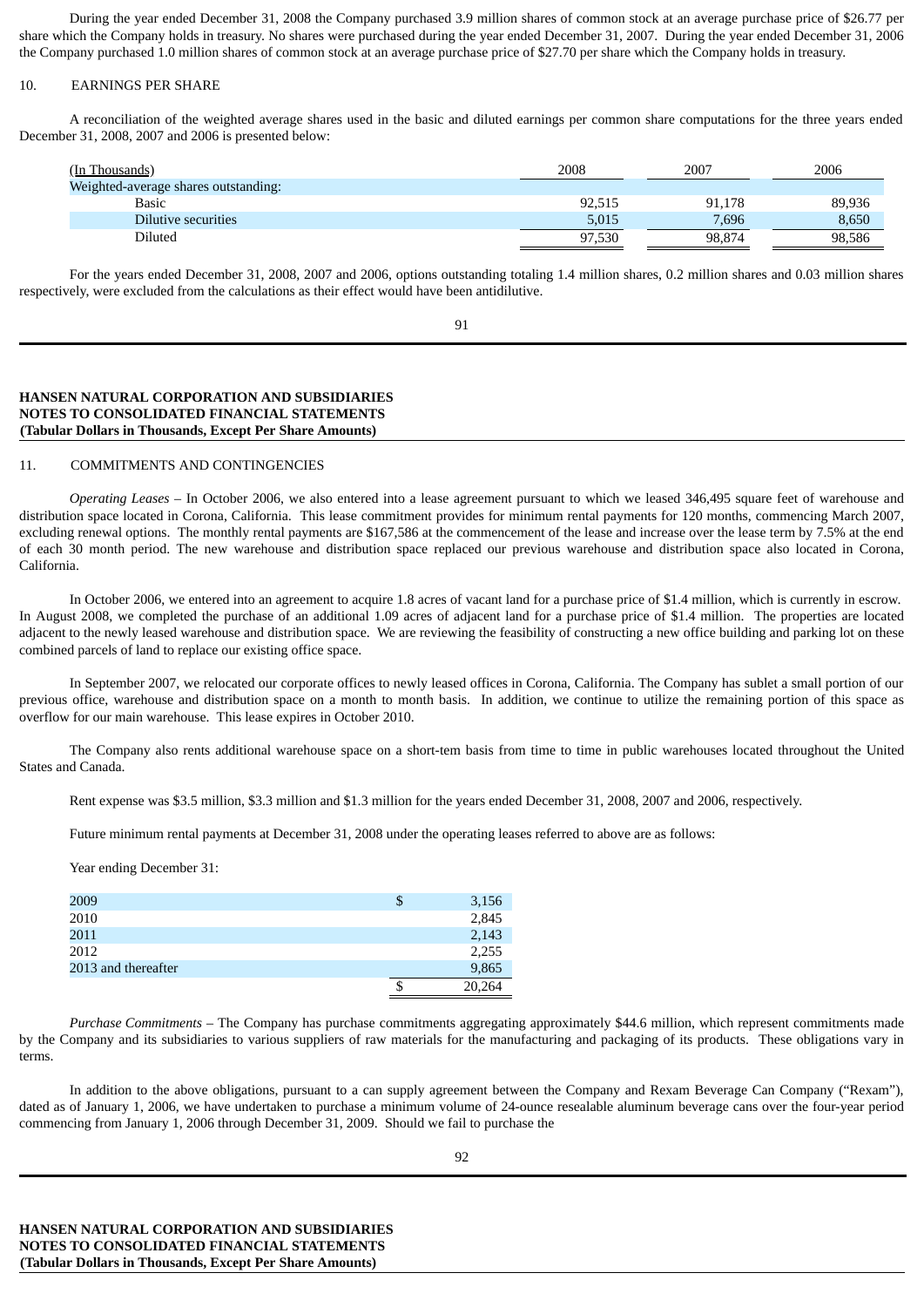During the year ended December 31, 2008 the Company purchased 3.9 million shares of common stock at an average purchase price of $26.77 per share which the Company holds in treasury. No shares were purchased during the year ended December 31, 2007. During the year ended December 31, 2006 the Company purchased 1.0 million shares of common stock at an average purchase price of $27.70 per share which the Company holds in treasury.

## 10. EARNINGS PER SHARE

A reconciliation of the weighted average shares used in the basic and diluted earnings per common share computations for the three years ended December 31, 2008, 2007 and 2006 is presented below:

| (In Thousands) | 2008 | 2007 | 2006 |
|---|---|---|---|
| Weighted-average shares outstanding: | | | |
| Basic | 92,515 | 91,178 | 89,936 |
| Dilutive securities | 5,015 | 7,696 | 8,650 |
| Diluted | 97,530 | 98,874 | 98,586 |

For the years ended December 31, 2008, 2007 and 2006, options outstanding totaling 1.4 million shares, 0.2 million shares and 0.03 million shares respectively, were excluded from the calculations as their effect would have been antidilutive.

**HANSEN NATURAL CORPORATION AND SUBSIDIARIES**
**NOTES TO CONSOLIDATED FINANCIAL STATEMENTS**
**(Tabular Dollars in Thousands, Except Per Share Amounts)**

## 11. COMMITMENTS AND CONTINGENCIES

*Operating Leases* – In October 2006, we also entered into a lease agreement pursuant to which we leased 346,495 square feet of warehouse and distribution space located in Corona, California. This lease commitment provides for minimum rental payments for 120 months, commencing March 2007, excluding renewal options. The monthly rental payments are $167,586 at the commencement of the lease and increase over the lease term by 7.5% at the end of each 30 month period. The new warehouse and distribution space replaced our previous warehouse and distribution space also located in Corona, California.

In October 2006, we entered into an agreement to acquire 1.8 acres of vacant land for a purchase price of $1.4 million, which is currently in escrow. In August 2008, we completed the purchase of an additional 1.09 acres of adjacent land for a purchase price of $1.4 million. The properties are located adjacent to the newly leased warehouse and distribution space. We are reviewing the feasibility of constructing a new office building and parking lot on these combined parcels of land to replace our existing office space.

In September 2007, we relocated our corporate offices to newly leased offices in Corona, California. The Company has sublet a small portion of our previous office, warehouse and distribution space on a month to month basis. In addition, we continue to utilize the remaining portion of this space as overflow for our main warehouse. This lease expires in October 2010.

The Company also rents additional warehouse space on a short-tem basis from time to time in public warehouses located throughout the United States and Canada.

Rent expense was $3.5 million, $3.3 million and $1.3 million for the years ended December 31, 2008, 2007 and 2006, respectively.

Future minimum rental payments at December 31, 2008 under the operating leases referred to above are as follows:

Year ending December 31:

| | | |
|---|---|---|
| 2009 | $ | 3,156 |
| 2010 | | 2,845 |
| 2011 | | 2,143 |
| 2012 | | 2,255 |
| 2013 and thereafter | | 9,865 |
| | $ | 20,264 |

*Purchase Commitments* – The Company has purchase commitments aggregating approximately $44.6 million, which represent commitments made by the Company and its subsidiaries to various suppliers of raw materials for the manufacturing and packaging of its products. These obligations vary in terms.

In addition to the above obligations, pursuant to a can supply agreement between the Company and Rexam Beverage Can Company ("Rexam"), dated as of January 1, 2006, we have undertaken to purchase a minimum volume of 24-ounce resealable aluminum beverage cans over the four-year period commencing from January 1, 2006 through December 31, 2009. Should we fail to purchase the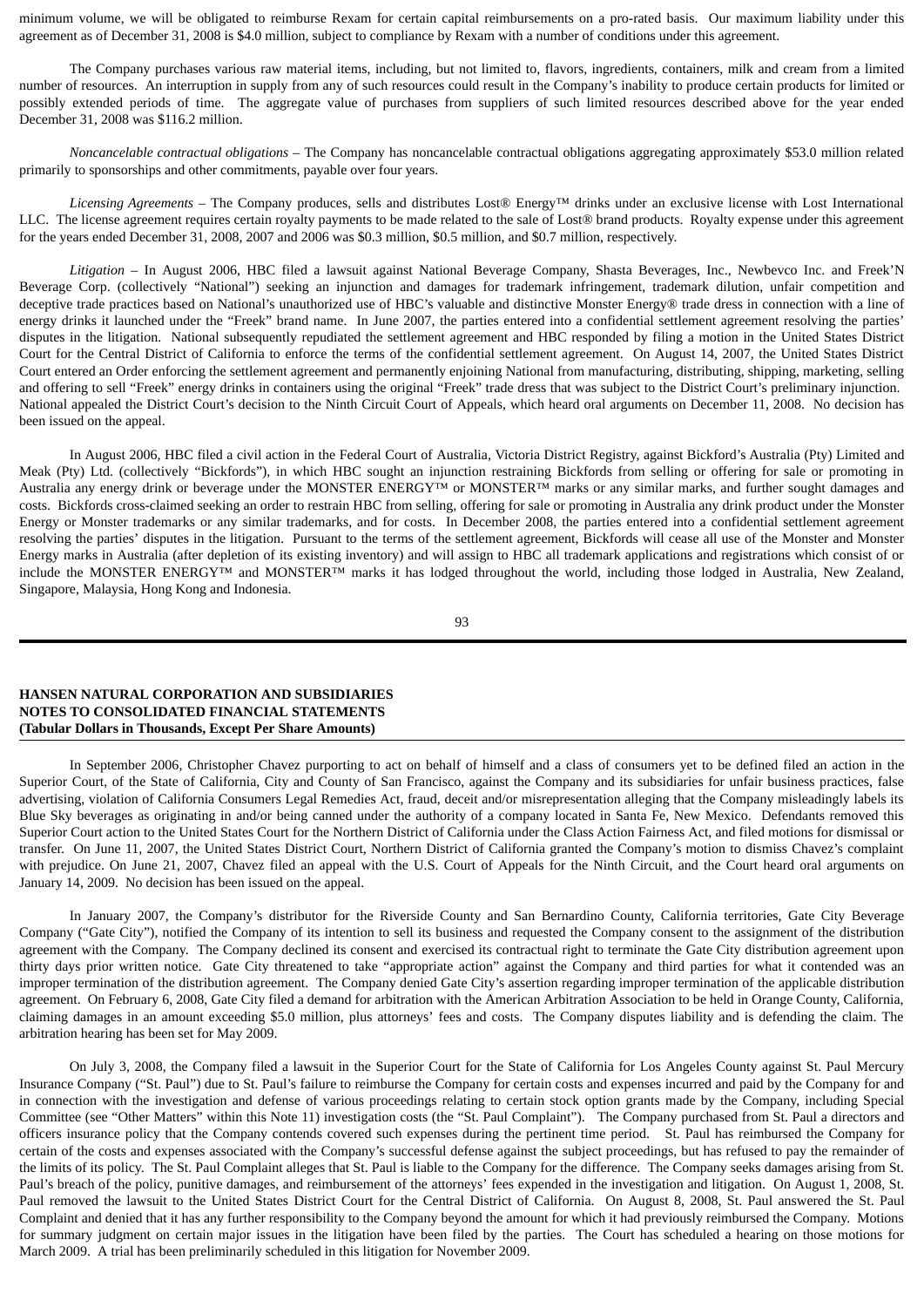minimum volume, we will be obligated to reimburse Rexam for certain capital reimbursements on a pro-rated basis. Our maximum liability under this agreement as of December 31, 2008 is $4.0 million, subject to compliance by Rexam with a number of conditions under this agreement.

The Company purchases various raw material items, including, but not limited to, flavors, ingredients, containers, milk and cream from a limited number of resources. An interruption in supply from any of such resources could result in the Company's inability to produce certain products for limited or possibly extended periods of time. The aggregate value of purchases from suppliers of such limited resources described above for the year ended December 31, 2008 was $116.2 million.

*Noncancelable contractual obligations* – The Company has noncancelable contractual obligations aggregating approximately $53.0 million related primarily to sponsorships and other commitments, payable over four years.

*Licensing Agreements* – The Company produces, sells and distributes Lost® Energy™ drinks under an exclusive license with Lost International LLC. The license agreement requires certain royalty payments to be made related to the sale of Lost® brand products. Royalty expense under this agreement for the years ended December 31, 2008, 2007 and 2006 was $0.3 million, $0.5 million, and $0.7 million, respectively.

*Litigation* – In August 2006, HBC filed a lawsuit against National Beverage Company, Shasta Beverages, Inc., Newbevco Inc. and Freek'N Beverage Corp. (collectively "National") seeking an injunction and damages for trademark infringement, trademark dilution, unfair competition and deceptive trade practices based on National's unauthorized use of HBC's valuable and distinctive Monster Energy® trade dress in connection with a line of energy drinks it launched under the "Freek" brand name. In June 2007, the parties entered into a confidential settlement agreement resolving the parties' disputes in the litigation. National subsequently repudiated the settlement agreement and HBC responded by filing a motion in the United States District Court for the Central District of California to enforce the terms of the confidential settlement agreement. On August 14, 2007, the United States District Court entered an Order enforcing the settlement agreement and permanently enjoining National from manufacturing, distributing, shipping, marketing, selling and offering to sell "Freek" energy drinks in containers using the original "Freek" trade dress that was subject to the District Court's preliminary injunction. National appealed the District Court's decision to the Ninth Circuit Court of Appeals, which heard oral arguments on December 11, 2008. No decision has been issued on the appeal.

In August 2006, HBC filed a civil action in the Federal Court of Australia, Victoria District Registry, against Bickford's Australia (Pty) Limited and Meak (Pty) Ltd. (collectively "Bickfords"), in which HBC sought an injunction restraining Bickfords from selling or offering for sale or promoting in Australia any energy drink or beverage under the MONSTER ENERGY™ or MONSTER™ marks or any similar marks, and further sought damages and costs. Bickfords cross-claimed seeking an order to restrain HBC from selling, offering for sale or promoting in Australia any drink product under the Monster Energy or Monster trademarks or any similar trademarks, and for costs. In December 2008, the parties entered into a confidential settlement agreement resolving the parties' disputes in the litigation. Pursuant to the terms of the settlement agreement, Bickfords will cease all use of the Monster and Monster Energy marks in Australia (after depletion of its existing inventory) and will assign to HBC all trademark applications and registrations which consist of or include the MONSTER ENERGY™ and MONSTER™ marks it has lodged throughout the world, including those lodged in Australia, New Zealand, Singapore, Malaysia, Hong Kong and Indonesia.

In September 2006, Christopher Chavez purporting to act on behalf of himself and a class of consumers yet to be defined filed an action in the Superior Court, of the State of California, City and County of San Francisco, against the Company and its subsidiaries for unfair business practices, false advertising, violation of California Consumers Legal Remedies Act, fraud, deceit and/or misrepresentation alleging that the Company misleadingly labels its Blue Sky beverages as originating in and/or being canned under the authority of a company located in Santa Fe, New Mexico. Defendants removed this Superior Court action to the United States Court for the Northern District of California under the Class Action Fairness Act, and filed motions for dismissal or transfer. On June 11, 2007, the United States District Court, Northern District of California granted the Company's motion to dismiss Chavez's complaint with prejudice. On June 21, 2007, Chavez filed an appeal with the U.S. Court of Appeals for the Ninth Circuit, and the Court heard oral arguments on January 14, 2009. No decision has been issued on the appeal.

In January 2007, the Company's distributor for the Riverside County and San Bernardino County, California territories, Gate City Beverage Company ("Gate City"), notified the Company of its intention to sell its business and requested the Company consent to the assignment of the distribution agreement with the Company. The Company declined its consent and exercised its contractual right to terminate the Gate City distribution agreement upon thirty days prior written notice. Gate City threatened to take "appropriate action" against the Company and third parties for what it contended was an improper termination of the distribution agreement. The Company denied Gate City's assertion regarding improper termination of the applicable distribution agreement. On February 6, 2008, Gate City filed a demand for arbitration with the American Arbitration Association to be held in Orange County, California, claiming damages in an amount exceeding $5.0 million, plus attorneys' fees and costs. The Company disputes liability and is defending the claim. The arbitration hearing has been set for May 2009.

On July 3, 2008, the Company filed a lawsuit in the Superior Court for the State of California for Los Angeles County against St. Paul Mercury Insurance Company ("St. Paul") due to St. Paul's failure to reimburse the Company for certain costs and expenses incurred and paid by the Company for and in connection with the investigation and defense of various proceedings relating to certain stock option grants made by the Company, including Special Committee (see "Other Matters" within this Note 11) investigation costs (the "St. Paul Complaint"). The Company purchased from St. Paul a directors and officers insurance policy that the Company contends covered such expenses during the pertinent time period. St. Paul has reimbursed the Company for certain of the costs and expenses associated with the Company's successful defense against the subject proceedings, but has refused to pay the remainder of the limits of its policy. The St. Paul Complaint alleges that St. Paul is liable to the Company for the difference. The Company seeks damages arising from St. Paul's breach of the policy, punitive damages, and reimbursement of the attorneys' fees expended in the investigation and litigation. On August 1, 2008, St. Paul removed the lawsuit to the United States District Court for the Central District of California. On August 8, 2008, St. Paul answered the St. Paul Complaint and denied that it has any further responsibility to the Company beyond the amount for which it had previously reimbursed the Company. Motions for summary judgment on certain major issues in the litigation have been filed by the parties. The Court has scheduled a hearing on those motions for March 2009. A trial has been preliminarily scheduled in this litigation for November 2009.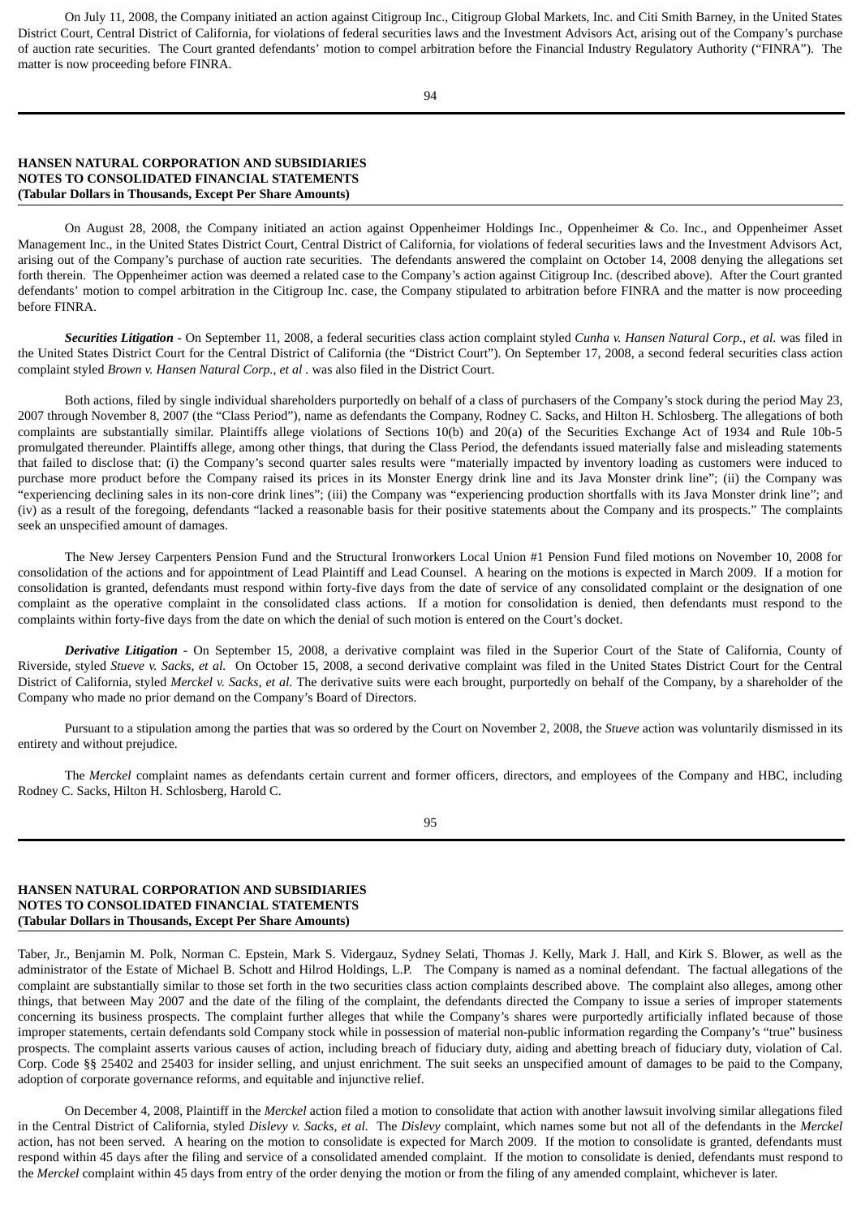On July 11, 2008, the Company initiated an action against Citigroup Inc., Citigroup Global Markets, Inc. and Citi Smith Barney, in the United States District Court, Central District of California, for violations of federal securities laws and the Investment Advisors Act, arising out of the Company's purchase of auction rate securities. The Court granted defendants' motion to compel arbitration before the Financial Industry Regulatory Authority ("FINRA"). The matter is now proceeding before FINRA.

On August 28, 2008, the Company initiated an action against Oppenheimer Holdings Inc., Oppenheimer & Co. Inc., and Oppenheimer Asset Management Inc., in the United States District Court, Central District of California, for violations of federal securities laws and the Investment Advisors Act, arising out of the Company's purchase of auction rate securities. The defendants answered the complaint on October 14, 2008 denying the allegations set forth therein. The Oppenheimer action was deemed a related case to the Company's action against Citigroup Inc. (described above). After the Court granted defendants' motion to compel arbitration in the Citigroup Inc. case, the Company stipulated to arbitration before FINRA and the matter is now proceeding before FINRA.

***Securities Litigation*** - On September 11, 2008, a federal securities class action complaint styled *Cunha v. Hansen Natural Corp., et al.* was filed in the United States District Court for the Central District of California (the "District Court"). On September 17, 2008, a second federal securities class action complaint styled *Brown v. Hansen Natural Corp., et al* . was also filed in the District Court.

Both actions, filed by single individual shareholders purportedly on behalf of a class of purchasers of the Company's stock during the period May 23, 2007 through November 8, 2007 (the "Class Period"), name as defendants the Company, Rodney C. Sacks, and Hilton H. Schlosberg. The allegations of both complaints are substantially similar. Plaintiffs allege violations of Sections 10(b) and 20(a) of the Securities Exchange Act of 1934 and Rule 10b-5 promulgated thereunder. Plaintiffs allege, among other things, that during the Class Period, the defendants issued materially false and misleading statements that failed to disclose that: (i) the Company's second quarter sales results were "materially impacted by inventory loading as customers were induced to purchase more product before the Company raised its prices in its Monster Energy drink line and its Java Monster drink line"; (ii) the Company was "experiencing declining sales in its non-core drink lines"; (iii) the Company was "experiencing production shortfalls with its Java Monster drink line"; and (iv) as a result of the foregoing, defendants "lacked a reasonable basis for their positive statements about the Company and its prospects." The complaints seek an unspecified amount of damages.

The New Jersey Carpenters Pension Fund and the Structural Ironworkers Local Union #1 Pension Fund filed motions on November 10, 2008 for consolidation of the actions and for appointment of Lead Plaintiff and Lead Counsel. A hearing on the motions is expected in March 2009. If a motion for consolidation is granted, defendants must respond within forty-five days from the date of service of any consolidated complaint or the designation of one complaint as the operative complaint in the consolidated class actions. If a motion for consolidation is denied, then defendants must respond to the complaints within forty-five days from the date on which the denial of such motion is entered on the Court's docket.

***Derivative Litigation*** - On September 15, 2008, a derivative complaint was filed in the Superior Court of the State of California, County of Riverside, styled *Stueve v. Sacks, et al.* On October 15, 2008, a second derivative complaint was filed in the United States District Court for the Central District of California, styled *Merckel v. Sacks, et al.* The derivative suits were each brought, purportedly on behalf of the Company, by a shareholder of the Company who made no prior demand on the Company's Board of Directors.

Pursuant to a stipulation among the parties that was so ordered by the Court on November 2, 2008, the *Stueve* action was voluntarily dismissed in its entirety and without prejudice.

The *Merckel* complaint names as defendants certain current and former officers, directors, and employees of the Company and HBC, including Rodney C. Sacks, Hilton H. Schlosberg, Harold C. Taber, Jr., Benjamin M. Polk, Norman C. Epstein, Mark S. Vidergauz, Sydney Selati, Thomas J. Kelly, Mark J. Hall, and Kirk S. Blower, as well as the administrator of the Estate of Michael B. Schott and Hilrod Holdings, L.P. The Company is named as a nominal defendant. The factual allegations of the complaint are substantially similar to those set forth in the two securities class action complaints described above. The complaint also alleges, among other things, that between May 2007 and the date of the filing of the complaint, the defendants directed the Company to issue a series of improper statements concerning its business prospects. The complaint further alleges that while the Company's shares were purportedly artificially inflated because of those improper statements, certain defendants sold Company stock while in possession of material non-public information regarding the Company's "true" business prospects. The complaint asserts various causes of action, including breach of fiduciary duty, aiding and abetting breach of fiduciary duty, violation of Cal. Corp. Code §§ 25402 and 25403 for insider selling, and unjust enrichment. The suit seeks an unspecified amount of damages to be paid to the Company, adoption of corporate governance reforms, and equitable and injunctive relief.

On December 4, 2008, Plaintiff in the *Merckel* action filed a motion to consolidate that action with another lawsuit involving similar allegations filed in the Central District of California, styled *Dislevy v. Sacks, et al.* The *Dislevy* complaint, which names some but not all of the defendants in the *Merckel* action, has not been served. A hearing on the motion to consolidate is expected for March 2009. If the motion to consolidate is granted, defendants must respond within 45 days after the filing and service of a consolidated amended complaint. If the motion to consolidate is denied, defendants must respond to the *Merckel* complaint within 45 days from entry of the order denying the motion or from the filing of any amended complaint, whichever is later.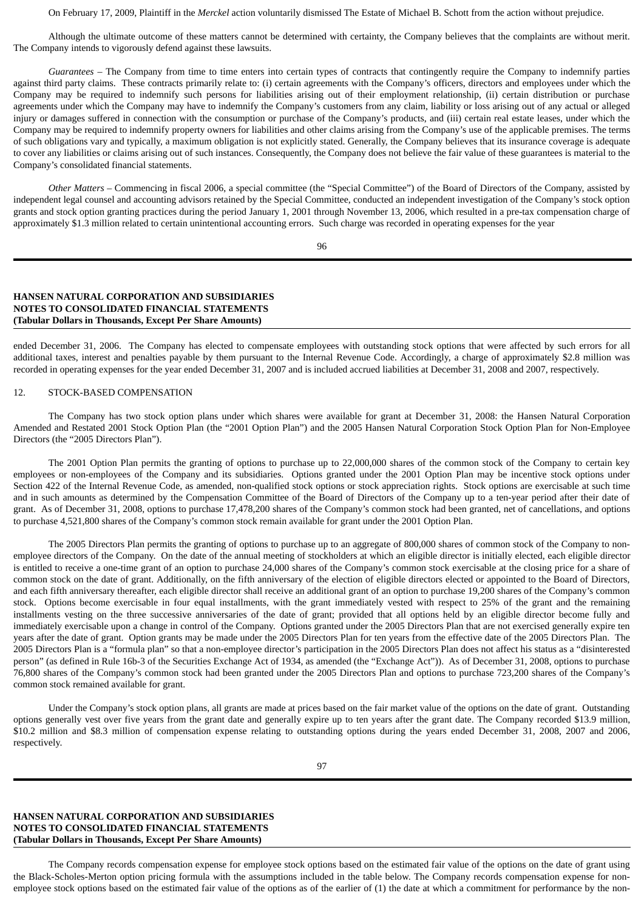On February 17, 2009, Plaintiff in the *Merckel* action voluntarily dismissed The Estate of Michael B. Schott from the action without prejudice.

Although the ultimate outcome of these matters cannot be determined with certainty, the Company believes that the complaints are without merit. The Company intends to vigorously defend against these lawsuits.

*Guarantees* – The Company from time to time enters into certain types of contracts that contingently require the Company to indemnify parties against third party claims. These contracts primarily relate to: (i) certain agreements with the Company's officers, directors and employees under which the Company may be required to indemnify such persons for liabilities arising out of their employment relationship, (ii) certain distribution or purchase agreements under which the Company may have to indemnify the Company's customers from any claim, liability or loss arising out of any actual or alleged injury or damages suffered in connection with the consumption or purchase of the Company's products, and (iii) certain real estate leases, under which the Company may be required to indemnify property owners for liabilities and other claims arising from the Company's use of the applicable premises. The terms of such obligations vary and typically, a maximum obligation is not explicitly stated. Generally, the Company believes that its insurance coverage is adequate to cover any liabilities or claims arising out of such instances. Consequently, the Company does not believe the fair value of these guarantees is material to the Company's consolidated financial statements.

*Other Matters* – Commencing in fiscal 2006, a special committee (the "Special Committee") of the Board of Directors of the Company, assisted by independent legal counsel and accounting advisors retained by the Special Committee, conducted an independent investigation of the Company's stock option grants and stock option granting practices during the period January 1, 2001 through November 13, 2006, which resulted in a pre-tax compensation charge of approximately $1.3 million related to certain unintentional accounting errors. Such charge was recorded in operating expenses for the year ended December 31, 2006. The Company has elected to compensate employees with outstanding stock options that were affected by such errors for all additional taxes, interest and penalties payable by them pursuant to the Internal Revenue Code. Accordingly, a charge of approximately $2.8 million was recorded in operating expenses for the year ended December 31, 2007 and is included accrued liabilities at December 31, 2008 and 2007, respectively.

## 12. STOCK-BASED COMPENSATION

The Company has two stock option plans under which shares were available for grant at December 31, 2008: the Hansen Natural Corporation Amended and Restated 2001 Stock Option Plan (the "2001 Option Plan") and the 2005 Hansen Natural Corporation Stock Option Plan for Non-Employee Directors (the "2005 Directors Plan").

The 2001 Option Plan permits the granting of options to purchase up to 22,000,000 shares of the common stock of the Company to certain key employees or non-employees of the Company and its subsidiaries. Options granted under the 2001 Option Plan may be incentive stock options under Section 422 of the Internal Revenue Code, as amended, non-qualified stock options or stock appreciation rights. Stock options are exercisable at such time and in such amounts as determined by the Compensation Committee of the Board of Directors of the Company up to a ten-year period after their date of grant. As of December 31, 2008, options to purchase 17,478,200 shares of the Company's common stock had been granted, net of cancellations, and options to purchase 4,521,800 shares of the Company's common stock remain available for grant under the 2001 Option Plan.

The 2005 Directors Plan permits the granting of options to purchase up to an aggregate of 800,000 shares of common stock of the Company to non-employee directors of the Company. On the date of the annual meeting of stockholders at which an eligible director is initially elected, each eligible director is entitled to receive a one-time grant of an option to purchase 24,000 shares of the Company's common stock exercisable at the closing price for a share of common stock on the date of grant. Additionally, on the fifth anniversary of the election of eligible directors elected or appointed to the Board of Directors, and each fifth anniversary thereafter, each eligible director shall receive an additional grant of an option to purchase 19,200 shares of the Company's common stock. Options become exercisable in four equal installments, with the grant immediately vested with respect to 25% of the grant and the remaining installments vesting on the three successive anniversaries of the date of grant; provided that all options held by an eligible director become fully and immediately exercisable upon a change in control of the Company. Options granted under the 2005 Directors Plan that are not exercised generally expire ten years after the date of grant. Option grants may be made under the 2005 Directors Plan for ten years from the effective date of the 2005 Directors Plan. The 2005 Directors Plan is a "formula plan" so that a non-employee director's participation in the 2005 Directors Plan does not affect his status as a "disinterested person" (as defined in Rule 16b-3 of the Securities Exchange Act of 1934, as amended (the "Exchange Act")). As of December 31, 2008, options to purchase 76,800 shares of the Company's common stock had been granted under the 2005 Directors Plan and options to purchase 723,200 shares of the Company's common stock remained available for grant.

Under the Company's stock option plans, all grants are made at prices based on the fair market value of the options on the date of grant. Outstanding options generally vest over five years from the grant date and generally expire up to ten years after the grant date. The Company recorded $13.9 million, $10.2 million and $8.3 million of compensation expense relating to outstanding options during the years ended December 31, 2008, 2007 and 2006, respectively.

The Company records compensation expense for employee stock options based on the estimated fair value of the options on the date of grant using the Black-Scholes-Merton option pricing formula with the assumptions included in the table below. The Company records compensation expense for non-employee stock options based on the estimated fair value of the options as of the earlier of (1) the date at which a commitment for performance by the non-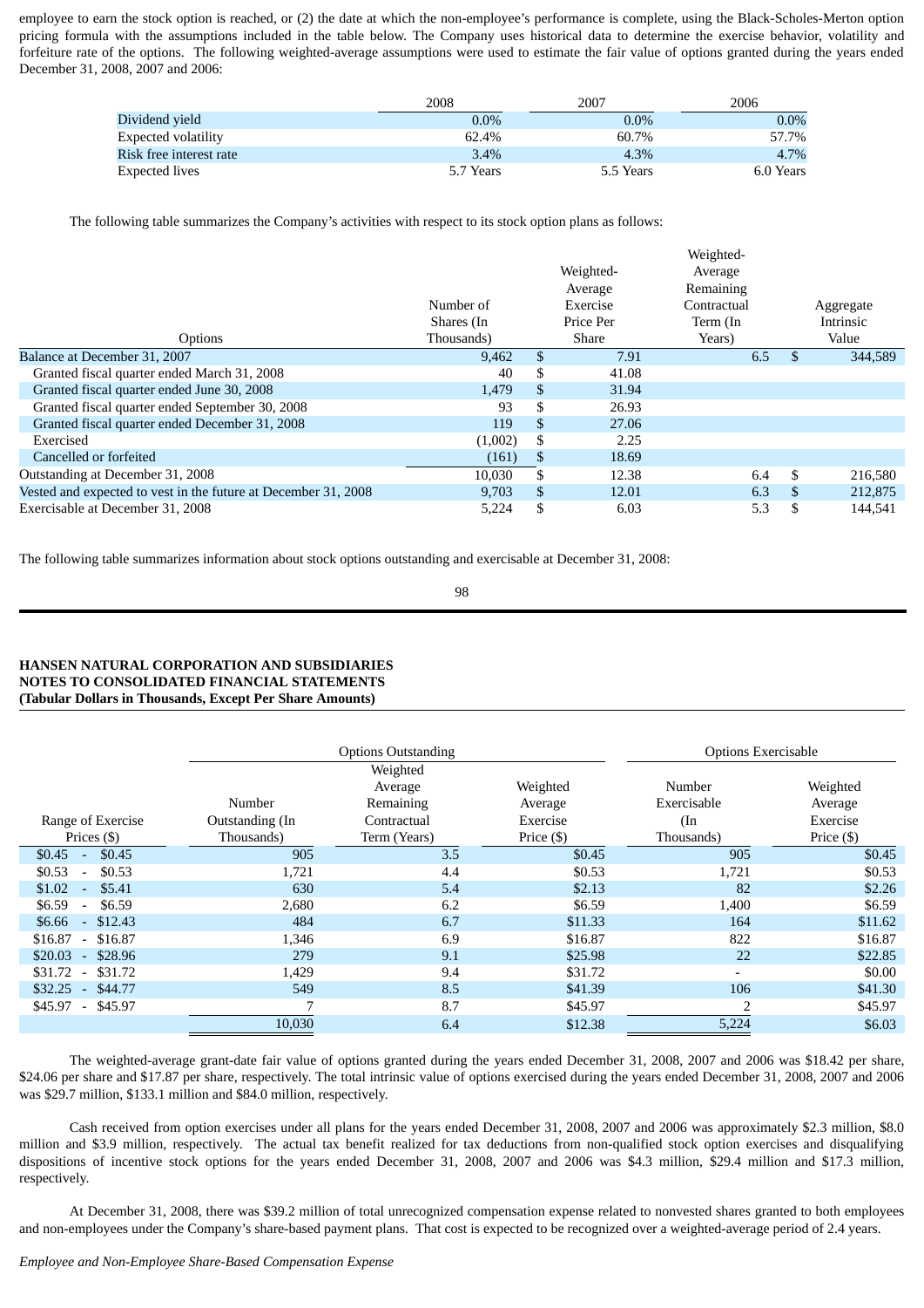employee to earn the stock option is reached, or (2) the date at which the non-employee's performance is complete, using the Black-Scholes-Merton option pricing formula with the assumptions included in the table below. The Company uses historical data to determine the exercise behavior, volatility and forfeiture rate of the options. The following weighted-average assumptions were used to estimate the fair value of options granted during the years ended December 31, 2008, 2007 and 2006:

| | 2008 | 2007 | 2006 |
|---|---|---|---|
| Dividend yield | 0.0% | 0.0% | 0.0% |
| Expected volatility | 62.4% | 60.7% | 57.7% |
| Risk free interest rate | 3.4% | 4.3% | 4.7% |
| Expected lives | 5.7 Years | 5.5 Years | 6.0 Years |

The following table summarizes the Company's activities with respect to its stock option plans as follows:

| Options | Number of Shares (In Thousands) | Weighted-Average Exercise Price Per Share | Weighted-Average Remaining Contractual Term (In Years) | Aggregate Intrinsic Value |
|---|---|---|---|---|
| Balance at December 31, 2007 | 9,462 | $ 7.91 | 6.5 | $ 344,589 |
| Granted fiscal quarter ended March 31, 2008 | 40 | $ 41.08 | | |
| Granted fiscal quarter ended June 30, 2008 | 1,479 | $ 31.94 | | |
| Granted fiscal quarter ended September 30, 2008 | 93 | $ 26.93 | | |
| Granted fiscal quarter ended December 31, 2008 | 119 | $ 27.06 | | |
| Exercised | (1,002) | $ 2.25 | | |
| Cancelled or forfeited | (161) | $ 18.69 | | |
| Outstanding at December 31, 2008 | 10,030 | $ 12.38 | 6.4 | $ 216,580 |
| Vested and expected to vest in the future at December 31, 2008 | 9,703 | $ 12.01 | 6.3 | $ 212,875 |
| Exercisable at December 31, 2008 | 5,224 | $ 6.03 | 5.3 | $ 144,541 |

The following table summarizes information about stock options outstanding and exercisable at December 31, 2008:

**HANSEN NATURAL CORPORATION AND SUBSIDIARIES**
**NOTES TO CONSOLIDATED FINANCIAL STATEMENTS**
**(Tabular Dollars in Thousands, Except Per Share Amounts)**

| | Options Outstanding | | | Options Exercisable | |
|---|---|---|---|---|---|
| Range of Exercise Prices ($) | Number Outstanding (In Thousands) | Weighted Average Remaining Contractual Term (Years) | Weighted Average Exercise Price ($) | Number Exercisable (In Thousands) | Weighted Average Exercise Price ($) |
| $0.45 - $0.45 | 905 | 3.5 | $0.45 | 905 | $0.45 |
| $0.53 - $0.53 | 1,721 | 4.4 | $0.53 | 1,721 | $0.53 |
| $1.02 - $5.41 | 630 | 5.4 | $2.13 | 82 | $2.26 |
| $6.59 - $6.59 | 2,680 | 6.2 | $6.59 | 1,400 | $6.59 |
| $6.66 - $12.43 | 484 | 6.7 | $11.33 | 164 | $11.62 |
| $16.87 - $16.87 | 1,346 | 6.9 | $16.87 | 822 | $16.87 |
| $20.03 - $28.96 | 279 | 9.1 | $25.98 | 22 | $22.85 |
| $31.72 - $31.72 | 1,429 | 9.4 | $31.72 | - | $0.00 |
| $32.25 - $44.77 | 549 | 8.5 | $41.39 | 106 | $41.30 |
| $45.97 - $45.97 | 7 | 8.7 | $45.97 | 2 | $45.97 |
| | 10,030 | 6.4 | $12.38 | 5,224 | $6.03 |

The weighted-average grant-date fair value of options granted during the years ended December 31, 2008, 2007 and 2006 was $18.42 per share, $24.06 per share and $17.87 per share, respectively. The total intrinsic value of options exercised during the years ended December 31, 2008, 2007 and 2006 was $29.7 million, $133.1 million and $84.0 million, respectively.

Cash received from option exercises under all plans for the years ended December 31, 2008, 2007 and 2006 was approximately $2.3 million, $8.0 million and $3.9 million, respectively. The actual tax benefit realized for tax deductions from non-qualified stock option exercises and disqualifying dispositions of incentive stock options for the years ended December 31, 2008, 2007 and 2006 was $4.3 million, $29.4 million and $17.3 million, respectively.

At December 31, 2008, there was $39.2 million of total unrecognized compensation expense related to nonvested shares granted to both employees and non-employees under the Company's share-based payment plans. That cost is expected to be recognized over a weighted-average period of 2.4 years.

*Employee and Non-Employee Share-Based Compensation Expense*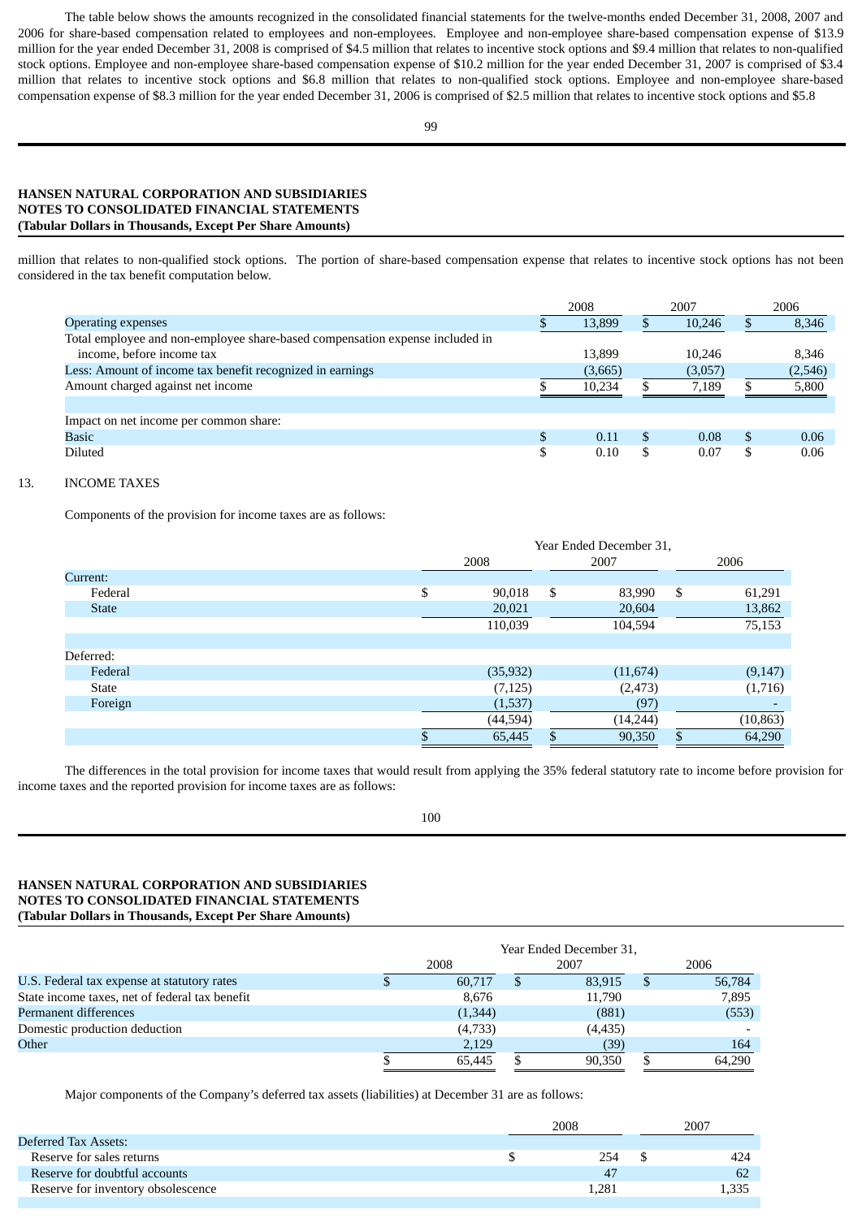The table below shows the amounts recognized in the consolidated financial statements for the twelve-months ended December 31, 2008, 2007 and 2006 for share-based compensation related to employees and non-employees. Employee and non-employee share-based compensation expense of $13.9 million for the year ended December 31, 2008 is comprised of $4.5 million that relates to incentive stock options and $9.4 million that relates to non-qualified stock options. Employee and non-employee share-based compensation expense of $10.2 million for the year ended December 31, 2007 is comprised of $3.4 million that relates to incentive stock options and $6.8 million that relates to non-qualified stock options. Employee and non-employee share-based compensation expense of $8.3 million for the year ended December 31, 2006 is comprised of $2.5 million that relates to incentive stock options and $5.8

**HANSEN NATURAL CORPORATION AND SUBSIDIARIES**
**NOTES TO CONSOLIDATED FINANCIAL STATEMENTS**
**(Tabular Dollars in Thousands, Except Per Share Amounts)**

million that relates to non-qualified stock options. The portion of share-based compensation expense that relates to incentive stock options has not been considered in the tax benefit computation below.

| | 2008 | 2007 | 2006 |
|---|---|---|---|
| Operating expenses | $ 13,899 | $ 10,246 | $ 8,346 |
| Total employee and non-employee share-based compensation expense included in income, before income tax | 13,899 | 10,246 | 8,346 |
| Less: Amount of income tax benefit recognized in earnings | (3,665) | (3,057) | (2,546) |
| Amount charged against net income | $ 10,234 | $ 7,189 | $ 5,800 |
| | | | |
| Impact on net income per common share: | | | |
| Basic | $ 0.11 | $ 0.08 | $ 0.06 |
| Diluted | $ 0.10 | $ 0.07 | $ 0.06 |

13. INCOME TAXES

Components of the provision for income taxes are as follows:

| | Year Ended December 31, 2008 | 2007 | 2006 |
|---|---|---|---|
| Current: | | | |
| Federal | $ 90,018 | $ 83,990 | $ 61,291 |
| State | 20,021 | 20,604 | 13,862 |
| | 110,039 | 104,594 | 75,153 |
| | | | |
| Deferred: | | | |
| Federal | (35,932) | (11,674) | (9,147) |
| State | (7,125) | (2,473) | (1,716) |
| Foreign | (1,537) | (97) | - |
| | (44,594) | (14,244) | (10,863) |
| | $ 65,445 | $ 90,350 | $ 64,290 |

The differences in the total provision for income taxes that would result from applying the 35% federal statutory rate to income before provision for income taxes and the reported provision for income taxes are as follows:

**HANSEN NATURAL CORPORATION AND SUBSIDIARIES**
**NOTES TO CONSOLIDATED FINANCIAL STATEMENTS**
**(Tabular Dollars in Thousands, Except Per Share Amounts)**

| | Year Ended December 31, 2008 | 2007 | 2006 |
|---|---|---|---|
| U.S. Federal tax expense at statutory rates | $ 60,717 | $ 83,915 | $ 56,784 |
| State income taxes, net of federal tax benefit | 8,676 | 11,790 | 7,895 |
| Permanent differences | (1,344) | (881) | (553) |
| Domestic production deduction | (4,733) | (4,435) | - |
| Other | 2,129 | (39) | 164 |
| | $ 65,445 | $ 90,350 | $ 64,290 |

Major components of the Company's deferred tax assets (liabilities) at December 31 are as follows:

| | 2008 | 2007 |
|---|---|---|
| Deferred Tax Assets: | | |
| Reserve for sales returns | $ 254 | $ 424 |
| Reserve for doubtful accounts | 47 | 62 |
| Reserve for inventory obsolescence | 1,281 | 1,335 |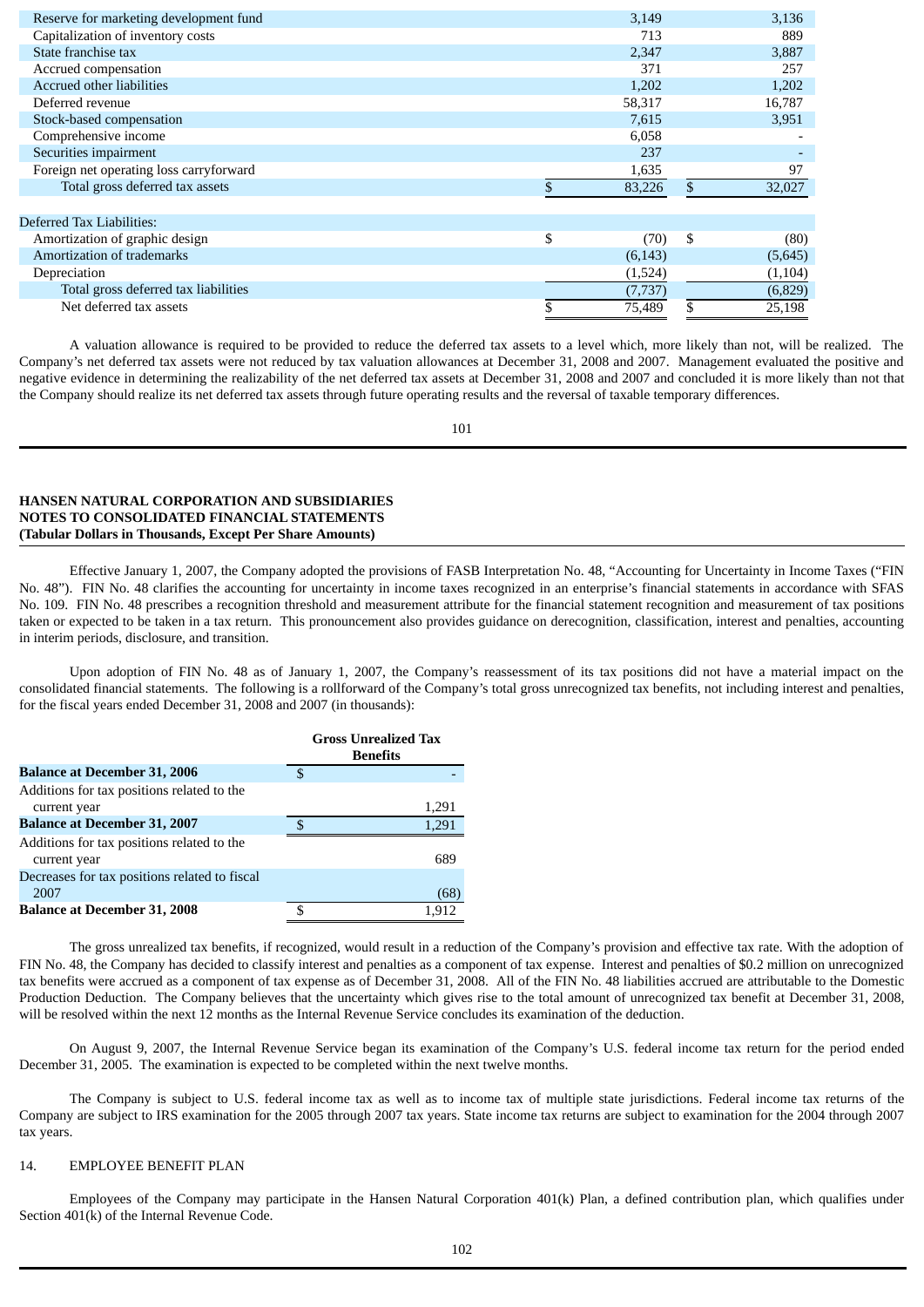| | 2008 | 2007 |
|---|---|---|
| Reserve for marketing development fund | 3,149 | 3,136 |
| Capitalization of inventory costs | 713 | 889 |
| State franchise tax | 2,347 | 3,887 |
| Accrued compensation | 371 | 257 |
| Accrued other liabilities | 1,202 | 1,202 |
| Deferred revenue | 58,317 | 16,787 |
| Stock-based compensation | 7,615 | 3,951 |
| Comprehensive income | 6,058 | - |
| Securities impairment | 237 | - |
| Foreign net operating loss carryforward | 1,635 | 97 |
| Total gross deferred tax assets | $ 83,226 | $ 32,027 |
| | | |
| Deferred Tax Liabilities: | | |
| Amortization of graphic design | $ (70) | $ (80) |
| Amortization of trademarks | (6,143) | (5,645) |
| Depreciation | (1,524) | (1,104) |
| Total gross deferred tax liabilities | (7,737) | (6,829) |
| Net deferred tax assets | $ 75,489 | $ 25,198 |

A valuation allowance is required to be provided to reduce the deferred tax assets to a level which, more likely than not, will be realized. The Company's net deferred tax assets were not reduced by tax valuation allowances at December 31, 2008 and 2007. Management evaluated the positive and negative evidence in determining the realizability of the net deferred tax assets at December 31, 2008 and 2007 and concluded it is more likely than not that the Company should realize its net deferred tax assets through future operating results and the reversal of taxable temporary differences.

**HANSEN NATURAL CORPORATION AND SUBSIDIARIES**
**NOTES TO CONSOLIDATED FINANCIAL STATEMENTS**
**(Tabular Dollars in Thousands, Except Per Share Amounts)**

Effective January 1, 2007, the Company adopted the provisions of FASB Interpretation No. 48, "Accounting for Uncertainty in Income Taxes ("FIN No. 48"). FIN No. 48 clarifies the accounting for uncertainty in income taxes recognized in an enterprise's financial statements in accordance with SFAS No. 109. FIN No. 48 prescribes a recognition threshold and measurement attribute for the financial statement recognition and measurement of tax positions taken or expected to be taken in a tax return. This pronouncement also provides guidance on derecognition, classification, interest and penalties, accounting in interim periods, disclosure, and transition.

Upon adoption of FIN No. 48 as of January 1, 2007, the Company's reassessment of its tax positions did not have a material impact on the consolidated financial statements. The following is a rollforward of the Company's total gross unrecognized tax benefits, not including interest and penalties, for the fiscal years ended December 31, 2008 and 2007 (in thousands):

| | Gross Unrealized Tax Benefits |
|---|---|
| **Balance at December 31, 2006** | $ - |
| Additions for tax positions related to the current year | 1,291 |
| **Balance at December 31, 2007** | $ 1,291 |
| Additions for tax positions related to the current year | 689 |
| Decreases for tax positions related to fiscal 2007 | (68) |
| **Balance at December 31, 2008** | $ 1,912 |

The gross unrealized tax benefits, if recognized, would result in a reduction of the Company's provision and effective tax rate. With the adoption of FIN No. 48, the Company has decided to classify interest and penalties as a component of tax expense. Interest and penalties of $0.2 million on unrecognized tax benefits were accrued as a component of tax expense as of December 31, 2008. All of the FIN No. 48 liabilities accrued are attributable to the Domestic Production Deduction. The Company believes that the uncertainty which gives rise to the total amount of unrecognized tax benefit at December 31, 2008, will be resolved within the next 12 months as the Internal Revenue Service concludes its examination of the deduction.

On August 9, 2007, the Internal Revenue Service began its examination of the Company's U.S. federal income tax return for the period ended December 31, 2005. The examination is expected to be completed within the next twelve months.

The Company is subject to U.S. federal income tax as well as to income tax of multiple state jurisdictions. Federal income tax returns of the Company are subject to IRS examination for the 2005 through 2007 tax years. State income tax returns are subject to examination for the 2004 through 2007 tax years.

14. EMPLOYEE BENEFIT PLAN

Employees of the Company may participate in the Hansen Natural Corporation 401(k) Plan, a defined contribution plan, which qualifies under Section 401(k) of the Internal Revenue Code.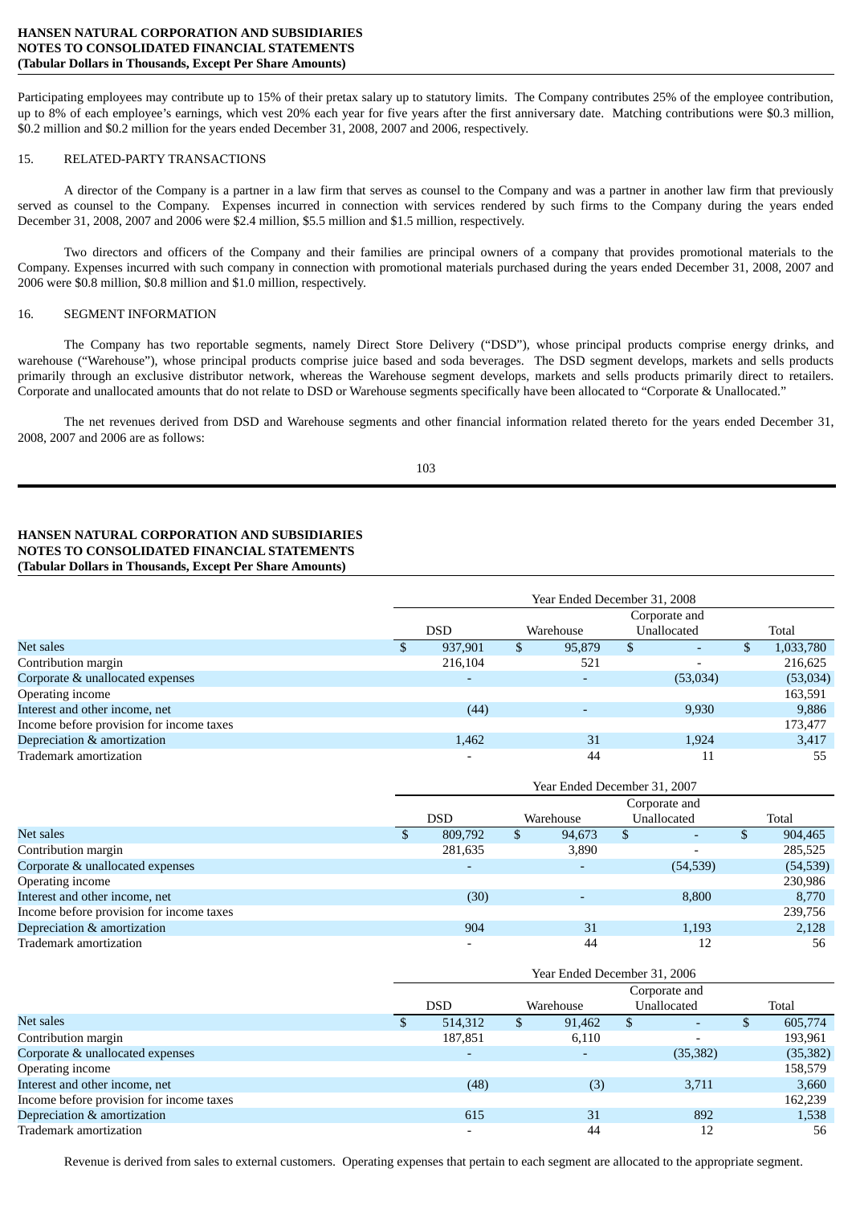Participating employees may contribute up to 15% of their pretax salary up to statutory limits. The Company contributes 25% of the employee contribution, up to 8% of each employee's earnings, which vest 20% each year for five years after the first anniversary date. Matching contributions were \$0.3 million, \$0.2 million and \$0.2 million for the years ended December 31, 2008, 2007 and 2006, respectively.

## 15. RELATED-PARTY TRANSACTIONS

A director of the Company is a partner in a law firm that serves as counsel to the Company and was a partner in another law firm that previously served as counsel to the Company. Expenses incurred in connection with services rendered by such firms to the Company during the years ended December 31, 2008, 2007 and 2006 were \$2.4 million, \$5.5 million and \$1.5 million, respectively.

Two directors and officers of the Company and their families are principal owners of a company that provides promotional materials to the Company. Expenses incurred with such company in connection with promotional materials purchased during the years ended December 31, 2008, 2007 and 2006 were \$0.8 million, \$0.8 million and \$1.0 million, respectively.

## 16. SEGMENT INFORMATION

The Company has two reportable segments, namely Direct Store Delivery ("DSD"), whose principal products comprise energy drinks, and warehouse ("Warehouse"), whose principal products comprise juice based and soda beverages. The DSD segment develops, markets and sells products primarily through an exclusive distributor network, whereas the Warehouse segment develops, markets and sells products primarily direct to retailers. Corporate and unallocated amounts that do not relate to DSD or Warehouse segments specifically have been allocated to "Corporate & Unallocated."

The net revenues derived from DSD and Warehouse segments and other financial information related thereto for the years ended December 31, 2008, 2007 and 2006 are as follows:

| | Year Ended December 31, 2008 | | | |
|---|---|---|---|---|
| | DSD | Warehouse | Corporate and Unallocated | Total |
| Net sales | $ 937,901 | $ 95,879 | $ - | $ 1,033,780 |
| Contribution margin | 216,104 | 521 | - | 216,625 |
| Corporate & unallocated expenses | - | - | (53,034) | (53,034) |
| Operating income | | | | 163,591 |
| Interest and other income, net | (44) | - | 9,930 | 9,886 |
| Income before provision for income taxes | | | | 173,477 |
| Depreciation & amortization | 1,462 | 31 | 1,924 | 3,417 |
| Trademark amortization | - | 44 | 11 | 55 |

| | Year Ended December 31, 2007 | | | |
|---|---|---|---|---|
| | DSD | Warehouse | Corporate and Unallocated | Total |
| Net sales | $ 809,792 | $ 94,673 | $ - | $ 904,465 |
| Contribution margin | 281,635 | 3,890 | - | 285,525 |
| Corporate & unallocated expenses | - | - | (54,539) | (54,539) |
| Operating income | | | | 230,986 |
| Interest and other income, net | (30) | - | 8,800 | 8,770 |
| Income before provision for income taxes | | | | 239,756 |
| Depreciation & amortization | 904 | 31 | 1,193 | 2,128 |
| Trademark amortization | - | 44 | 12 | 56 |

| | Year Ended December 31, 2006 | | | |
|---|---|---|---|---|
| | DSD | Warehouse | Corporate and Unallocated | Total |
| Net sales | $ 514,312 | $ 91,462 | $ - | $ 605,774 |
| Contribution margin | 187,851 | 6,110 | - | 193,961 |
| Corporate & unallocated expenses | - | - | (35,382) | (35,382) |
| Operating income | | | | 158,579 |
| Interest and other income, net | (48) | (3) | 3,711 | 3,660 |
| Income before provision for income taxes | | | | 162,239 |
| Depreciation & amortization | 615 | 31 | 892 | 1,538 |
| Trademark amortization | - | 44 | 12 | 56 |

Revenue is derived from sales to external customers. Operating expenses that pertain to each segment are allocated to the appropriate segment.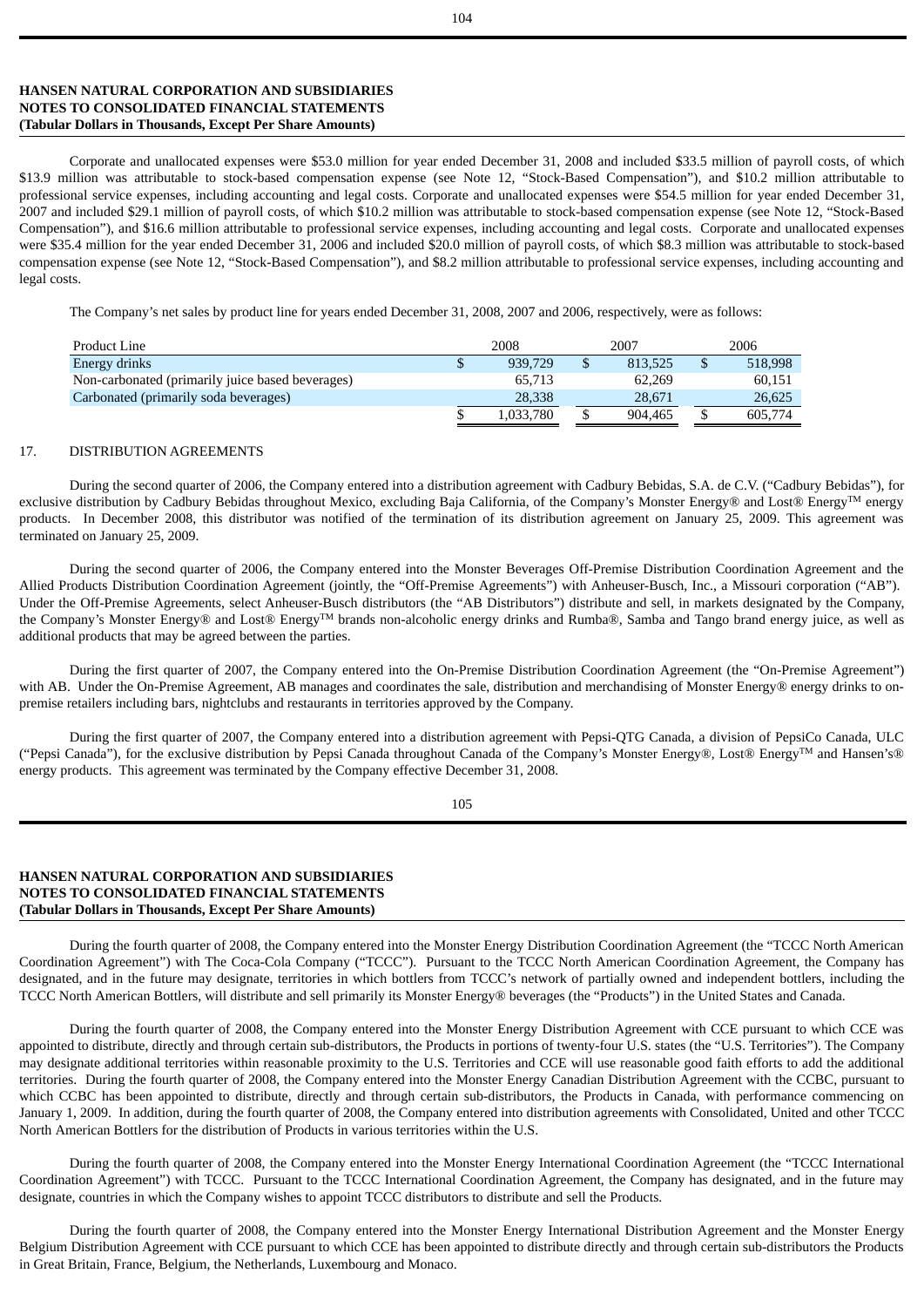**HANSEN NATURAL CORPORATION AND SUBSIDIARIES**
**NOTES TO CONSOLIDATED FINANCIAL STATEMENTS**
**(Tabular Dollars in Thousands, Except Per Share Amounts)**

Corporate and unallocated expenses were $53.0 million for year ended December 31, 2008 and included $33.5 million of payroll costs, of which $13.9 million was attributable to stock-based compensation expense (see Note 12, "Stock-Based Compensation"), and $10.2 million attributable to professional service expenses, including accounting and legal costs. Corporate and unallocated expenses were $54.5 million for year ended December 31, 2007 and included $29.1 million of payroll costs, of which $10.2 million was attributable to stock-based compensation expense (see Note 12, "Stock-Based Compensation"), and $16.6 million attributable to professional service expenses, including accounting and legal costs. Corporate and unallocated expenses were $35.4 million for the year ended December 31, 2006 and included $20.0 million of payroll costs, of which $8.3 million was attributable to stock-based compensation expense (see Note 12, "Stock-Based Compensation"), and $8.2 million attributable to professional service expenses, including accounting and legal costs.

The Company's net sales by product line for years ended December 31, 2008, 2007 and 2006, respectively, were as follows:

| Product Line | 2008 | 2007 | 2006 |
|---|---|---|---|
| Energy drinks | $ 939,729 | $ 813,525 | $ 518,998 |
| Non-carbonated (primarily juice based beverages) | 65,713 | 62,269 | 60,151 |
| Carbonated (primarily soda beverages) | 28,338 | 28,671 | 26,625 |
| | $ 1,033,780 | $ 904,465 | $ 605,774 |

17. DISTRIBUTION AGREEMENTS

During the second quarter of 2006, the Company entered into a distribution agreement with Cadbury Bebidas, S.A. de C.V. ("Cadbury Bebidas"), for exclusive distribution by Cadbury Bebidas throughout Mexico, excluding Baja California, of the Company's Monster Energy® and Lost® Energy™ energy products. In December 2008, this distributor was notified of the termination of its distribution agreement on January 25, 2009. This agreement was terminated on January 25, 2009.

During the second quarter of 2006, the Company entered into the Monster Beverages Off-Premise Distribution Coordination Agreement and the Allied Products Distribution Coordination Agreement (jointly, the "Off-Premise Agreements") with Anheuser-Busch, Inc., a Missouri corporation ("AB"). Under the Off-Premise Agreements, select Anheuser-Busch distributors (the "AB Distributors") distribute and sell, in markets designated by the Company, the Company's Monster Energy® and Lost® Energy™ brands non-alcoholic energy drinks and Rumba®, Samba and Tango brand energy juice, as well as additional products that may be agreed between the parties.

During the first quarter of 2007, the Company entered into the On-Premise Distribution Coordination Agreement (the "On-Premise Agreement") with AB. Under the On-Premise Agreement, AB manages and coordinates the sale, distribution and merchandising of Monster Energy® energy drinks to on-premise retailers including bars, nightclubs and restaurants in territories approved by the Company.

During the first quarter of 2007, the Company entered into a distribution agreement with Pepsi-QTG Canada, a division of PepsiCo Canada, ULC ("Pepsi Canada"), for the exclusive distribution by Pepsi Canada throughout Canada of the Company's Monster Energy®, Lost® Energy™ and Hansen's® energy products. This agreement was terminated by the Company effective December 31, 2008.

During the fourth quarter of 2008, the Company entered into the Monster Energy Distribution Coordination Agreement (the "TCCC North American Coordination Agreement") with The Coca-Cola Company ("TCCC"). Pursuant to the TCCC North American Coordination Agreement, the Company has designated, and in the future may designate, territories in which bottlers from TCCC's network of partially owned and independent bottlers, including the TCCC North American Bottlers, will distribute and sell primarily its Monster Energy® beverages (the "Products") in the United States and Canada.

During the fourth quarter of 2008, the Company entered into the Monster Energy Distribution Agreement with CCE pursuant to which CCE was appointed to distribute, directly and through certain sub-distributors, the Products in portions of twenty-four U.S. states (the "U.S. Territories"). The Company may designate additional territories within reasonable proximity to the U.S. Territories and CCE will use reasonable good faith efforts to add the additional territories. During the fourth quarter of 2008, the Company entered into the Monster Energy Canadian Distribution Agreement with the CCBC, pursuant to which CCBC has been appointed to distribute, directly and through certain sub-distributors, the Products in Canada, with performance commencing on January 1, 2009. In addition, during the fourth quarter of 2008, the Company entered into distribution agreements with Consolidated, United and other TCCC North American Bottlers for the distribution of Products in various territories within the U.S.

During the fourth quarter of 2008, the Company entered into the Monster Energy International Coordination Agreement (the "TCCC International Coordination Agreement") with TCCC. Pursuant to the TCCC International Coordination Agreement, the Company has designated, and in the future may designate, countries in which the Company wishes to appoint TCCC distributors to distribute and sell the Products.

During the fourth quarter of 2008, the Company entered into the Monster Energy International Distribution Agreement and the Monster Energy Belgium Distribution Agreement with CCE pursuant to which CCE has been appointed to distribute directly and through certain sub-distributors the Products in Great Britain, France, Belgium, the Netherlands, Luxembourg and Monaco.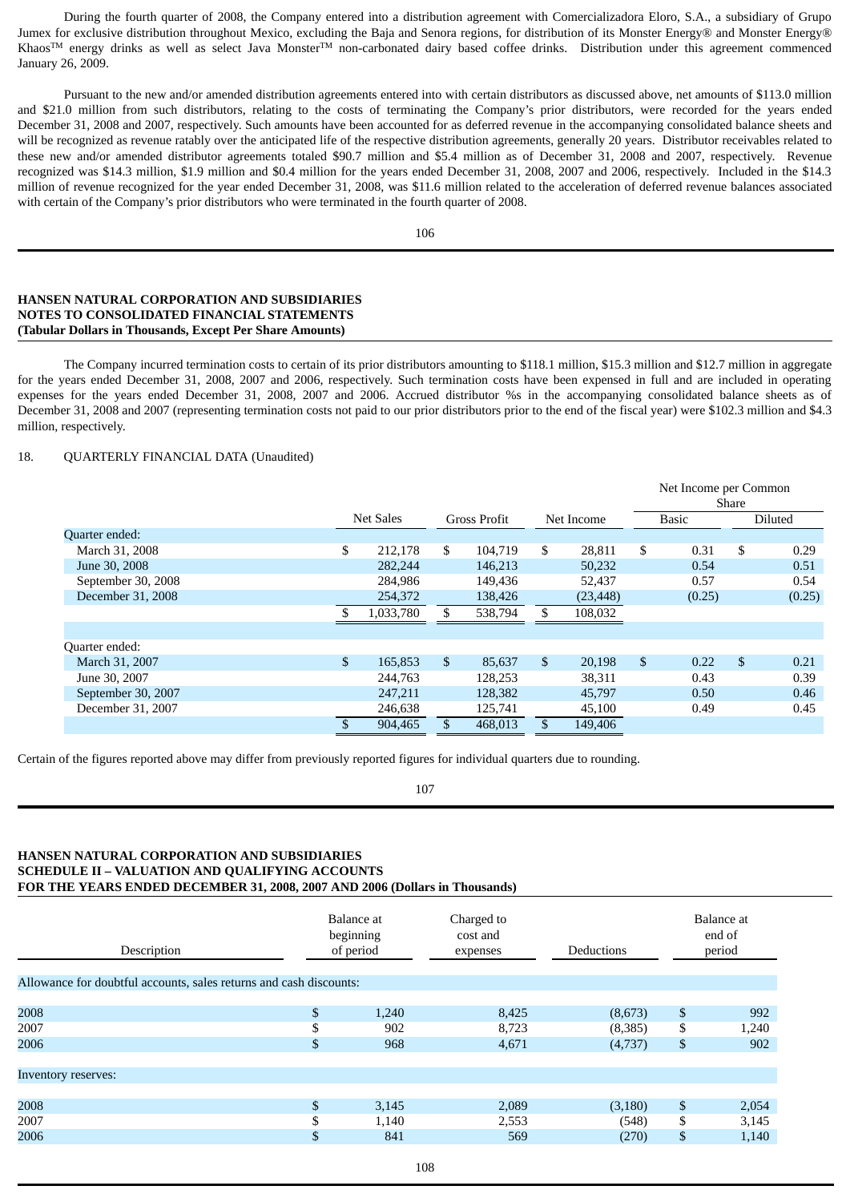During the fourth quarter of 2008, the Company entered into a distribution agreement with Comercializadora Eloro, S.A., a subsidiary of Grupo Jumex for exclusive distribution throughout Mexico, excluding the Baja and Senora regions, for distribution of its Monster Energy® and Monster Energy® Khaos™ energy drinks as well as select Java Monster™ non-carbonated dairy based coffee drinks. Distribution under this agreement commenced January 26, 2009.

Pursuant to the new and/or amended distribution agreements entered into with certain distributors as discussed above, net amounts of $113.0 million and $21.0 million from such distributors, relating to the costs of terminating the Company's prior distributors, were recorded for the years ended December 31, 2008 and 2007, respectively. Such amounts have been accounted for as deferred revenue in the accompanying consolidated balance sheets and will be recognized as revenue ratably over the anticipated life of the respective distribution agreements, generally 20 years. Distributor receivables related to these new and/or amended distributor agreements totaled $90.7 million and $5.4 million as of December 31, 2008 and 2007, respectively. Revenue recognized was $14.3 million, $1.9 million and $0.4 million for the years ended December 31, 2008, 2007 and 2006, respectively. Included in the $14.3 million of revenue recognized for the year ended December 31, 2008, was $11.6 million related to the acceleration of deferred revenue balances associated with certain of the Company's prior distributors who were terminated in the fourth quarter of 2008.

**HANSEN NATURAL CORPORATION AND SUBSIDIARIES**
**NOTES TO CONSOLIDATED FINANCIAL STATEMENTS**
**(Tabular Dollars in Thousands, Except Per Share Amounts)**

The Company incurred termination costs to certain of its prior distributors amounting to $118.1 million, $15.3 million and $12.7 million in aggregate for the years ended December 31, 2008, 2007 and 2006, respectively. Such termination costs have been expensed in full and are included in operating expenses for the years ended December 31, 2008, 2007 and 2006. Accrued distributor %s in the accompanying consolidated balance sheets as of December 31, 2008 and 2007 (representing termination costs not paid to our prior distributors prior to the end of the fiscal year) were $102.3 million and $4.3 million, respectively.

18. QUARTERLY FINANCIAL DATA (Unaudited)

| | | | | Net Income per Common Share | |
|---|---|---|---|---|---|
| | Net Sales | Gross Profit | Net Income | Basic | Diluted |
| Quarter ended: | | | | | |
| March 31, 2008 | $ 212,178 | $ 104,719 | $ 28,811 | $ 0.31 | $ 0.29 |
| June 30, 2008 | 282,244 | 146,213 | 50,232 | 0.54 | 0.51 |
| September 30, 2008 | 284,986 | 149,436 | 52,437 | 0.57 | 0.54 |
| December 31, 2008 | 254,372 | 138,426 | (23,448) | (0.25) | (0.25) |
| | $ 1,033,780 | $ 538,794 | $ 108,032 | | |
| | | | | | |
| Quarter ended: | | | | | |
| March 31, 2007 | $ 165,853 | $ 85,637 | $ 20,198 | $ 0.22 | $ 0.21 |
| June 30, 2007 | 244,763 | 128,253 | 38,311 | 0.43 | 0.39 |
| September 30, 2007 | 247,211 | 128,382 | 45,797 | 0.50 | 0.46 |
| December 31, 2007 | 246,638 | 125,741 | 45,100 | 0.49 | 0.45 |
| | $ 904,465 | $ 468,013 | $ 149,406 | | |

Certain of the figures reported above may differ from previously reported figures for individual quarters due to rounding.

**HANSEN NATURAL CORPORATION AND SUBSIDIARIES**
**SCHEDULE II – VALUATION AND QUALIFYING ACCOUNTS**
**FOR THE YEARS ENDED DECEMBER 31, 2008, 2007 AND 2006 (Dollars in Thousands)**

| Description | Balance at beginning of period | Charged to cost and expenses | Deductions | Balance at end of period |
|---|---|---|---|---|
| Allowance for doubtful accounts, sales returns and cash discounts: | | | | |
| 2008 | $ 1,240 | 8,425 | (8,673) | $ 992 |
| 2007 | $ 902 | 8,723 | (8,385) | $ 1,240 |
| 2006 | $ 968 | 4,671 | (4,737) | $ 902 |
| Inventory reserves: | | | | |
| 2008 | $ 3,145 | 2,089 | (3,180) | $ 2,054 |
| 2007 | $ 1,140 | 2,553 | (548) | $ 3,145 |
| 2006 | $ 841 | 569 | (270) | $ 1,140 |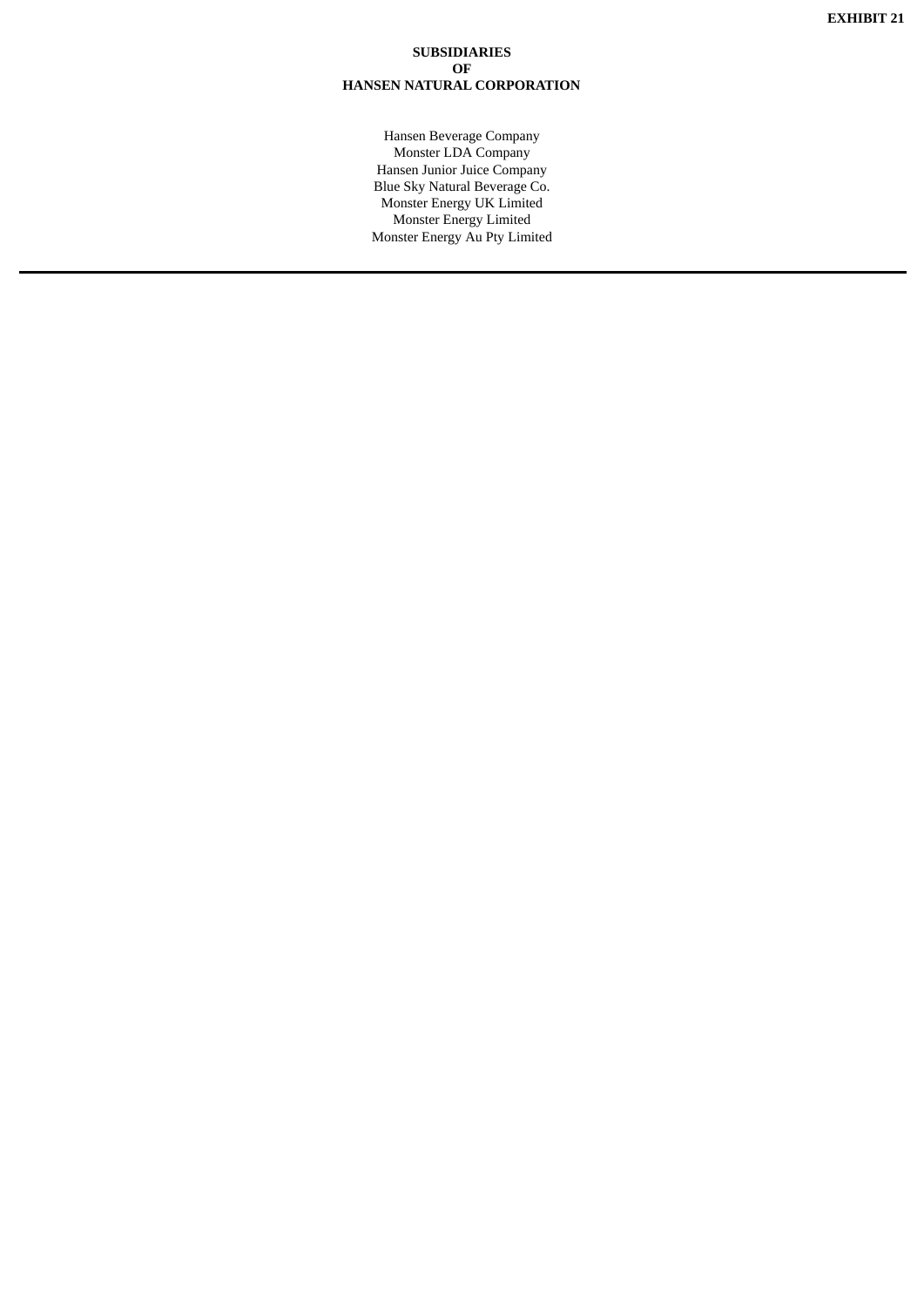**EXHIBIT 21**

**SUBSIDIARIES
OF
HANSEN NATURAL CORPORATION**

Hansen Beverage Company
Monster LDA Company
Hansen Junior Juice Company
Blue Sky Natural Beverage Co.
Monster Energy UK Limited
Monster Energy Limited
Monster Energy Au Pty Limited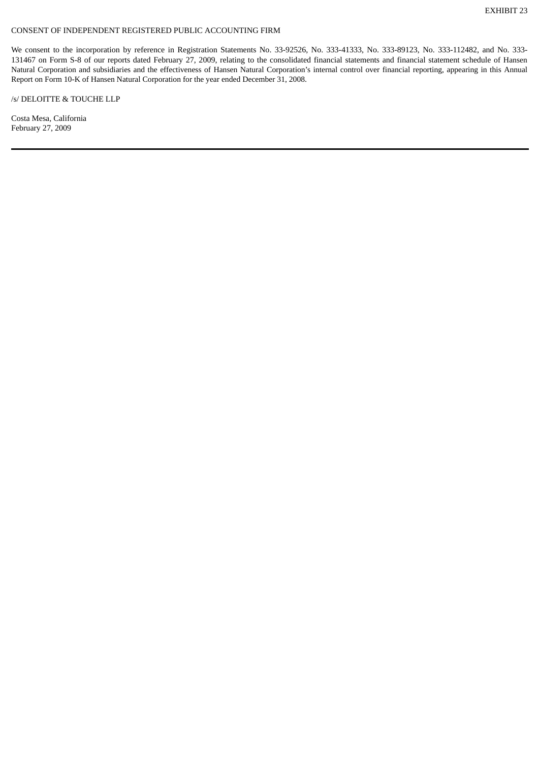EXHIBIT 23

CONSENT OF INDEPENDENT REGISTERED PUBLIC ACCOUNTING FIRM

We consent to the incorporation by reference in Registration Statements No. 33-92526, No. 333-41333, No. 333-89123, No. 333-112482, and No. 333-131467 on Form S-8 of our reports dated February 27, 2009, relating to the consolidated financial statements and financial statement schedule of Hansen Natural Corporation and subsidiaries and the effectiveness of Hansen Natural Corporation's internal control over financial reporting, appearing in this Annual Report on Form 10-K of Hansen Natural Corporation for the year ended December 31, 2008.

/s/ DELOITTE & TOUCHE LLP

Costa Mesa, California
February 27, 2009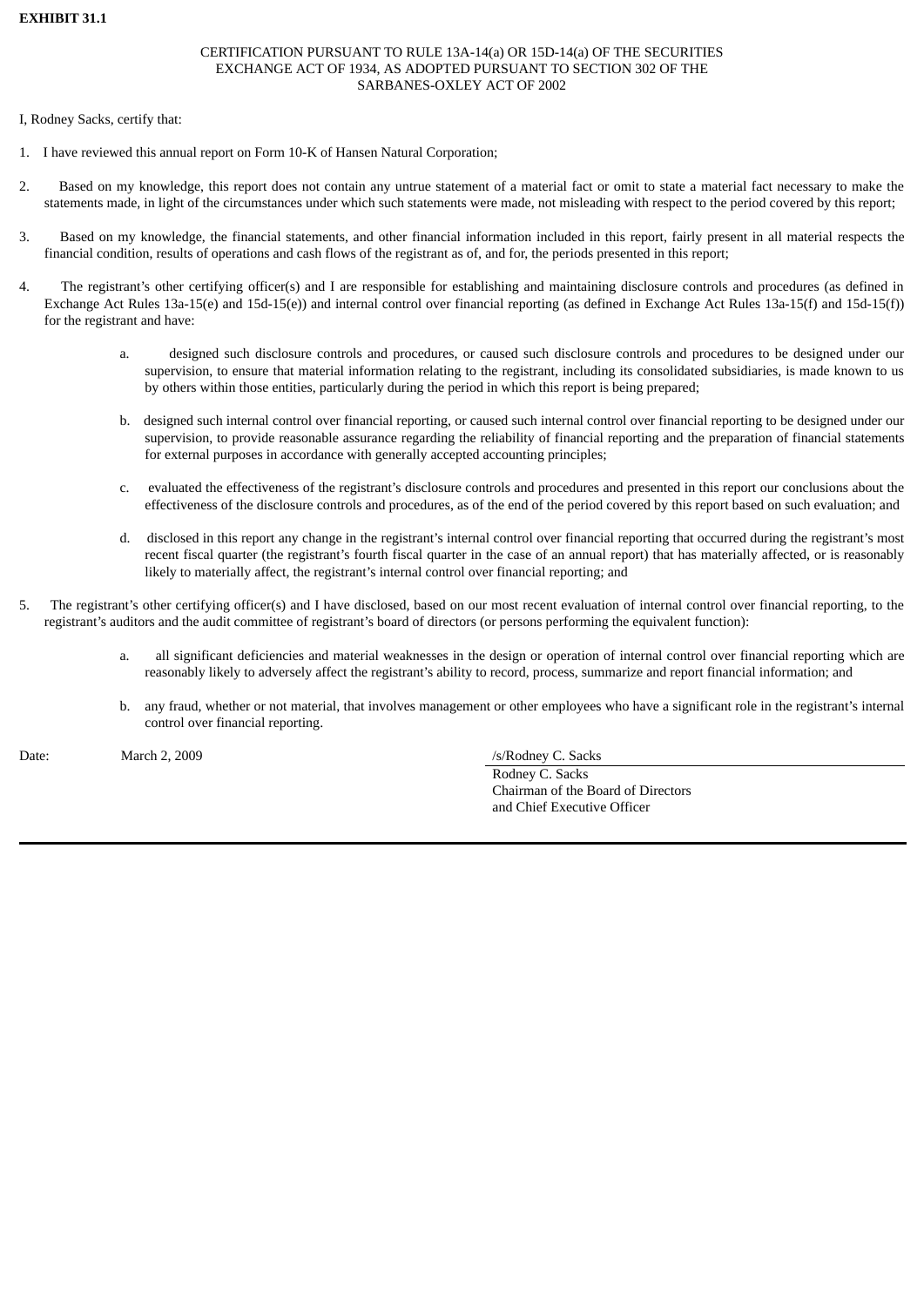**EXHIBIT 31.1**

CERTIFICATION PURSUANT TO RULE 13A-14(a) OR 15D-14(a) OF THE SECURITIES EXCHANGE ACT OF 1934, AS ADOPTED PURSUANT TO SECTION 302 OF THE SARBANES-OXLEY ACT OF 2002

I, Rodney Sacks, certify that:

1. I have reviewed this annual report on Form 10-K of Hansen Natural Corporation;

2. Based on my knowledge, this report does not contain any untrue statement of a material fact or omit to state a material fact necessary to make the statements made, in light of the circumstances under which such statements were made, not misleading with respect to the period covered by this report;

3. Based on my knowledge, the financial statements, and other financial information included in this report, fairly present in all material respects the financial condition, results of operations and cash flows of the registrant as of, and for, the periods presented in this report;

4. The registrant's other certifying officer(s) and I are responsible for establishing and maintaining disclosure controls and procedures (as defined in Exchange Act Rules 13a-15(e) and 15d-15(e)) and internal control over financial reporting (as defined in Exchange Act Rules 13a-15(f) and 15d-15(f)) for the registrant and have:

   a. designed such disclosure controls and procedures, or caused such disclosure controls and procedures to be designed under our supervision, to ensure that material information relating to the registrant, including its consolidated subsidiaries, is made known to us by others within those entities, particularly during the period in which this report is being prepared;

   b. designed such internal control over financial reporting, or caused such internal control over financial reporting to be designed under our supervision, to provide reasonable assurance regarding the reliability of financial reporting and the preparation of financial statements for external purposes in accordance with generally accepted accounting principles;

   c. evaluated the effectiveness of the registrant's disclosure controls and procedures and presented in this report our conclusions about the effectiveness of the disclosure controls and procedures, as of the end of the period covered by this report based on such evaluation; and

   d. disclosed in this report any change in the registrant's internal control over financial reporting that occurred during the registrant's most recent fiscal quarter (the registrant's fourth fiscal quarter in the case of an annual report) that has materially affected, or is reasonably likely to materially affect, the registrant's internal control over financial reporting; and

5. The registrant's other certifying officer(s) and I have disclosed, based on our most recent evaluation of internal control over financial reporting, to the registrant's auditors and the audit committee of registrant's board of directors (or persons performing the equivalent function):

   a. all significant deficiencies and material weaknesses in the design or operation of internal control over financial reporting which are reasonably likely to adversely affect the registrant's ability to record, process, summarize and report financial information; and

   b. any fraud, whether or not material, that involves management or other employees who have a significant role in the registrant's internal control over financial reporting.

Date: March 2, 2009

/s/Rodney C. Sacks
Rodney C. Sacks
Chairman of the Board of Directors
and Chief Executive Officer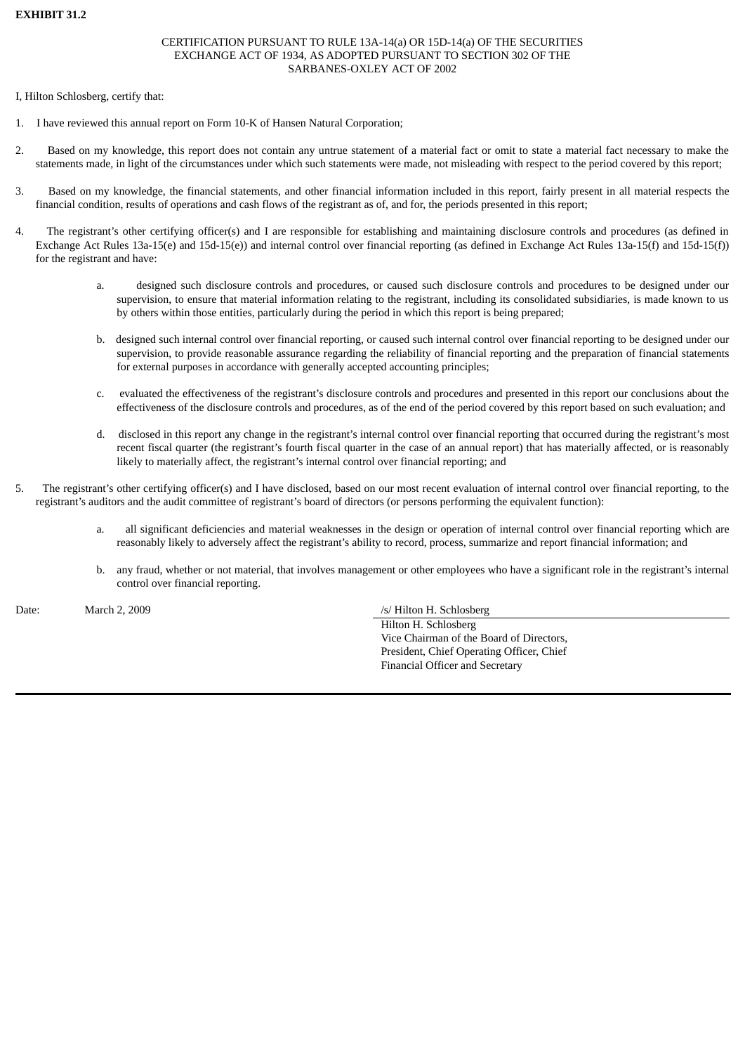**EXHIBIT 31.2**

CERTIFICATION PURSUANT TO RULE 13A-14(a) OR 15D-14(a) OF THE SECURITIES EXCHANGE ACT OF 1934, AS ADOPTED PURSUANT TO SECTION 302 OF THE SARBANES-OXLEY ACT OF 2002

I, Hilton Schlosberg, certify that:

1. I have reviewed this annual report on Form 10-K of Hansen Natural Corporation;

2. Based on my knowledge, this report does not contain any untrue statement of a material fact or omit to state a material fact necessary to make the statements made, in light of the circumstances under which such statements were made, not misleading with respect to the period covered by this report;

3. Based on my knowledge, the financial statements, and other financial information included in this report, fairly present in all material respects the financial condition, results of operations and cash flows of the registrant as of, and for, the periods presented in this report;

4. The registrant's other certifying officer(s) and I are responsible for establishing and maintaining disclosure controls and procedures (as defined in Exchange Act Rules 13a-15(e) and 15d-15(e)) and internal control over financial reporting (as defined in Exchange Act Rules 13a-15(f) and 15d-15(f)) for the registrant and have:

   a. designed such disclosure controls and procedures, or caused such disclosure controls and procedures to be designed under our supervision, to ensure that material information relating to the registrant, including its consolidated subsidiaries, is made known to us by others within those entities, particularly during the period in which this report is being prepared;

   b. designed such internal control over financial reporting, or caused such internal control over financial reporting to be designed under our supervision, to provide reasonable assurance regarding the reliability of financial reporting and the preparation of financial statements for external purposes in accordance with generally accepted accounting principles;

   c. evaluated the effectiveness of the registrant's disclosure controls and procedures and presented in this report our conclusions about the effectiveness of the disclosure controls and procedures, as of the end of the period covered by this report based on such evaluation; and

   d. disclosed in this report any change in the registrant's internal control over financial reporting that occurred during the registrant's most recent fiscal quarter (the registrant's fourth fiscal quarter in the case of an annual report) that has materially affected, or is reasonably likely to materially affect, the registrant's internal control over financial reporting; and

5. The registrant's other certifying officer(s) and I have disclosed, based on our most recent evaluation of internal control over financial reporting, to the registrant's auditors and the audit committee of registrant's board of directors (or persons performing the equivalent function):

   a. all significant deficiencies and material weaknesses in the design or operation of internal control over financial reporting which are reasonably likely to adversely affect the registrant's ability to record, process, summarize and report financial information; and

   b. any fraud, whether or not material, that involves management or other employees who have a significant role in the registrant's internal control over financial reporting.

Date: March 2, 2009

/s/ Hilton H. Schlosberg
Hilton H. Schlosberg
Vice Chairman of the Board of Directors,
President, Chief Operating Officer, Chief Financial Officer and Secretary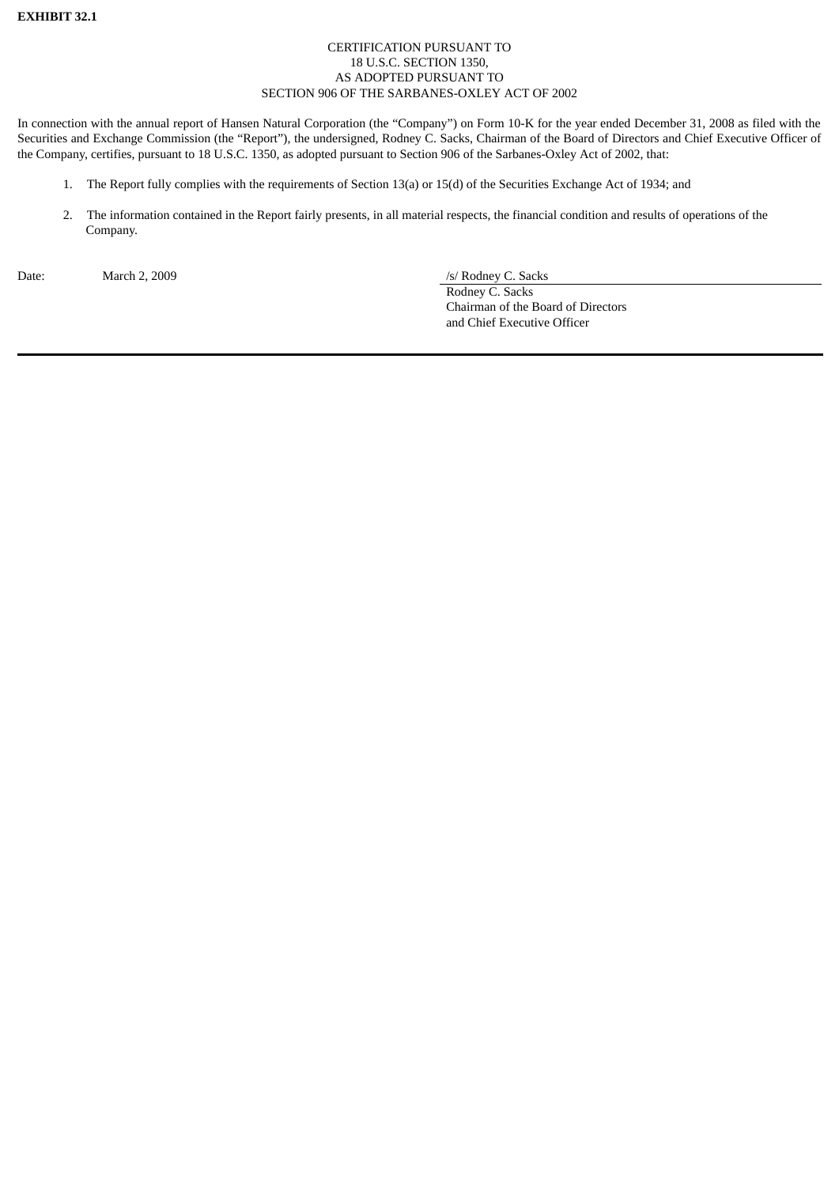**EXHIBIT 32.1**

CERTIFICATION PURSUANT TO
18 U.S.C. SECTION 1350,
AS ADOPTED PURSUANT TO
SECTION 906 OF THE SARBANES-OXLEY ACT OF 2002

In connection with the annual report of Hansen Natural Corporation (the “Company”) on Form 10-K for the year ended December 31, 2008 as filed with the Securities and Exchange Commission (the “Report”), the undersigned, Rodney C. Sacks, Chairman of the Board of Directors and Chief Executive Officer of the Company, certifies, pursuant to 18 U.S.C. 1350, as adopted pursuant to Section 906 of the Sarbanes-Oxley Act of 2002, that:

1. The Report fully complies with the requirements of Section 13(a) or 15(d) of the Securities Exchange Act of 1934; and

2. The information contained in the Report fairly presents, in all material respects, the financial condition and results of operations of the Company.

Date: March 2, 2009

/s/ Rodney C. Sacks
Rodney C. Sacks
Chairman of the Board of Directors
and Chief Executive Officer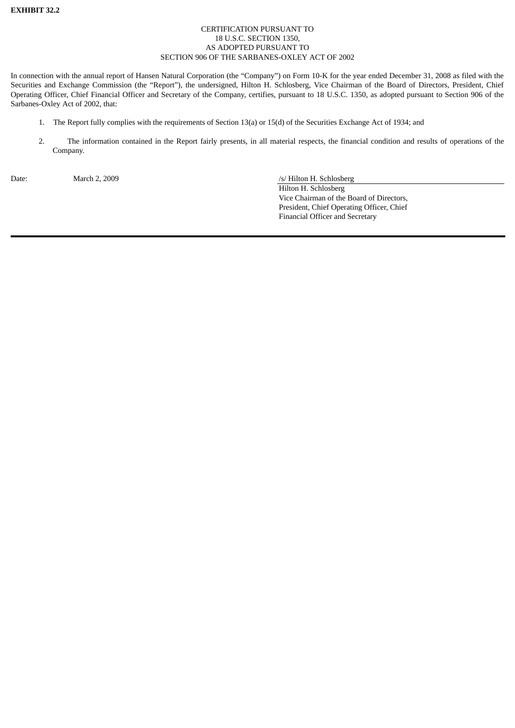**EXHIBIT 32.2**

CERTIFICATION PURSUANT TO
18 U.S.C. SECTION 1350,
AS ADOPTED PURSUANT TO
SECTION 906 OF THE SARBANES-OXLEY ACT OF 2002

In connection with the annual report of Hansen Natural Corporation (the “Company”) on Form 10-K for the year ended December 31, 2008 as filed with the Securities and Exchange Commission (the “Report”), the undersigned, Hilton H. Schlosberg, Vice Chairman of the Board of Directors, President, Chief Operating Officer, Chief Financial Officer and Secretary of the Company, certifies, pursuant to 18 U.S.C. 1350, as adopted pursuant to Section 906 of the Sarbanes-Oxley Act of 2002, that:

1. The Report fully complies with the requirements of Section 13(a) or 15(d) of the Securities Exchange Act of 1934; and

2. The information contained in the Report fairly presents, in all material respects, the financial condition and results of operations of the Company.

Date: March 2, 2009

/s/ Hilton H. Schlosberg
Hilton H. Schlosberg
Vice Chairman of the Board of Directors,
President, Chief Operating Officer, Chief
Financial Officer and Secretary